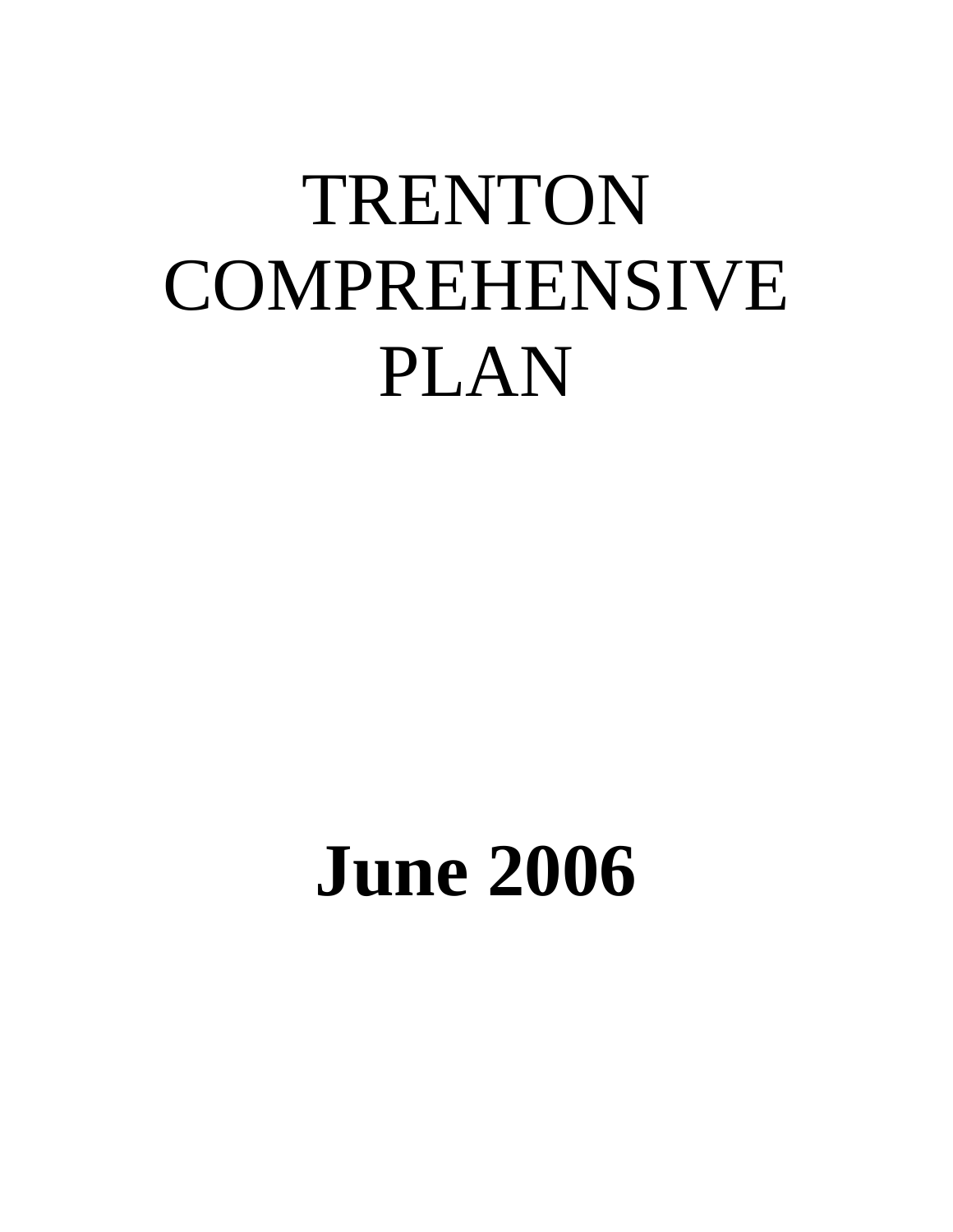# TRENTON COMPREHENSIVE PLAN

**June 2006**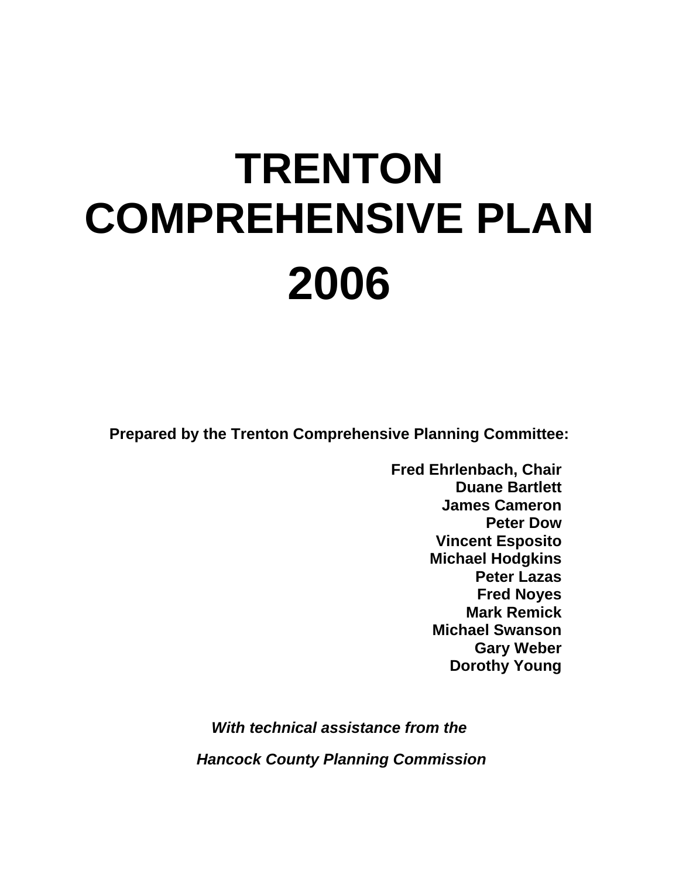# TRENTON COMPREHENSIVE PLAN 2006

**Prepared by the Trenton Comprehensive Planning Committee:**

**Fred Ehrlenbach, Chair**
**Duane Bartlett**
**James Cameron**
**Peter Dow**
**Vincent Esposito**
**Michael Hodgkins**
**Peter Lazas**
**Fred Noyes**
**Mark Remick**
**Michael Swanson**
**Gary Weber**
**Dorothy Young**

***With technical assistance from the***

***Hancock County Planning Commission***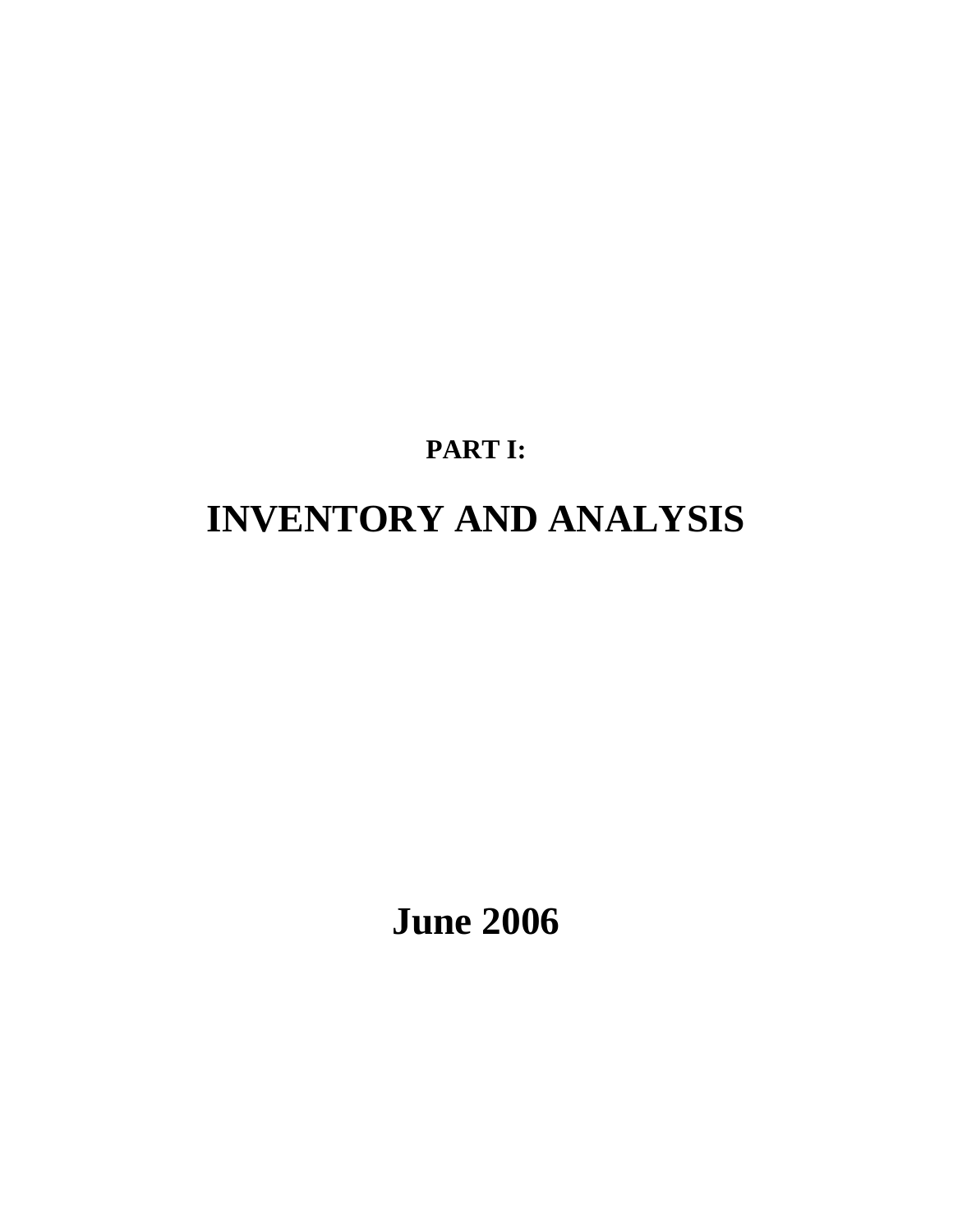**PART I:**

# INVENTORY AND ANALYSIS

**June 2006**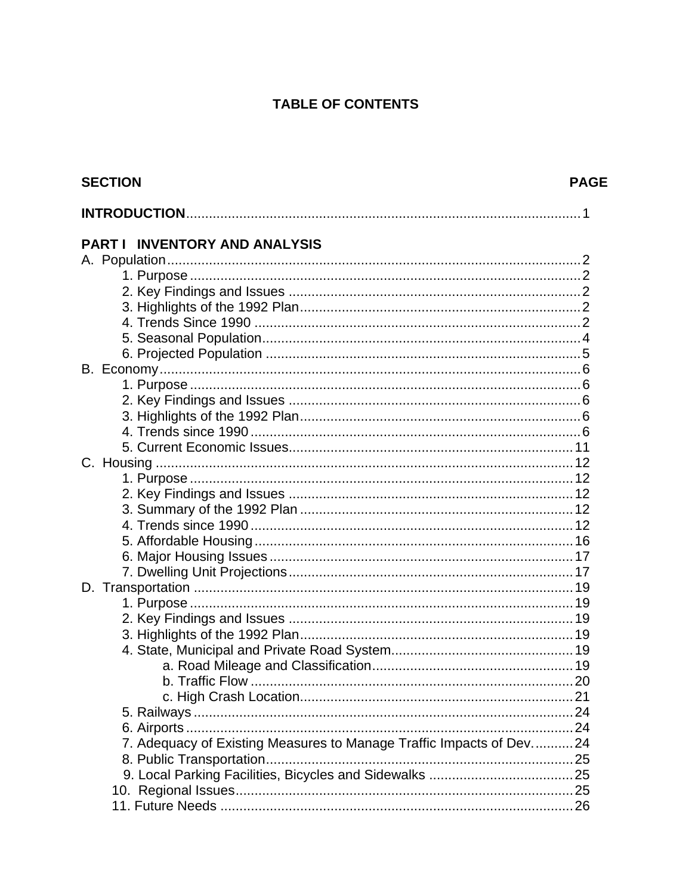# TABLE OF CONTENTS

| SECTION | PAGE |
|---|---|
| **INTRODUCTION** | 1 |
| **PART I INVENTORY AND ANALYSIS** | |
| A. Population | 2 |
| 1. Purpose | 2 |
| 2. Key Findings and Issues | 2 |
| 3. Highlights of the 1992 Plan | 2 |
| 4. Trends Since 1990 | 2 |
| 5. Seasonal Population | 4 |
| 6. Projected Population | 5 |
| B. Economy | 6 |
| 1. Purpose | 6 |
| 2. Key Findings and Issues | 6 |
| 3. Highlights of the 1992 Plan | 6 |
| 4. Trends since 1990 | 6 |
| 5. Current Economic Issues | 11 |
| C. Housing | 12 |
| 1. Purpose | 12 |
| 2. Key Findings and Issues | 12 |
| 3. Summary of the 1992 Plan | 12 |
| 4. Trends since 1990 | 12 |
| 5. Affordable Housing | 16 |
| 6. Major Housing Issues | 17 |
| 7. Dwelling Unit Projections | 17 |
| D. Transportation | 19 |
| 1. Purpose | 19 |
| 2. Key Findings and Issues | 19 |
| 3. Highlights of the 1992 Plan | 19 |
| 4. State, Municipal and Private Road System | 19 |
| a. Road Mileage and Classification | 19 |
| b. Traffic Flow | 20 |
| c. High Crash Location | 21 |
| 5. Railways | 24 |
| 6. Airports | 24 |
| 7. Adequacy of Existing Measures to Manage Traffic Impacts of Dev. | 24 |
| 8. Public Transportation | 25 |
| 9. Local Parking Facilities, Bicycles and Sidewalks | 25 |
| 10. Regional Issues | 25 |
| 11. Future Needs | 26 |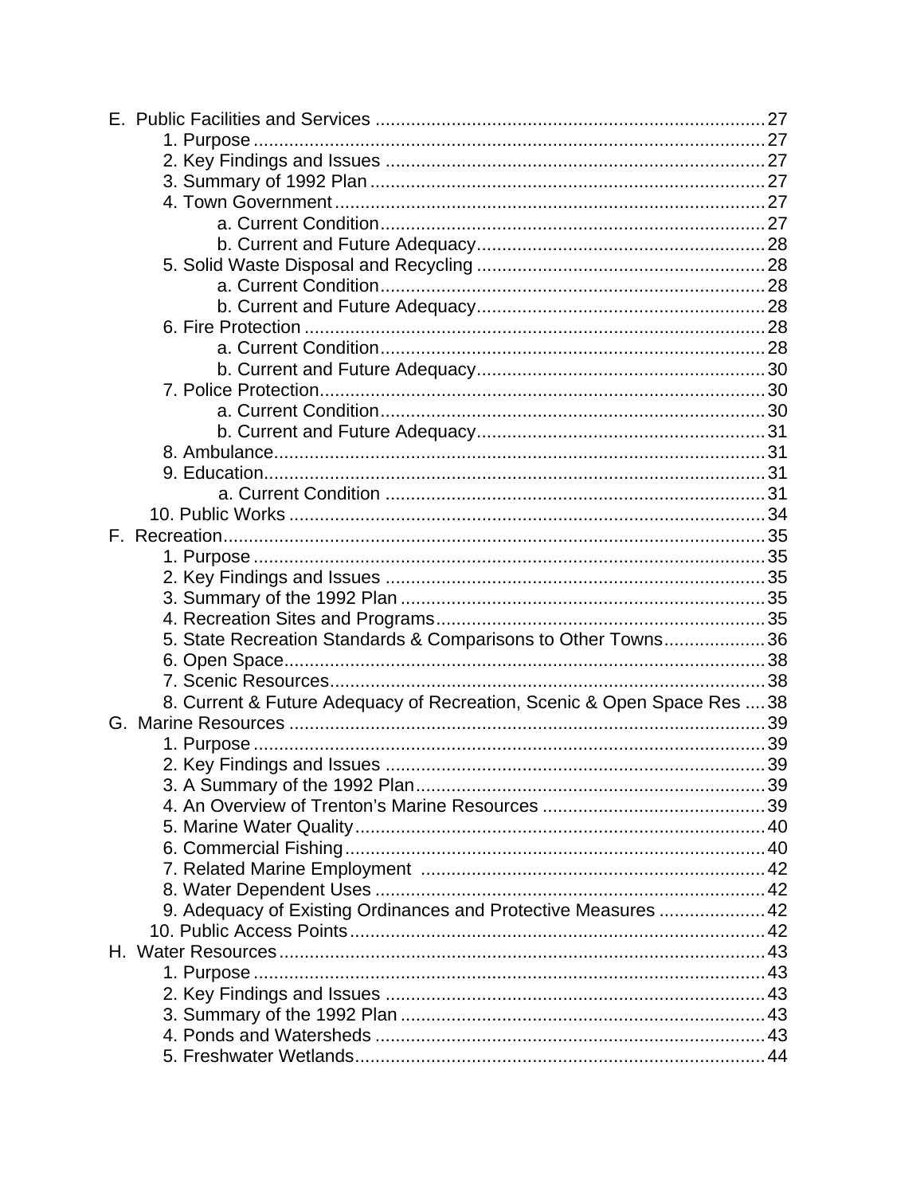E. Public Facilities and Services ........................................................................... 27
- 1. Purpose ...................................................................................................... 27
- 2. Key Findings and Issues ........................................................................... 27
- 3. Summary of 1992 Plan ............................................................................... 27
- 4. Town Government ..................................................................................... 27
  - a. Current Condition ................................................................................ 27
  - b. Current and Future Adequacy ............................................................. 28
- 5. Solid Waste Disposal and Recycling ......................................................... 28
  - a. Current Condition ................................................................................ 28
  - b. Current and Future Adequacy ............................................................. 28
- 6. Fire Protection ........................................................................................... 28
  - a. Current Condition ................................................................................ 28
  - b. Current and Future Adequacy ............................................................. 30
- 7. Police Protection ........................................................................................ 30
  - a. Current Condition ................................................................................ 30
  - b. Current and Future Adequacy ............................................................. 31
- 8. Ambulance ................................................................................................. 31
- 9. Education ................................................................................................... 31
  - a. Current Condition ................................................................................ 31
- 10. Public Works ............................................................................................ 34

F. Recreation ......................................................................................................... 35
- 1. Purpose ...................................................................................................... 35
- 2. Key Findings and Issues ........................................................................... 35
- 3. Summary of the 1992 Plan ........................................................................ 35
- 4. Recreation Sites and Programs ................................................................. 35
- 5. State Recreation Standards & Comparisons to Other Towns .................... 36
- 6. Open Space ............................................................................................... 38
- 7. Scenic Resources ...................................................................................... 38
- 8. Current & Future Adequacy of Recreation, Scenic & Open Space Res .... 38

G. Marine Resources ............................................................................................. 39
- 1. Purpose ...................................................................................................... 39
- 2. Key Findings and Issues ........................................................................... 39
- 3. A Summary of the 1992 Plan ..................................................................... 39
- 4. An Overview of Trenton's Marine Resources ............................................ 39
- 5. Marine Water Quality ................................................................................. 40
- 6. Commercial Fishing ................................................................................... 40
- 7. Related Marine Employment ..................................................................... 42
- 8. Water Dependent Uses ............................................................................. 42
- 9. Adequacy of Existing Ordinances and Protective Measures ..................... 42
- 10. Public Access Points ................................................................................. 42

H. Water Resources ............................................................................................... 43
- 1. Purpose ...................................................................................................... 43
- 2. Key Findings and Issues ........................................................................... 43
- 3. Summary of the 1992 Plan ........................................................................ 43
- 4. Ponds and Watersheds ............................................................................. 43
- 5. Freshwater Wetlands ................................................................................. 44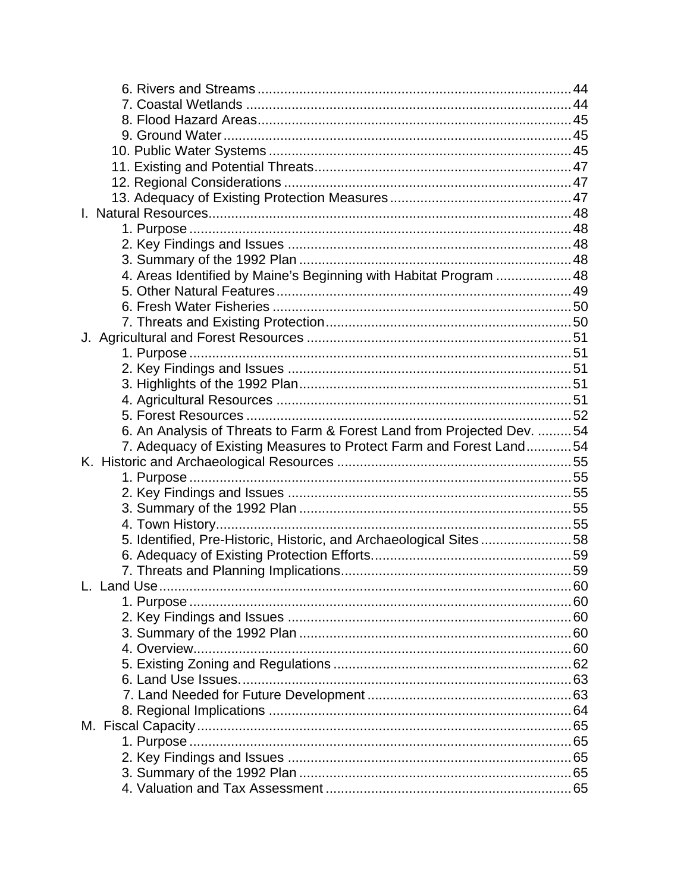- 6. Rivers and Streams .......... 44
- 7. Coastal Wetlands .......... 44
- 8. Flood Hazard Areas .......... 45
- 9. Ground Water .......... 45
- 10. Public Water Systems .......... 45
- 11. Existing and Potential Threats .......... 47
- 12. Regional Considerations .......... 47
- 13. Adequacy of Existing Protection Measures .......... 47

I. Natural Resources .......... 48

- 1. Purpose .......... 48
- 2. Key Findings and Issues .......... 48
- 3. Summary of the 1992 Plan .......... 48
- 4. Areas Identified by Maine's Beginning with Habitat Program .......... 48
- 5. Other Natural Features .......... 49
- 6. Fresh Water Fisheries .......... 50
- 7. Threats and Existing Protection .......... 50

J. Agricultural and Forest Resources .......... 51

- 1. Purpose .......... 51
- 2. Key Findings and Issues .......... 51
- 3. Highlights of the 1992 Plan .......... 51
- 4. Agricultural Resources .......... 51
- 5. Forest Resources .......... 52
- 6. An Analysis of Threats to Farm & Forest Land from Projected Dev. .......... 54
- 7. Adequacy of Existing Measures to Protect Farm and Forest Land .......... 54

K. Historic and Archaeological Resources .......... 55

- 1. Purpose .......... 55
- 2. Key Findings and Issues .......... 55
- 3. Summary of the 1992 Plan .......... 55
- 4. Town History .......... 55
- 5. Identified, Pre-Historic, Historic, and Archaeological Sites .......... 58
- 6. Adequacy of Existing Protection Efforts .......... 59
- 7. Threats and Planning Implications .......... 59

L. Land Use .......... 60

- 1. Purpose .......... 60
- 2. Key Findings and Issues .......... 60
- 3. Summary of the 1992 Plan .......... 60
- 4. Overview .......... 60
- 5. Existing Zoning and Regulations .......... 62
- 6. Land Use Issues .......... 63
- 7. Land Needed for Future Development .......... 63
- 8. Regional Implications .......... 64

M. Fiscal Capacity .......... 65

- 1. Purpose .......... 65
- 2. Key Findings and Issues .......... 65
- 3. Summary of the 1992 Plan .......... 65
- 4. Valuation and Tax Assessment .......... 65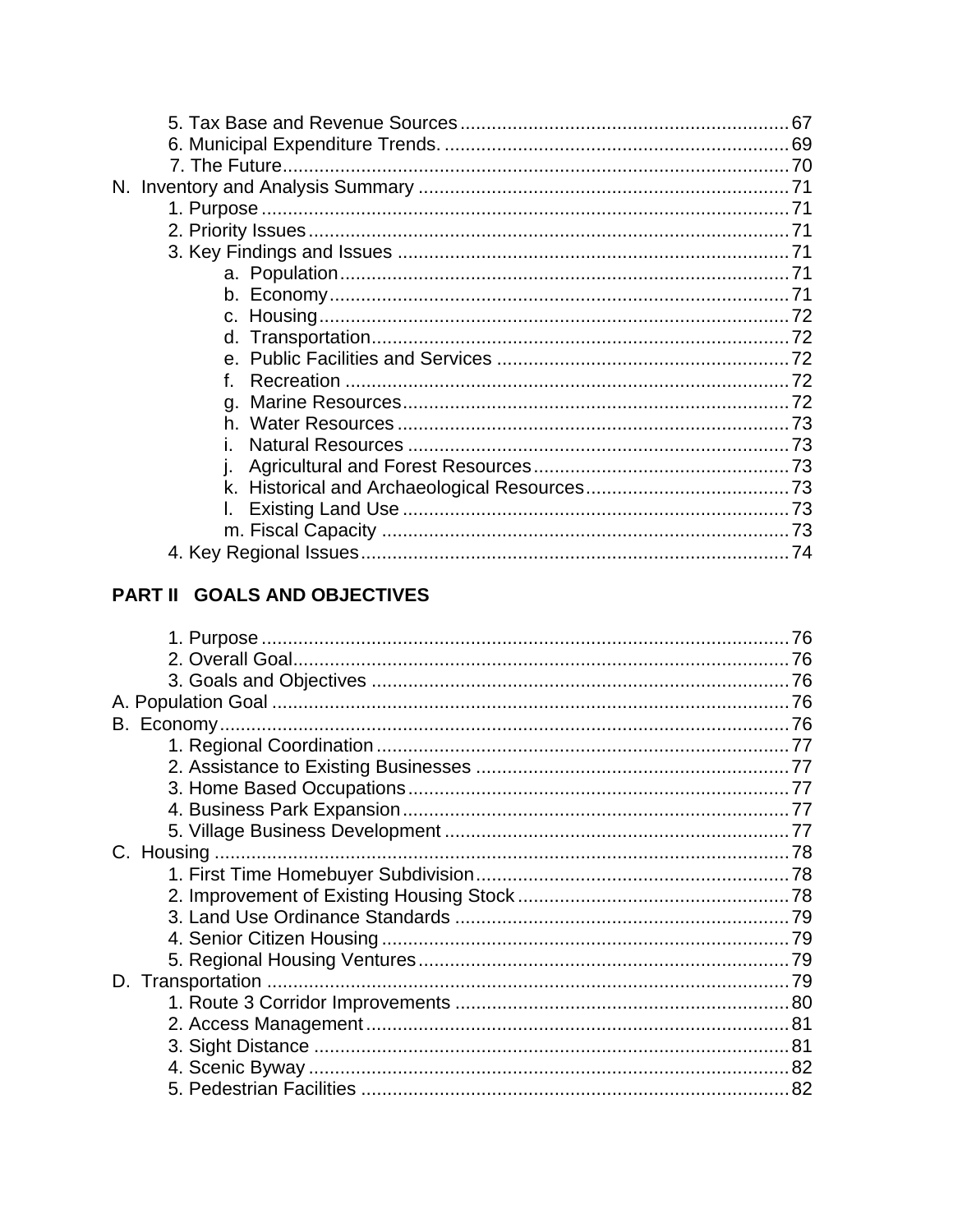5. Tax Base and Revenue Sources .............................................................. 67
6. Municipal Expenditure Trends. ................................................................. 69
7. The Future.................................................................................................. 70

N. Inventory and Analysis Summary ....................................................................... 71
1. Purpose ..................................................................................................... 71
2. Priority Issues ............................................................................................ 71
3. Key Findings and Issues ........................................................................... 71
a. Population ........................................................................................ 71
b. Economy .......................................................................................... 71
c. Housing ............................................................................................ 72
d. Transportation .................................................................................. 72
e. Public Facilities and Services .......................................................... 72
f. Recreation ....................................................................................... 72
g. Marine Resources ............................................................................ 72
h. Water Resources ............................................................................. 73
i. Natural Resources ........................................................................... 73
j. Agricultural and Forest Resources .................................................. 73
k. Historical and Archaeological Resources ........................................ 73
l. Existing Land Use ............................................................................ 73
m. Fiscal Capacity ............................................................................... 73
4. Key Regional Issues .................................................................................. 74

**PART II GOALS AND OBJECTIVES**

1. Purpose ..................................................................................................... 76
2. Overall Goal ............................................................................................... 76
3. Goals and Objectives ................................................................................ 76

A. Population Goal ................................................................................................... 76
B. Economy .............................................................................................................. 76
1. Regional Coordination ............................................................................... 77
2. Assistance to Existing Businesses ............................................................ 77
3. Home Based Occupations ......................................................................... 77
4. Business Park Expansion .......................................................................... 77
5. Village Business Development .................................................................. 77

C. Housing ............................................................................................................... 78
1. First Time Homebuyer Subdivision ............................................................ 78
2. Improvement of Existing Housing Stock .................................................... 78
3. Land Use Ordinance Standards ................................................................ 79
4. Senior Citizen Housing .............................................................................. 79
5. Regional Housing Ventures ....................................................................... 79

D. Transportation ..................................................................................................... 79
1. Route 3 Corridor Improvements ................................................................ 80
2. Access Management ................................................................................. 81
3. Sight Distance ........................................................................................... 81
4. Scenic Byway ............................................................................................ 82
5. Pedestrian Facilities .................................................................................. 82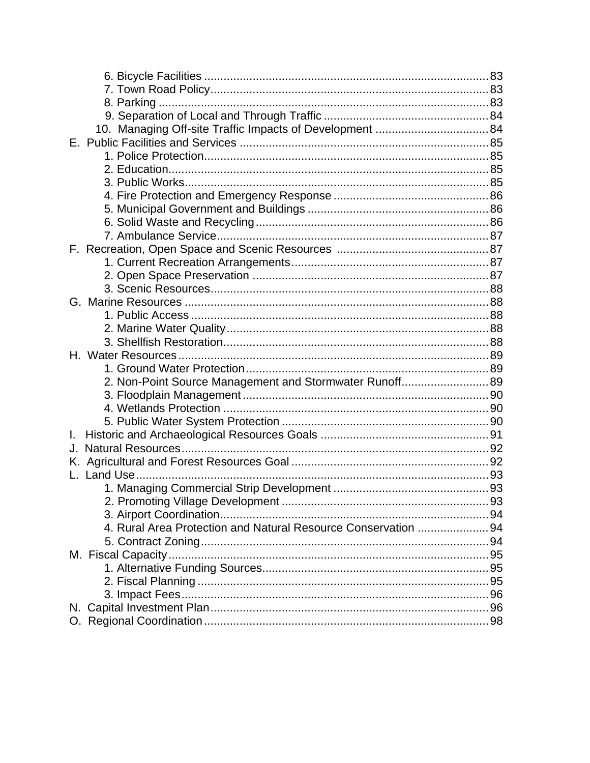6. Bicycle Facilities ........................................................................................ 83
7. Town Road Policy........................................................................................ 83
8. Parking ........................................................................................................ 83
9. Separation of Local and Through Traffic ..................................................... 84
10. Managing Off-site Traffic Impacts of Development ..................................... 84

E. Public Facilities and Services ............................................................................ 85
1. Police Protection.......................................................................................... 85
2. Education..................................................................................................... 85
3. Public Works................................................................................................ 85
4. Fire Protection and Emergency Response ................................................... 86
5. Municipal Government and Buildings .......................................................... 86
6. Solid Waste and Recycling........................................................................... 86
7. Ambulance Service....................................................................................... 87

F. Recreation, Open Space and Scenic Resources ............................................... 87
1. Current Recreation Arrangements............................................................... 87
2. Open Space Preservation ............................................................................ 87
3. Scenic Resources......................................................................................... 88

G. Marine Resources .............................................................................................. 88
1. Public Access ............................................................................................... 88
2. Marine Water Quality.................................................................................... 88
3. Shellfish Restoration..................................................................................... 88

H. Water Resources................................................................................................ 89
1. Ground Water Protection.............................................................................. 89
2. Non-Point Source Management and Stormwater Runoff............................. 89
3. Floodplain Management............................................................................... 90
4. Wetlands Protection ..................................................................................... 90
5. Public Water System Protection ................................................................... 90

I. Historic and Archaeological Resources Goals ..................................................... 91

J. Natural Resources............................................................................................... 92

K. Agricultural and Forest Resources Goal ............................................................. 92

L. Land Use............................................................................................................. 93
1. Managing Commercial Strip Development ................................................... 93
2. Promoting Village Development ................................................................... 93
3. Airport Coordination...................................................................................... 94
4. Rural Area Protection and Natural Resource Conservation ......................... 94
5. Contract Zoning............................................................................................. 94

M. Fiscal Capacity................................................................................................... 95
1. Alternative Funding Sources......................................................................... 95
2. Fiscal Planning ............................................................................................. 95
3. Impact Fees.................................................................................................. 96

N. Capital Investment Plan...................................................................................... 96

O. Regional Coordination........................................................................................ 98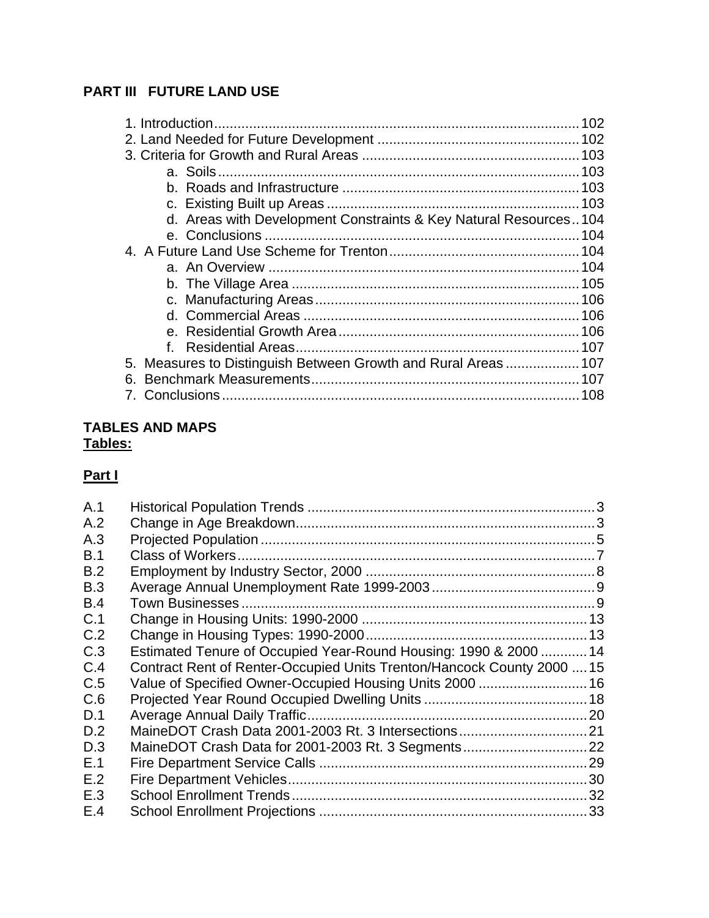## PART III FUTURE LAND USE

1. Introduction .......... 102
2. Land Needed for Future Development .......... 102
3. Criteria for Growth and Rural Areas .......... 103
   - a. Soils .......... 103
   - b. Roads and Infrastructure .......... 103
   - c. Existing Built up Areas .......... 103
   - d. Areas with Development Constraints & Key Natural Resources .......... 104
   - e. Conclusions .......... 104
4. A Future Land Use Scheme for Trenton .......... 104
   - a. An Overview .......... 104
   - b. The Village Area .......... 105
   - c. Manufacturing Areas .......... 106
   - d. Commercial Areas .......... 106
   - e. Residential Growth Area .......... 106
   - f. Residential Areas .......... 107
5. Measures to Distinguish Between Growth and Rural Areas .......... 107
6. Benchmark Measurements .......... 107
7. Conclusions .......... 108

## TABLES AND MAPS

**Tables:**

**Part I**

| | | |
|---|---|---|
| A.1 | Historical Population Trends | 3 |
| A.2 | Change in Age Breakdown | 3 |
| A.3 | Projected Population | 5 |
| B.1 | Class of Workers | 7 |
| B.2 | Employment by Industry Sector, 2000 | 8 |
| B.3 | Average Annual Unemployment Rate 1999-2003 | 9 |
| B.4 | Town Businesses | 9 |
| C.1 | Change in Housing Units: 1990-2000 | 13 |
| C.2 | Change in Housing Types: 1990-2000 | 13 |
| C.3 | Estimated Tenure of Occupied Year-Round Housing: 1990 & 2000 | 14 |
| C.4 | Contract Rent of Renter-Occupied Units Trenton/Hancock County 2000 | 15 |
| C.5 | Value of Specified Owner-Occupied Housing Units 2000 | 16 |
| C.6 | Projected Year Round Occupied Dwelling Units | 18 |
| D.1 | Average Annual Daily Traffic | 20 |
| D.2 | MaineDOT Crash Data 2001-2003 Rt. 3 Intersections | 21 |
| D.3 | MaineDOT Crash Data for 2001-2003 Rt. 3 Segments | 22 |
| E.1 | Fire Department Service Calls | 29 |
| E.2 | Fire Department Vehicles | 30 |
| E.3 | School Enrollment Trends | 32 |
| E.4 | School Enrollment Projections | 33 |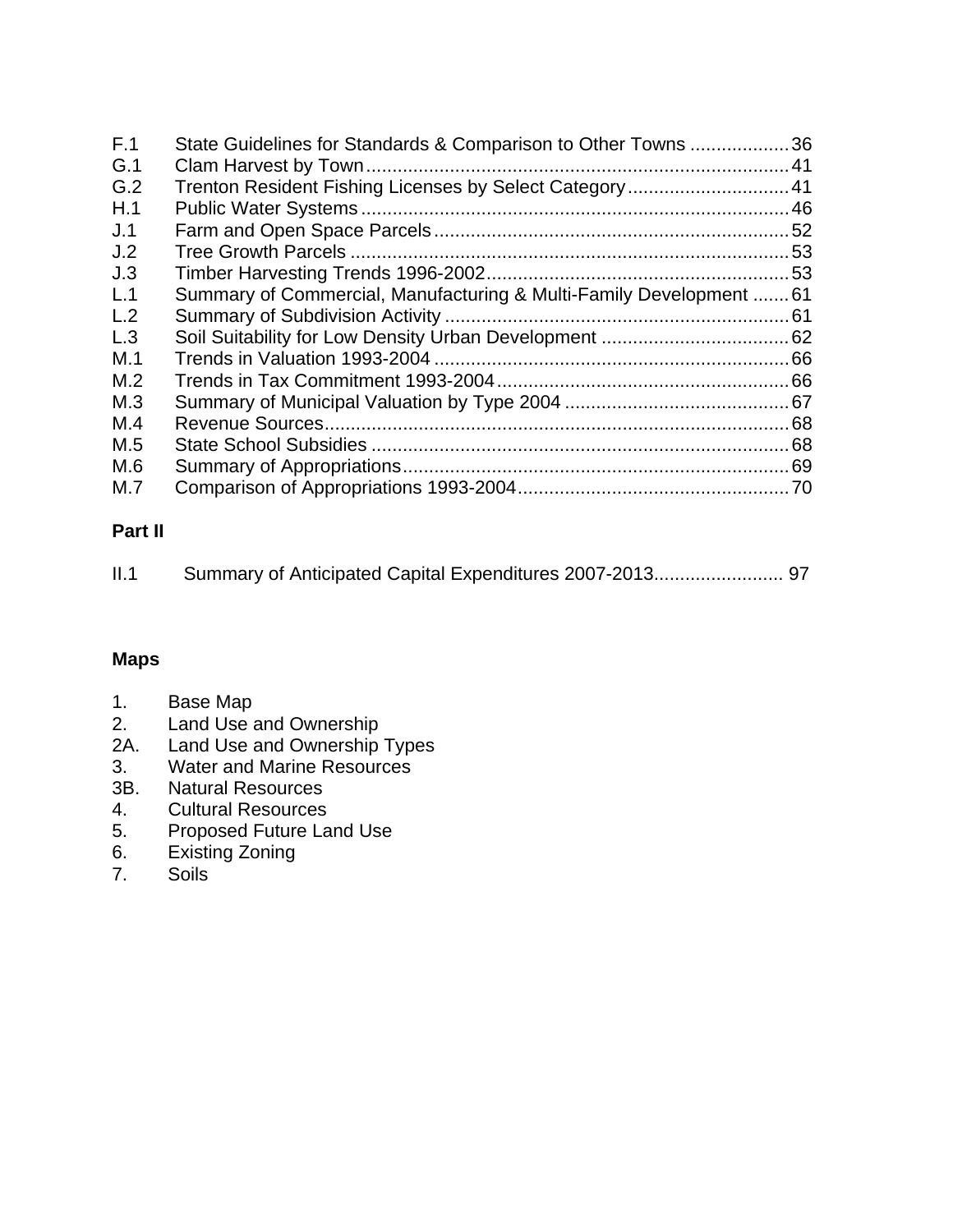| | | |
|---|---|---|
| F.1 | State Guidelines for Standards & Comparison to Other Towns | 36 |
| G.1 | Clam Harvest by Town | 41 |
| G.2 | Trenton Resident Fishing Licenses by Select Category | 41 |
| H.1 | Public Water Systems | 46 |
| J.1 | Farm and Open Space Parcels | 52 |
| J.2 | Tree Growth Parcels | 53 |
| J.3 | Timber Harvesting Trends 1996-2002 | 53 |
| L.1 | Summary of Commercial, Manufacturing & Multi-Family Development | 61 |
| L.2 | Summary of Subdivision Activity | 61 |
| L.3 | Soil Suitability for Low Density Urban Development | 62 |
| M.1 | Trends in Valuation 1993-2004 | 66 |
| M.2 | Trends in Tax Commitment 1993-2004 | 66 |
| M.3 | Summary of Municipal Valuation by Type 2004 | 67 |
| M.4 | Revenue Sources | 68 |
| M.5 | State School Subsidies | 68 |
| M.6 | Summary of Appropriations | 69 |
| M.7 | Comparison of Appropriations 1993-2004 | 70 |

**Part II**

| | | |
|---|---|---|
| II.1 | Summary of Anticipated Capital Expenditures 2007-2013 | 97 |

**Maps**

1. Base Map
2. Land Use and Ownership

2A. Land Use and Ownership Types

3. Water and Marine Resources

3B. Natural Resources

4. Cultural Resources
5. Proposed Future Land Use
6. Existing Zoning
7. Soils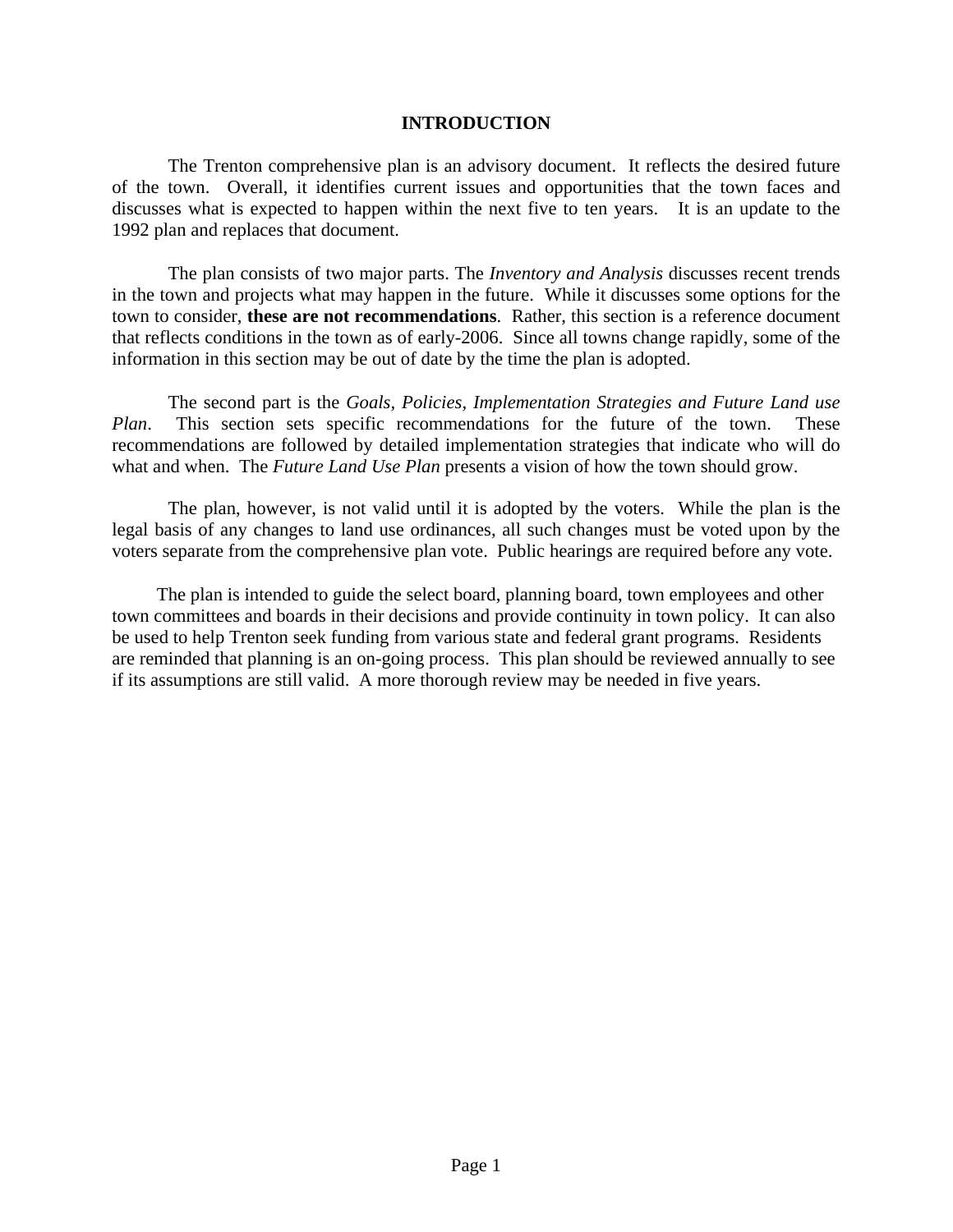# INTRODUCTION

The Trenton comprehensive plan is an advisory document. It reflects the desired future of the town. Overall, it identifies current issues and opportunities that the town faces and discusses what is expected to happen within the next five to ten years. It is an update to the 1992 plan and replaces that document.

The plan consists of two major parts. The *Inventory and Analysis* discusses recent trends in the town and projects what may happen in the future. While it discusses some options for the town to consider, **these are not recommendations**. Rather, this section is a reference document that reflects conditions in the town as of early-2006. Since all towns change rapidly, some of the information in this section may be out of date by the time the plan is adopted.

The second part is the *Goals, Policies, Implementation Strategies and Future Land use Plan*. This section sets specific recommendations for the future of the town. These recommendations are followed by detailed implementation strategies that indicate who will do what and when. The *Future Land Use Plan* presents a vision of how the town should grow.

The plan, however, is not valid until it is adopted by the voters. While the plan is the legal basis of any changes to land use ordinances, all such changes must be voted upon by the voters separate from the comprehensive plan vote. Public hearings are required before any vote.

The plan is intended to guide the select board, planning board, town employees and other town committees and boards in their decisions and provide continuity in town policy. It can also be used to help Trenton seek funding from various state and federal grant programs. Residents are reminded that planning is an on-going process. This plan should be reviewed annually to see if its assumptions are still valid. A more thorough review may be needed in five years.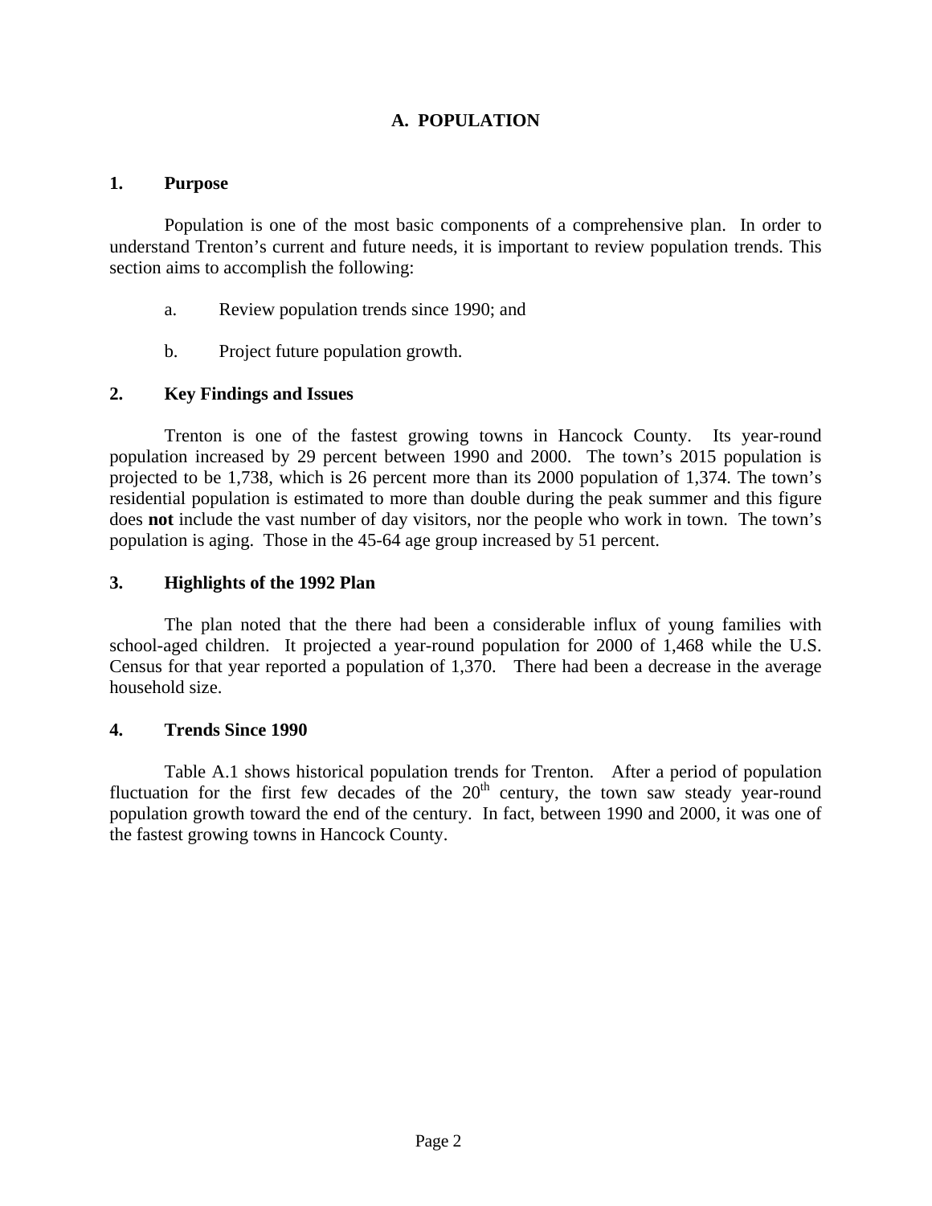# A. POPULATION

## 1. Purpose

Population is one of the most basic components of a comprehensive plan. In order to understand Trenton's current and future needs, it is important to review population trends. This section aims to accomplish the following:

a. Review population trends since 1990; and

b. Project future population growth.

## 2. Key Findings and Issues

Trenton is one of the fastest growing towns in Hancock County. Its year-round population increased by 29 percent between 1990 and 2000. The town's 2015 population is projected to be 1,738, which is 26 percent more than its 2000 population of 1,374. The town's residential population is estimated to more than double during the peak summer and this figure does **not** include the vast number of day visitors, nor the people who work in town. The town's population is aging. Those in the 45-64 age group increased by 51 percent.

## 3. Highlights of the 1992 Plan

The plan noted that the there had been a considerable influx of young families with school-aged children. It projected a year-round population for 2000 of 1,468 while the U.S. Census for that year reported a population of 1,370. There had been a decrease in the average household size.

## 4. Trends Since 1990

Table A.1 shows historical population trends for Trenton. After a period of population fluctuation for the first few decades of the 20th century, the town saw steady year-round population growth toward the end of the century. In fact, between 1990 and 2000, it was one of the fastest growing towns in Hancock County.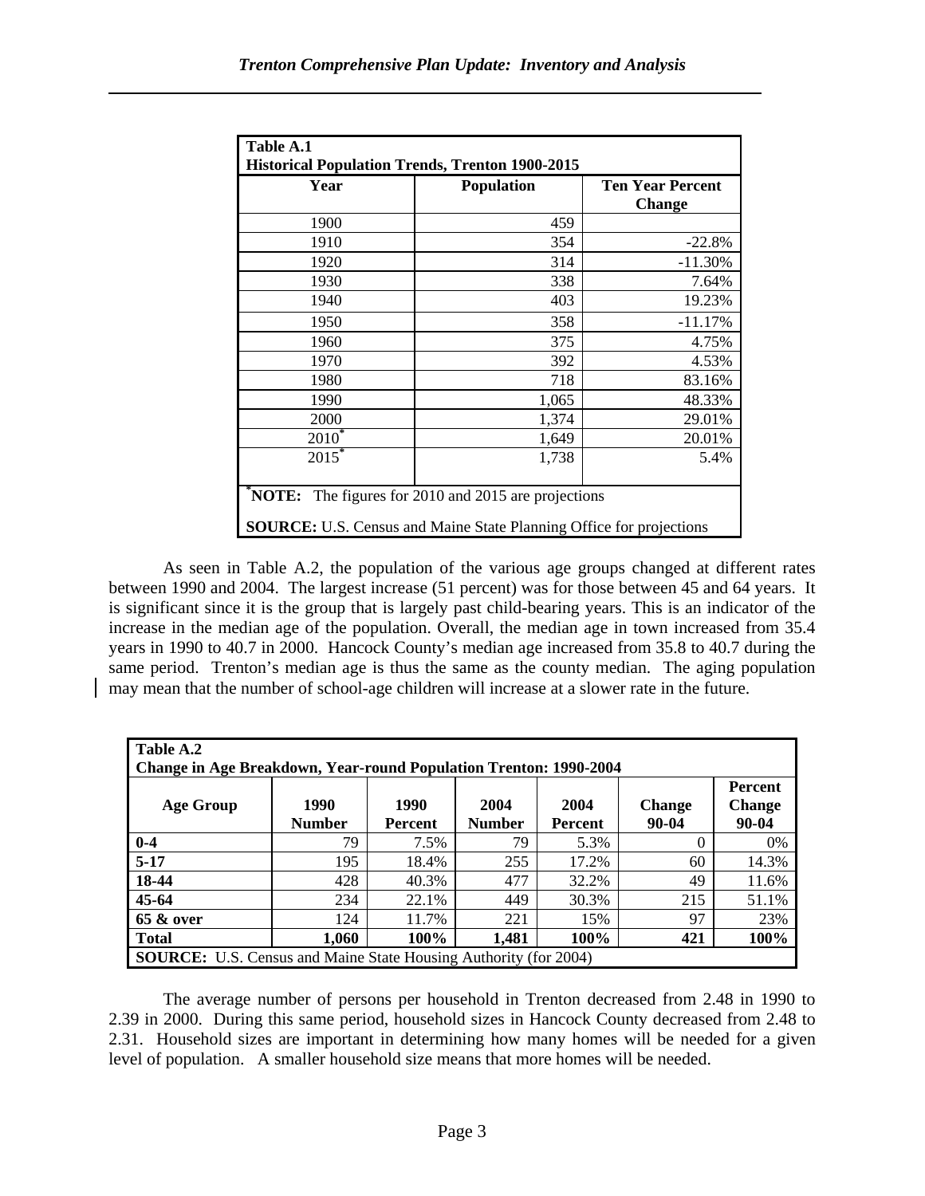| Table A.1<br>Historical Population Trends, Trenton 1900-2015 | | |
|---|---|---|
| **Year** | **Population** | **Ten Year Percent Change** |
| 1900 | 459 | |
| 1910 | 354 | -22.8% |
| 1920 | 314 | -11.30% |
| 1930 | 338 | 7.64% |
| 1940 | 403 | 19.23% |
| 1950 | 358 | -11.17% |
| 1960 | 375 | 4.75% |
| 1970 | 392 | 4.53% |
| 1980 | 718 | 83.16% |
| 1990 | 1,065 | 48.33% |
| 2000 | 1,374 | 29.01% |
| 2010* | 1,649 | 20.01% |
| 2015* | 1,738 | 5.4% |

*NOTE: The figures for 2010 and 2015 are projections

**SOURCE:** U.S. Census and Maine State Planning Office for projections

As seen in Table A.2, the population of the various age groups changed at different rates between 1990 and 2004. The largest increase (51 percent) was for those between 45 and 64 years. It is significant since it is the group that is largely past child-bearing years. This is an indicator of the increase in the median age of the population. Overall, the median age in town increased from 35.4 years in 1990 to 40.7 in 2000. Hancock County's median age increased from 35.8 to 40.7 during the same period. Trenton's median age is thus the same as the county median. The aging population may mean that the number of school-age children will increase at a slower rate in the future.

| Table A.2<br>Change in Age Breakdown, Year-round Population Trenton: 1990-2004 | | | | | | |
|---|---|---|---|---|---|---|
| **Age Group** | **1990 Number** | **1990 Percent** | **2004 Number** | **2004 Percent** | **Change 90-04** | **Percent Change 90-04** |
| **0-4** | 79 | 7.5% | 79 | 5.3% | 0 | 0% |
| **5-17** | 195 | 18.4% | 255 | 17.2% | 60 | 14.3% |
| **18-44** | 428 | 40.3% | 477 | 32.2% | 49 | 11.6% |
| **45-64** | 234 | 22.1% | 449 | 30.3% | 215 | 51.1% |
| **65 & over** | 124 | 11.7% | 221 | 15% | 97 | 23% |
| **Total** | **1,060** | **100%** | **1,481** | **100%** | **421** | **100%** |

**SOURCE:** U.S. Census and Maine State Housing Authority (for 2004)

The average number of persons per household in Trenton decreased from 2.48 in 1990 to 2.39 in 2000. During this same period, household sizes in Hancock County decreased from 2.48 to 2.31. Household sizes are important in determining how many homes will be needed for a given level of population. A smaller household size means that more homes will be needed.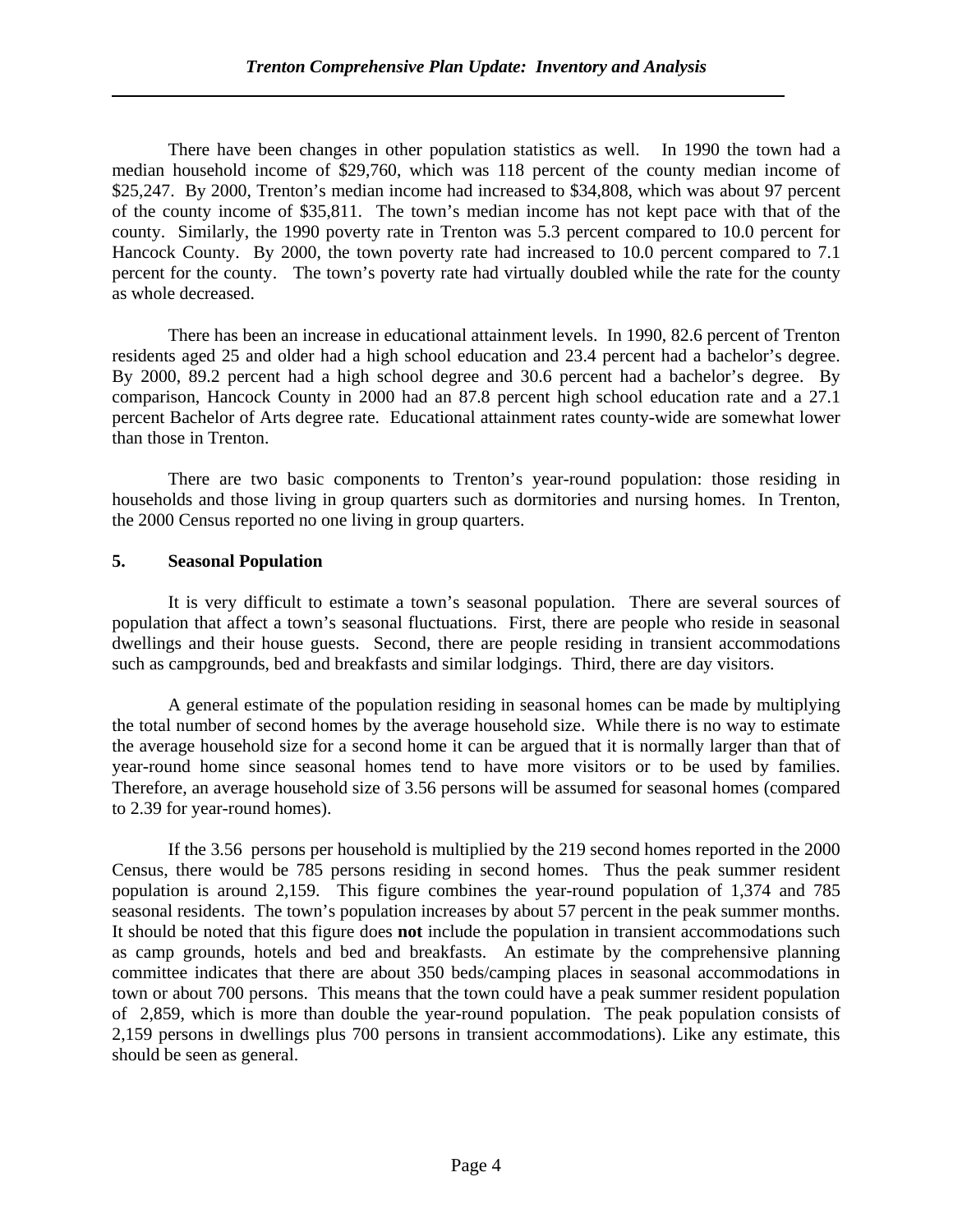There have been changes in other population statistics as well. In 1990 the town had a median household income of $29,760, which was 118 percent of the county median income of $25,247. By 2000, Trenton's median income had increased to $34,808, which was about 97 percent of the county income of $35,811. The town's median income has not kept pace with that of the county. Similarly, the 1990 poverty rate in Trenton was 5.3 percent compared to 10.0 percent for Hancock County. By 2000, the town poverty rate had increased to 10.0 percent compared to 7.1 percent for the county. The town's poverty rate had virtually doubled while the rate for the county as whole decreased.

There has been an increase in educational attainment levels. In 1990, 82.6 percent of Trenton residents aged 25 and older had a high school education and 23.4 percent had a bachelor's degree. By 2000, 89.2 percent had a high school degree and 30.6 percent had a bachelor's degree. By comparison, Hancock County in 2000 had an 87.8 percent high school education rate and a 27.1 percent Bachelor of Arts degree rate. Educational attainment rates county-wide are somewhat lower than those in Trenton.

There are two basic components to Trenton's year-round population: those residing in households and those living in group quarters such as dormitories and nursing homes. In Trenton, the 2000 Census reported no one living in group quarters.

## 5. Seasonal Population

It is very difficult to estimate a town's seasonal population. There are several sources of population that affect a town's seasonal fluctuations. First, there are people who reside in seasonal dwellings and their house guests. Second, there are people residing in transient accommodations such as campgrounds, bed and breakfasts and similar lodgings. Third, there are day visitors.

A general estimate of the population residing in seasonal homes can be made by multiplying the total number of second homes by the average household size. While there is no way to estimate the average household size for a second home it can be argued that it is normally larger than that of year-round home since seasonal homes tend to have more visitors or to be used by families. Therefore, an average household size of 3.56 persons will be assumed for seasonal homes (compared to 2.39 for year-round homes).

If the 3.56 persons per household is multiplied by the 219 second homes reported in the 2000 Census, there would be 785 persons residing in second homes. Thus the peak summer resident population is around 2,159. This figure combines the year-round population of 1,374 and 785 seasonal residents. The town's population increases by about 57 percent in the peak summer months. It should be noted that this figure does **not** include the population in transient accommodations such as camp grounds, hotels and bed and breakfasts. An estimate by the comprehensive planning committee indicates that there are about 350 beds/camping places in seasonal accommodations in town or about 700 persons. This means that the town could have a peak summer resident population of 2,859, which is more than double the year-round population. The peak population consists of 2,159 persons in dwellings plus 700 persons in transient accommodations). Like any estimate, this should be seen as general.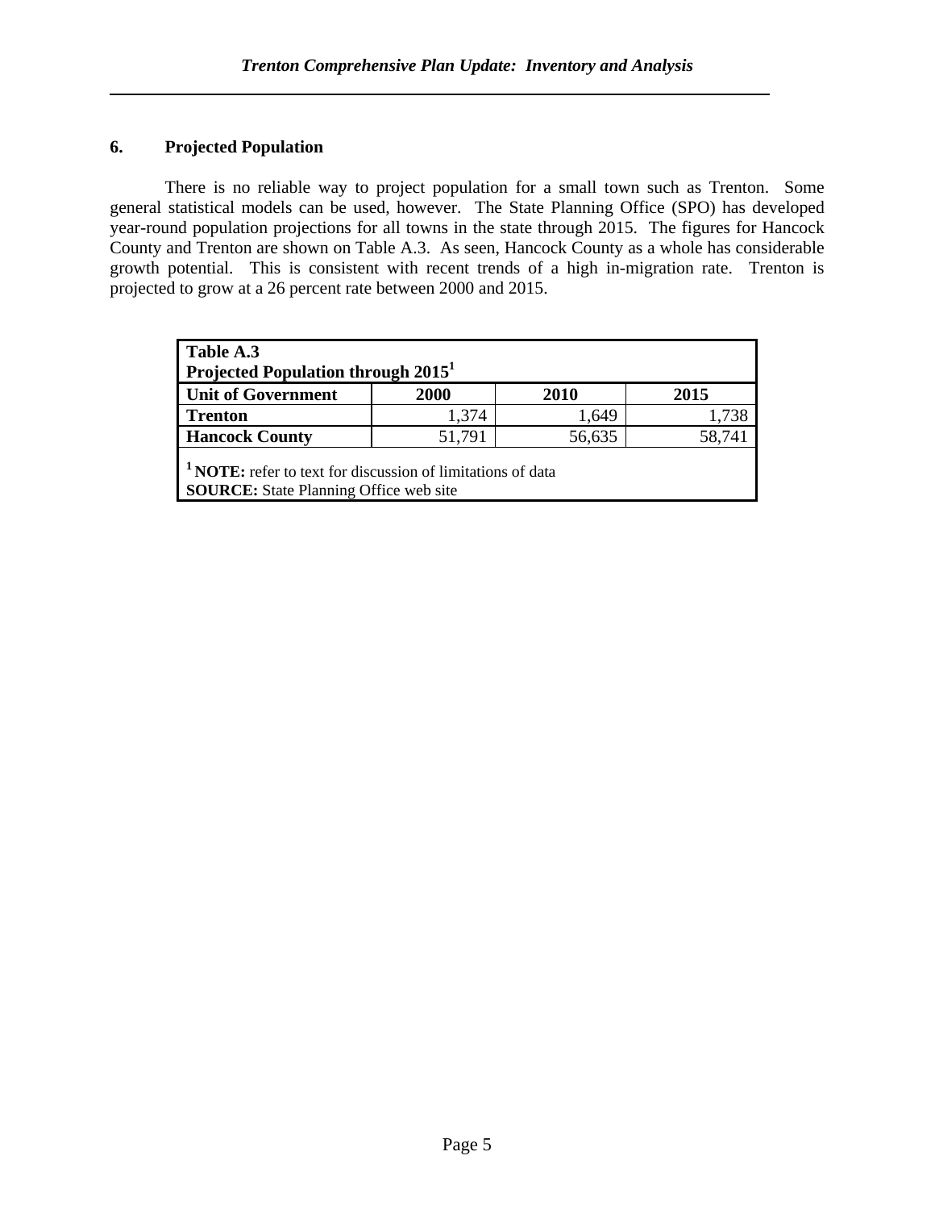## 6. Projected Population

There is no reliable way to project population for a small town such as Trenton. Some general statistical models can be used, however. The State Planning Office (SPO) has developed year-round population projections for all towns in the state through 2015. The figures for Hancock County and Trenton are shown on Table A.3. As seen, Hancock County as a whole has considerable growth potential. This is consistent with recent trends of a high in-migration rate. Trenton is projected to grow at a 26 percent rate between 2000 and 2015.

**Table A.3**
**Projected Population through 2015[1]**

| Unit of Government | 2000 | 2010 | 2015 |
|---|---|---|---|
| **Trenton** | 1,374 | 1,649 | 1,738 |
| **Hancock County** | 51,791 | 56,635 | 58,741 |

[1] **NOTE:** refer to text for discussion of limitations of data
**SOURCE:** State Planning Office web site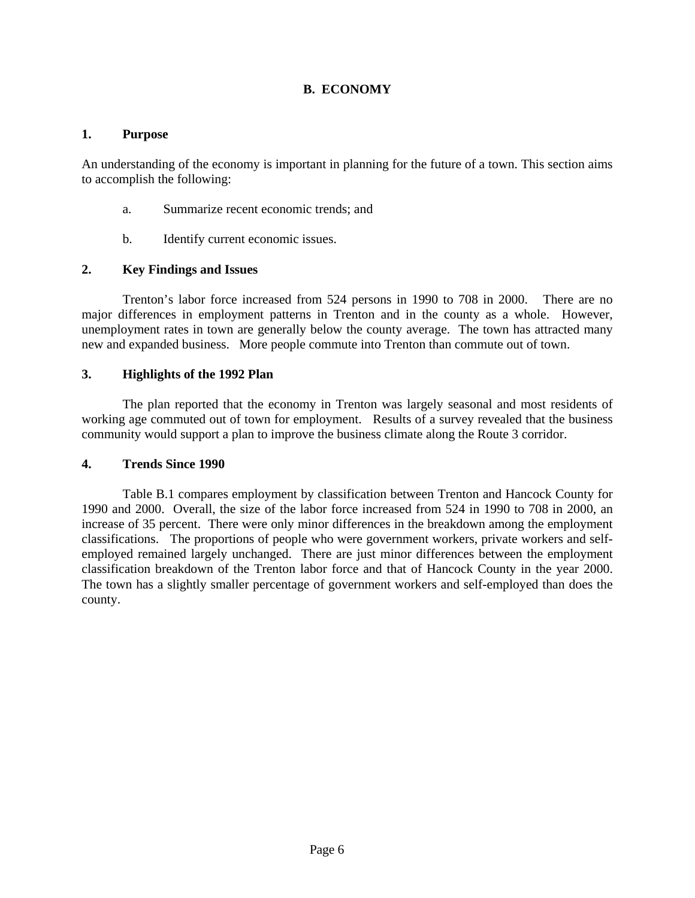## B. ECONOMY

### 1. Purpose

An understanding of the economy is important in planning for the future of a town. This section aims to accomplish the following:

a. Summarize recent economic trends; and

b. Identify current economic issues.

### 2. Key Findings and Issues

Trenton's labor force increased from 524 persons in 1990 to 708 in 2000. There are no major differences in employment patterns in Trenton and in the county as a whole. However, unemployment rates in town are generally below the county average. The town has attracted many new and expanded business. More people commute into Trenton than commute out of town.

### 3. Highlights of the 1992 Plan

The plan reported that the economy in Trenton was largely seasonal and most residents of working age commuted out of town for employment. Results of a survey revealed that the business community would support a plan to improve the business climate along the Route 3 corridor.

### 4. Trends Since 1990

Table B.1 compares employment by classification between Trenton and Hancock County for 1990 and 2000. Overall, the size of the labor force increased from 524 in 1990 to 708 in 2000, an increase of 35 percent. There were only minor differences in the breakdown among the employment classifications. The proportions of people who were government workers, private workers and self-employed remained largely unchanged. There are just minor differences between the employment classification breakdown of the Trenton labor force and that of Hancock County in the year 2000. The town has a slightly smaller percentage of government workers and self-employed than does the county.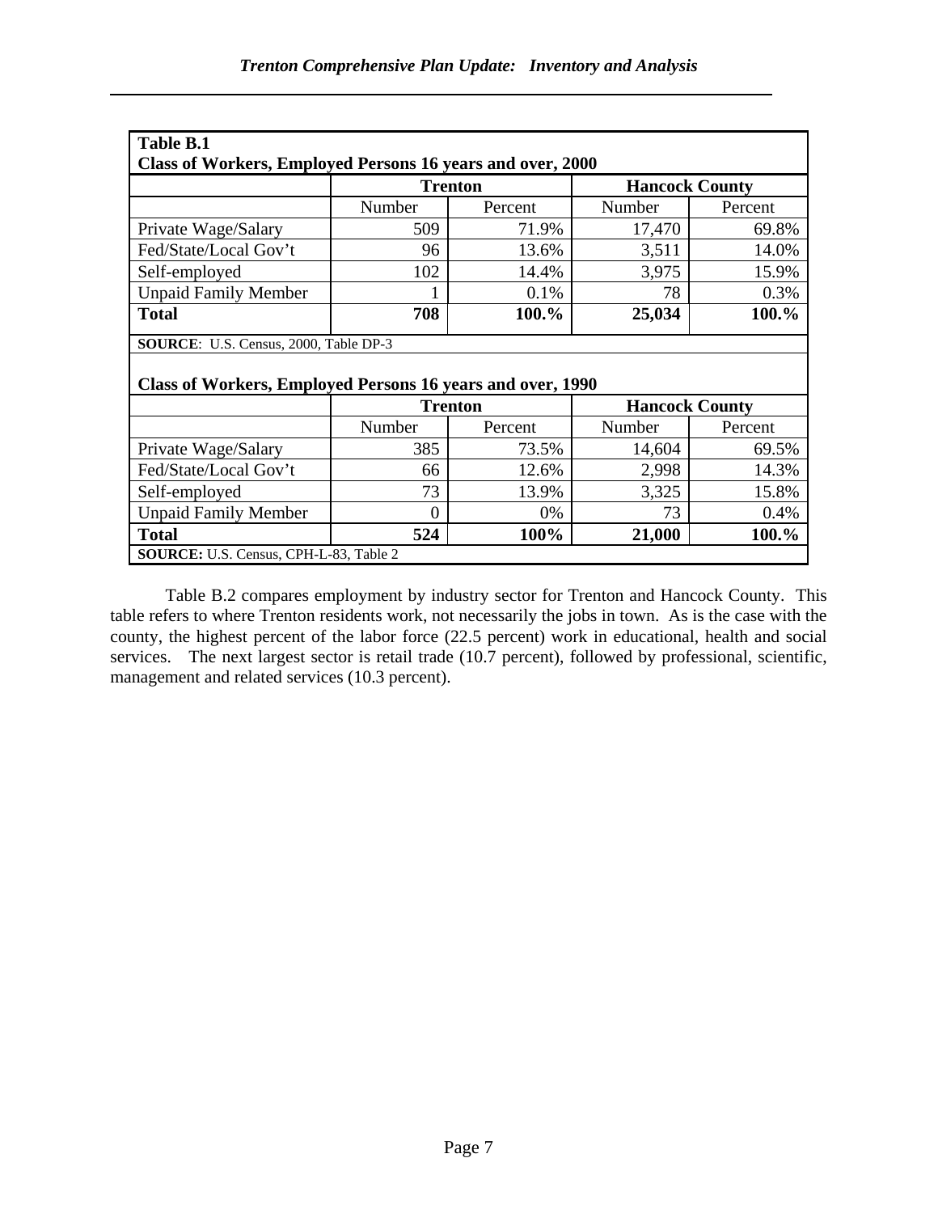**Table B.1**
**Class of Workers, Employed Persons 16 years and over, 2000**

| | **Trenton** | | **Hancock County** | |
|---|---|---|---|---|
| | Number | Percent | Number | Percent |
| Private Wage/Salary | 509 | 71.9% | 17,470 | 69.8% |
| Fed/State/Local Gov't | 96 | 13.6% | 3,511 | 14.0% |
| Self-employed | 102 | 14.4% | 3,975 | 15.9% |
| Unpaid Family Member | 1 | 0.1% | 78 | 0.3% |
| **Total** | **708** | **100.%** | **25,034** | **100.%** |

**SOURCE**: U.S. Census, 2000, Table DP-3

**Class of Workers, Employed Persons 16 years and over, 1990**

| | **Trenton** | | **Hancock County** | |
|---|---|---|---|---|
| | Number | Percent | Number | Percent |
| Private Wage/Salary | 385 | 73.5% | 14,604 | 69.5% |
| Fed/State/Local Gov't | 66 | 12.6% | 2,998 | 14.3% |
| Self-employed | 73 | 13.9% | 3,325 | 15.8% |
| Unpaid Family Member | 0 | 0% | 73 | 0.4% |
| **Total** | **524** | **100%** | **21,000** | **100.%** |

**SOURCE:** U.S. Census, CPH-L-83, Table 2

Table B.2 compares employment by industry sector for Trenton and Hancock County. This table refers to where Trenton residents work, not necessarily the jobs in town. As is the case with the county, the highest percent of the labor force (22.5 percent) work in educational, health and social services. The next largest sector is retail trade (10.7 percent), followed by professional, scientific, management and related services (10.3 percent).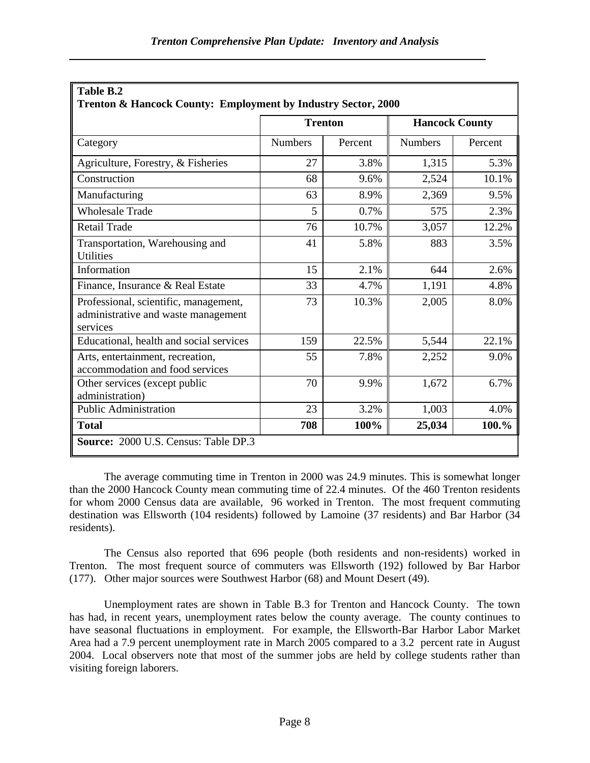**Table B.2**
**Trenton & Hancock County: Employment by Industry Sector, 2000**

| | Trenton | | Hancock County | |
|---|---|---|---|---|
| Category | Numbers | Percent | Numbers | Percent |
| Agriculture, Forestry, & Fisheries | 27 | 3.8% | 1,315 | 5.3% |
| Construction | 68 | 9.6% | 2,524 | 10.1% |
| Manufacturing | 63 | 8.9% | 2,369 | 9.5% |
| Wholesale Trade | 5 | 0.7% | 575 | 2.3% |
| Retail Trade | 76 | 10.7% | 3,057 | 12.2% |
| Transportation, Warehousing and Utilities | 41 | 5.8% | 883 | 3.5% |
| Information | 15 | 2.1% | 644 | 2.6% |
| Finance, Insurance & Real Estate | 33 | 4.7% | 1,191 | 4.8% |
| Professional, scientific, management, administrative and waste management services | 73 | 10.3% | 2,005 | 8.0% |
| Educational, health and social services | 159 | 22.5% | 5,544 | 22.1% |
| Arts, entertainment, recreation, accommodation and food services | 55 | 7.8% | 2,252 | 9.0% |
| Other services (except public administration) | 70 | 9.9% | 1,672 | 6.7% |
| Public Administration | 23 | 3.2% | 1,003 | 4.0% |
| **Total** | **708** | **100%** | **25,034** | **100.%** |

**Source:** 2000 U.S. Census: Table DP.3

The average commuting time in Trenton in 2000 was 24.9 minutes. This is somewhat longer than the 2000 Hancock County mean commuting time of 22.4 minutes. Of the 460 Trenton residents for whom 2000 Census data are available, 96 worked in Trenton. The most frequent commuting destination was Ellsworth (104 residents) followed by Lamoine (37 residents) and Bar Harbor (34 residents).

The Census also reported that 696 people (both residents and non-residents) worked in Trenton. The most frequent source of commuters was Ellsworth (192) followed by Bar Harbor (177). Other major sources were Southwest Harbor (68) and Mount Desert (49).

Unemployment rates are shown in Table B.3 for Trenton and Hancock County. The town has had, in recent years, unemployment rates below the county average. The county continues to have seasonal fluctuations in employment. For example, the Ellsworth-Bar Harbor Labor Market Area had a 7.9 percent unemployment rate in March 2005 compared to a 3.2 percent rate in August 2004. Local observers note that most of the summer jobs are held by college students rather than visiting foreign laborers.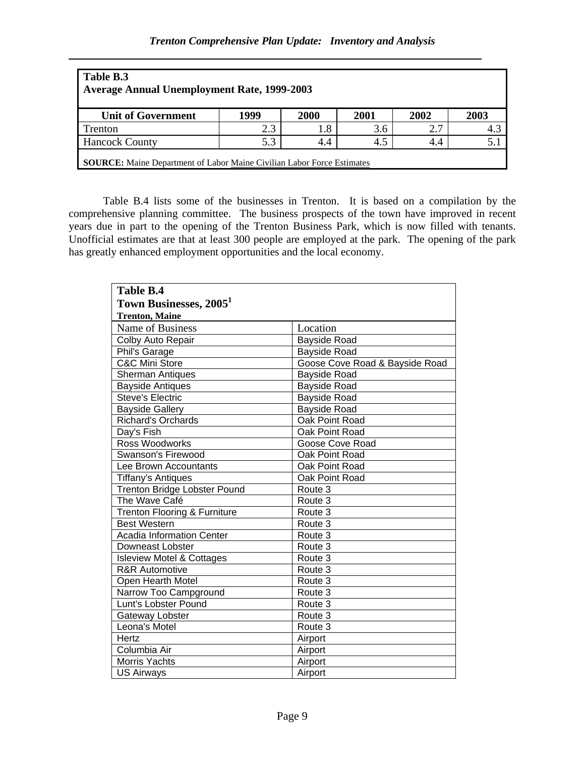**Table B.3**
**Average Annual Unemployment Rate, 1999-2003**

| Unit of Government | 1999 | 2000 | 2001 | 2002 | 2003 |
|---|---|---|---|---|---|
| Trenton | 2.3 | 1.8 | 3.6 | 2.7 | 4.3 |
| Hancock County | 5.3 | 4.4 | 4.5 | 4.4 | 5.1 |

**SOURCE:** Maine Department of Labor Maine Civilian Labor Force Estimates

Table B.4 lists some of the businesses in Trenton. It is based on a compilation by the comprehensive planning committee. The business prospects of the town have improved in recent years due in part to the opening of the Trenton Business Park, which is now filled with tenants. Unofficial estimates are that at least 300 people are employed at the park. The opening of the park has greatly enhanced employment opportunities and the local economy.

**Table B.4**
**Town Businesses, 2005[1]**
**Trenton, Maine**

| Name of Business | Location |
|---|---|
| Colby Auto Repair | Bayside Road |
| Phil's Garage | Bayside Road |
| C&C Mini Store | Goose Cove Road & Bayside Road |
| Sherman Antiques | Bayside Road |
| Bayside Antiques | Bayside Road |
| Steve's Electric | Bayside Road |
| Bayside Gallery | Bayside Road |
| Richard's Orchards | Oak Point Road |
| Day's Fish | Oak Point Road |
| Ross Woodworks | Goose Cove Road |
| Swanson's Firewood | Oak Point Road |
| Lee Brown Accountants | Oak Point Road |
| Tiffany's Antiques | Oak Point Road |
| Trenton Bridge Lobster Pound | Route 3 |
| The Wave Café | Route 3 |
| Trenton Flooring & Furniture | Route 3 |
| Best Western | Route 3 |
| Acadia Information Center | Route 3 |
| Downeast Lobster | Route 3 |
| Isleview Motel & Cottages | Route 3 |
| R&R Automotive | Route 3 |
| Open Hearth Motel | Route 3 |
| Narrow Too Campground | Route 3 |
| Lunt's Lobster Pound | Route 3 |
| Gateway Lobster | Route 3 |
| Leona's Motel | Route 3 |
| Hertz | Airport |
| Columbia Air | Airport |
| Morris Yachts | Airport |
| US Airways | Airport |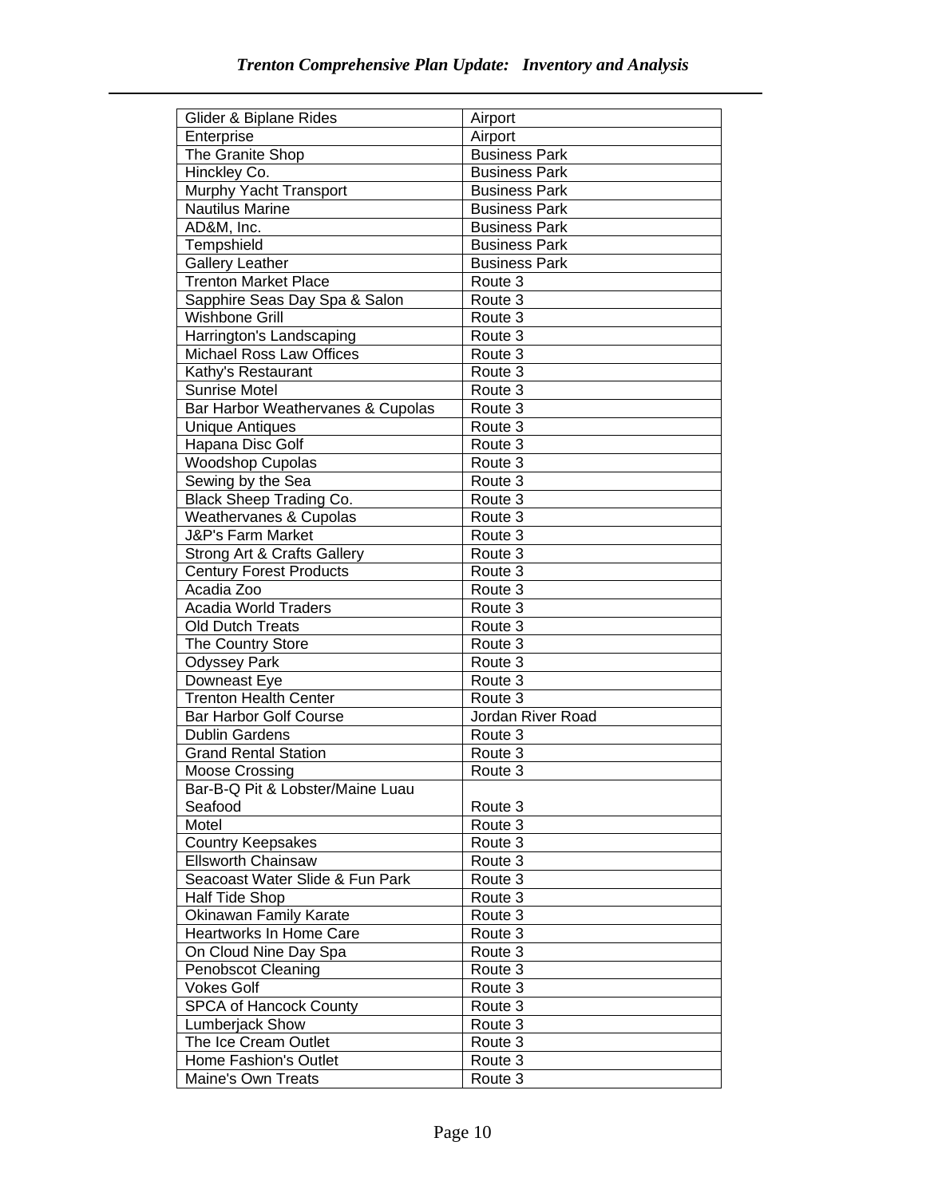| Glider & Biplane Rides | Airport |
|---|---|
| Enterprise | Airport |
| The Granite Shop | Business Park |
| Hinckley Co. | Business Park |
| Murphy Yacht Transport | Business Park |
| Nautilus Marine | Business Park |
| AD&M, Inc. | Business Park |
| Tempshield | Business Park |
| Gallery Leather | Business Park |
| Trenton Market Place | Route 3 |
| Sapphire Seas Day Spa & Salon | Route 3 |
| Wishbone Grill | Route 3 |
| Harrington's Landscaping | Route 3 |
| Michael Ross Law Offices | Route 3 |
| Kathy's Restaurant | Route 3 |
| Sunrise Motel | Route 3 |
| Bar Harbor Weathervanes & Cupolas | Route 3 |
| Unique Antiques | Route 3 |
| Hapana Disc Golf | Route 3 |
| Woodshop Cupolas | Route 3 |
| Sewing by the Sea | Route 3 |
| Black Sheep Trading Co. | Route 3 |
| Weathervanes & Cupolas | Route 3 |
| J&P's Farm Market | Route 3 |
| Strong Art & Crafts Gallery | Route 3 |
| Century Forest Products | Route 3 |
| Acadia Zoo | Route 3 |
| Acadia World Traders | Route 3 |
| Old Dutch Treats | Route 3 |
| The Country Store | Route 3 |
| Odyssey Park | Route 3 |
| Downeast Eye | Route 3 |
| Trenton Health Center | Route 3 |
| Bar Harbor Golf Course | Jordan River Road |
| Dublin Gardens | Route 3 |
| Grand Rental Station | Route 3 |
| Moose Crossing | Route 3 |
| Bar-B-Q Pit & Lobster/Maine Luau Seafood | Route 3 |
| Motel | Route 3 |
| Country Keepsakes | Route 3 |
| Ellsworth Chainsaw | Route 3 |
| Seacoast Water Slide & Fun Park | Route 3 |
| Half Tide Shop | Route 3 |
| Okinawan Family Karate | Route 3 |
| Heartworks In Home Care | Route 3 |
| On Cloud Nine Day Spa | Route 3 |
| Penobscot Cleaning | Route 3 |
| Vokes Golf | Route 3 |
| SPCA of Hancock County | Route 3 |
| Lumberjack Show | Route 3 |
| The Ice Cream Outlet | Route 3 |
| Home Fashion's Outlet | Route 3 |
| Maine's Own Treats | Route 3 |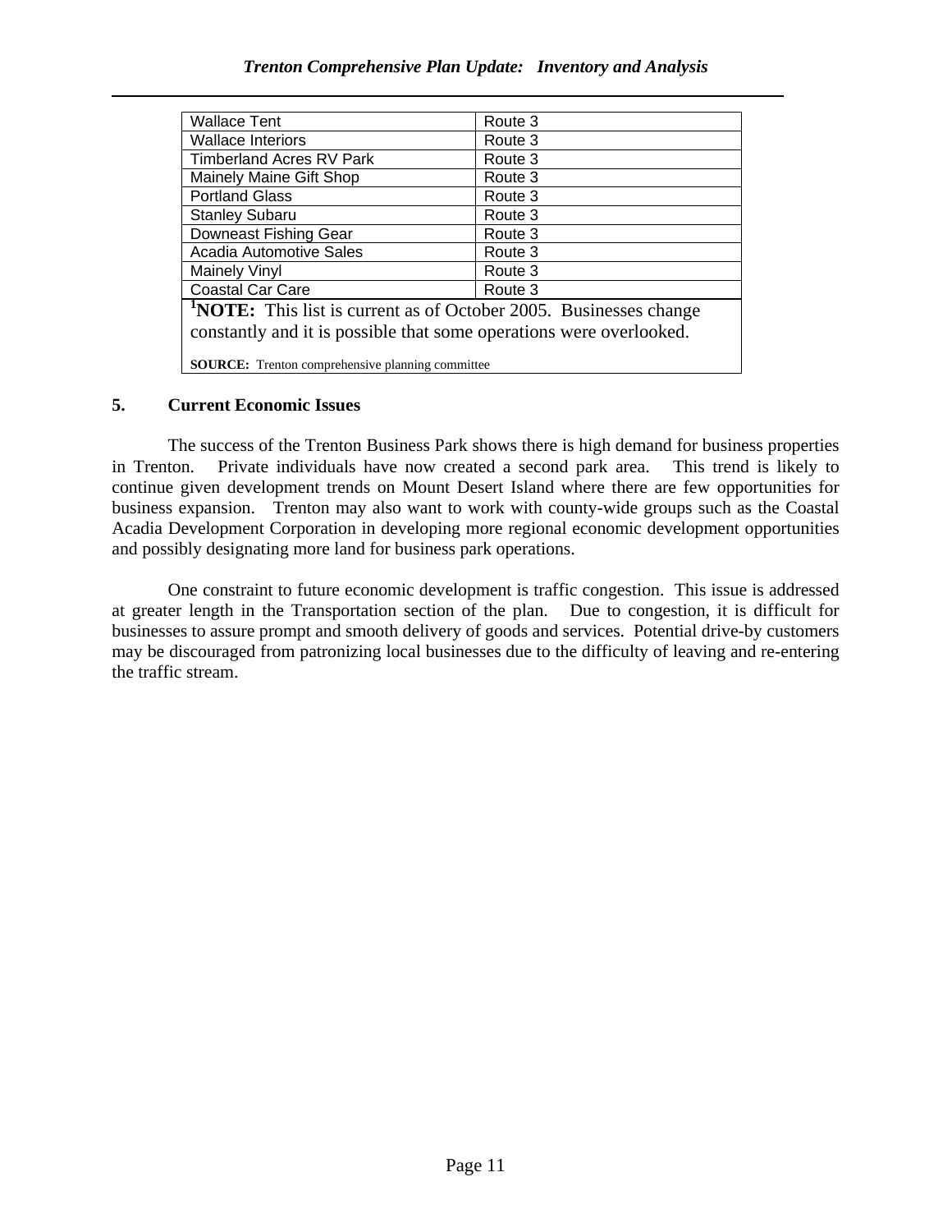| | |
|---|---|
| Wallace Tent | Route 3 |
| Wallace Interiors | Route 3 |
| Timberland Acres RV Park | Route 3 |
| Mainely Maine Gift Shop | Route 3 |
| Portland Glass | Route 3 |
| Stanley Subaru | Route 3 |
| Downeast Fishing Gear | Route 3 |
| Acadia Automotive Sales | Route 3 |
| Mainely Vinyl | Route 3 |
| Coastal Car Care | Route 3 |

[1]**NOTE:** This list is current as of October 2005. Businesses change constantly and it is possible that some operations were overlooked.

**SOURCE:** Trenton comprehensive planning committee

## 5. Current Economic Issues

The success of the Trenton Business Park shows there is high demand for business properties in Trenton. Private individuals have now created a second park area. This trend is likely to continue given development trends on Mount Desert Island where there are few opportunities for business expansion. Trenton may also want to work with county-wide groups such as the Coastal Acadia Development Corporation in developing more regional economic development opportunities and possibly designating more land for business park operations.

One constraint to future economic development is traffic congestion. This issue is addressed at greater length in the Transportation section of the plan. Due to congestion, it is difficult for businesses to assure prompt and smooth delivery of goods and services. Potential drive-by customers may be discouraged from patronizing local businesses due to the difficulty of leaving and re-entering the traffic stream.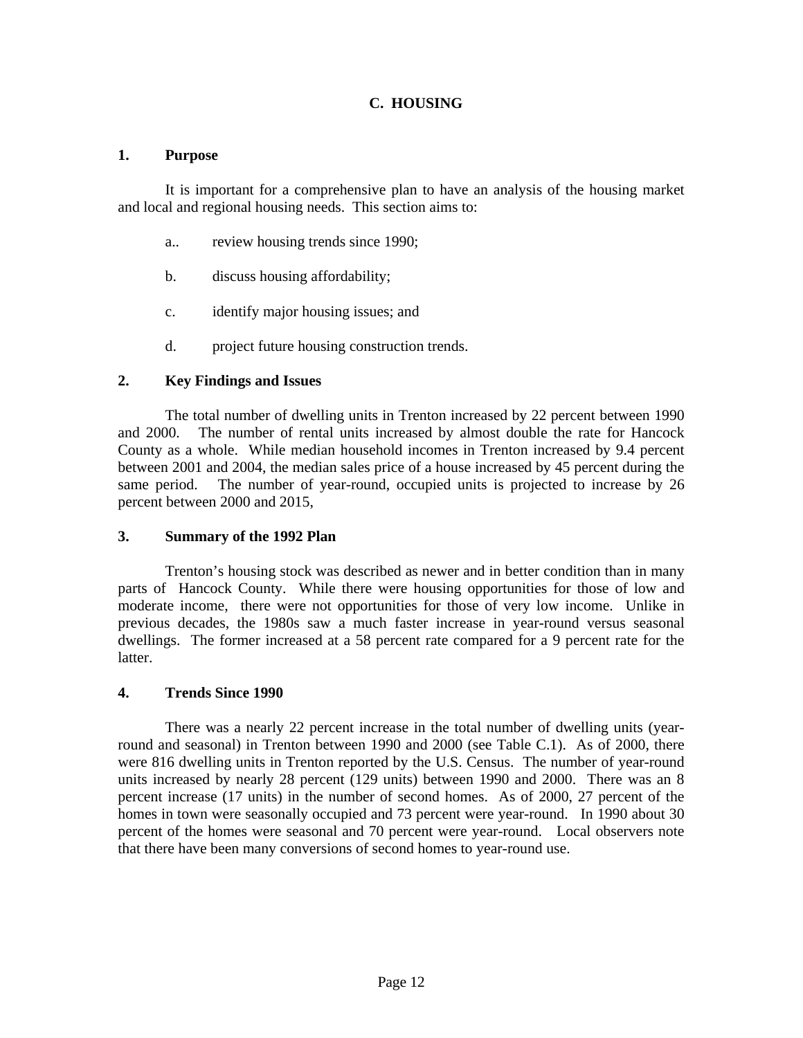## C. HOUSING

### 1. Purpose

It is important for a comprehensive plan to have an analysis of the housing market and local and regional housing needs. This section aims to:

a.. review housing trends since 1990;

b. discuss housing affordability;

c. identify major housing issues; and

d. project future housing construction trends.

### 2. Key Findings and Issues

The total number of dwelling units in Trenton increased by 22 percent between 1990 and 2000. The number of rental units increased by almost double the rate for Hancock County as a whole. While median household incomes in Trenton increased by 9.4 percent between 2001 and 2004, the median sales price of a house increased by 45 percent during the same period. The number of year-round, occupied units is projected to increase by 26 percent between 2000 and 2015,

### 3. Summary of the 1992 Plan

Trenton's housing stock was described as newer and in better condition than in many parts of Hancock County. While there were housing opportunities for those of low and moderate income, there were not opportunities for those of very low income. Unlike in previous decades, the 1980s saw a much faster increase in year-round versus seasonal dwellings. The former increased at a 58 percent rate compared for a 9 percent rate for the latter.

### 4. Trends Since 1990

There was a nearly 22 percent increase in the total number of dwelling units (year-round and seasonal) in Trenton between 1990 and 2000 (see Table C.1). As of 2000, there were 816 dwelling units in Trenton reported by the U.S. Census. The number of year-round units increased by nearly 28 percent (129 units) between 1990 and 2000. There was an 8 percent increase (17 units) in the number of second homes. As of 2000, 27 percent of the homes in town were seasonally occupied and 73 percent were year-round. In 1990 about 30 percent of the homes were seasonal and 70 percent were year-round. Local observers note that there have been many conversions of second homes to year-round use.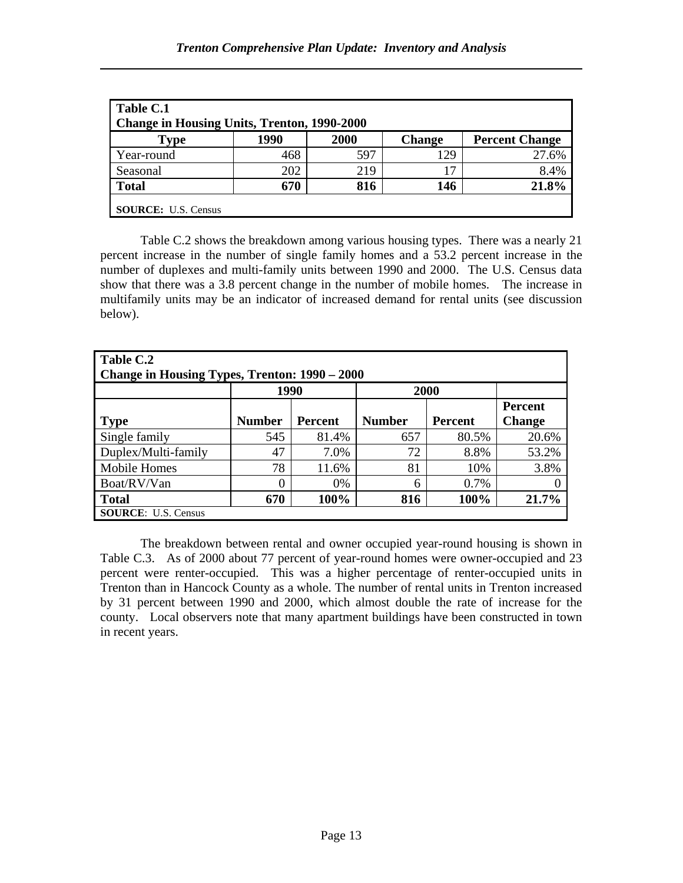| Table C.1<br>Change in Housing Units, Trenton, 1990-2000 | | | | |
|---|---|---|---|---|
| **Type** | **1990** | **2000** | **Change** | **Percent Change** |
| Year-round | 468 | 597 | 129 | 27.6% |
| Seasonal | 202 | 219 | 17 | 8.4% |
| **Total** | **670** | **816** | **146** | **21.8%** |
| **SOURCE:** U.S. Census | | | | |

Table C.2 shows the breakdown among various housing types. There was a nearly 21 percent increase in the number of single family homes and a 53.2 percent increase in the number of duplexes and multi-family units between 1990 and 2000. The U.S. Census data show that there was a 3.8 percent change in the number of mobile homes. The increase in multifamily units may be an indicator of increased demand for rental units (see discussion below).

| Table C.2<br>Change in Housing Types, Trenton: 1990 – 2000 | | | | | |
|---|---|---|---|---|---|
| | **1990** | | **2000** | | |
| **Type** | **Number** | **Percent** | **Number** | **Percent** | **Percent Change** |
| Single family | 545 | 81.4% | 657 | 80.5% | 20.6% |
| Duplex/Multi-family | 47 | 7.0% | 72 | 8.8% | 53.2% |
| Mobile Homes | 78 | 11.6% | 81 | 10% | 3.8% |
| Boat/RV/Van | 0 | 0% | 6 | 0.7% | 0 |
| **Total** | **670** | **100%** | **816** | **100%** | **21.7%** |
| **SOURCE**: U.S. Census | | | | | |

The breakdown between rental and owner occupied year-round housing is shown in Table C.3. As of 2000 about 77 percent of year-round homes were owner-occupied and 23 percent were renter-occupied. This was a higher percentage of renter-occupied units in Trenton than in Hancock County as a whole. The number of rental units in Trenton increased by 31 percent between 1990 and 2000, which almost double the rate of increase for the county. Local observers note that many apartment buildings have been constructed in town in recent years.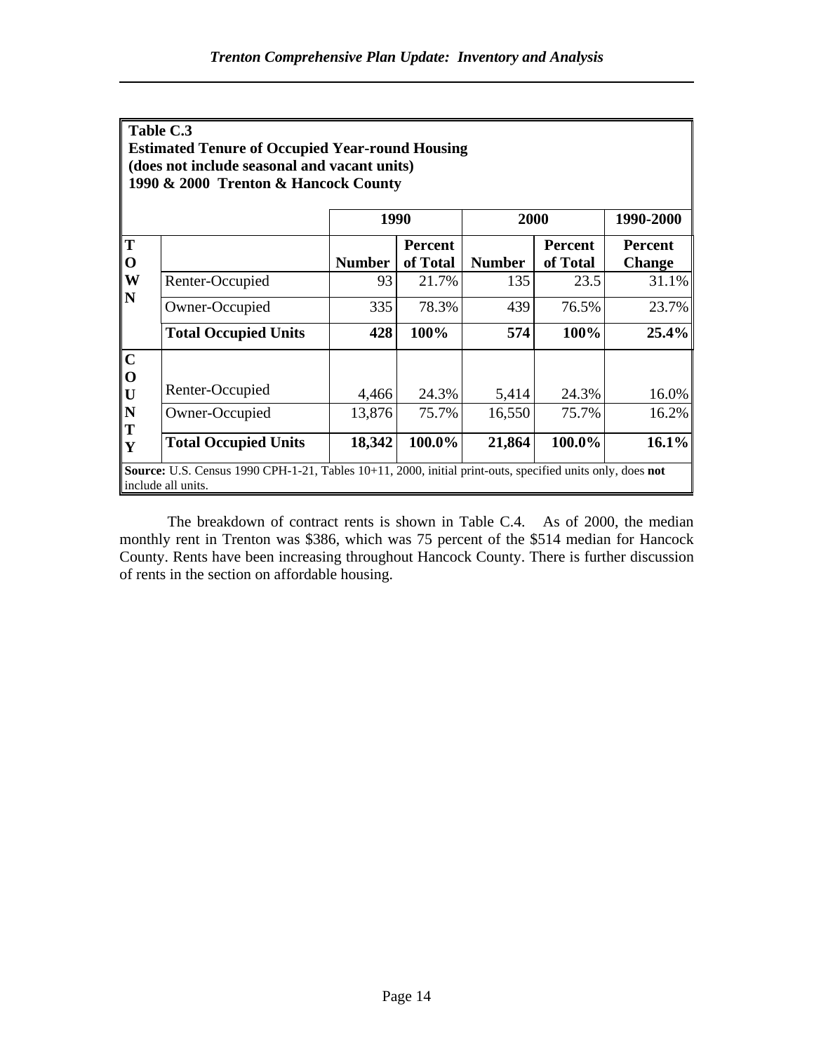**Table C.3**
**Estimated Tenure of Occupied Year-round Housing**
**(does not include seasonal and vacant units)**
**1990 & 2000 Trenton & Hancock County**

| | | 1990 | | 2000 | | 1990-2000 |
|---|---|---|---|---|---|---|
| | | **Number** | **Percent of Total** | **Number** | **Percent of Total** | **Percent Change** |
| **TOWN** | Renter-Occupied | 93 | 21.7% | 135 | 23.5 | 31.1% |
| | Owner-Occupied | 335 | 78.3% | 439 | 76.5% | 23.7% |
| | **Total Occupied Units** | **428** | **100%** | **574** | **100%** | **25.4%** |
| **COUNTY** | Renter-Occupied | 4,466 | 24.3% | 5,414 | 24.3% | 16.0% |
| | Owner-Occupied | 13,876 | 75.7% | 16,550 | 75.7% | 16.2% |
| | **Total Occupied Units** | **18,342** | **100.0%** | **21,864** | **100.0%** | **16.1%** |

**Source:** U.S. Census 1990 CPH-1-21, Tables 10+11, 2000, initial print-outs, specified units only, does **not** include all units.

The breakdown of contract rents is shown in Table C.4. As of 2000, the median monthly rent in Trenton was $386, which was 75 percent of the $514 median for Hancock County. Rents have been increasing throughout Hancock County. There is further discussion of rents in the section on affordable housing.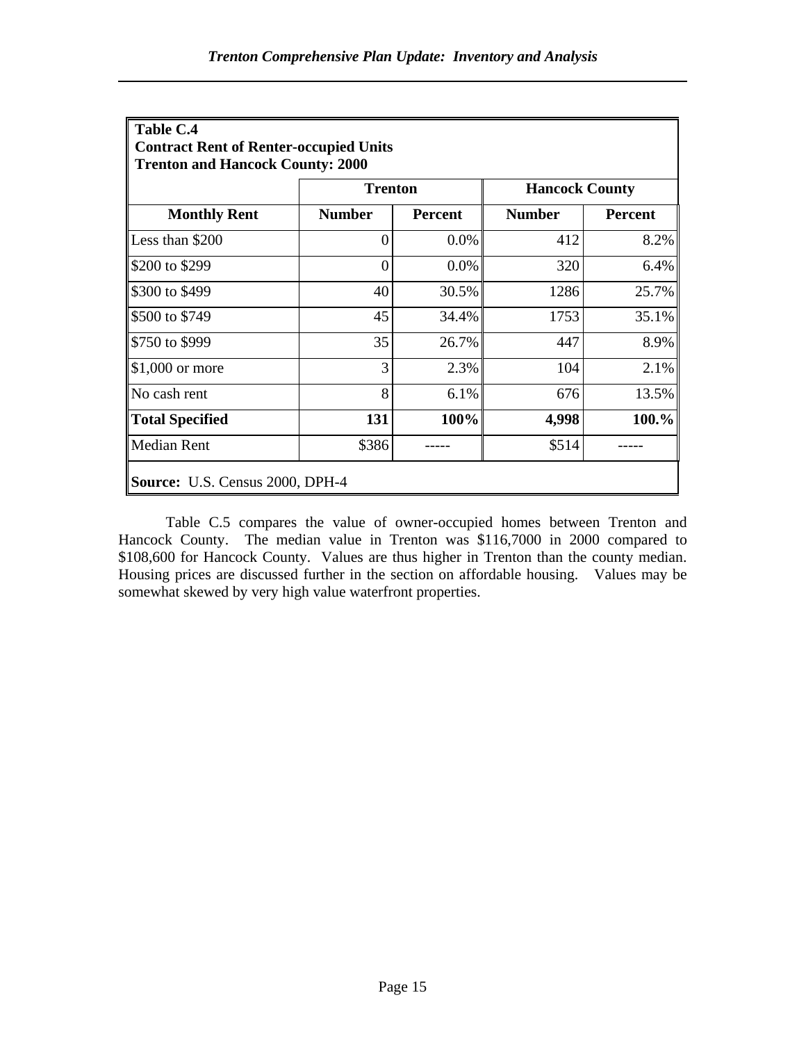**Table C.4**
**Contract Rent of Renter-occupied Units**
**Trenton and Hancock County: 2000**

| | Trenton | | Hancock County | |
|---|---|---|---|---|
| **Monthly Rent** | **Number** | **Percent** | **Number** | **Percent** |
| Less than $200 | 0 | 0.0% | 412 | 8.2% |
| $200 to $299 | 0 | 0.0% | 320 | 6.4% |
| $300 to $499 | 40 | 30.5% | 1286 | 25.7% |
| $500 to $749 | 45 | 34.4% | 1753 | 35.1% |
| $750 to $999 | 35 | 26.7% | 447 | 8.9% |
| $1,000 or more | 3 | 2.3% | 104 | 2.1% |
| No cash rent | 8 | 6.1% | 676 | 13.5% |
| **Total Specified** | **131** | **100%** | **4,998** | **100.%** |
| Median Rent | $386 | ----- | $514 | ----- |

**Source:** U.S. Census 2000, DPH-4

Table C.5 compares the value of owner-occupied homes between Trenton and Hancock County. The median value in Trenton was $116,7000 in 2000 compared to $108,600 for Hancock County. Values are thus higher in Trenton than the county median. Housing prices are discussed further in the section on affordable housing. Values may be somewhat skewed by very high value waterfront properties.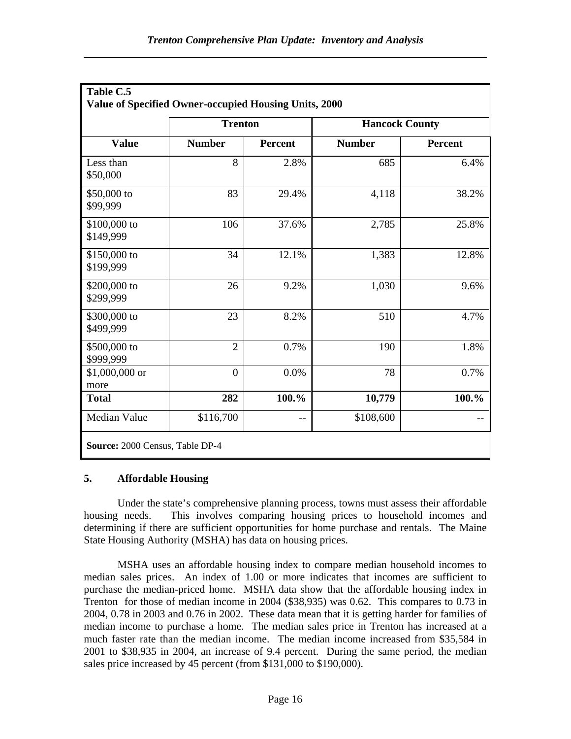**Table C.5**
**Value of Specified Owner-occupied Housing Units, 2000**

| | Trenton | | Hancock County | |
|---|---|---|---|---|
| **Value** | **Number** | **Percent** | **Number** | **Percent** |
| Less than $50,000 | 8 | 2.8% | 685 | 6.4% |
| $50,000 to $99,999 | 83 | 29.4% | 4,118 | 38.2% |
| $100,000 to $149,999 | 106 | 37.6% | 2,785 | 25.8% |
| $150,000 to $199,999 | 34 | 12.1% | 1,383 | 12.8% |
| $200,000 to $299,999 | 26 | 9.2% | 1,030 | 9.6% |
| $300,000 to $499,999 | 23 | 8.2% | 510 | 4.7% |
| $500,000 to $999,999 | 2 | 0.7% | 190 | 1.8% |
| $1,000,000 or more | 0 | 0.0% | 78 | 0.7% |
| **Total** | **282** | **100.%** | **10,779** | **100.%** |
| Median Value | $116,700 | -- | $108,600 | -- |

**Source:** 2000 Census, Table DP-4

### 5. Affordable Housing

Under the state's comprehensive planning process, towns must assess their affordable housing needs. This involves comparing housing prices to household incomes and determining if there are sufficient opportunities for home purchase and rentals. The Maine State Housing Authority (MSHA) has data on housing prices.

MSHA uses an affordable housing index to compare median household incomes to median sales prices. An index of 1.00 or more indicates that incomes are sufficient to purchase the median-priced home. MSHA data show that the affordable housing index in Trenton for those of median income in 2004 ($38,935) was 0.62. This compares to 0.73 in 2004, 0.78 in 2003 and 0.76 in 2002. These data mean that it is getting harder for families of median income to purchase a home. The median sales price in Trenton has increased at a much faster rate than the median income. The median income increased from $35,584 in 2001 to $38,935 in 2004, an increase of 9.4 percent. During the same period, the median sales price increased by 45 percent (from $131,000 to $190,000).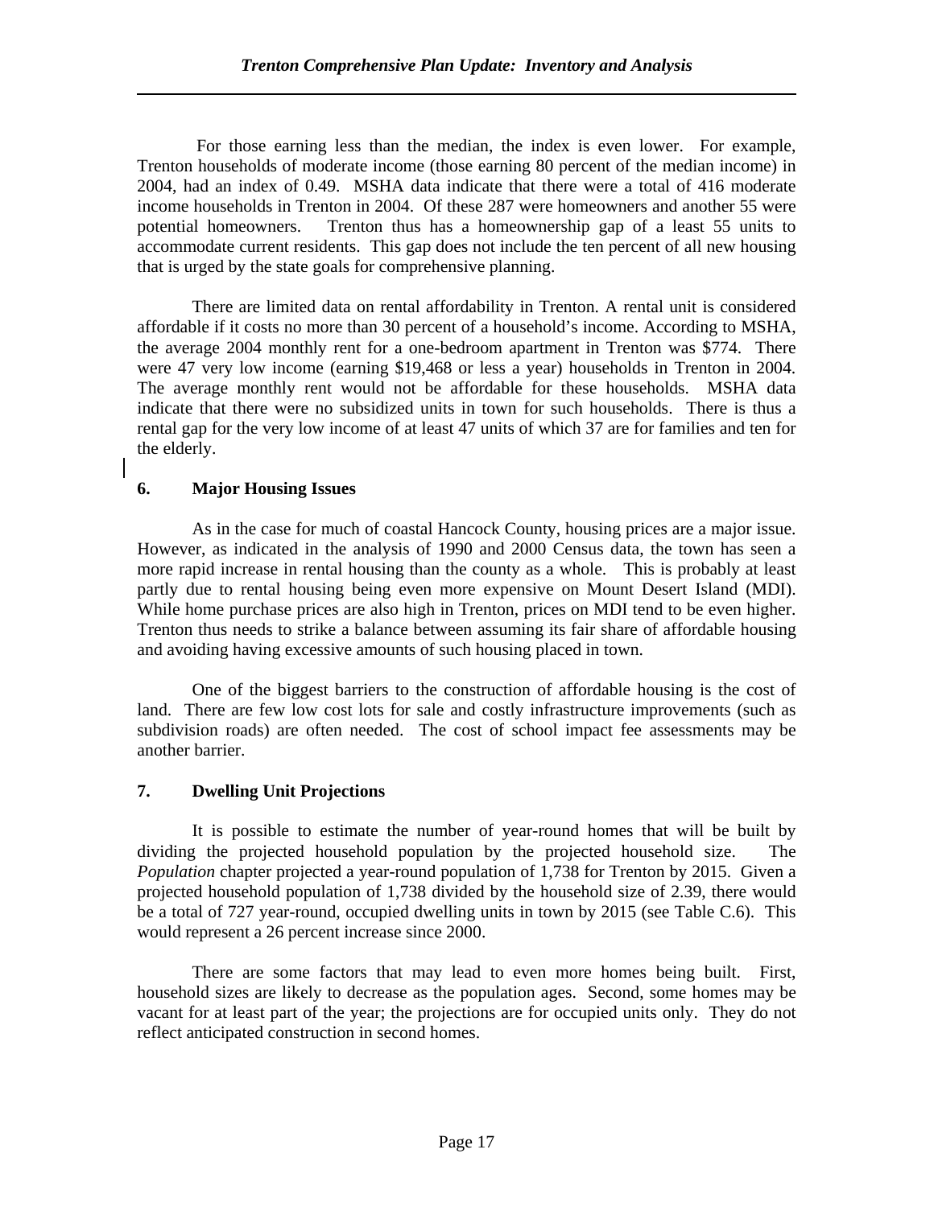For those earning less than the median, the index is even lower. For example, Trenton households of moderate income (those earning 80 percent of the median income) in 2004, had an index of 0.49. MSHA data indicate that there were a total of 416 moderate income households in Trenton in 2004. Of these 287 were homeowners and another 55 were potential homeowners. Trenton thus has a homeownership gap of a least 55 units to accommodate current residents. This gap does not include the ten percent of all new housing that is urged by the state goals for comprehensive planning.

There are limited data on rental affordability in Trenton. A rental unit is considered affordable if it costs no more than 30 percent of a household's income. According to MSHA, the average 2004 monthly rent for a one-bedroom apartment in Trenton was $774. There were 47 very low income (earning $19,468 or less a year) households in Trenton in 2004. The average monthly rent would not be affordable for these households. MSHA data indicate that there were no subsidized units in town for such households. There is thus a rental gap for the very low income of at least 47 units of which 37 are for families and ten for the elderly.

### 6. Major Housing Issues

As in the case for much of coastal Hancock County, housing prices are a major issue. However, as indicated in the analysis of 1990 and 2000 Census data, the town has seen a more rapid increase in rental housing than the county as a whole. This is probably at least partly due to rental housing being even more expensive on Mount Desert Island (MDI). While home purchase prices are also high in Trenton, prices on MDI tend to be even higher. Trenton thus needs to strike a balance between assuming its fair share of affordable housing and avoiding having excessive amounts of such housing placed in town.

One of the biggest barriers to the construction of affordable housing is the cost of land. There are few low cost lots for sale and costly infrastructure improvements (such as subdivision roads) are often needed. The cost of school impact fee assessments may be another barrier.

### 7. Dwelling Unit Projections

It is possible to estimate the number of year-round homes that will be built by dividing the projected household population by the projected household size. The *Population* chapter projected a year-round population of 1,738 for Trenton by 2015. Given a projected household population of 1,738 divided by the household size of 2.39, there would be a total of 727 year-round, occupied dwelling units in town by 2015 (see Table C.6). This would represent a 26 percent increase since 2000.

There are some factors that may lead to even more homes being built. First, household sizes are likely to decrease as the population ages. Second, some homes may be vacant for at least part of the year; the projections are for occupied units only. They do not reflect anticipated construction in second homes.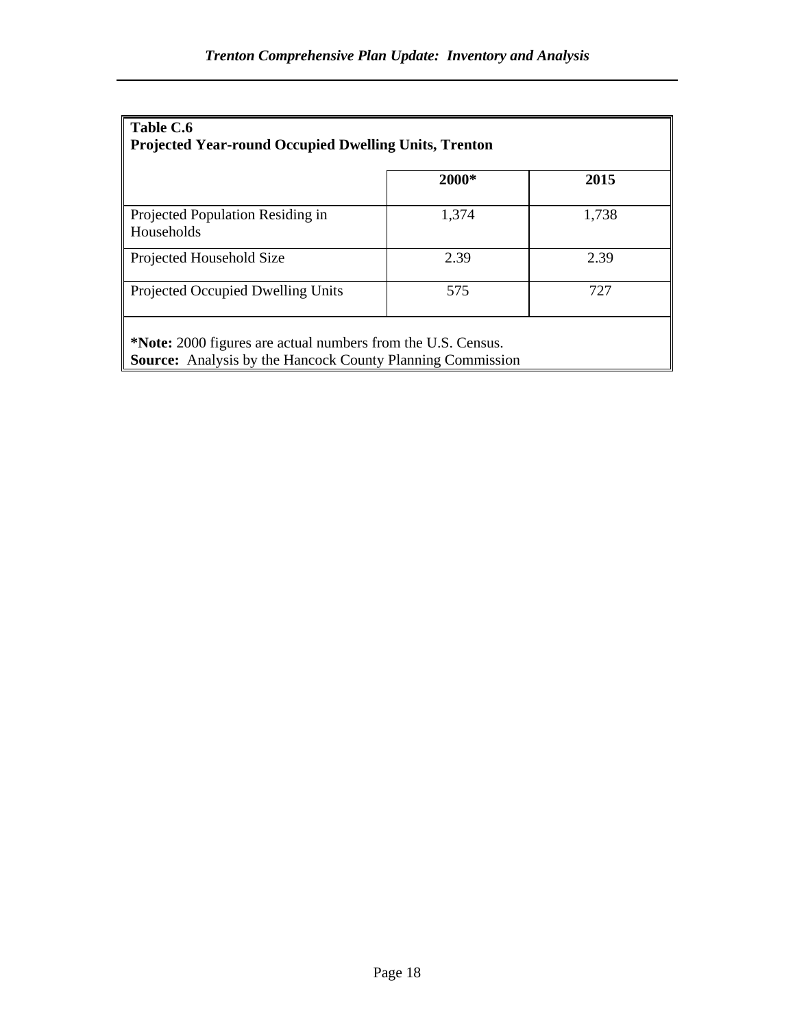**Table C.6**
**Projected Year-round Occupied Dwelling Units, Trenton**

| | 2000* | 2015 |
|---|---|---|
| Projected Population Residing in Households | 1,374 | 1,738 |
| Projected Household Size | 2.39 | 2.39 |
| Projected Occupied Dwelling Units | 575 | 727 |

***Note:** 2000 figures are actual numbers from the U.S. Census.
**Source:** Analysis by the Hancock County Planning Commission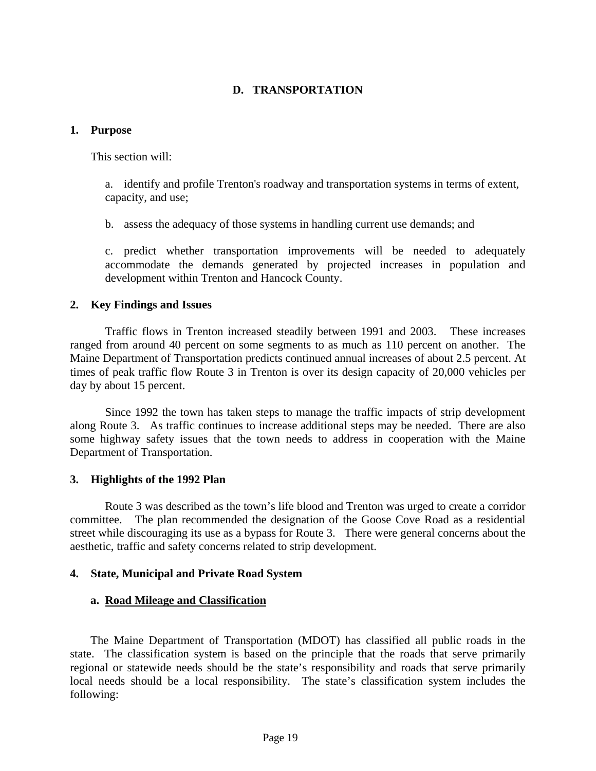## D. TRANSPORTATION

### 1. Purpose

This section will:

a. identify and profile Trenton's roadway and transportation systems in terms of extent, capacity, and use;

b. assess the adequacy of those systems in handling current use demands; and

c. predict whether transportation improvements will be needed to adequately accommodate the demands generated by projected increases in population and development within Trenton and Hancock County.

### 2. Key Findings and Issues

Traffic flows in Trenton increased steadily between 1991 and 2003. These increases ranged from around 40 percent on some segments to as much as 110 percent on another. The Maine Department of Transportation predicts continued annual increases of about 2.5 percent. At times of peak traffic flow Route 3 in Trenton is over its design capacity of 20,000 vehicles per day by about 15 percent.

Since 1992 the town has taken steps to manage the traffic impacts of strip development along Route 3. As traffic continues to increase additional steps may be needed. There are also some highway safety issues that the town needs to address in cooperation with the Maine Department of Transportation.

### 3. Highlights of the 1992 Plan

Route 3 was described as the town's life blood and Trenton was urged to create a corridor committee. The plan recommended the designation of the Goose Cove Road as a residential street while discouraging its use as a bypass for Route 3. There were general concerns about the aesthetic, traffic and safety concerns related to strip development.

### 4. State, Municipal and Private Road System

#### a. Road Mileage and Classification

The Maine Department of Transportation (MDOT) has classified all public roads in the state. The classification system is based on the principle that the roads that serve primarily regional or statewide needs should be the state's responsibility and roads that serve primarily local needs should be a local responsibility. The state's classification system includes the following: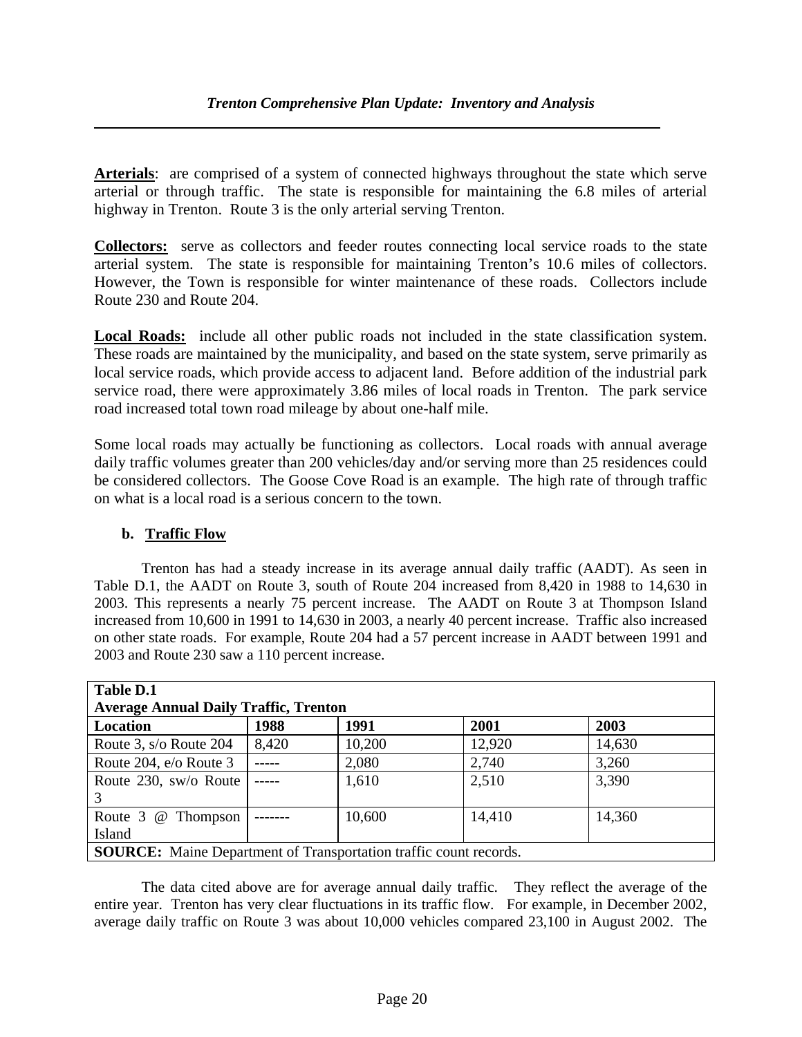**Arterials**: are comprised of a system of connected highways throughout the state which serve arterial or through traffic. The state is responsible for maintaining the 6.8 miles of arterial highway in Trenton. Route 3 is the only arterial serving Trenton.

**Collectors:** serve as collectors and feeder routes connecting local service roads to the state arterial system. The state is responsible for maintaining Trenton's 10.6 miles of collectors. However, the Town is responsible for winter maintenance of these roads. Collectors include Route 230 and Route 204.

**Local Roads:** include all other public roads not included in the state classification system. These roads are maintained by the municipality, and based on the state system, serve primarily as local service roads, which provide access to adjacent land. Before addition of the industrial park service road, there were approximately 3.86 miles of local roads in Trenton. The park service road increased total town road mileage by about one-half mile.

Some local roads may actually be functioning as collectors. Local roads with annual average daily traffic volumes greater than 200 vehicles/day and/or serving more than 25 residences could be considered collectors. The Goose Cove Road is an example. The high rate of through traffic on what is a local road is a serious concern to the town.

### b. Traffic Flow

Trenton has had a steady increase in its average annual daily traffic (AADT). As seen in Table D.1, the AADT on Route 3, south of Route 204 increased from 8,420 in 1988 to 14,630 in 2003. This represents a nearly 75 percent increase. The AADT on Route 3 at Thompson Island increased from 10,600 in 1991 to 14,630 in 2003, a nearly 40 percent increase. Traffic also increased on other state roads. For example, Route 204 had a 57 percent increase in AADT between 1991 and 2003 and Route 230 saw a 110 percent increase.

**Table D.1**
**Average Annual Daily Traffic, Trenton**

| Location | 1988 | 1991 | 2001 | 2003 |
|---|---|---|---|---|
| Route 3, s/o Route 204 | 8,420 | 10,200 | 12,920 | 14,630 |
| Route 204, e/o Route 3 | ----- | 2,080 | 2,740 | 3,260 |
| Route 230, sw/o Route 3 | ----- | 1,610 | 2,510 | 3,390 |
| Route 3 @ Thompson Island | ------- | 10,600 | 14,410 | 14,360 |

**SOURCE:** Maine Department of Transportation traffic count records.

The data cited above are for average annual daily traffic. They reflect the average of the entire year. Trenton has very clear fluctuations in its traffic flow. For example, in December 2002, average daily traffic on Route 3 was about 10,000 vehicles compared 23,100 in August 2002. The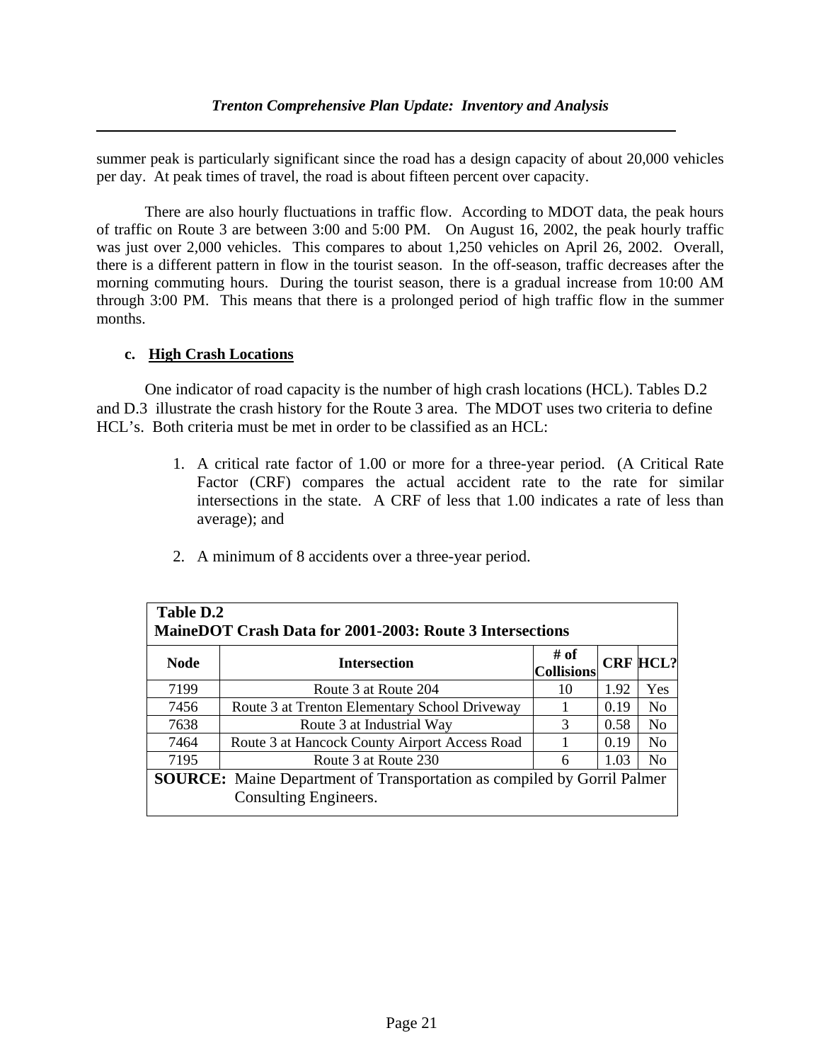summer peak is particularly significant since the road has a design capacity of about 20,000 vehicles per day. At peak times of travel, the road is about fifteen percent over capacity.

There are also hourly fluctuations in traffic flow. According to MDOT data, the peak hours of traffic on Route 3 are between 3:00 and 5:00 PM. On August 16, 2002, the peak hourly traffic was just over 2,000 vehicles. This compares to about 1,250 vehicles on April 26, 2002. Overall, there is a different pattern in flow in the tourist season. In the off-season, traffic decreases after the morning commuting hours. During the tourist season, there is a gradual increase from 10:00 AM through 3:00 PM. This means that there is a prolonged period of high traffic flow in the summer months.

**c. High Crash Locations**

One indicator of road capacity is the number of high crash locations (HCL). Tables D.2 and D.3 illustrate the crash history for the Route 3 area. The MDOT uses two criteria to define HCL's. Both criteria must be met in order to be classified as an HCL:

1. A critical rate factor of 1.00 or more for a three-year period. (A Critical Rate Factor (CRF) compares the actual accident rate to the rate for similar intersections in the state. A CRF of less that 1.00 indicates a rate of less than average); and
2. A minimum of 8 accidents over a three-year period.

**Table D.2**
**MaineDOT Crash Data for 2001-2003: Route 3 Intersections**

| Node | Intersection | # of Collisions | CRF | HCL? |
|---|---|---|---|---|
| 7199 | Route 3 at Route 204 | 10 | 1.92 | Yes |
| 7456 | Route 3 at Trenton Elementary School Driveway | 1 | 0.19 | No |
| 7638 | Route 3 at Industrial Way | 3 | 0.58 | No |
| 7464 | Route 3 at Hancock County Airport Access Road | 1 | 0.19 | No |
| 7195 | Route 3 at Route 230 | 6 | 1.03 | No |

**SOURCE:** Maine Department of Transportation as compiled by Gorril Palmer Consulting Engineers.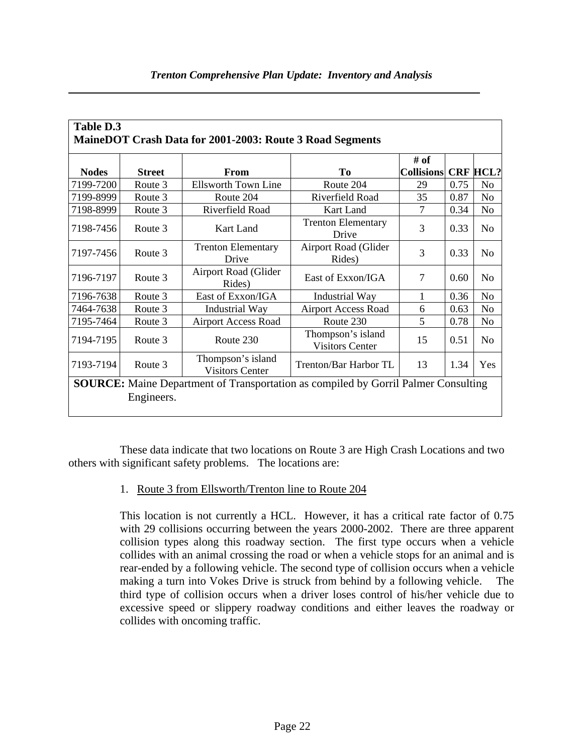**Table D.3**
**MaineDOT Crash Data for 2001-2003: Route 3 Road Segments**

| Nodes | Street | From | To | # of Collisions | CRF | HCL? |
|---|---|---|---|---|---|---|
| 7199-7200 | Route 3 | Ellsworth Town Line | Route 204 | 29 | 0.75 | No |
| 7199-8999 | Route 3 | Route 204 | Riverfield Road | 35 | 0.87 | No |
| 7198-8999 | Route 3 | Riverfield Road | Kart Land | 7 | 0.34 | No |
| 7198-7456 | Route 3 | Kart Land | Trenton Elementary Drive | 3 | 0.33 | No |
| 7197-7456 | Route 3 | Trenton Elementary Drive | Airport Road (Glider Rides) | 3 | 0.33 | No |
| 7196-7197 | Route 3 | Airport Road (Glider Rides) | East of Exxon/IGA | 7 | 0.60 | No |
| 7196-7638 | Route 3 | East of Exxon/IGA | Industrial Way | 1 | 0.36 | No |
| 7464-7638 | Route 3 | Industrial Way | Airport Access Road | 6 | 0.63 | No |
| 7195-7464 | Route 3 | Airport Access Road | Route 230 | 5 | 0.78 | No |
| 7194-7195 | Route 3 | Route 230 | Thompson's island Visitors Center | 15 | 0.51 | No |
| 7193-7194 | Route 3 | Thompson's island Visitors Center | Trenton/Bar Harbor TL | 13 | 1.34 | Yes |

**SOURCE:** Maine Department of Transportation as compiled by Gorril Palmer Consulting Engineers.

These data indicate that two locations on Route 3 are High Crash Locations and two others with significant safety problems. The locations are:

1. Route 3 from Ellsworth/Trenton line to Route 204

This location is not currently a HCL. However, it has a critical rate factor of 0.75 with 29 collisions occurring between the years 2000-2002. There are three apparent collision types along this roadway section. The first type occurs when a vehicle collides with an animal crossing the road or when a vehicle stops for an animal and is rear-ended by a following vehicle. The second type of collision occurs when a vehicle making a turn into Vokes Drive is struck from behind by a following vehicle. The third type of collision occurs when a driver loses control of his/her vehicle due to excessive speed or slippery roadway conditions and either leaves the roadway or collides with oncoming traffic.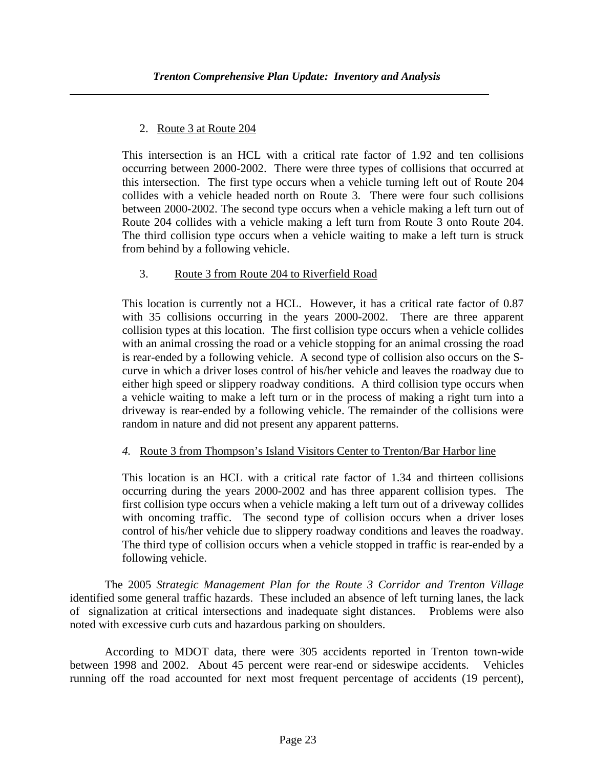2. Route 3 at Route 204

This intersection is an HCL with a critical rate factor of 1.92 and ten collisions occurring between 2000-2002. There were three types of collisions that occurred at this intersection. The first type occurs when a vehicle turning left out of Route 204 collides with a vehicle headed north on Route 3. There were four such collisions between 2000-2002. The second type occurs when a vehicle making a left turn out of Route 204 collides with a vehicle making a left turn from Route 3 onto Route 204. The third collision type occurs when a vehicle waiting to make a left turn is struck from behind by a following vehicle.

3. Route 3 from Route 204 to Riverfield Road

This location is currently not a HCL. However, it has a critical rate factor of 0.87 with 35 collisions occurring in the years 2000-2002. There are three apparent collision types at this location. The first collision type occurs when a vehicle collides with an animal crossing the road or a vehicle stopping for an animal crossing the road is rear-ended by a following vehicle. A second type of collision also occurs on the S-curve in which a driver loses control of his/her vehicle and leaves the roadway due to either high speed or slippery roadway conditions. A third collision type occurs when a vehicle waiting to make a left turn or in the process of making a right turn into a driveway is rear-ended by a following vehicle. The remainder of the collisions were random in nature and did not present any apparent patterns.

*4.* Route 3 from Thompson's Island Visitors Center to Trenton/Bar Harbor line

This location is an HCL with a critical rate factor of 1.34 and thirteen collisions occurring during the years 2000-2002 and has three apparent collision types. The first collision type occurs when a vehicle making a left turn out of a driveway collides with oncoming traffic. The second type of collision occurs when a driver loses control of his/her vehicle due to slippery roadway conditions and leaves the roadway. The third type of collision occurs when a vehicle stopped in traffic is rear-ended by a following vehicle.

The 2005 *Strategic Management Plan for the Route 3 Corridor and Trenton Village* identified some general traffic hazards. These included an absence of left turning lanes, the lack of signalization at critical intersections and inadequate sight distances. Problems were also noted with excessive curb cuts and hazardous parking on shoulders.

According to MDOT data, there were 305 accidents reported in Trenton town-wide between 1998 and 2002. About 45 percent were rear-end or sideswipe accidents. Vehicles running off the road accounted for next most frequent percentage of accidents (19 percent),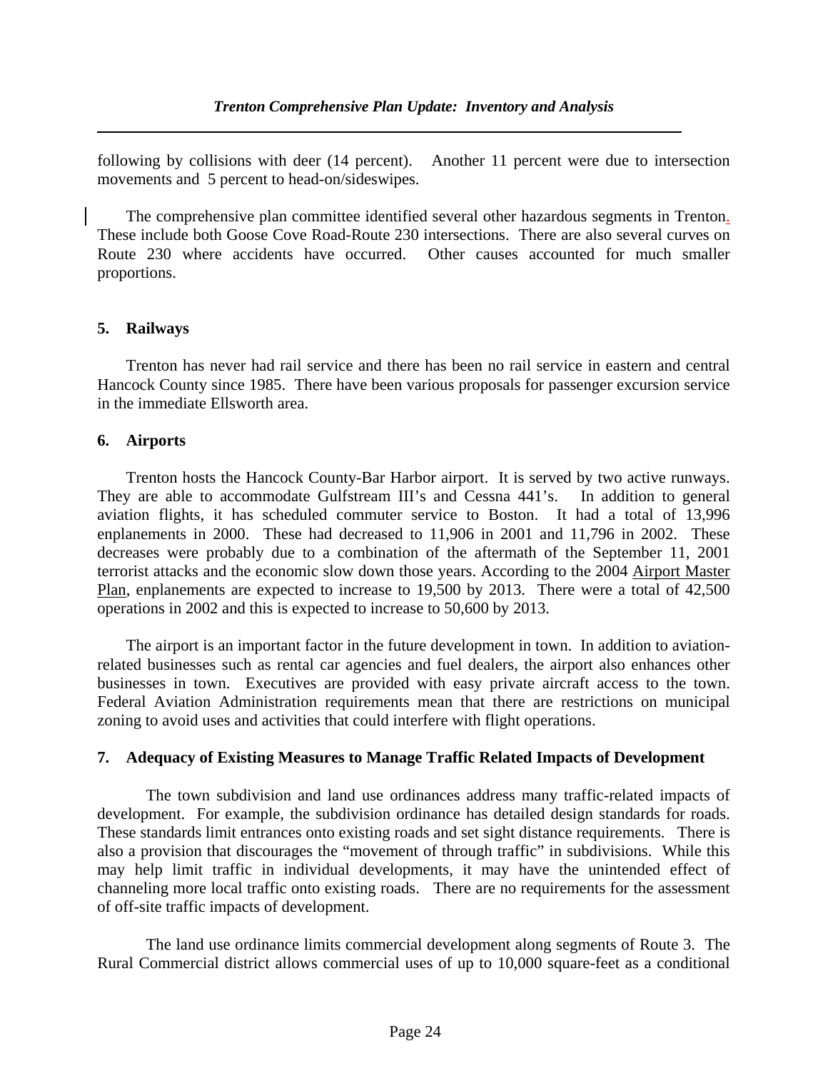following by collisions with deer (14 percent). Another 11 percent were due to intersection movements and 5 percent to head-on/sideswipes.

The comprehensive plan committee identified several other hazardous segments in Trenton. These include both Goose Cove Road-Route 230 intersections. There are also several curves on Route 230 where accidents have occurred. Other causes accounted for much smaller proportions.

### 5. Railways

Trenton has never had rail service and there has been no rail service in eastern and central Hancock County since 1985. There have been various proposals for passenger excursion service in the immediate Ellsworth area.

### 6. Airports

Trenton hosts the Hancock County-Bar Harbor airport. It is served by two active runways. They are able to accommodate Gulfstream III's and Cessna 441's. In addition to general aviation flights, it has scheduled commuter service to Boston. It had a total of 13,996 enplanements in 2000. These had decreased to 11,906 in 2001 and 11,796 in 2002. These decreases were probably due to a combination of the aftermath of the September 11, 2001 terrorist attacks and the economic slow down those years. According to the 2004 Airport Master Plan, enplanements are expected to increase to 19,500 by 2013. There were a total of 42,500 operations in 2002 and this is expected to increase to 50,600 by 2013.

The airport is an important factor in the future development in town. In addition to aviation-related businesses such as rental car agencies and fuel dealers, the airport also enhances other businesses in town. Executives are provided with easy private aircraft access to the town. Federal Aviation Administration requirements mean that there are restrictions on municipal zoning to avoid uses and activities that could interfere with flight operations.

### 7. Adequacy of Existing Measures to Manage Traffic Related Impacts of Development

The town subdivision and land use ordinances address many traffic-related impacts of development. For example, the subdivision ordinance has detailed design standards for roads. These standards limit entrances onto existing roads and set sight distance requirements. There is also a provision that discourages the "movement of through traffic" in subdivisions. While this may help limit traffic in individual developments, it may have the unintended effect of channeling more local traffic onto existing roads. There are no requirements for the assessment of off-site traffic impacts of development.

The land use ordinance limits commercial development along segments of Route 3. The Rural Commercial district allows commercial uses of up to 10,000 square-feet as a conditional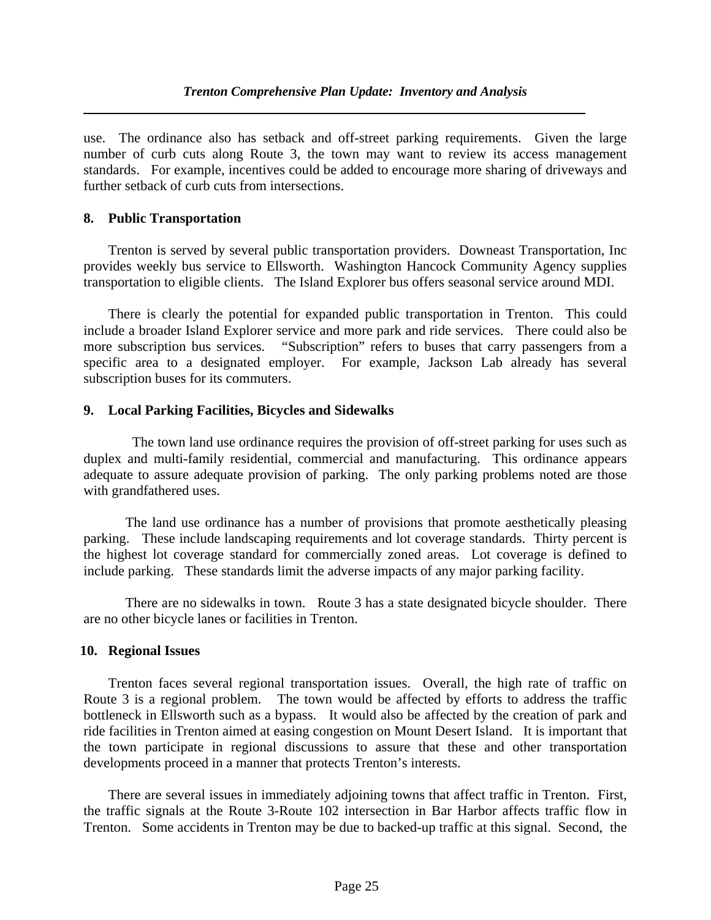use. The ordinance also has setback and off-street parking requirements. Given the large number of curb cuts along Route 3, the town may want to review its access management standards. For example, incentives could be added to encourage more sharing of driveways and further setback of curb cuts from intersections.

### 8. Public Transportation

Trenton is served by several public transportation providers. Downeast Transportation, Inc provides weekly bus service to Ellsworth. Washington Hancock Community Agency supplies transportation to eligible clients. The Island Explorer bus offers seasonal service around MDI.

There is clearly the potential for expanded public transportation in Trenton. This could include a broader Island Explorer service and more park and ride services. There could also be more subscription bus services. "Subscription" refers to buses that carry passengers from a specific area to a designated employer. For example, Jackson Lab already has several subscription buses for its commuters.

### 9. Local Parking Facilities, Bicycles and Sidewalks

The town land use ordinance requires the provision of off-street parking for uses such as duplex and multi-family residential, commercial and manufacturing. This ordinance appears adequate to assure adequate provision of parking. The only parking problems noted are those with grandfathered uses.

The land use ordinance has a number of provisions that promote aesthetically pleasing parking. These include landscaping requirements and lot coverage standards. Thirty percent is the highest lot coverage standard for commercially zoned areas. Lot coverage is defined to include parking. These standards limit the adverse impacts of any major parking facility.

There are no sidewalks in town. Route 3 has a state designated bicycle shoulder. There are no other bicycle lanes or facilities in Trenton.

### 10. Regional Issues

Trenton faces several regional transportation issues. Overall, the high rate of traffic on Route 3 is a regional problem. The town would be affected by efforts to address the traffic bottleneck in Ellsworth such as a bypass. It would also be affected by the creation of park and ride facilities in Trenton aimed at easing congestion on Mount Desert Island. It is important that the town participate in regional discussions to assure that these and other transportation developments proceed in a manner that protects Trenton's interests.

There are several issues in immediately adjoining towns that affect traffic in Trenton. First, the traffic signals at the Route 3-Route 102 intersection in Bar Harbor affects traffic flow in Trenton. Some accidents in Trenton may be due to backed-up traffic at this signal. Second, the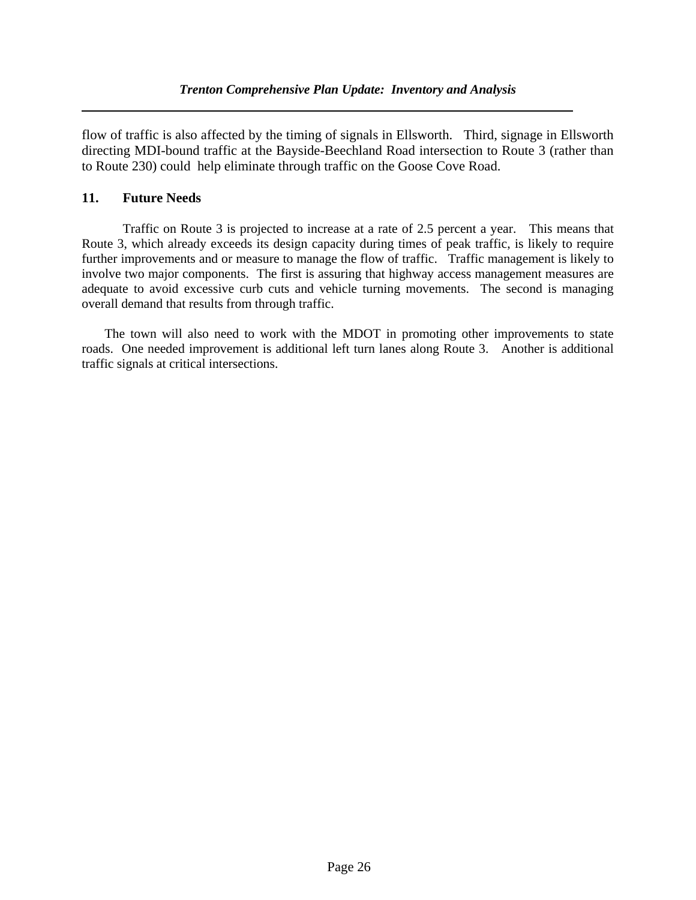flow of traffic is also affected by the timing of signals in Ellsworth. Third, signage in Ellsworth directing MDI-bound traffic at the Bayside-Beechland Road intersection to Route 3 (rather than to Route 230) could help eliminate through traffic on the Goose Cove Road.

## 11. Future Needs

Traffic on Route 3 is projected to increase at a rate of 2.5 percent a year. This means that Route 3, which already exceeds its design capacity during times of peak traffic, is likely to require further improvements and or measure to manage the flow of traffic. Traffic management is likely to involve two major components. The first is assuring that highway access management measures are adequate to avoid excessive curb cuts and vehicle turning movements. The second is managing overall demand that results from through traffic.

The town will also need to work with the MDOT in promoting other improvements to state roads. One needed improvement is additional left turn lanes along Route 3. Another is additional traffic signals at critical intersections.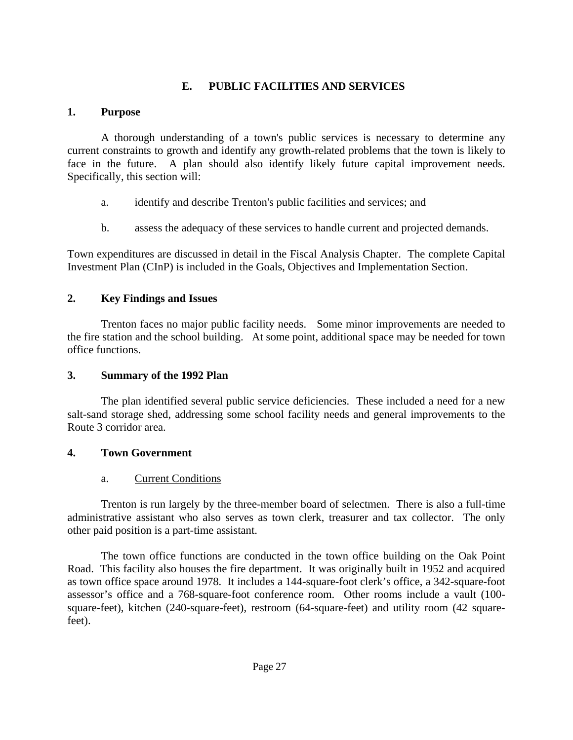## E. PUBLIC FACILITIES AND SERVICES

### 1. Purpose

A thorough understanding of a town's public services is necessary to determine any current constraints to growth and identify any growth-related problems that the town is likely to face in the future. A plan should also identify likely future capital improvement needs. Specifically, this section will:

a. identify and describe Trenton's public facilities and services; and

b. assess the adequacy of these services to handle current and projected demands.

Town expenditures are discussed in detail in the Fiscal Analysis Chapter. The complete Capital Investment Plan (CInP) is included in the Goals, Objectives and Implementation Section.

### 2. Key Findings and Issues

Trenton faces no major public facility needs. Some minor improvements are needed to the fire station and the school building. At some point, additional space may be needed for town office functions.

### 3. Summary of the 1992 Plan

The plan identified several public service deficiencies. These included a need for a new salt-sand storage shed, addressing some school facility needs and general improvements to the Route 3 corridor area.

### 4. Town Government

a. Current Conditions

Trenton is run largely by the three-member board of selectmen. There is also a full-time administrative assistant who also serves as town clerk, treasurer and tax collector. The only other paid position is a part-time assistant.

The town office functions are conducted in the town office building on the Oak Point Road. This facility also houses the fire department. It was originally built in 1952 and acquired as town office space around 1978. It includes a 144-square-foot clerk’s office, a 342-square-foot assessor’s office and a 768-square-foot conference room. Other rooms include a vault (100-square-feet), kitchen (240-square-feet), restroom (64-square-feet) and utility room (42 square-feet).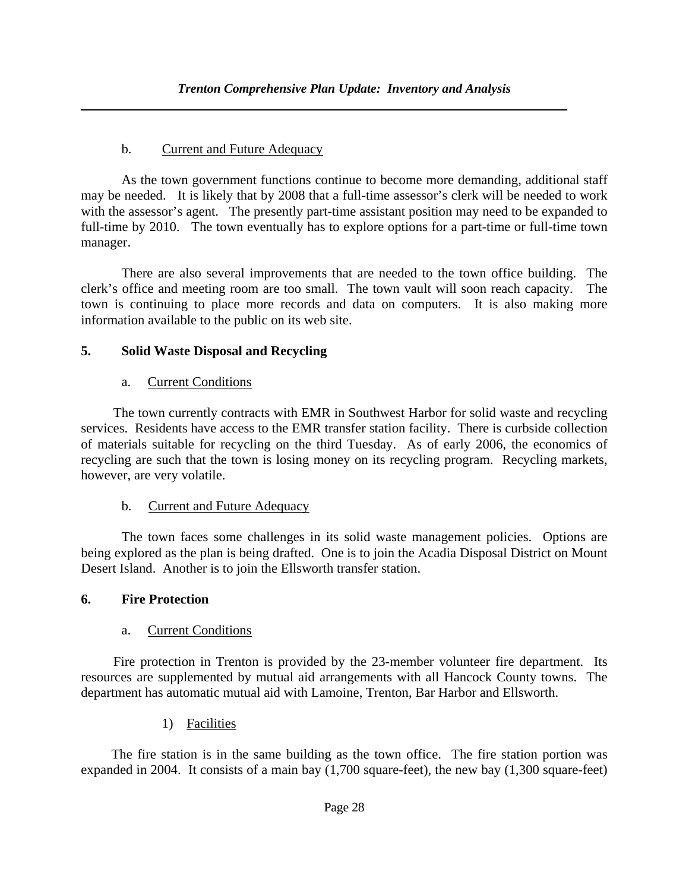b. Current and Future Adequacy

As the town government functions continue to become more demanding, additional staff may be needed. It is likely that by 2008 that a full-time assessor's clerk will be needed to work with the assessor's agent. The presently part-time assistant position may need to be expanded to full-time by 2010. The town eventually has to explore options for a part-time or full-time town manager.

There are also several improvements that are needed to the town office building. The clerk's office and meeting room are too small. The town vault will soon reach capacity. The town is continuing to place more records and data on computers. It is also making more information available to the public on its web site.

## 5. Solid Waste Disposal and Recycling

a. Current Conditions

The town currently contracts with EMR in Southwest Harbor for solid waste and recycling services. Residents have access to the EMR transfer station facility. There is curbside collection of materials suitable for recycling on the third Tuesday. As of early 2006, the economics of recycling are such that the town is losing money on its recycling program. Recycling markets, however, are very volatile.

b. Current and Future Adequacy

The town faces some challenges in its solid waste management policies. Options are being explored as the plan is being drafted. One is to join the Acadia Disposal District on Mount Desert Island. Another is to join the Ellsworth transfer station.

## 6. Fire Protection

a. Current Conditions

Fire protection in Trenton is provided by the 23-member volunteer fire department. Its resources are supplemented by mutual aid arrangements with all Hancock County towns. The department has automatic mutual aid with Lamoine, Trenton, Bar Harbor and Ellsworth.

1) Facilities

The fire station is in the same building as the town office. The fire station portion was expanded in 2004. It consists of a main bay (1,700 square-feet), the new bay (1,300 square-feet)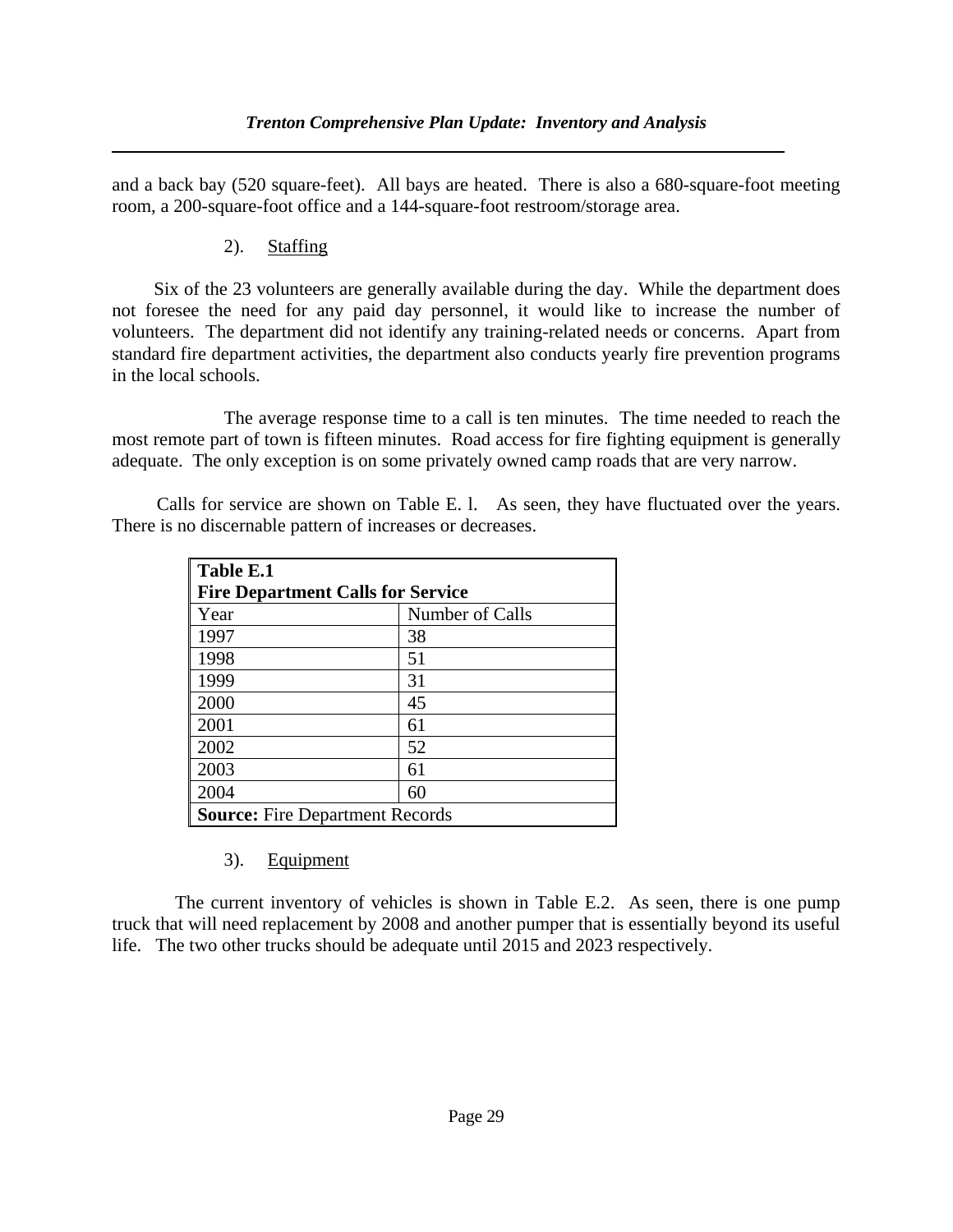and a back bay (520 square-feet). All bays are heated. There is also a 680-square-foot meeting room, a 200-square-foot office and a 144-square-foot restroom/storage area.

2). Staffing

Six of the 23 volunteers are generally available during the day. While the department does not foresee the need for any paid day personnel, it would like to increase the number of volunteers. The department did not identify any training-related needs or concerns. Apart from standard fire department activities, the department also conducts yearly fire prevention programs in the local schools.

The average response time to a call is ten minutes. The time needed to reach the most remote part of town is fifteen minutes. Road access for fire fighting equipment is generally adequate. The only exception is on some privately owned camp roads that are very narrow.

Calls for service are shown on Table E. l. As seen, they have fluctuated over the years. There is no discernable pattern of increases or decreases.

**Table E.1**
**Fire Department Calls for Service**

| Year | Number of Calls |
|---|---|
| 1997 | 38 |
| 1998 | 51 |
| 1999 | 31 |
| 2000 | 45 |
| 2001 | 61 |
| 2002 | 52 |
| 2003 | 61 |
| 2004 | 60 |

**Source:** Fire Department Records

3). Equipment

The current inventory of vehicles is shown in Table E.2. As seen, there is one pump truck that will need replacement by 2008 and another pumper that is essentially beyond its useful life. The two other trucks should be adequate until 2015 and 2023 respectively.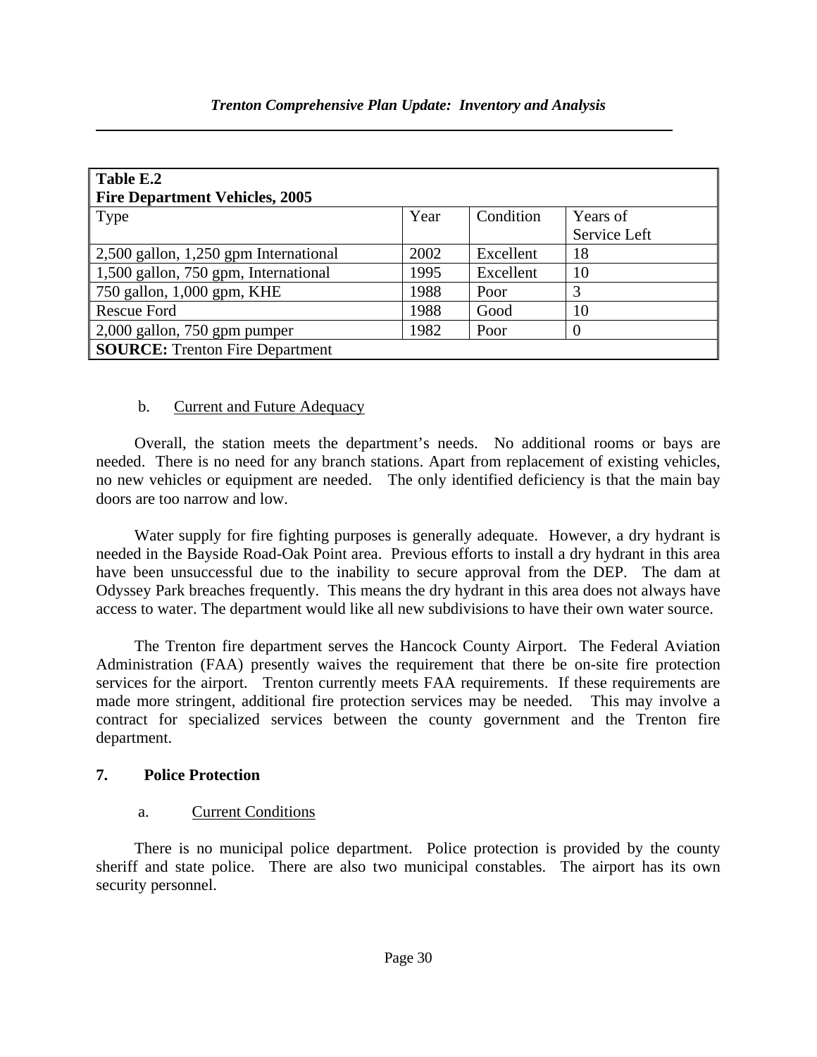**Table E.2**
**Fire Department Vehicles, 2005**

| Type | Year | Condition | Years of Service Left |
|---|---|---|---|
| 2,500 gallon, 1,250 gpm International | 2002 | Excellent | 18 |
| 1,500 gallon, 750 gpm, International | 1995 | Excellent | 10 |
| 750 gallon, 1,000 gpm, KHE | 1988 | Poor | 3 |
| Rescue Ford | 1988 | Good | 10 |
| 2,000 gallon, 750 gpm pumper | 1982 | Poor | 0 |
| **SOURCE:** Trenton Fire Department | | | |

b. Current and Future Adequacy

Overall, the station meets the department's needs. No additional rooms or bays are needed. There is no need for any branch stations. Apart from replacement of existing vehicles, no new vehicles or equipment are needed. The only identified deficiency is that the main bay doors are too narrow and low.

Water supply for fire fighting purposes is generally adequate. However, a dry hydrant is needed in the Bayside Road-Oak Point area. Previous efforts to install a dry hydrant in this area have been unsuccessful due to the inability to secure approval from the DEP. The dam at Odyssey Park breaches frequently. This means the dry hydrant in this area does not always have access to water. The department would like all new subdivisions to have their own water source.

The Trenton fire department serves the Hancock County Airport. The Federal Aviation Administration (FAA) presently waives the requirement that there be on-site fire protection services for the airport. Trenton currently meets FAA requirements. If these requirements are made more stringent, additional fire protection services may be needed. This may involve a contract for specialized services between the county government and the Trenton fire department.

## 7. Police Protection

a. Current Conditions

There is no municipal police department. Police protection is provided by the county sheriff and state police. There are also two municipal constables. The airport has its own security personnel.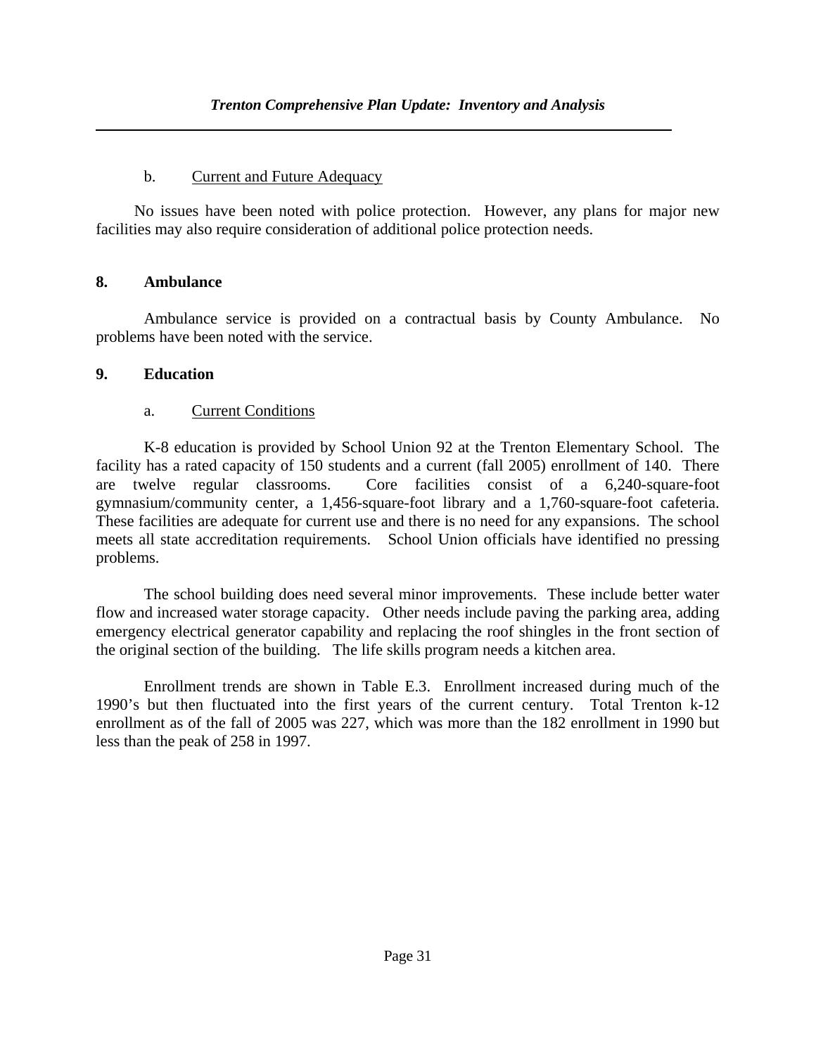b. Current and Future Adequacy

No issues have been noted with police protection. However, any plans for major new facilities may also require consideration of additional police protection needs.

## 8. Ambulance

Ambulance service is provided on a contractual basis by County Ambulance. No problems have been noted with the service.

## 9. Education

a. Current Conditions

K-8 education is provided by School Union 92 at the Trenton Elementary School. The facility has a rated capacity of 150 students and a current (fall 2005) enrollment of 140. There are twelve regular classrooms. Core facilities consist of a 6,240-square-foot gymnasium/community center, a 1,456-square-foot library and a 1,760-square-foot cafeteria. These facilities are adequate for current use and there is no need for any expansions. The school meets all state accreditation requirements. School Union officials have identified no pressing problems.

The school building does need several minor improvements. These include better water flow and increased water storage capacity. Other needs include paving the parking area, adding emergency electrical generator capability and replacing the roof shingles in the front section of the original section of the building. The life skills program needs a kitchen area.

Enrollment trends are shown in Table E.3. Enrollment increased during much of the 1990's but then fluctuated into the first years of the current century. Total Trenton k-12 enrollment as of the fall of 2005 was 227, which was more than the 182 enrollment in 1990 but less than the peak of 258 in 1997.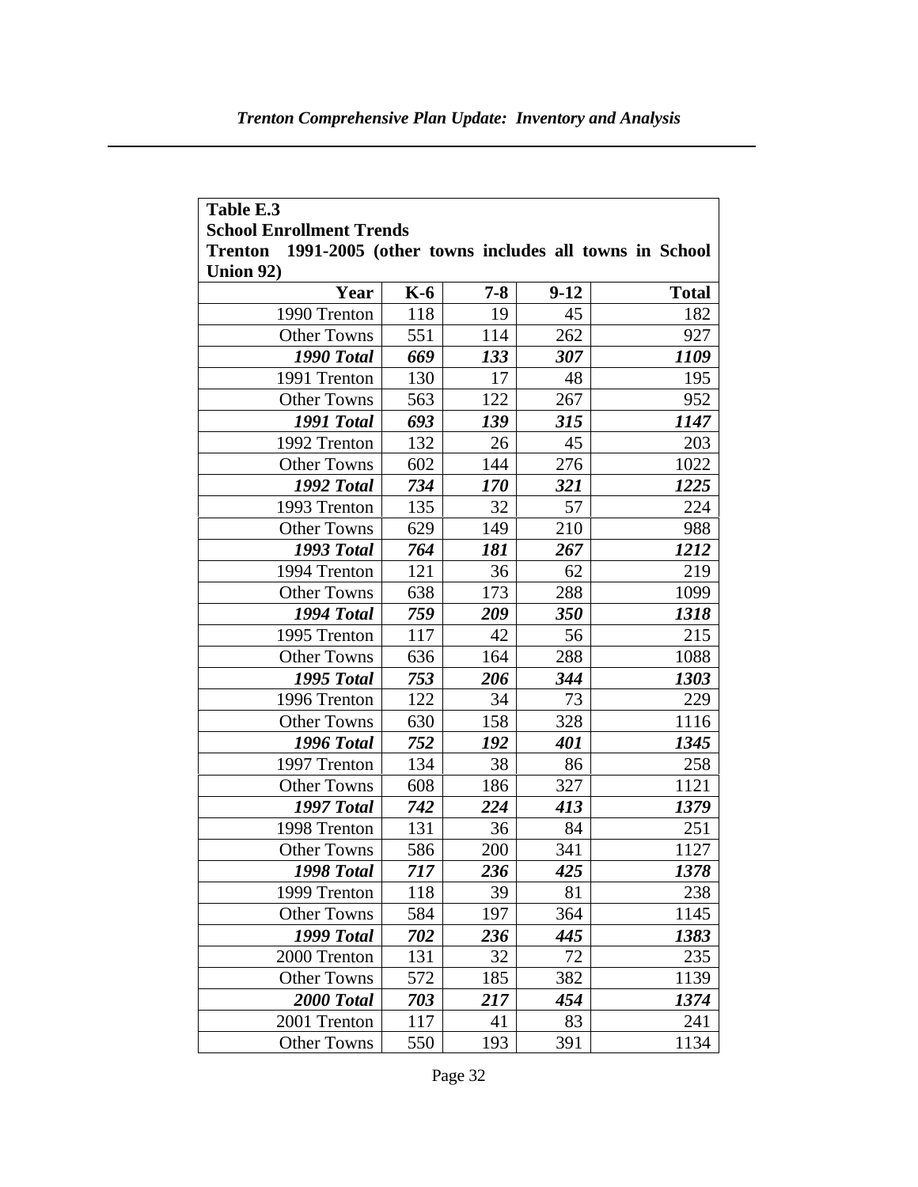**Table E.3**
**School Enrollment Trends**
**Trenton 1991-2005 (other towns includes all towns in School Union 92)**

| Year | K-6 | 7-8 | 9-12 | Total |
|---|---|---|---|---|
| 1990 Trenton | 118 | 19 | 45 | 182 |
| Other Towns | 551 | 114 | 262 | 927 |
| ***1990 Total*** | ***669*** | ***133*** | ***307*** | ***1109*** |
| 1991 Trenton | 130 | 17 | 48 | 195 |
| Other Towns | 563 | 122 | 267 | 952 |
| ***1991 Total*** | ***693*** | ***139*** | ***315*** | ***1147*** |
| 1992 Trenton | 132 | 26 | 45 | 203 |
| Other Towns | 602 | 144 | 276 | 1022 |
| ***1992 Total*** | ***734*** | ***170*** | ***321*** | ***1225*** |
| 1993 Trenton | 135 | 32 | 57 | 224 |
| Other Towns | 629 | 149 | 210 | 988 |
| ***1993 Total*** | ***764*** | ***181*** | ***267*** | ***1212*** |
| 1994 Trenton | 121 | 36 | 62 | 219 |
| Other Towns | 638 | 173 | 288 | 1099 |
| ***1994 Total*** | ***759*** | ***209*** | ***350*** | ***1318*** |
| 1995 Trenton | 117 | 42 | 56 | 215 |
| Other Towns | 636 | 164 | 288 | 1088 |
| ***1995 Total*** | ***753*** | ***206*** | ***344*** | ***1303*** |
| 1996 Trenton | 122 | 34 | 73 | 229 |
| Other Towns | 630 | 158 | 328 | 1116 |
| ***1996 Total*** | ***752*** | ***192*** | ***401*** | ***1345*** |
| 1997 Trenton | 134 | 38 | 86 | 258 |
| Other Towns | 608 | 186 | 327 | 1121 |
| ***1997 Total*** | ***742*** | ***224*** | ***413*** | ***1379*** |
| 1998 Trenton | 131 | 36 | 84 | 251 |
| Other Towns | 586 | 200 | 341 | 1127 |
| ***1998 Total*** | ***717*** | ***236*** | ***425*** | ***1378*** |
| 1999 Trenton | 118 | 39 | 81 | 238 |
| Other Towns | 584 | 197 | 364 | 1145 |
| ***1999 Total*** | ***702*** | ***236*** | ***445*** | ***1383*** |
| 2000 Trenton | 131 | 32 | 72 | 235 |
| Other Towns | 572 | 185 | 382 | 1139 |
| ***2000 Total*** | ***703*** | ***217*** | ***454*** | ***1374*** |
| 2001 Trenton | 117 | 41 | 83 | 241 |
| Other Towns | 550 | 193 | 391 | 1134 |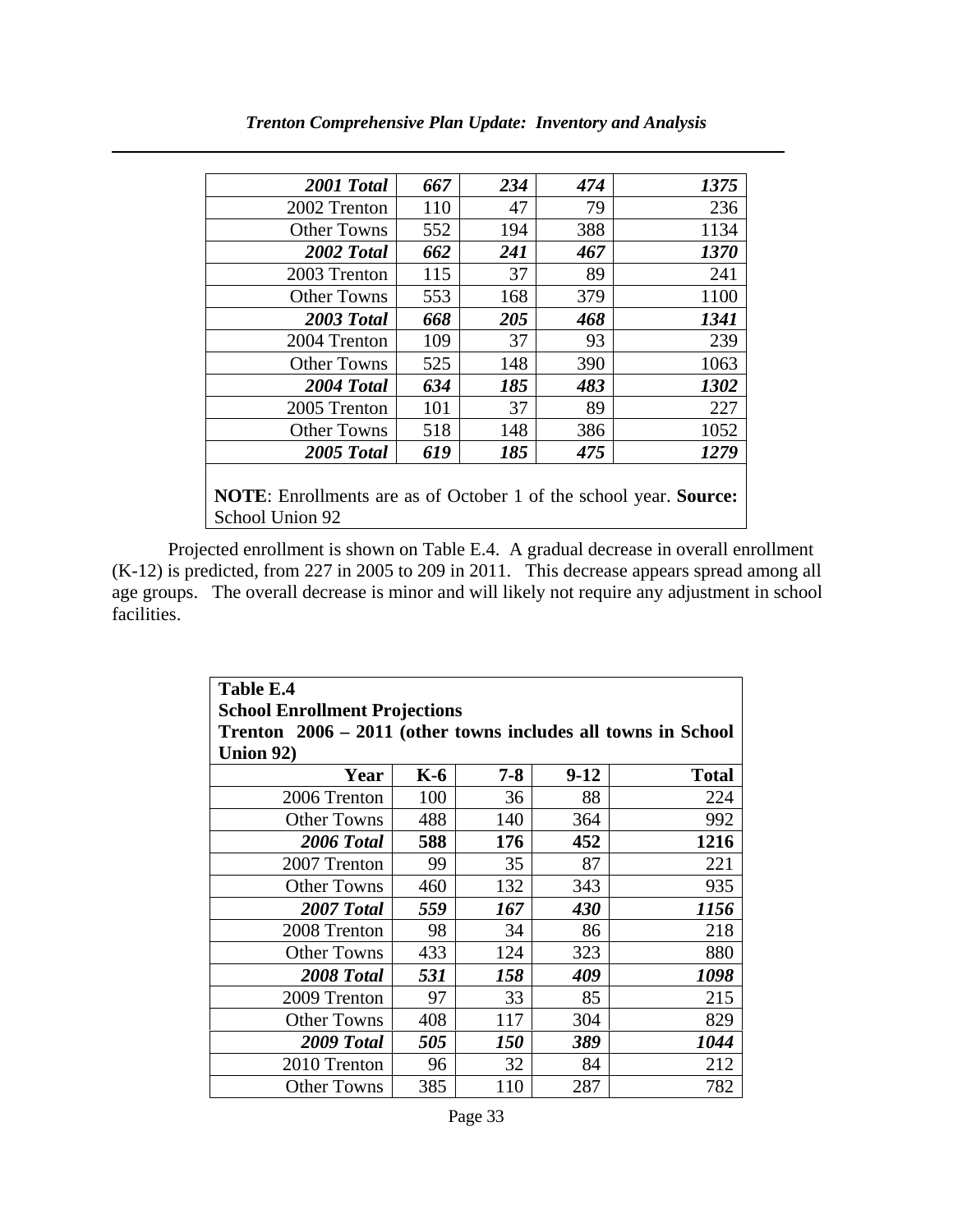| | | | | |
|---|---|---|---|---|
| ***2001 Total*** | ***667*** | ***234*** | ***474*** | ***1375*** |
| 2002 Trenton | 110 | 47 | 79 | 236 |
| Other Towns | 552 | 194 | 388 | 1134 |
| ***2002 Total*** | ***662*** | ***241*** | ***467*** | ***1370*** |
| 2003 Trenton | 115 | 37 | 89 | 241 |
| Other Towns | 553 | 168 | 379 | 1100 |
| ***2003 Total*** | ***668*** | ***205*** | ***468*** | ***1341*** |
| 2004 Trenton | 109 | 37 | 93 | 239 |
| Other Towns | 525 | 148 | 390 | 1063 |
| ***2004 Total*** | ***634*** | ***185*** | ***483*** | ***1302*** |
| 2005 Trenton | 101 | 37 | 89 | 227 |
| Other Towns | 518 | 148 | 386 | 1052 |
| ***2005 Total*** | ***619*** | ***185*** | ***475*** | ***1279*** |

**NOTE**: Enrollments are as of October 1 of the school year. **Source:** School Union 92

Projected enrollment is shown on Table E.4. A gradual decrease in overall enrollment (K-12) is predicted, from 227 in 2005 to 209 in 2011. This decrease appears spread among all age groups. The overall decrease is minor and will likely not require any adjustment in school facilities.

**Table E.4**
**School Enrollment Projections**
**Trenton 2006 – 2011 (other towns includes all towns in School Union 92)**

| Year | K-6 | 7-8 | 9-12 | Total |
|---|---|---|---|---|
| 2006 Trenton | 100 | 36 | 88 | 224 |
| Other Towns | 488 | 140 | 364 | 992 |
| ***2006 Total*** | **588** | **176** | **452** | **1216** |
| 2007 Trenton | 99 | 35 | 87 | 221 |
| Other Towns | 460 | 132 | 343 | 935 |
| ***2007 Total*** | ***559*** | ***167*** | ***430*** | ***1156*** |
| 2008 Trenton | 98 | 34 | 86 | 218 |
| Other Towns | 433 | 124 | 323 | 880 |
| ***2008 Total*** | ***531*** | ***158*** | ***409*** | ***1098*** |
| 2009 Trenton | 97 | 33 | 85 | 215 |
| Other Towns | 408 | 117 | 304 | 829 |
| ***2009 Total*** | ***505*** | ***150*** | ***389*** | ***1044*** |
| 2010 Trenton | 96 | 32 | 84 | 212 |
| Other Towns | 385 | 110 | 287 | 782 |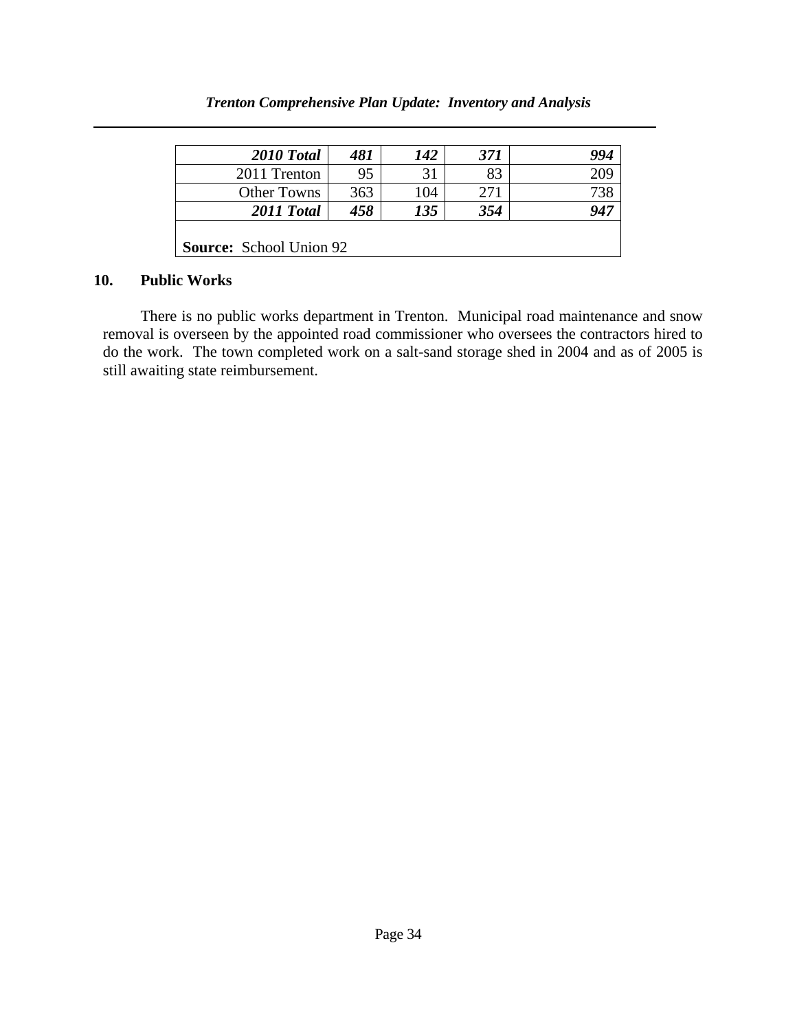| | | | | |
|---|---|---|---|---|
| ***2010 Total*** | ***481*** | ***142*** | ***371*** | ***994*** |
| 2011 Trenton | 95 | 31 | 83 | 209 |
| Other Towns | 363 | 104 | 271 | 738 |
| ***2011 Total*** | ***458*** | ***135*** | ***354*** | ***947*** |

**Source:** School Union 92

## 10. Public Works

There is no public works department in Trenton. Municipal road maintenance and snow removal is overseen by the appointed road commissioner who oversees the contractors hired to do the work. The town completed work on a salt-sand storage shed in 2004 and as of 2005 is still awaiting state reimbursement.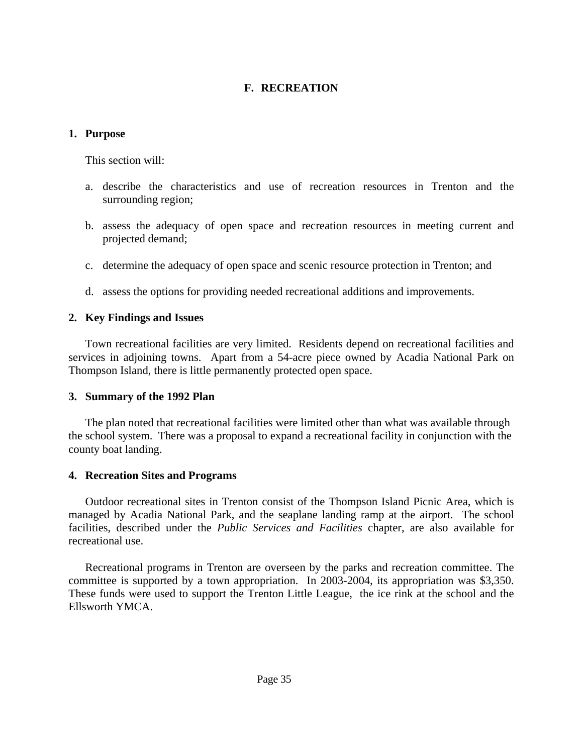## F. RECREATION

### 1. Purpose

This section will:

a. describe the characteristics and use of recreation resources in Trenton and the surrounding region;

b. assess the adequacy of open space and recreation resources in meeting current and projected demand;

c. determine the adequacy of open space and scenic resource protection in Trenton; and

d. assess the options for providing needed recreational additions and improvements.

### 2. Key Findings and Issues

Town recreational facilities are very limited. Residents depend on recreational facilities and services in adjoining towns. Apart from a 54-acre piece owned by Acadia National Park on Thompson Island, there is little permanently protected open space.

### 3. Summary of the 1992 Plan

The plan noted that recreational facilities were limited other than what was available through the school system. There was a proposal to expand a recreational facility in conjunction with the county boat landing.

### 4. Recreation Sites and Programs

Outdoor recreational sites in Trenton consist of the Thompson Island Picnic Area, which is managed by Acadia National Park, and the seaplane landing ramp at the airport. The school facilities, described under the *Public Services and Facilities* chapter, are also available for recreational use.

Recreational programs in Trenton are overseen by the parks and recreation committee. The committee is supported by a town appropriation. In 2003-2004, its appropriation was $3,350. These funds were used to support the Trenton Little League, the ice rink at the school and the Ellsworth YMCA.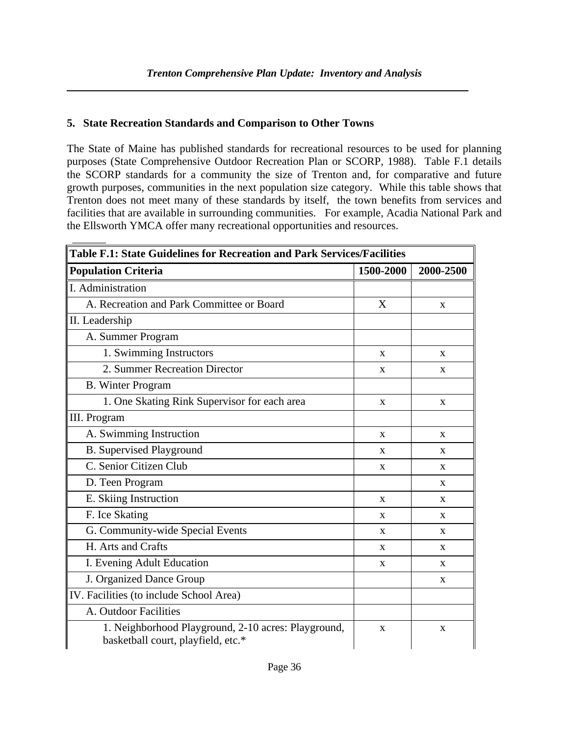## 5. State Recreation Standards and Comparison to Other Towns

The State of Maine has published standards for recreational resources to be used for planning purposes (State Comprehensive Outdoor Recreation Plan or SCORP, 1988). Table F.1 details the SCORP standards for a community the size of Trenton and, for comparative and future growth purposes, communities in the next population size category. While this table shows that Trenton does not meet many of these standards by itself, the town benefits from services and facilities that are available in surrounding communities. For example, Acadia National Park and the Ellsworth YMCA offer many recreational opportunities and resources.

| **Table F.1: State Guidelines for Recreation and Park Services/Facilities** | | |
|---|---|---|
| **Population Criteria** | **1500-2000** | **2000-2500** |
| I. Administration | | |
| A. Recreation and Park Committee or Board | X | x |
| II. Leadership | | |
| A. Summer Program | | |
| 1. Swimming Instructors | x | x |
| 2. Summer Recreation Director | x | x |
| B. Winter Program | | |
| 1. One Skating Rink Supervisor for each area | x | x |
| III. Program | | |
| A. Swimming Instruction | x | x |
| B. Supervised Playground | x | x |
| C. Senior Citizen Club | x | x |
| D. Teen Program | | x |
| E. Skiing Instruction | x | x |
| F. Ice Skating | x | x |
| G. Community-wide Special Events | x | x |
| H. Arts and Crafts | x | x |
| I. Evening Adult Education | x | x |
| J. Organized Dance Group | | x |
| IV. Facilities (to include School Area) | | |
| A. Outdoor Facilities | | |
| 1. Neighborhood Playground, 2-10 acres: Playground, basketball court, playfield, etc.* | x | x |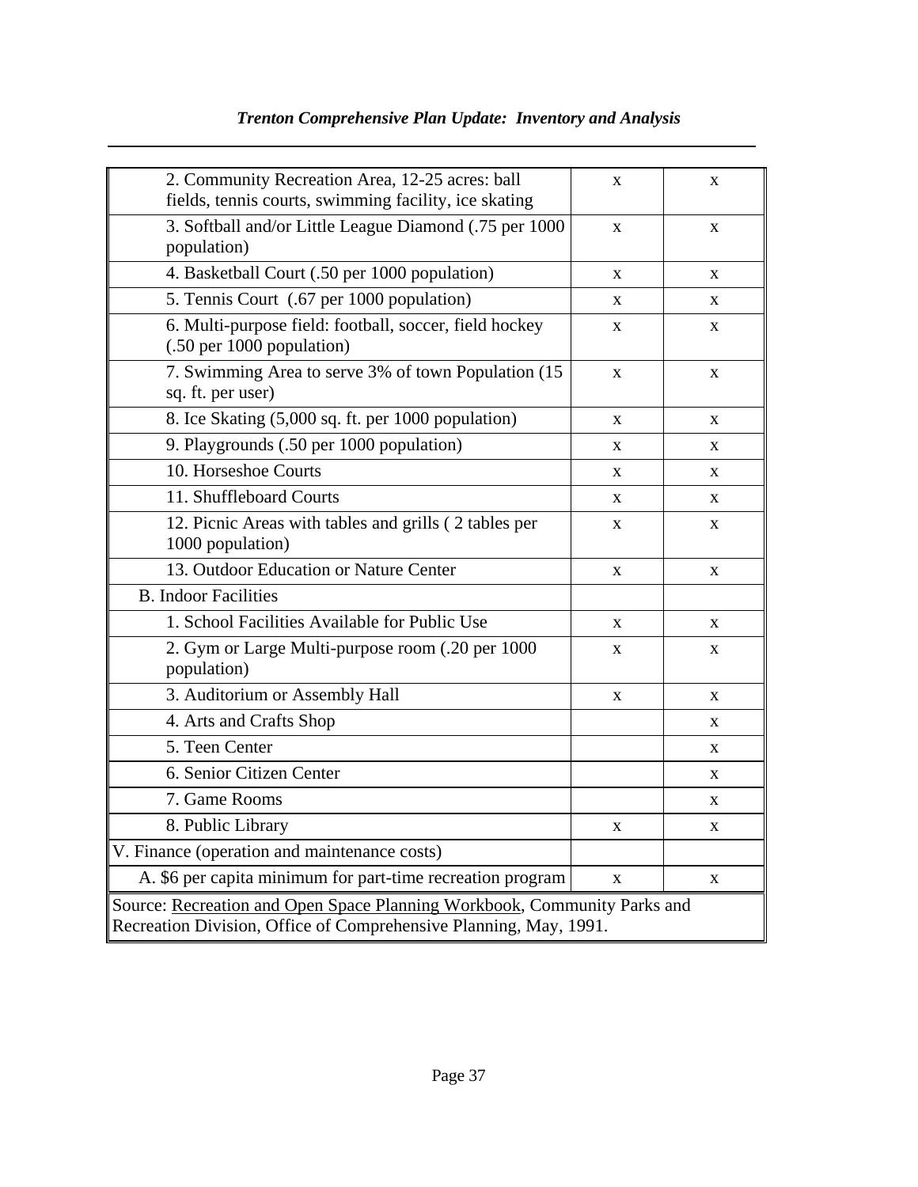| | | |
|---|---|---|
| 2. Community Recreation Area, 12-25 acres: ball fields, tennis courts, swimming facility, ice skating | x | x |
| 3. Softball and/or Little League Diamond (.75 per 1000 population) | x | x |
| 4. Basketball Court (.50 per 1000 population) | x | x |
| 5. Tennis Court (.67 per 1000 population) | x | x |
| 6. Multi-purpose field: football, soccer, field hockey (.50 per 1000 population) | x | x |
| 7. Swimming Area to serve 3% of town Population (15 sq. ft. per user) | x | x |
| 8. Ice Skating (5,000 sq. ft. per 1000 population) | x | x |
| 9. Playgrounds (.50 per 1000 population) | x | x |
| 10. Horseshoe Courts | x | x |
| 11. Shuffleboard Courts | x | x |
| 12. Picnic Areas with tables and grills ( 2 tables per 1000 population) | x | x |
| 13. Outdoor Education or Nature Center | x | x |
| B. Indoor Facilities | | |
| 1. School Facilities Available for Public Use | x | x |
| 2. Gym or Large Multi-purpose room (.20 per 1000 population) | x | x |
| 3. Auditorium or Assembly Hall | x | x |
| 4. Arts and Crafts Shop | | x |
| 5. Teen Center | | x |
| 6. Senior Citizen Center | | x |
| 7. Game Rooms | | x |
| 8. Public Library | x | x |
| V. Finance (operation and maintenance costs) | | |
| A. $6 per capita minimum for part-time recreation program | x | x |
| Source: Recreation and Open Space Planning Workbook, Community Parks and Recreation Division, Office of Comprehensive Planning, May, 1991. | | |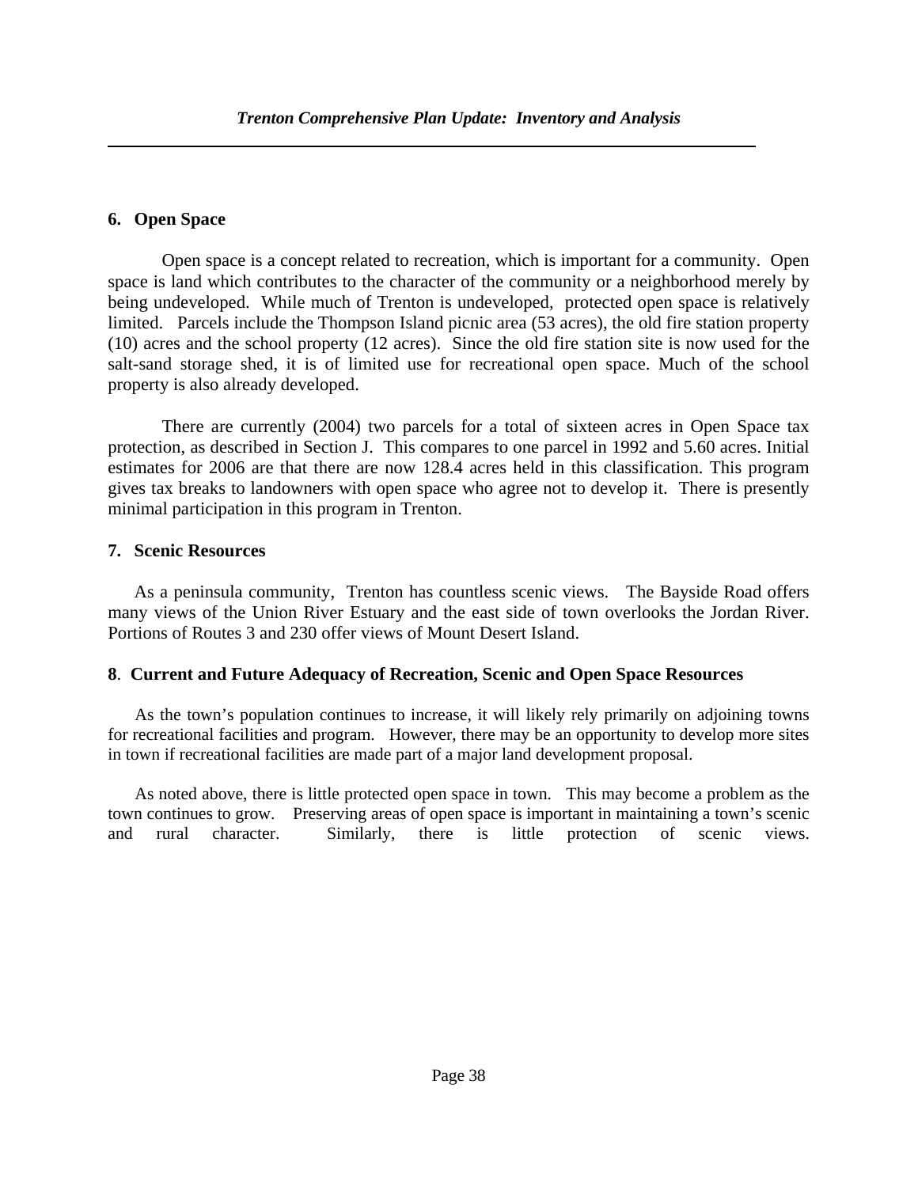## 6. Open Space

Open space is a concept related to recreation, which is important for a community. Open space is land which contributes to the character of the community or a neighborhood merely by being undeveloped. While much of Trenton is undeveloped, protected open space is relatively limited. Parcels include the Thompson Island picnic area (53 acres), the old fire station property (10) acres and the school property (12 acres). Since the old fire station site is now used for the salt-sand storage shed, it is of limited use for recreational open space. Much of the school property is also already developed.

There are currently (2004) two parcels for a total of sixteen acres in Open Space tax protection, as described in Section J. This compares to one parcel in 1992 and 5.60 acres. Initial estimates for 2006 are that there are now 128.4 acres held in this classification. This program gives tax breaks to landowners with open space who agree not to develop it. There is presently minimal participation in this program in Trenton.

## 7. Scenic Resources

As a peninsula community, Trenton has countless scenic views. The Bayside Road offers many views of the Union River Estuary and the east side of town overlooks the Jordan River. Portions of Routes 3 and 230 offer views of Mount Desert Island.

## 8. Current and Future Adequacy of Recreation, Scenic and Open Space Resources

As the town's population continues to increase, it will likely rely primarily on adjoining towns for recreational facilities and program. However, there may be an opportunity to develop more sites in town if recreational facilities are made part of a major land development proposal.

As noted above, there is little protected open space in town. This may become a problem as the town continues to grow. Preserving areas of open space is important in maintaining a town's scenic and rural character. Similarly, there is little protection of scenic views.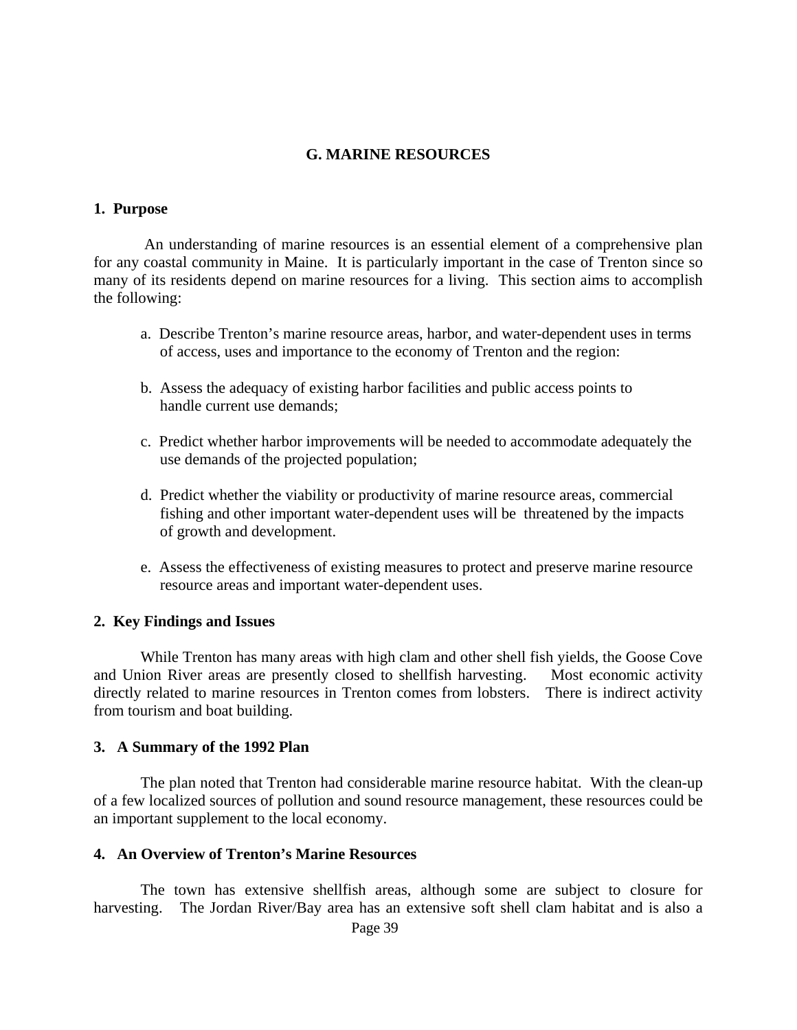## G. MARINE RESOURCES

### 1. Purpose

An understanding of marine resources is an essential element of a comprehensive plan for any coastal community in Maine. It is particularly important in the case of Trenton since so many of its residents depend on marine resources for a living. This section aims to accomplish the following:

a. Describe Trenton's marine resource areas, harbor, and water-dependent uses in terms of access, uses and importance to the economy of Trenton and the region:

b. Assess the adequacy of existing harbor facilities and public access points to handle current use demands;

c. Predict whether harbor improvements will be needed to accommodate adequately the use demands of the projected population;

d. Predict whether the viability or productivity of marine resource areas, commercial fishing and other important water-dependent uses will be threatened by the impacts of growth and development.

e. Assess the effectiveness of existing measures to protect and preserve marine resource resource areas and important water-dependent uses.

### 2. Key Findings and Issues

While Trenton has many areas with high clam and other shell fish yields, the Goose Cove and Union River areas are presently closed to shellfish harvesting. Most economic activity directly related to marine resources in Trenton comes from lobsters. There is indirect activity from tourism and boat building.

### 3. A Summary of the 1992 Plan

The plan noted that Trenton had considerable marine resource habitat. With the clean-up of a few localized sources of pollution and sound resource management, these resources could be an important supplement to the local economy.

### 4. An Overview of Trenton's Marine Resources

The town has extensive shellfish areas, although some are subject to closure for harvesting. The Jordan River/Bay area has an extensive soft shell clam habitat and is also a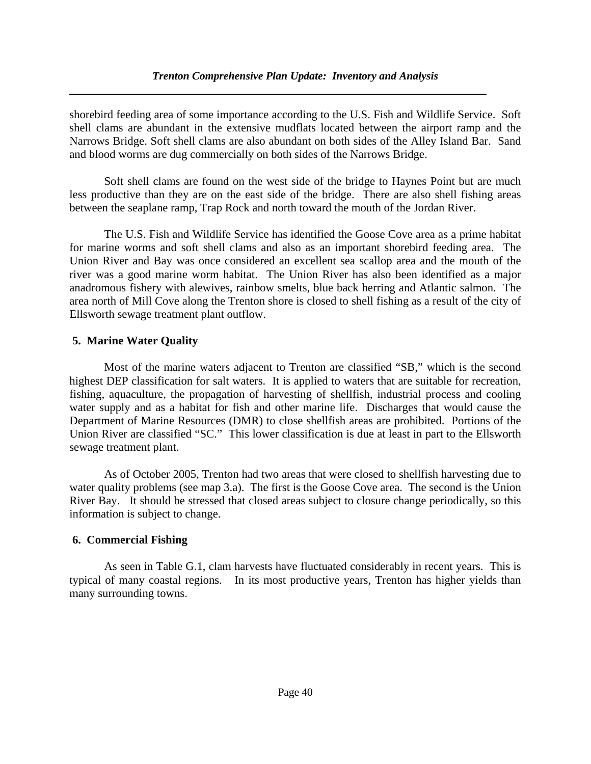shorebird feeding area of some importance according to the U.S. Fish and Wildlife Service. Soft shell clams are abundant in the extensive mudflats located between the airport ramp and the Narrows Bridge. Soft shell clams are also abundant on both sides of the Alley Island Bar. Sand and blood worms are dug commercially on both sides of the Narrows Bridge.

Soft shell clams are found on the west side of the bridge to Haynes Point but are much less productive than they are on the east side of the bridge. There are also shell fishing areas between the seaplane ramp, Trap Rock and north toward the mouth of the Jordan River.

The U.S. Fish and Wildlife Service has identified the Goose Cove area as a prime habitat for marine worms and soft shell clams and also as an important shorebird feeding area. The Union River and Bay was once considered an excellent sea scallop area and the mouth of the river was a good marine worm habitat. The Union River has also been identified as a major anadromous fishery with alewives, rainbow smelts, blue back herring and Atlantic salmon. The area north of Mill Cove along the Trenton shore is closed to shell fishing as a result of the city of Ellsworth sewage treatment plant outflow.

## 5. Marine Water Quality

Most of the marine waters adjacent to Trenton are classified "SB," which is the second highest DEP classification for salt waters. It is applied to waters that are suitable for recreation, fishing, aquaculture, the propagation of harvesting of shellfish, industrial process and cooling water supply and as a habitat for fish and other marine life. Discharges that would cause the Department of Marine Resources (DMR) to close shellfish areas are prohibited. Portions of the Union River are classified "SC." This lower classification is due at least in part to the Ellsworth sewage treatment plant.

As of October 2005, Trenton had two areas that were closed to shellfish harvesting due to water quality problems (see map 3.a). The first is the Goose Cove area. The second is the Union River Bay. It should be stressed that closed areas subject to closure change periodically, so this information is subject to change.

## 6. Commercial Fishing

As seen in Table G.1, clam harvests have fluctuated considerably in recent years. This is typical of many coastal regions. In its most productive years, Trenton has higher yields than many surrounding towns.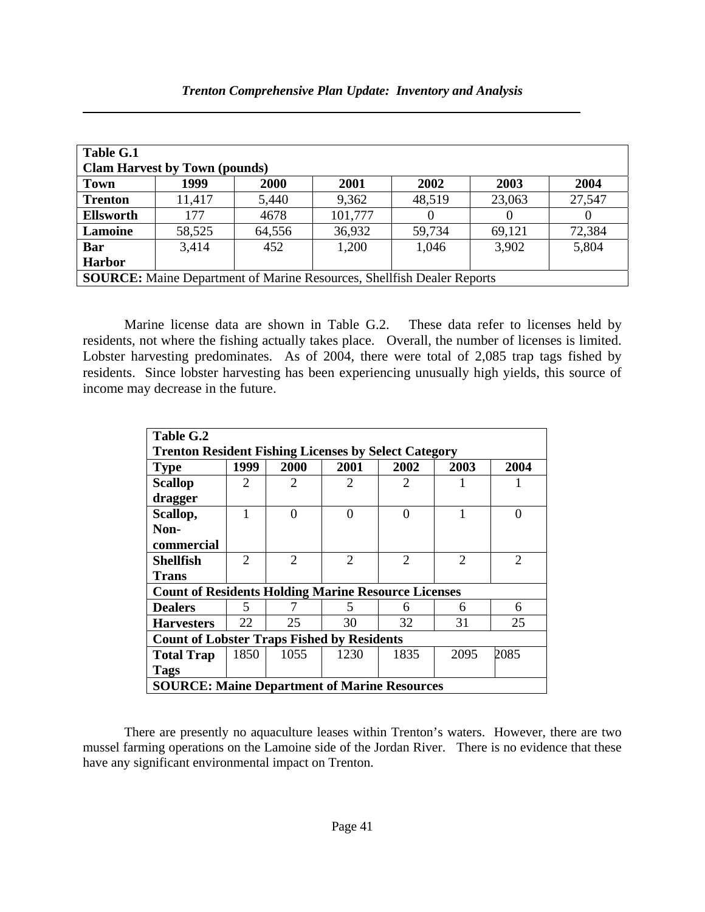| Table G.1 | | | | | | |
|---|---|---|---|---|---|---|
| **Clam Harvest by Town (pounds)** | | | | | | |
| **Town** | **1999** | **2000** | **2001** | **2002** | **2003** | **2004** |
| **Trenton** | 11,417 | 5,440 | 9,362 | 48,519 | 23,063 | 27,547 |
| **Ellsworth** | 177 | 4678 | 101,777 | 0 | 0 | 0 |
| **Lamoine** | 58,525 | 64,556 | 36,932 | 59,734 | 69,121 | 72,384 |
| **Bar Harbor** | 3,414 | 452 | 1,200 | 1,046 | 3,902 | 5,804 |
| **SOURCE:** Maine Department of Marine Resources, Shellfish Dealer Reports | | | | | | |

Marine license data are shown in Table G.2. These data refer to licenses held by residents, not where the fishing actually takes place. Overall, the number of licenses is limited. Lobster harvesting predominates. As of 2004, there were total of 2,085 trap tags fished by residents. Since lobster harvesting has been experiencing unusually high yields, this source of income may decrease in the future.

| Table G.2 | | | | | | |
|---|---|---|---|---|---|---|
| **Trenton Resident Fishing Licenses by Select Category** | | | | | | |
| **Type** | **1999** | **2000** | **2001** | **2002** | **2003** | **2004** |
| **Scallop dragger** | 2 | 2 | 2 | 2 | 1 | 1 |
| **Scallop, Non-commercial** | 1 | 0 | 0 | 0 | 1 | 0 |
| **Shellfish Trans** | 2 | 2 | 2 | 2 | 2 | 2 |
| **Count of Residents Holding Marine Resource Licenses** | | | | | | |
| **Dealers** | 5 | 7 | 5 | 6 | 6 | 6 |
| **Harvesters** | 22 | 25 | 30 | 32 | 31 | 25 |
| **Count of Lobster Traps Fished by Residents** | | | | | | |
| **Total Trap Tags** | 1850 | 1055 | 1230 | 1835 | 2095 | 2085 |
| **SOURCE: Maine Department of Marine Resources** | | | | | | |

There are presently no aquaculture leases within Trenton's waters. However, there are two mussel farming operations on the Lamoine side of the Jordan River. There is no evidence that these have any significant environmental impact on Trenton.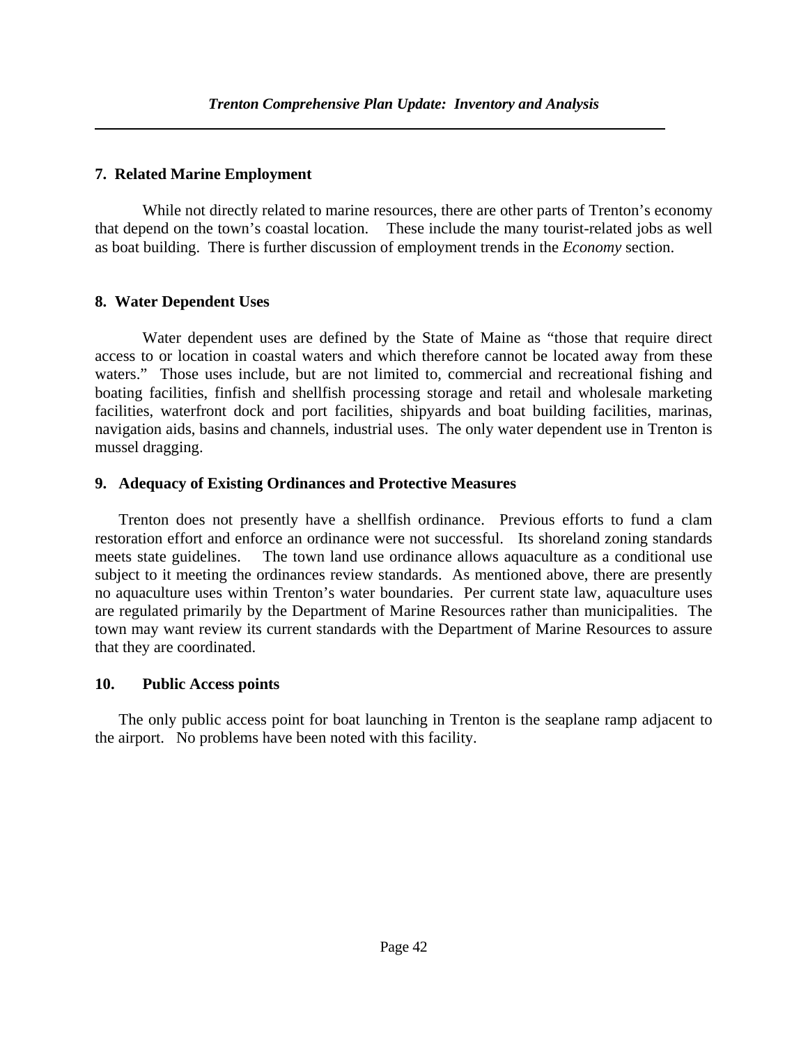### 7. Related Marine Employment

While not directly related to marine resources, there are other parts of Trenton's economy that depend on the town's coastal location. These include the many tourist-related jobs as well as boat building. There is further discussion of employment trends in the *Economy* section.

### 8. Water Dependent Uses

Water dependent uses are defined by the State of Maine as "those that require direct access to or location in coastal waters and which therefore cannot be located away from these waters." Those uses include, but are not limited to, commercial and recreational fishing and boating facilities, finfish and shellfish processing storage and retail and wholesale marketing facilities, waterfront dock and port facilities, shipyards and boat building facilities, marinas, navigation aids, basins and channels, industrial uses. The only water dependent use in Trenton is mussel dragging.

### 9. Adequacy of Existing Ordinances and Protective Measures

Trenton does not presently have a shellfish ordinance. Previous efforts to fund a clam restoration effort and enforce an ordinance were not successful. Its shoreland zoning standards meets state guidelines. The town land use ordinance allows aquaculture as a conditional use subject to it meeting the ordinances review standards. As mentioned above, there are presently no aquaculture uses within Trenton's water boundaries. Per current state law, aquaculture uses are regulated primarily by the Department of Marine Resources rather than municipalities. The town may want review its current standards with the Department of Marine Resources to assure that they are coordinated.

### 10. Public Access points

The only public access point for boat launching in Trenton is the seaplane ramp adjacent to the airport. No problems have been noted with this facility.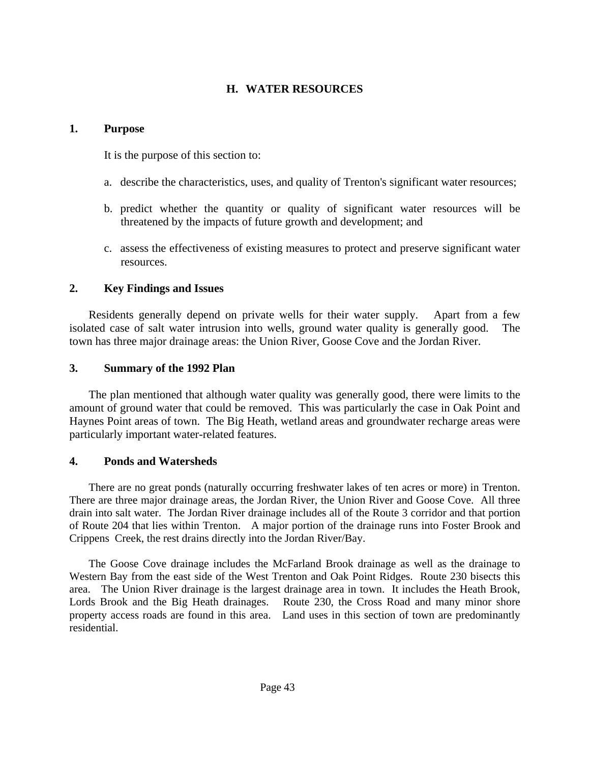## H. WATER RESOURCES

### 1. Purpose

It is the purpose of this section to:

a. describe the characteristics, uses, and quality of Trenton's significant water resources;

b. predict whether the quantity or quality of significant water resources will be threatened by the impacts of future growth and development; and

c. assess the effectiveness of existing measures to protect and preserve significant water resources.

### 2. Key Findings and Issues

Residents generally depend on private wells for their water supply. Apart from a few isolated case of salt water intrusion into wells, ground water quality is generally good. The town has three major drainage areas: the Union River, Goose Cove and the Jordan River.

### 3. Summary of the 1992 Plan

The plan mentioned that although water quality was generally good, there were limits to the amount of ground water that could be removed. This was particularly the case in Oak Point and Haynes Point areas of town. The Big Heath, wetland areas and groundwater recharge areas were particularly important water-related features.

### 4. Ponds and Watersheds

There are no great ponds (naturally occurring freshwater lakes of ten acres or more) in Trenton. There are three major drainage areas, the Jordan River, the Union River and Goose Cove. All three drain into salt water. The Jordan River drainage includes all of the Route 3 corridor and that portion of Route 204 that lies within Trenton. A major portion of the drainage runs into Foster Brook and Crippens Creek, the rest drains directly into the Jordan River/Bay.

The Goose Cove drainage includes the McFarland Brook drainage as well as the drainage to Western Bay from the east side of the West Trenton and Oak Point Ridges. Route 230 bisects this area. The Union River drainage is the largest drainage area in town. It includes the Heath Brook, Lords Brook and the Big Heath drainages. Route 230, the Cross Road and many minor shore property access roads are found in this area. Land uses in this section of town are predominantly residential.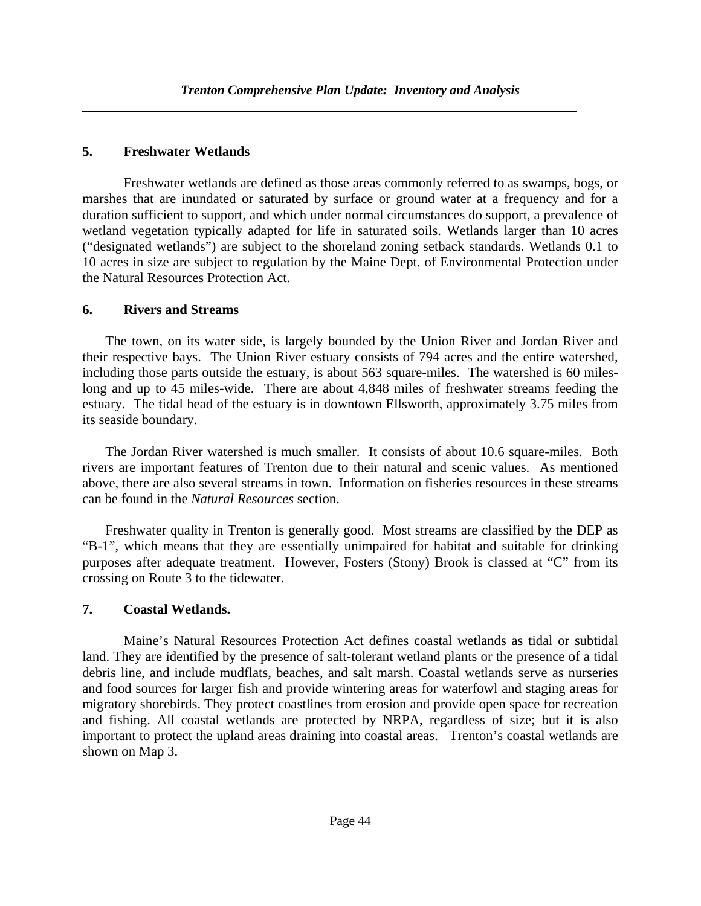## 5. Freshwater Wetlands

Freshwater wetlands are defined as those areas commonly referred to as swamps, bogs, or marshes that are inundated or saturated by surface or ground water at a frequency and for a duration sufficient to support, and which under normal circumstances do support, a prevalence of wetland vegetation typically adapted for life in saturated soils. Wetlands larger than 10 acres ("designated wetlands") are subject to the shoreland zoning setback standards. Wetlands 0.1 to 10 acres in size are subject to regulation by the Maine Dept. of Environmental Protection under the Natural Resources Protection Act.

## 6. Rivers and Streams

The town, on its water side, is largely bounded by the Union River and Jordan River and their respective bays. The Union River estuary consists of 794 acres and the entire watershed, including those parts outside the estuary, is about 563 square-miles. The watershed is 60 miles-long and up to 45 miles-wide. There are about 4,848 miles of freshwater streams feeding the estuary. The tidal head of the estuary is in downtown Ellsworth, approximately 3.75 miles from its seaside boundary.

The Jordan River watershed is much smaller. It consists of about 10.6 square-miles. Both rivers are important features of Trenton due to their natural and scenic values. As mentioned above, there are also several streams in town. Information on fisheries resources in these streams can be found in the *Natural Resources* section.

Freshwater quality in Trenton is generally good. Most streams are classified by the DEP as "B-1", which means that they are essentially unimpaired for habitat and suitable for drinking purposes after adequate treatment. However, Fosters (Stony) Brook is classed at "C" from its crossing on Route 3 to the tidewater.

## 7. Coastal Wetlands.

Maine's Natural Resources Protection Act defines coastal wetlands as tidal or subtidal land. They are identified by the presence of salt-tolerant wetland plants or the presence of a tidal debris line, and include mudflats, beaches, and salt marsh. Coastal wetlands serve as nurseries and food sources for larger fish and provide wintering areas for waterfowl and staging areas for migratory shorebirds. They protect coastlines from erosion and provide open space for recreation and fishing. All coastal wetlands are protected by NRPA, regardless of size; but it is also important to protect the upland areas draining into coastal areas. Trenton's coastal wetlands are shown on Map 3.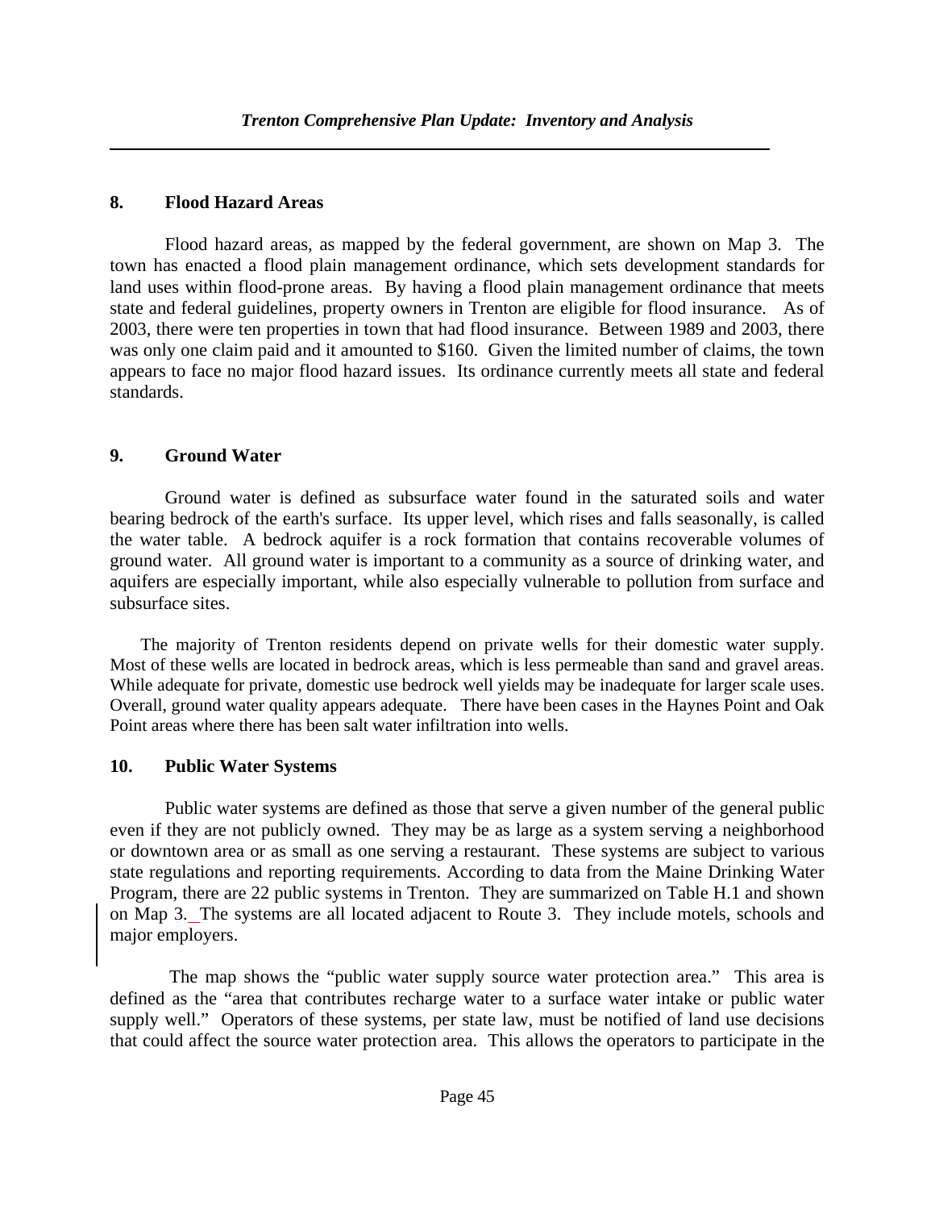## 8. Flood Hazard Areas

Flood hazard areas, as mapped by the federal government, are shown on Map 3. The town has enacted a flood plain management ordinance, which sets development standards for land uses within flood-prone areas. By having a flood plain management ordinance that meets state and federal guidelines, property owners in Trenton are eligible for flood insurance. As of 2003, there were ten properties in town that had flood insurance. Between 1989 and 2003, there was only one claim paid and it amounted to $160. Given the limited number of claims, the town appears to face no major flood hazard issues. Its ordinance currently meets all state and federal standards.

## 9. Ground Water

Ground water is defined as subsurface water found in the saturated soils and water bearing bedrock of the earth's surface. Its upper level, which rises and falls seasonally, is called the water table. A bedrock aquifer is a rock formation that contains recoverable volumes of ground water. All ground water is important to a community as a source of drinking water, and aquifers are especially important, while also especially vulnerable to pollution from surface and subsurface sites.

The majority of Trenton residents depend on private wells for their domestic water supply. Most of these wells are located in bedrock areas, which is less permeable than sand and gravel areas. While adequate for private, domestic use bedrock well yields may be inadequate for larger scale uses. Overall, ground water quality appears adequate. There have been cases in the Haynes Point and Oak Point areas where there has been salt water infiltration into wells.

## 10. Public Water Systems

Public water systems are defined as those that serve a given number of the general public even if they are not publicly owned. They may be as large as a system serving a neighborhood or downtown area or as small as one serving a restaurant. These systems are subject to various state regulations and reporting requirements. According to data from the Maine Drinking Water Program, there are 22 public systems in Trenton. They are summarized on Table H.1 and shown on Map 3. The systems are all located adjacent to Route 3. They include motels, schools and major employers.

The map shows the "public water supply source water protection area." This area is defined as the "area that contributes recharge water to a surface water intake or public water supply well." Operators of these systems, per state law, must be notified of land use decisions that could affect the source water protection area. This allows the operators to participate in the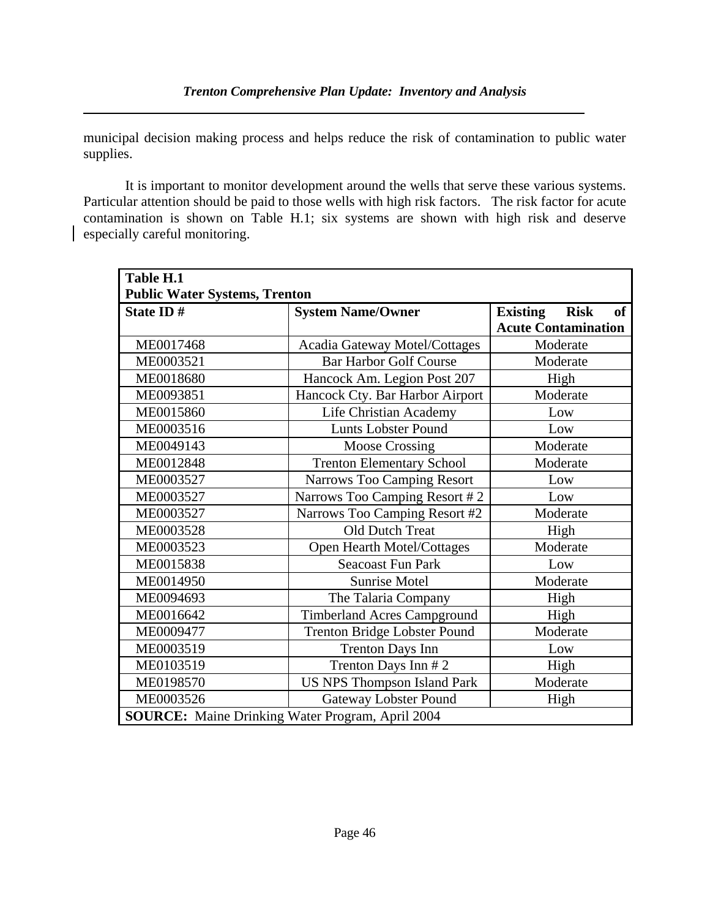municipal decision making process and helps reduce the risk of contamination to public water supplies.

It is important to monitor development around the wells that serve these various systems. Particular attention should be paid to those wells with high risk factors. The risk factor for acute contamination is shown on Table H.1; six systems are shown with high risk and deserve especially careful monitoring.

**Table H.1**
**Public Water Systems, Trenton**

| State ID # | System Name/Owner | Existing Risk of Acute Contamination |
|---|---|---|
| ME0017468 | Acadia Gateway Motel/Cottages | Moderate |
| ME0003521 | Bar Harbor Golf Course | Moderate |
| ME0018680 | Hancock Am. Legion Post 207 | High |
| ME0093851 | Hancock Cty. Bar Harbor Airport | Moderate |
| ME0015860 | Life Christian Academy | Low |
| ME0003516 | Lunts Lobster Pound | Low |
| ME0049143 | Moose Crossing | Moderate |
| ME0012848 | Trenton Elementary School | Moderate |
| ME0003527 | Narrows Too Camping Resort | Low |
| ME0003527 | Narrows Too Camping Resort # 2 | Low |
| ME0003527 | Narrows Too Camping Resort #2 | Moderate |
| ME0003528 | Old Dutch Treat | High |
| ME0003523 | Open Hearth Motel/Cottages | Moderate |
| ME0015838 | Seacoast Fun Park | Low |
| ME0014950 | Sunrise Motel | Moderate |
| ME0094693 | The Talaria Company | High |
| ME0016642 | Timberland Acres Campground | High |
| ME0009477 | Trenton Bridge Lobster Pound | Moderate |
| ME0003519 | Trenton Days Inn | Low |
| ME0103519 | Trenton Days Inn # 2 | High |
| ME0198570 | US NPS Thompson Island Park | Moderate |
| ME0003526 | Gateway Lobster Pound | High |

**SOURCE:** Maine Drinking Water Program, April 2004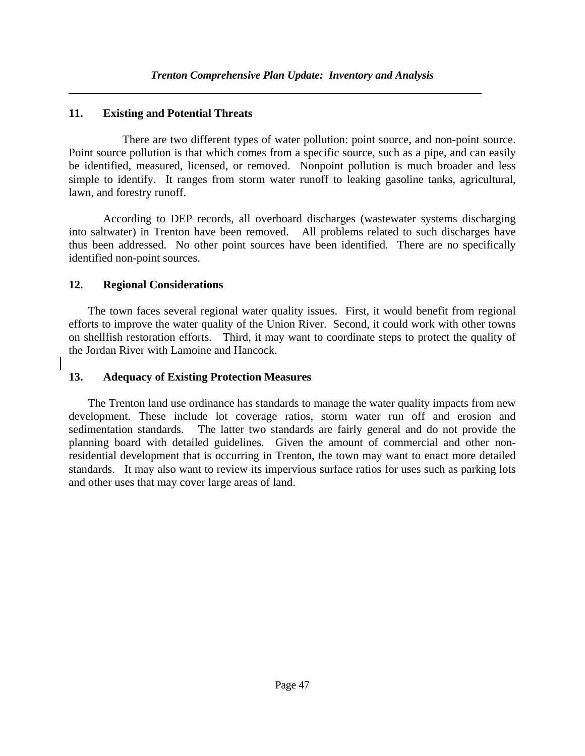## 11. Existing and Potential Threats

There are two different types of water pollution: point source, and non-point source. Point source pollution is that which comes from a specific source, such as a pipe, and can easily be identified, measured, licensed, or removed. Nonpoint pollution is much broader and less simple to identify. It ranges from storm water runoff to leaking gasoline tanks, agricultural, lawn, and forestry runoff.

According to DEP records, all overboard discharges (wastewater systems discharging into saltwater) in Trenton have been removed. All problems related to such discharges have thus been addressed. No other point sources have been identified. There are no specifically identified non-point sources.

## 12. Regional Considerations

The town faces several regional water quality issues. First, it would benefit from regional efforts to improve the water quality of the Union River. Second, it could work with other towns on shellfish restoration efforts. Third, it may want to coordinate steps to protect the quality of the Jordan River with Lamoine and Hancock.

## 13. Adequacy of Existing Protection Measures

The Trenton land use ordinance has standards to manage the water quality impacts from new development. These include lot coverage ratios, storm water run off and erosion and sedimentation standards. The latter two standards are fairly general and do not provide the planning board with detailed guidelines. Given the amount of commercial and other non-residential development that is occurring in Trenton, the town may want to enact more detailed standards. It may also want to review its impervious surface ratios for uses such as parking lots and other uses that may cover large areas of land.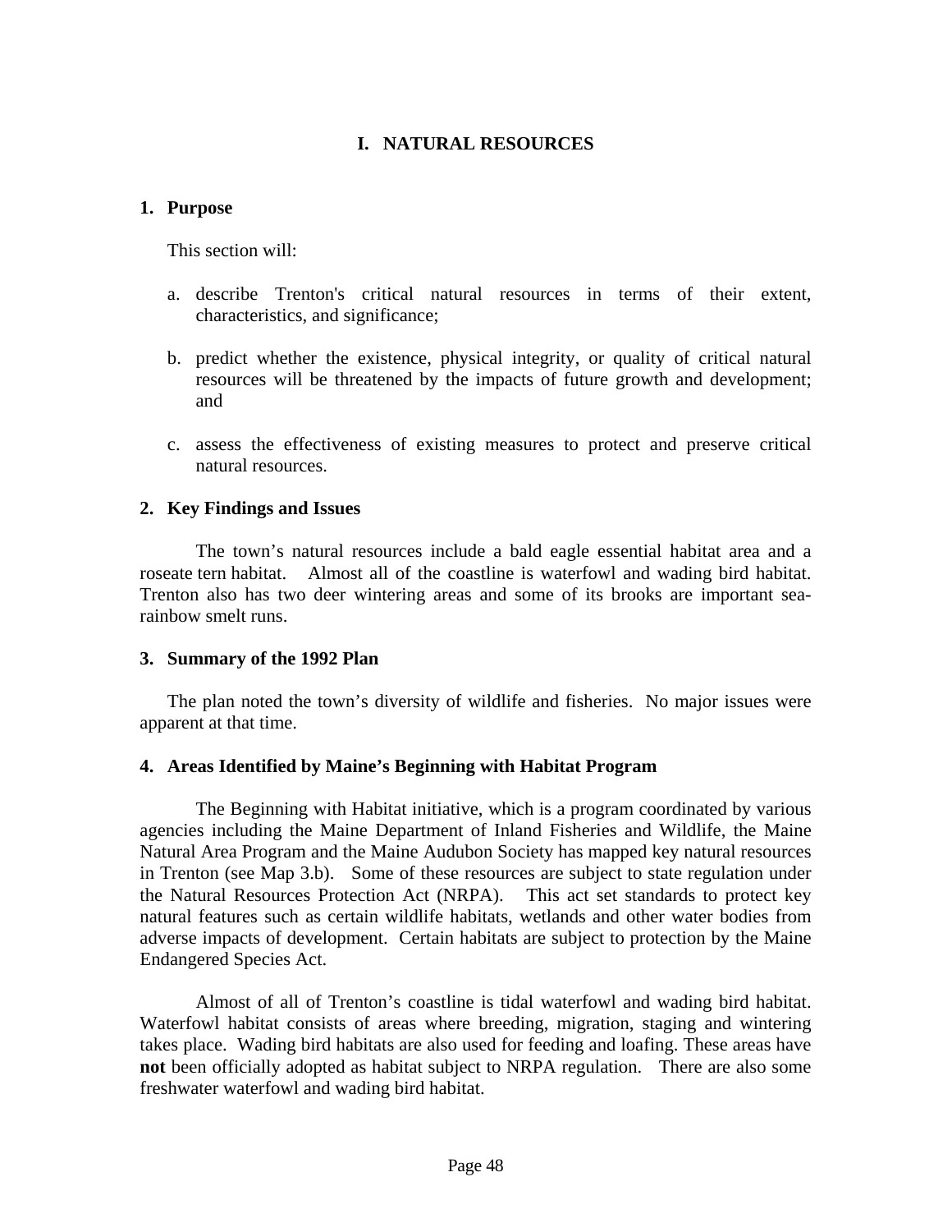# I. NATURAL RESOURCES

## 1. Purpose

This section will:

a. describe Trenton's critical natural resources in terms of their extent, characteristics, and significance;

b. predict whether the existence, physical integrity, or quality of critical natural resources will be threatened by the impacts of future growth and development; and

c. assess the effectiveness of existing measures to protect and preserve critical natural resources.

## 2. Key Findings and Issues

The town's natural resources include a bald eagle essential habitat area and a roseate tern habitat. Almost all of the coastline is waterfowl and wading bird habitat. Trenton also has two deer wintering areas and some of its brooks are important sea-rainbow smelt runs.

## 3. Summary of the 1992 Plan

The plan noted the town's diversity of wildlife and fisheries. No major issues were apparent at that time.

## 4. Areas Identified by Maine's Beginning with Habitat Program

The Beginning with Habitat initiative, which is a program coordinated by various agencies including the Maine Department of Inland Fisheries and Wildlife, the Maine Natural Area Program and the Maine Audubon Society has mapped key natural resources in Trenton (see Map 3.b). Some of these resources are subject to state regulation under the Natural Resources Protection Act (NRPA). This act set standards to protect key natural features such as certain wildlife habitats, wetlands and other water bodies from adverse impacts of development. Certain habitats are subject to protection by the Maine Endangered Species Act.

Almost of all of Trenton's coastline is tidal waterfowl and wading bird habitat. Waterfowl habitat consists of areas where breeding, migration, staging and wintering takes place. Wading bird habitats are also used for feeding and loafing. These areas have **not** been officially adopted as habitat subject to NRPA regulation. There are also some freshwater waterfowl and wading bird habitat.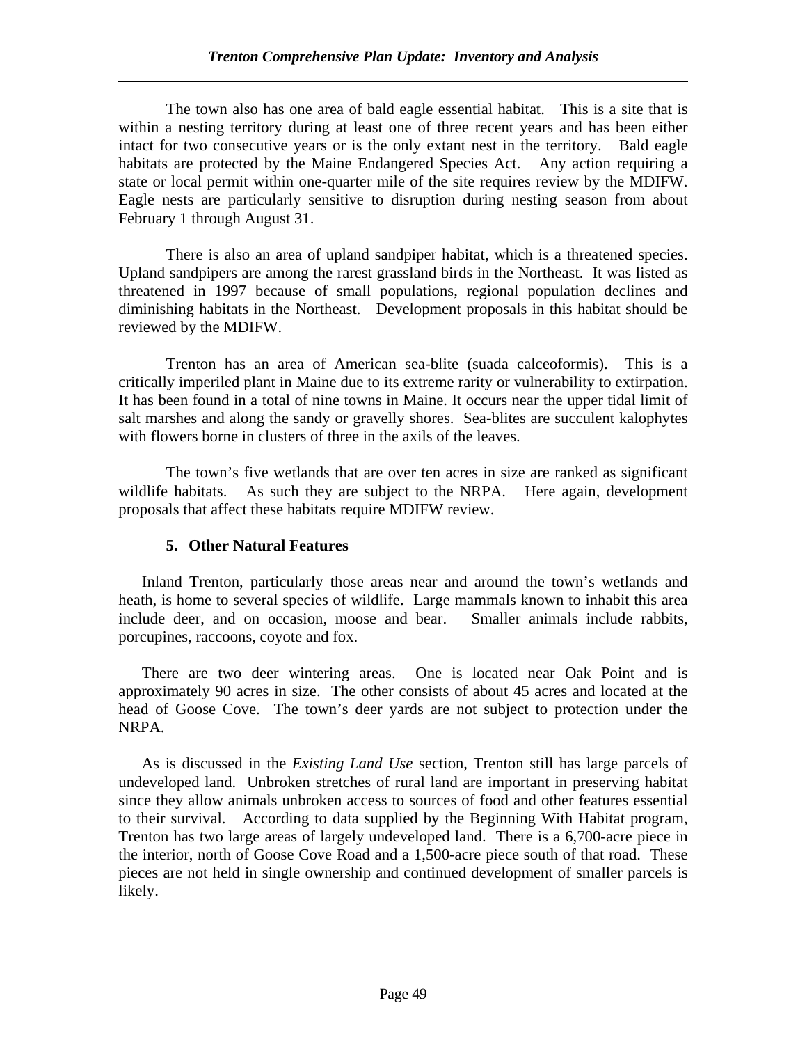The town also has one area of bald eagle essential habitat. This is a site that is within a nesting territory during at least one of three recent years and has been either intact for two consecutive years or is the only extant nest in the territory. Bald eagle habitats are protected by the Maine Endangered Species Act. Any action requiring a state or local permit within one-quarter mile of the site requires review by the MDIFW. Eagle nests are particularly sensitive to disruption during nesting season from about February 1 through August 31.

There is also an area of upland sandpiper habitat, which is a threatened species. Upland sandpipers are among the rarest grassland birds in the Northeast. It was listed as threatened in 1997 because of small populations, regional population declines and diminishing habitats in the Northeast. Development proposals in this habitat should be reviewed by the MDIFW.

Trenton has an area of American sea-blite (suada calceoformis). This is a critically imperiled plant in Maine due to its extreme rarity or vulnerability to extirpation. It has been found in a total of nine towns in Maine. It occurs near the upper tidal limit of salt marshes and along the sandy or gravelly shores. Sea-blites are succulent kalophytes with flowers borne in clusters of three in the axils of the leaves.

The town's five wetlands that are over ten acres in size are ranked as significant wildlife habitats. As such they are subject to the NRPA. Here again, development proposals that affect these habitats require MDIFW review.

### 5. Other Natural Features

Inland Trenton, particularly those areas near and around the town's wetlands and heath, is home to several species of wildlife. Large mammals known to inhabit this area include deer, and on occasion, moose and bear. Smaller animals include rabbits, porcupines, raccoons, coyote and fox.

There are two deer wintering areas. One is located near Oak Point and is approximately 90 acres in size. The other consists of about 45 acres and located at the head of Goose Cove. The town's deer yards are not subject to protection under the NRPA.

As is discussed in the *Existing Land Use* section, Trenton still has large parcels of undeveloped land. Unbroken stretches of rural land are important in preserving habitat since they allow animals unbroken access to sources of food and other features essential to their survival. According to data supplied by the Beginning With Habitat program, Trenton has two large areas of largely undeveloped land. There is a 6,700-acre piece in the interior, north of Goose Cove Road and a 1,500-acre piece south of that road. These pieces are not held in single ownership and continued development of smaller parcels is likely.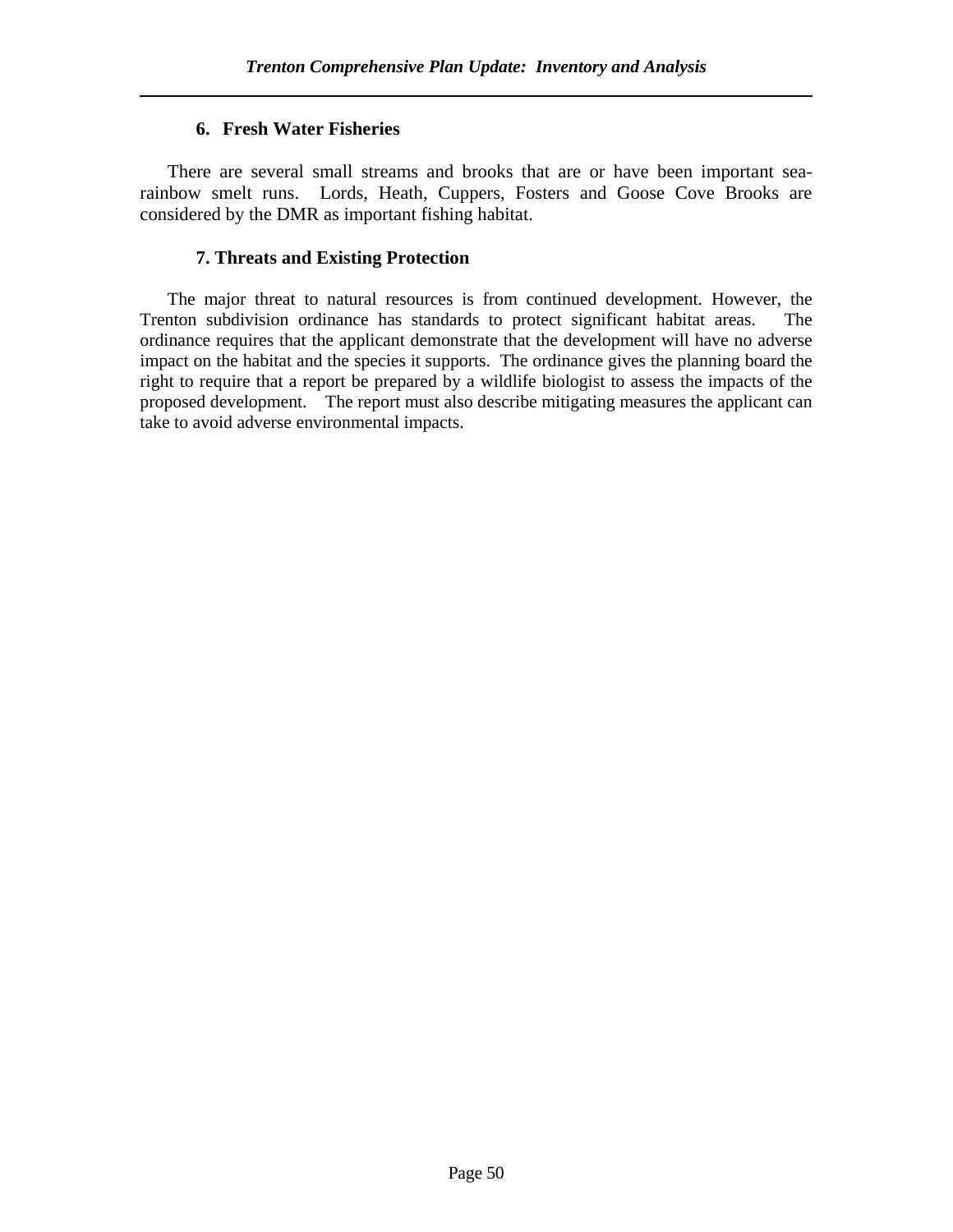### 6. Fresh Water Fisheries

There are several small streams and brooks that are or have been important sea-rainbow smelt runs. Lords, Heath, Cuppers, Fosters and Goose Cove Brooks are considered by the DMR as important fishing habitat.

### 7. Threats and Existing Protection

The major threat to natural resources is from continued development. However, the Trenton subdivision ordinance has standards to protect significant habitat areas. The ordinance requires that the applicant demonstrate that the development will have no adverse impact on the habitat and the species it supports. The ordinance gives the planning board the right to require that a report be prepared by a wildlife biologist to assess the impacts of the proposed development. The report must also describe mitigating measures the applicant can take to avoid adverse environmental impacts.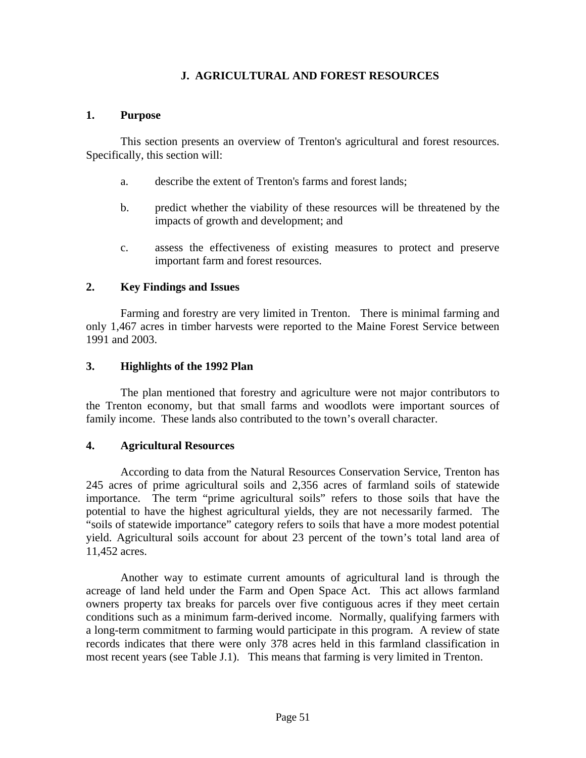## J. AGRICULTURAL AND FOREST RESOURCES

### 1. Purpose

This section presents an overview of Trenton's agricultural and forest resources. Specifically, this section will:

a. describe the extent of Trenton's farms and forest lands;

b. predict whether the viability of these resources will be threatened by the impacts of growth and development; and

c. assess the effectiveness of existing measures to protect and preserve important farm and forest resources.

### 2. Key Findings and Issues

Farming and forestry are very limited in Trenton. There is minimal farming and only 1,467 acres in timber harvests were reported to the Maine Forest Service between 1991 and 2003.

### 3. Highlights of the 1992 Plan

The plan mentioned that forestry and agriculture were not major contributors to the Trenton economy, but that small farms and woodlots were important sources of family income. These lands also contributed to the town's overall character.

### 4. Agricultural Resources

According to data from the Natural Resources Conservation Service, Trenton has 245 acres of prime agricultural soils and 2,356 acres of farmland soils of statewide importance. The term "prime agricultural soils" refers to those soils that have the potential to have the highest agricultural yields, they are not necessarily farmed. The "soils of statewide importance" category refers to soils that have a more modest potential yield. Agricultural soils account for about 23 percent of the town's total land area of 11,452 acres.

Another way to estimate current amounts of agricultural land is through the acreage of land held under the Farm and Open Space Act. This act allows farmland owners property tax breaks for parcels over five contiguous acres if they meet certain conditions such as a minimum farm-derived income. Normally, qualifying farmers with a long-term commitment to farming would participate in this program. A review of state records indicates that there were only 378 acres held in this farmland classification in most recent years (see Table J.1). This means that farming is very limited in Trenton.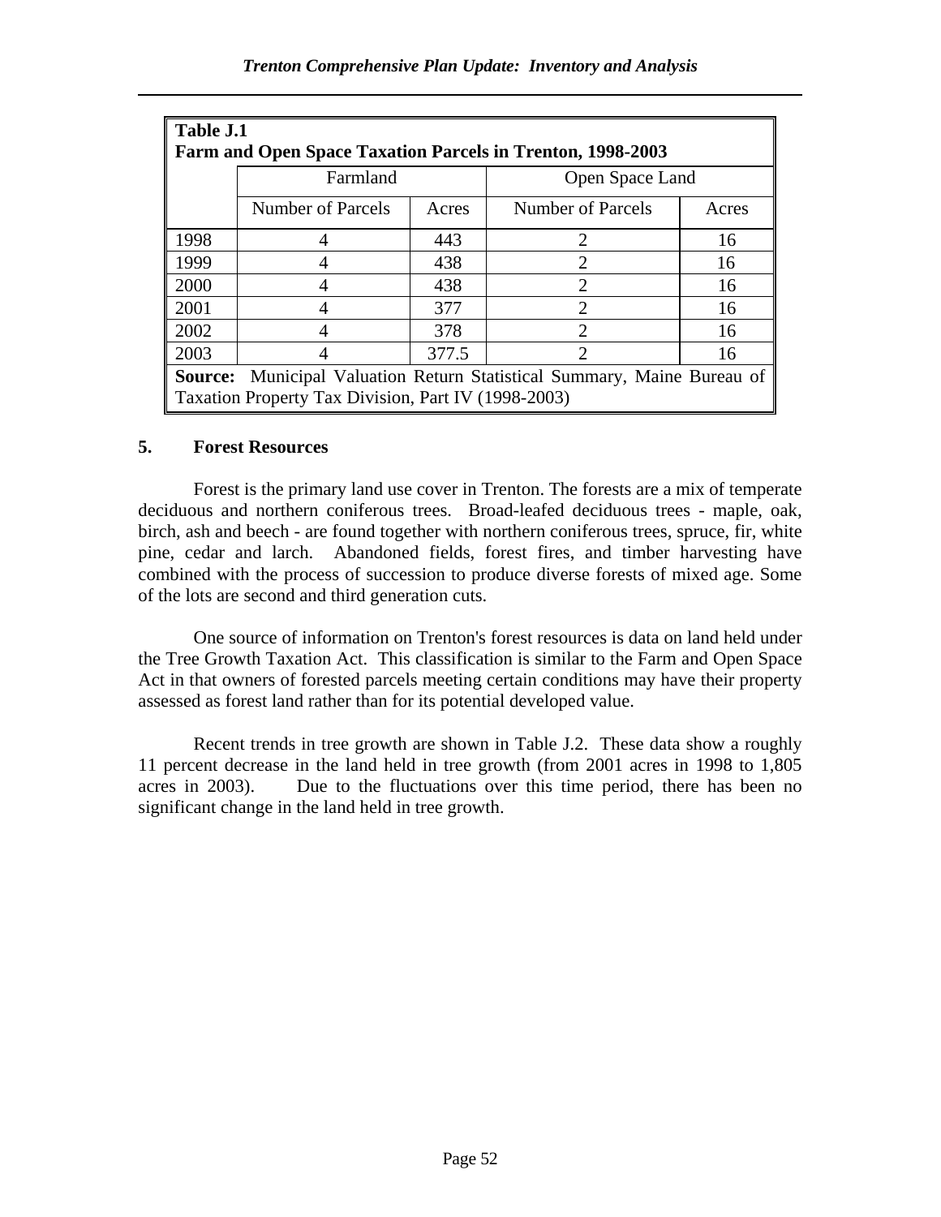**Table J.1**
**Farm and Open Space Taxation Parcels in Trenton, 1998-2003**

| | Farmland | | Open Space Land | |
|---|---|---|---|---|
| | Number of Parcels | Acres | Number of Parcels | Acres |
| 1998 | 4 | 443 | 2 | 16 |
| 1999 | 4 | 438 | 2 | 16 |
| 2000 | 4 | 438 | 2 | 16 |
| 2001 | 4 | 377 | 2 | 16 |
| 2002 | 4 | 378 | 2 | 16 |
| 2003 | 4 | 377.5 | 2 | 16 |

**Source:** Municipal Valuation Return Statistical Summary, Maine Bureau of Taxation Property Tax Division, Part IV (1998-2003)

### 5. Forest Resources

Forest is the primary land use cover in Trenton. The forests are a mix of temperate deciduous and northern coniferous trees. Broad-leafed deciduous trees - maple, oak, birch, ash and beech - are found together with northern coniferous trees, spruce, fir, white pine, cedar and larch. Abandoned fields, forest fires, and timber harvesting have combined with the process of succession to produce diverse forests of mixed age. Some of the lots are second and third generation cuts.

One source of information on Trenton's forest resources is data on land held under the Tree Growth Taxation Act. This classification is similar to the Farm and Open Space Act in that owners of forested parcels meeting certain conditions may have their property assessed as forest land rather than for its potential developed value.

Recent trends in tree growth are shown in Table J.2. These data show a roughly 11 percent decrease in the land held in tree growth (from 2001 acres in 1998 to 1,805 acres in 2003). Due to the fluctuations over this time period, there has been no significant change in the land held in tree growth.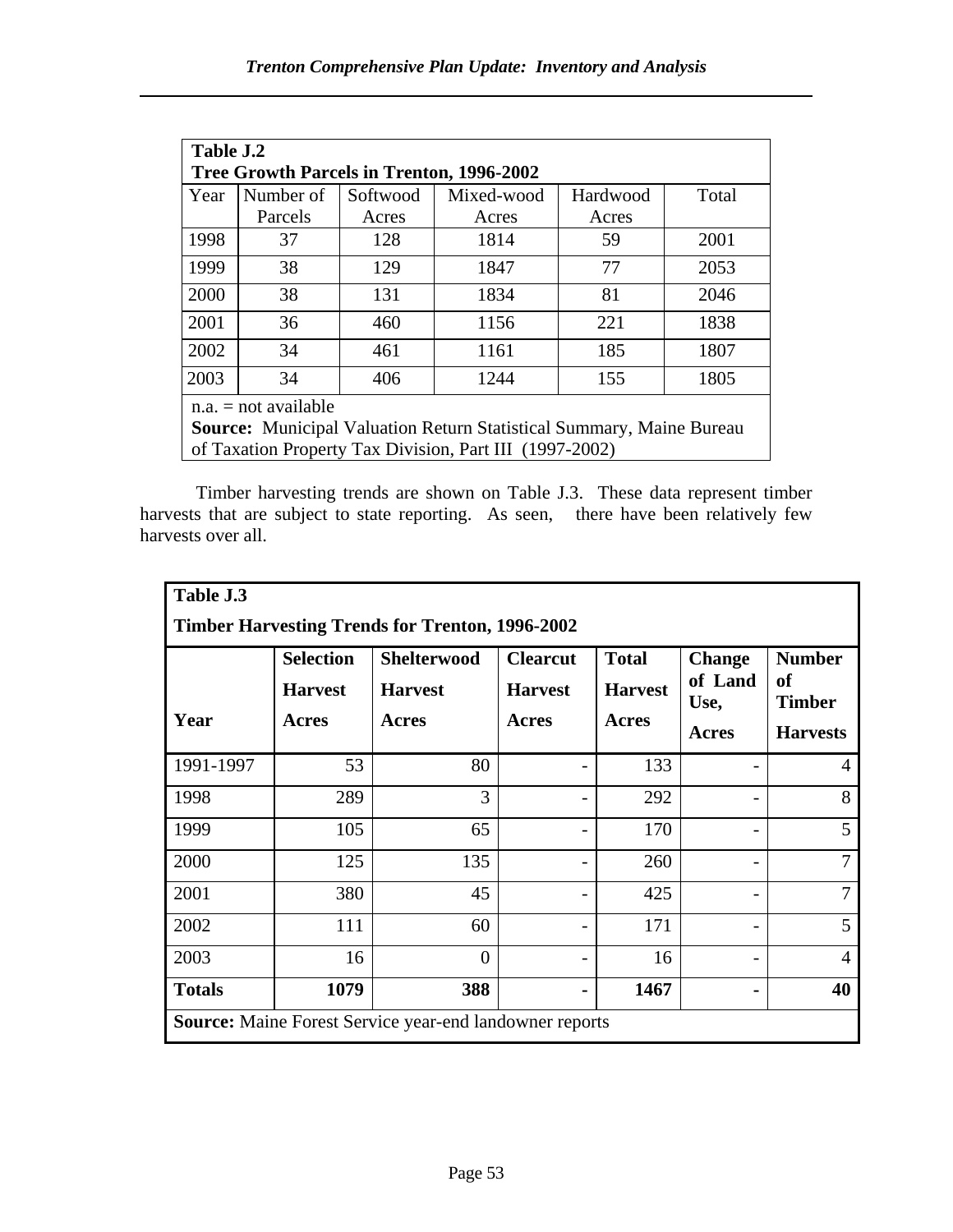| **Table J.2**<br>**Tree Growth Parcels in Trenton, 1996-2002** | | | | | |
|---|---|---|---|---|---|
| Year | Number of Parcels | Softwood Acres | Mixed-wood Acres | Hardwood Acres | Total |
| 1998 | 37 | 128 | 1814 | 59 | 2001 |
| 1999 | 38 | 129 | 1847 | 77 | 2053 |
| 2000 | 38 | 131 | 1834 | 81 | 2046 |
| 2001 | 36 | 460 | 1156 | 221 | 1838 |
| 2002 | 34 | 461 | 1161 | 185 | 1807 |
| 2003 | 34 | 406 | 1244 | 155 | 1805 |

n.a. = not available
**Source:** Municipal Valuation Return Statistical Summary, Maine Bureau of Taxation Property Tax Division, Part III (1997-2002)

Timber harvesting trends are shown on Table J.3. These data represent timber harvests that are subject to state reporting. As seen, there have been relatively few harvests over all.

| **Table J.3**<br>**Timber Harvesting Trends for Trenton, 1996-2002** | | | | | | |
|---|---|---|---|---|---|---|
| **Year** | **Selection Harvest Acres** | **Shelterwood Harvest Acres** | **Clearcut Harvest Acres** | **Total Harvest Acres** | **Change of Land Use, Acres** | **Number of Timber Harvests** |
| 1991-1997 | 53 | 80 | - | 133 | - | 4 |
| 1998 | 289 | 3 | - | 292 | - | 8 |
| 1999 | 105 | 65 | - | 170 | - | 5 |
| 2000 | 125 | 135 | - | 260 | - | 7 |
| 2001 | 380 | 45 | - | 425 | - | 7 |
| 2002 | 111 | 60 | - | 171 | - | 5 |
| 2003 | 16 | 0 | - | 16 | - | 4 |
| **Totals** | **1079** | **388** | **-** | **1467** | **-** | **40** |

**Source:** Maine Forest Service year-end landowner reports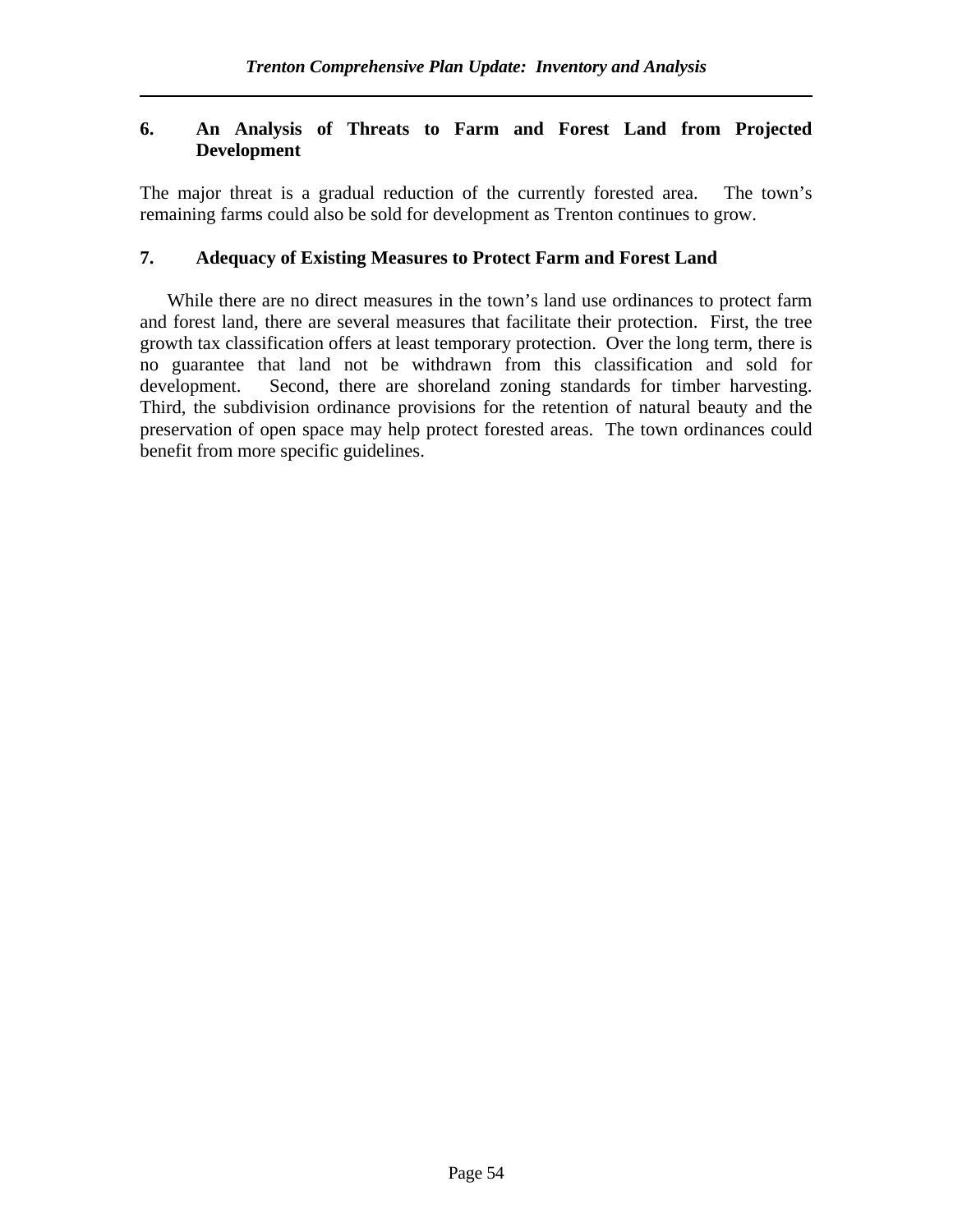## 6. An Analysis of Threats to Farm and Forest Land from Projected Development

The major threat is a gradual reduction of the currently forested area. The town's remaining farms could also be sold for development as Trenton continues to grow.

## 7. Adequacy of Existing Measures to Protect Farm and Forest Land

While there are no direct measures in the town's land use ordinances to protect farm and forest land, there are several measures that facilitate their protection. First, the tree growth tax classification offers at least temporary protection. Over the long term, there is no guarantee that land not be withdrawn from this classification and sold for development. Second, there are shoreland zoning standards for timber harvesting. Third, the subdivision ordinance provisions for the retention of natural beauty and the preservation of open space may help protect forested areas. The town ordinances could benefit from more specific guidelines.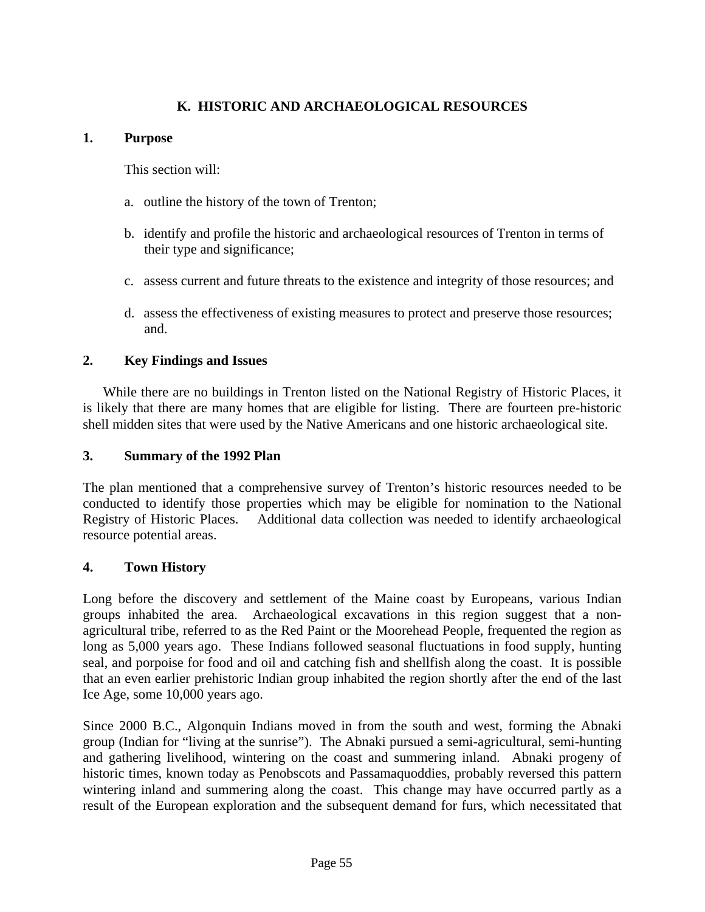## K. HISTORIC AND ARCHAEOLOGICAL RESOURCES

### 1. Purpose

This section will:

a. outline the history of the town of Trenton;

b. identify and profile the historic and archaeological resources of Trenton in terms of their type and significance;

c. assess current and future threats to the existence and integrity of those resources; and

d. assess the effectiveness of existing measures to protect and preserve those resources; and.

### 2. Key Findings and Issues

While there are no buildings in Trenton listed on the National Registry of Historic Places, it is likely that there are many homes that are eligible for listing. There are fourteen pre-historic shell midden sites that were used by the Native Americans and one historic archaeological site.

### 3. Summary of the 1992 Plan

The plan mentioned that a comprehensive survey of Trenton's historic resources needed to be conducted to identify those properties which may be eligible for nomination to the National Registry of Historic Places. Additional data collection was needed to identify archaeological resource potential areas.

### 4. Town History

Long before the discovery and settlement of the Maine coast by Europeans, various Indian groups inhabited the area. Archaeological excavations in this region suggest that a non-agricultural tribe, referred to as the Red Paint or the Moorehead People, frequented the region as long as 5,000 years ago. These Indians followed seasonal fluctuations in food supply, hunting seal, and porpoise for food and oil and catching fish and shellfish along the coast. It is possible that an even earlier prehistoric Indian group inhabited the region shortly after the end of the last Ice Age, some 10,000 years ago.

Since 2000 B.C., Algonquin Indians moved in from the south and west, forming the Abnaki group (Indian for "living at the sunrise"). The Abnaki pursued a semi-agricultural, semi-hunting and gathering livelihood, wintering on the coast and summering inland. Abnaki progeny of historic times, known today as Penobscots and Passamaquoddies, probably reversed this pattern wintering inland and summering along the coast. This change may have occurred partly as a result of the European exploration and the subsequent demand for furs, which necessitated that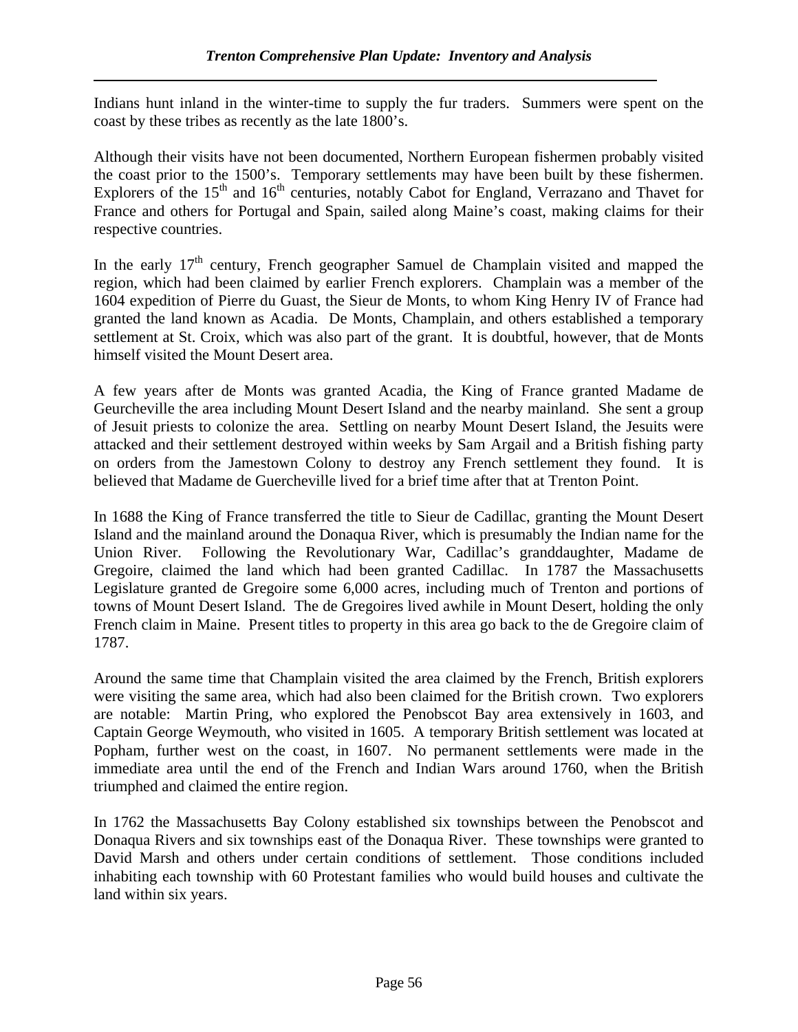Indians hunt inland in the winter-time to supply the fur traders. Summers were spent on the coast by these tribes as recently as the late 1800's.

Although their visits have not been documented, Northern European fishermen probably visited the coast prior to the 1500's. Temporary settlements may have been built by these fishermen. Explorers of the 15th and 16th centuries, notably Cabot for England, Verrazano and Thavet for France and others for Portugal and Spain, sailed along Maine's coast, making claims for their respective countries.

In the early 17th century, French geographer Samuel de Champlain visited and mapped the region, which had been claimed by earlier French explorers. Champlain was a member of the 1604 expedition of Pierre du Guast, the Sieur de Monts, to whom King Henry IV of France had granted the land known as Acadia. De Monts, Champlain, and others established a temporary settlement at St. Croix, which was also part of the grant. It is doubtful, however, that de Monts himself visited the Mount Desert area.

A few years after de Monts was granted Acadia, the King of France granted Madame de Geurcheville the area including Mount Desert Island and the nearby mainland. She sent a group of Jesuit priests to colonize the area. Settling on nearby Mount Desert Island, the Jesuits were attacked and their settlement destroyed within weeks by Sam Argail and a British fishing party on orders from the Jamestown Colony to destroy any French settlement they found. It is believed that Madame de Guercheville lived for a brief time after that at Trenton Point.

In 1688 the King of France transferred the title to Sieur de Cadillac, granting the Mount Desert Island and the mainland around the Donaqua River, which is presumably the Indian name for the Union River. Following the Revolutionary War, Cadillac's granddaughter, Madame de Gregoire, claimed the land which had been granted Cadillac. In 1787 the Massachusetts Legislature granted de Gregoire some 6,000 acres, including much of Trenton and portions of towns of Mount Desert Island. The de Gregoires lived awhile in Mount Desert, holding the only French claim in Maine. Present titles to property in this area go back to the de Gregoire claim of 1787.

Around the same time that Champlain visited the area claimed by the French, British explorers were visiting the same area, which had also been claimed for the British crown. Two explorers are notable: Martin Pring, who explored the Penobscot Bay area extensively in 1603, and Captain George Weymouth, who visited in 1605. A temporary British settlement was located at Popham, further west on the coast, in 1607. No permanent settlements were made in the immediate area until the end of the French and Indian Wars around 1760, when the British triumphed and claimed the entire region.

In 1762 the Massachusetts Bay Colony established six townships between the Penobscot and Donaqua Rivers and six townships east of the Donaqua River. These townships were granted to David Marsh and others under certain conditions of settlement. Those conditions included inhabiting each township with 60 Protestant families who would build houses and cultivate the land within six years.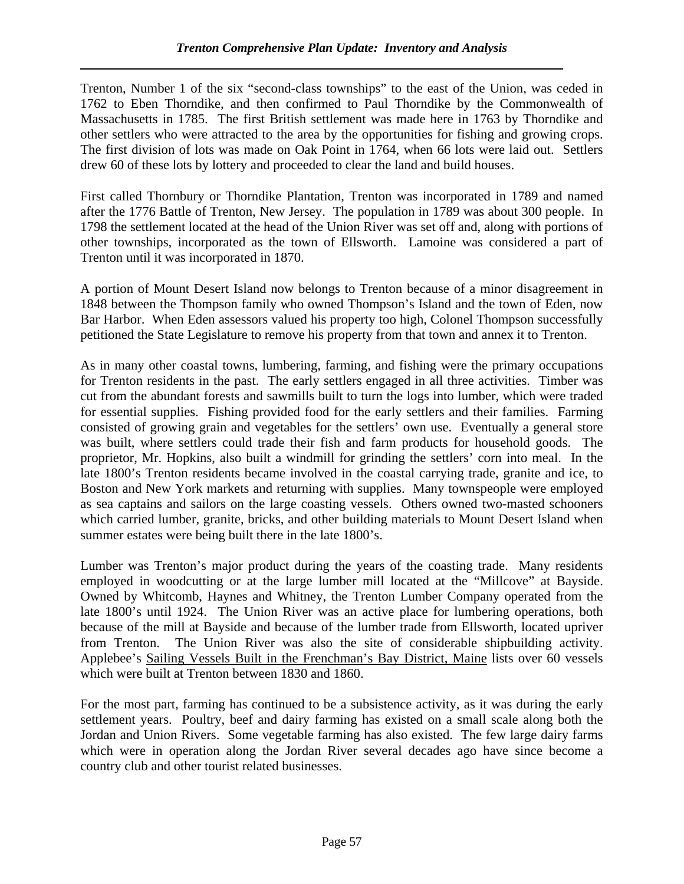Trenton, Number 1 of the six "second-class townships" to the east of the Union, was ceded in 1762 to Eben Thorndike, and then confirmed to Paul Thorndike by the Commonwealth of Massachusetts in 1785. The first British settlement was made here in 1763 by Thorndike and other settlers who were attracted to the area by the opportunities for fishing and growing crops. The first division of lots was made on Oak Point in 1764, when 66 lots were laid out. Settlers drew 60 of these lots by lottery and proceeded to clear the land and build houses.

First called Thornbury or Thorndike Plantation, Trenton was incorporated in 1789 and named after the 1776 Battle of Trenton, New Jersey. The population in 1789 was about 300 people. In 1798 the settlement located at the head of the Union River was set off and, along with portions of other townships, incorporated as the town of Ellsworth. Lamoine was considered a part of Trenton until it was incorporated in 1870.

A portion of Mount Desert Island now belongs to Trenton because of a minor disagreement in 1848 between the Thompson family who owned Thompson's Island and the town of Eden, now Bar Harbor. When Eden assessors valued his property too high, Colonel Thompson successfully petitioned the State Legislature to remove his property from that town and annex it to Trenton.

As in many other coastal towns, lumbering, farming, and fishing were the primary occupations for Trenton residents in the past. The early settlers engaged in all three activities. Timber was cut from the abundant forests and sawmills built to turn the logs into lumber, which were traded for essential supplies. Fishing provided food for the early settlers and their families. Farming consisted of growing grain and vegetables for the settlers' own use. Eventually a general store was built, where settlers could trade their fish and farm products for household goods. The proprietor, Mr. Hopkins, also built a windmill for grinding the settlers' corn into meal. In the late 1800's Trenton residents became involved in the coastal carrying trade, granite and ice, to Boston and New York markets and returning with supplies. Many townspeople were employed as sea captains and sailors on the large coasting vessels. Others owned two-masted schooners which carried lumber, granite, bricks, and other building materials to Mount Desert Island when summer estates were being built there in the late 1800's.

Lumber was Trenton's major product during the years of the coasting trade. Many residents employed in woodcutting or at the large lumber mill located at the "Millcove" at Bayside. Owned by Whitcomb, Haynes and Whitney, the Trenton Lumber Company operated from the late 1800's until 1924. The Union River was an active place for lumbering operations, both because of the mill at Bayside and because of the lumber trade from Ellsworth, located upriver from Trenton. The Union River was also the site of considerable shipbuilding activity. Applebee's Sailing Vessels Built in the Frenchman's Bay District, Maine lists over 60 vessels which were built at Trenton between 1830 and 1860.

For the most part, farming has continued to be a subsistence activity, as it was during the early settlement years. Poultry, beef and dairy farming has existed on a small scale along both the Jordan and Union Rivers. Some vegetable farming has also existed. The few large dairy farms which were in operation along the Jordan River several decades ago have since become a country club and other tourist related businesses.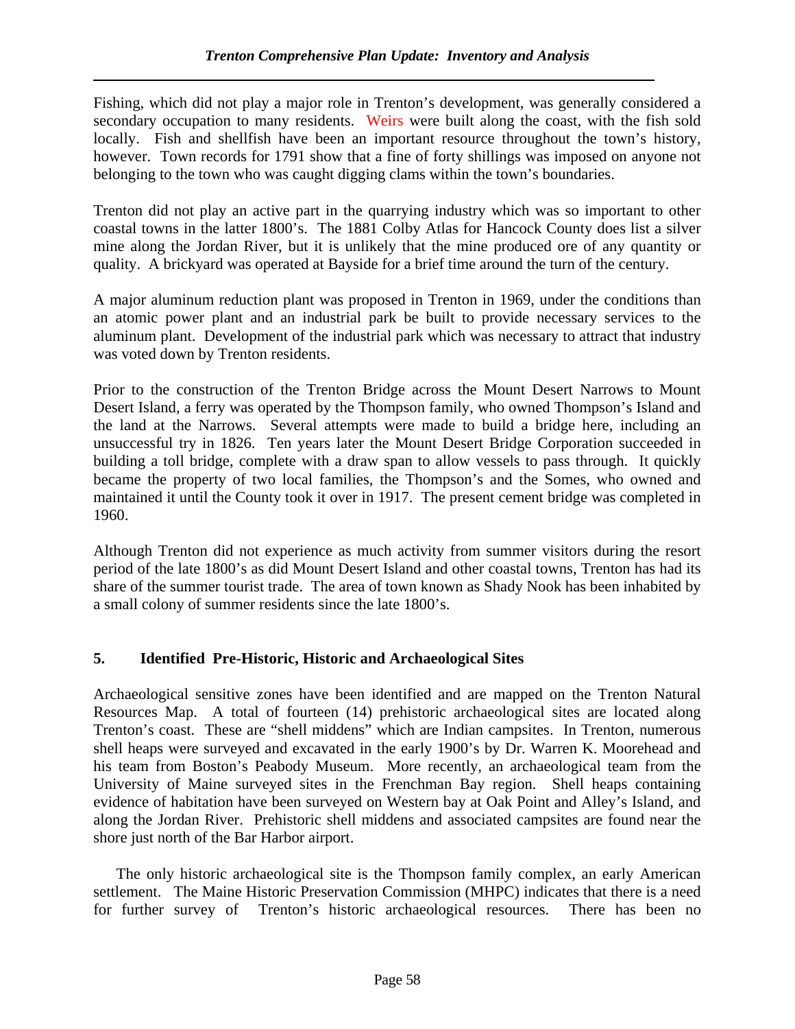Fishing, which did not play a major role in Trenton's development, was generally considered a secondary occupation to many residents. Weirs were built along the coast, with the fish sold locally. Fish and shellfish have been an important resource throughout the town's history, however. Town records for 1791 show that a fine of forty shillings was imposed on anyone not belonging to the town who was caught digging clams within the town's boundaries.

Trenton did not play an active part in the quarrying industry which was so important to other coastal towns in the latter 1800's. The 1881 Colby Atlas for Hancock County does list a silver mine along the Jordan River, but it is unlikely that the mine produced ore of any quantity or quality. A brickyard was operated at Bayside for a brief time around the turn of the century.

A major aluminum reduction plant was proposed in Trenton in 1969, under the conditions than an atomic power plant and an industrial park be built to provide necessary services to the aluminum plant. Development of the industrial park which was necessary to attract that industry was voted down by Trenton residents.

Prior to the construction of the Trenton Bridge across the Mount Desert Narrows to Mount Desert Island, a ferry was operated by the Thompson family, who owned Thompson's Island and the land at the Narrows. Several attempts were made to build a bridge here, including an unsuccessful try in 1826. Ten years later the Mount Desert Bridge Corporation succeeded in building a toll bridge, complete with a draw span to allow vessels to pass through. It quickly became the property of two local families, the Thompson's and the Somes, who owned and maintained it until the County took it over in 1917. The present cement bridge was completed in 1960.

Although Trenton did not experience as much activity from summer visitors during the resort period of the late 1800's as did Mount Desert Island and other coastal towns, Trenton has had its share of the summer tourist trade. The area of town known as Shady Nook has been inhabited by a small colony of summer residents since the late 1800's.

### 5. Identified Pre-Historic, Historic and Archaeological Sites

Archaeological sensitive zones have been identified and are mapped on the Trenton Natural Resources Map. A total of fourteen (14) prehistoric archaeological sites are located along Trenton's coast. These are "shell middens" which are Indian campsites. In Trenton, numerous shell heaps were surveyed and excavated in the early 1900's by Dr. Warren K. Moorehead and his team from Boston's Peabody Museum. More recently, an archaeological team from the University of Maine surveyed sites in the Frenchman Bay region. Shell heaps containing evidence of habitation have been surveyed on Western bay at Oak Point and Alley's Island, and along the Jordan River. Prehistoric shell middens and associated campsites are found near the shore just north of the Bar Harbor airport.

The only historic archaeological site is the Thompson family complex, an early American settlement. The Maine Historic Preservation Commission (MHPC) indicates that there is a need for further survey of Trenton's historic archaeological resources. There has been no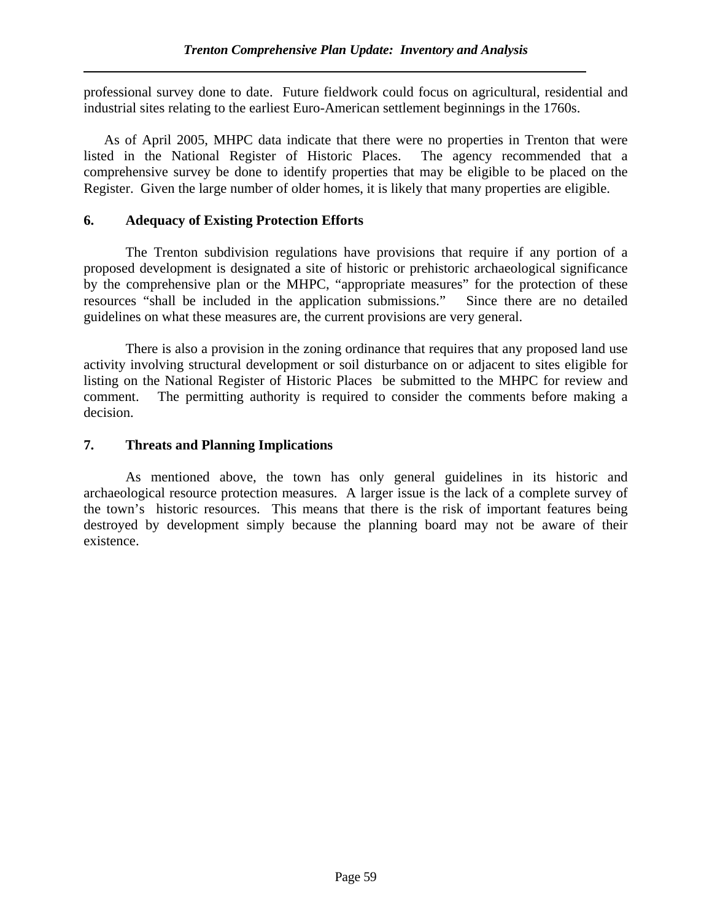professional survey done to date. Future fieldwork could focus on agricultural, residential and industrial sites relating to the earliest Euro-American settlement beginnings in the 1760s.

As of April 2005, MHPC data indicate that there were no properties in Trenton that were listed in the National Register of Historic Places. The agency recommended that a comprehensive survey be done to identify properties that may be eligible to be placed on the Register. Given the large number of older homes, it is likely that many properties are eligible.

**6. Adequacy of Existing Protection Efforts**

The Trenton subdivision regulations have provisions that require if any portion of a proposed development is designated a site of historic or prehistoric archaeological significance by the comprehensive plan or the MHPC, "appropriate measures" for the protection of these resources "shall be included in the application submissions." Since there are no detailed guidelines on what these measures are, the current provisions are very general.

There is also a provision in the zoning ordinance that requires that any proposed land use activity involving structural development or soil disturbance on or adjacent to sites eligible for listing on the National Register of Historic Places be submitted to the MHPC for review and comment. The permitting authority is required to consider the comments before making a decision.

**7. Threats and Planning Implications**

As mentioned above, the town has only general guidelines in its historic and archaeological resource protection measures. A larger issue is the lack of a complete survey of the town's historic resources. This means that there is the risk of important features being destroyed by development simply because the planning board may not be aware of their existence.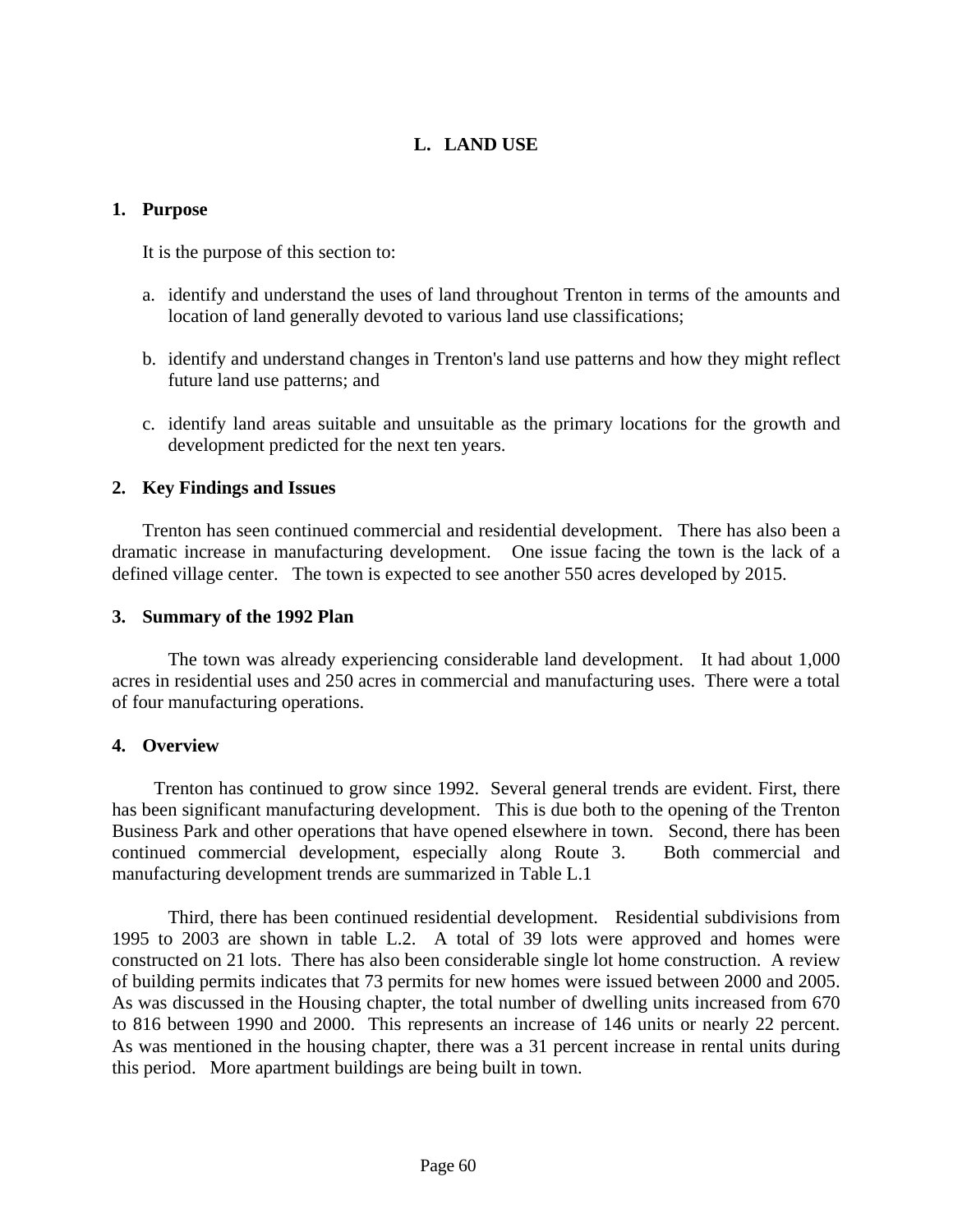# L. LAND USE

## 1. Purpose

It is the purpose of this section to:

a. identify and understand the uses of land throughout Trenton in terms of the amounts and location of land generally devoted to various land use classifications;

b. identify and understand changes in Trenton's land use patterns and how they might reflect future land use patterns; and

c. identify land areas suitable and unsuitable as the primary locations for the growth and development predicted for the next ten years.

## 2. Key Findings and Issues

Trenton has seen continued commercial and residential development. There has also been a dramatic increase in manufacturing development. One issue facing the town is the lack of a defined village center. The town is expected to see another 550 acres developed by 2015.

## 3. Summary of the 1992 Plan

The town was already experiencing considerable land development. It had about 1,000 acres in residential uses and 250 acres in commercial and manufacturing uses. There were a total of four manufacturing operations.

## 4. Overview

Trenton has continued to grow since 1992. Several general trends are evident. First, there has been significant manufacturing development. This is due both to the opening of the Trenton Business Park and other operations that have opened elsewhere in town. Second, there has been continued commercial development, especially along Route 3. Both commercial and manufacturing development trends are summarized in Table L.1

Third, there has been continued residential development. Residential subdivisions from 1995 to 2003 are shown in table L.2. A total of 39 lots were approved and homes were constructed on 21 lots. There has also been considerable single lot home construction. A review of building permits indicates that 73 permits for new homes were issued between 2000 and 2005. As was discussed in the Housing chapter, the total number of dwelling units increased from 670 to 816 between 1990 and 2000. This represents an increase of 146 units or nearly 22 percent. As was mentioned in the housing chapter, there was a 31 percent increase in rental units during this period. More apartment buildings are being built in town.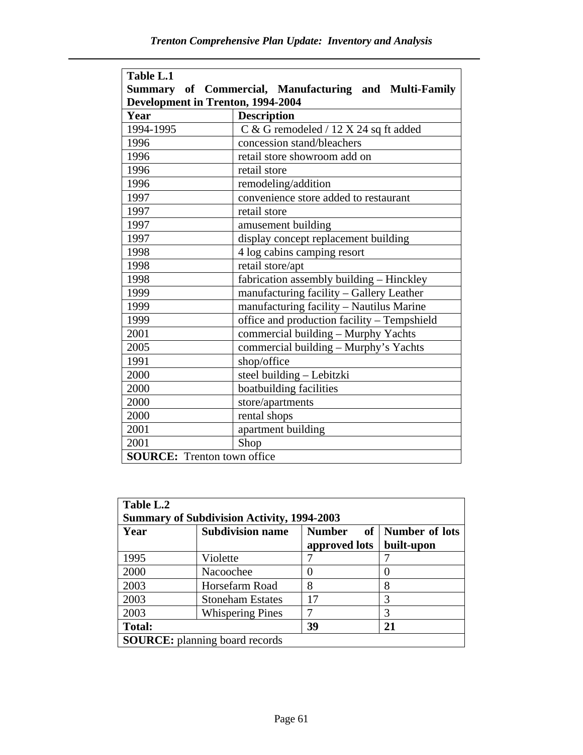**Table L.1**
**Summary of Commercial, Manufacturing and Multi-Family Development in Trenton, 1994-2004**

| Year | Description |
| --- | --- |
| 1994-1995 | C & G remodeled / 12 X 24 sq ft added |
| 1996 | concession stand/bleachers |
| 1996 | retail store showroom add on |
| 1996 | retail store |
| 1996 | remodeling/addition |
| 1997 | convenience store added to restaurant |
| 1997 | retail store |
| 1997 | amusement building |
| 1997 | display concept replacement building |
| 1998 | 4 log cabins camping resort |
| 1998 | retail store/apt |
| 1998 | fabrication assembly building – Hinckley |
| 1999 | manufacturing facility – Gallery Leather |
| 1999 | manufacturing facility – Nautilus Marine |
| 1999 | office and production facility – Tempshield |
| 2001 | commercial building – Murphy Yachts |
| 2005 | commercial building – Murphy's Yachts |
| 1991 | shop/office |
| 2000 | steel building – Lebitzki |
| 2000 | boatbuilding facilities |
| 2000 | store/apartments |
| 2000 | rental shops |
| 2001 | apartment building |
| 2001 | Shop |

**SOURCE:** Trenton town office

**Table L.2**
**Summary of Subdivision Activity, 1994-2003**

| Year | Subdivision name | Number of approved lots | Number of lots built-upon |
| --- | --- | --- | --- |
| 1995 | Violette | 7 | 7 |
| 2000 | Nacoochee | 0 | 0 |
| 2003 | Horsefarm Road | 8 | 8 |
| 2003 | Stoneham Estates | 17 | 3 |
| 2003 | Whispering Pines | 7 | 3 |
| **Total:** | | **39** | **21** |

**SOURCE:** planning board records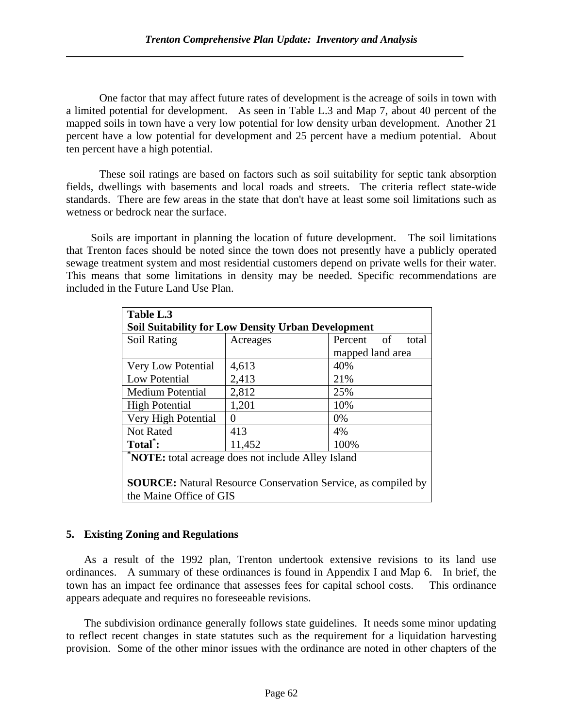One factor that may affect future rates of development is the acreage of soils in town with a limited potential for development. As seen in Table L.3 and Map 7, about 40 percent of the mapped soils in town have a very low potential for low density urban development. Another 21 percent have a low potential for development and 25 percent have a medium potential. About ten percent have a high potential.

These soil ratings are based on factors such as soil suitability for septic tank absorption fields, dwellings with basements and local roads and streets. The criteria reflect state-wide standards. There are few areas in the state that don't have at least some soil limitations such as wetness or bedrock near the surface.

Soils are important in planning the location of future development. The soil limitations that Trenton faces should be noted since the town does not presently have a publicly operated sewage treatment system and most residential customers depend on private wells for their water. This means that some limitations in density may be needed. Specific recommendations are included in the Future Land Use Plan.

**Table L.3**
**Soil Suitability for Low Density Urban Development**

| Soil Rating | Acreages | Percent of total mapped land area |
|---|---|---|
| Very Low Potential | 4,613 | 40% |
| Low Potential | 2,413 | 21% |
| Medium Potential | 2,812 | 25% |
| High Potential | 1,201 | 10% |
| Very High Potential | 0 | 0% |
| Not Rated | 413 | 4% |
| **Total*:** | 11,452 | 100% |

***NOTE:** total acreage does not include Alley Island

**SOURCE:** Natural Resource Conservation Service, as compiled by the Maine Office of GIS

### 5. Existing Zoning and Regulations

As a result of the 1992 plan, Trenton undertook extensive revisions to its land use ordinances. A summary of these ordinances is found in Appendix I and Map 6. In brief, the town has an impact fee ordinance that assesses fees for capital school costs. This ordinance appears adequate and requires no foreseeable revisions.

The subdivision ordinance generally follows state guidelines. It needs some minor updating to reflect recent changes in state statutes such as the requirement for a liquidation harvesting provision. Some of the other minor issues with the ordinance are noted in other chapters of the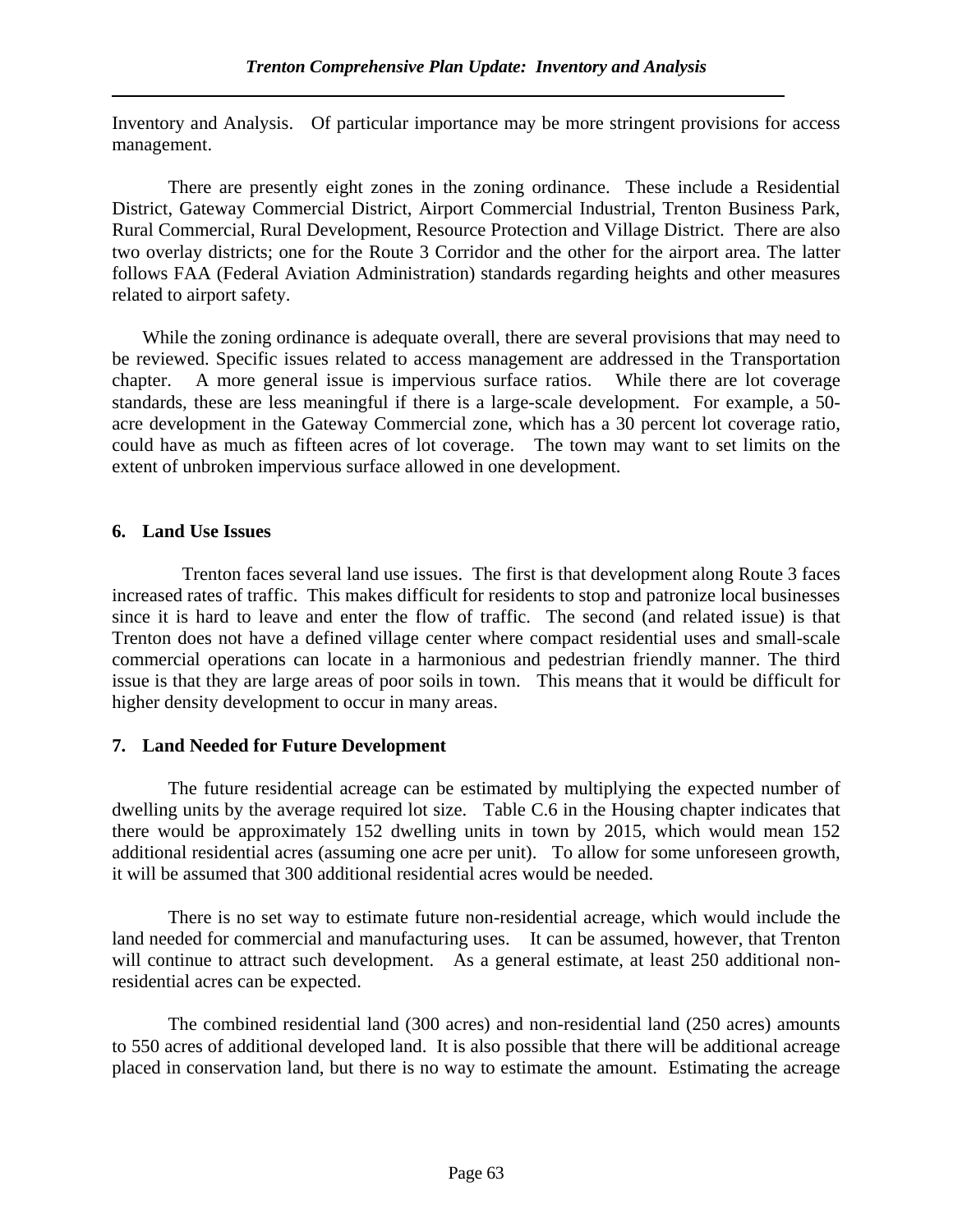Inventory and Analysis. Of particular importance may be more stringent provisions for access management.

There are presently eight zones in the zoning ordinance. These include a Residential District, Gateway Commercial District, Airport Commercial Industrial, Trenton Business Park, Rural Commercial, Rural Development, Resource Protection and Village District. There are also two overlay districts; one for the Route 3 Corridor and the other for the airport area. The latter follows FAA (Federal Aviation Administration) standards regarding heights and other measures related to airport safety.

While the zoning ordinance is adequate overall, there are several provisions that may need to be reviewed. Specific issues related to access management are addressed in the Transportation chapter. A more general issue is impervious surface ratios. While there are lot coverage standards, these are less meaningful if there is a large-scale development. For example, a 50-acre development in the Gateway Commercial zone, which has a 30 percent lot coverage ratio, could have as much as fifteen acres of lot coverage. The town may want to set limits on the extent of unbroken impervious surface allowed in one development.

### 6. Land Use Issues

Trenton faces several land use issues. The first is that development along Route 3 faces increased rates of traffic. This makes difficult for residents to stop and patronize local businesses since it is hard to leave and enter the flow of traffic. The second (and related issue) is that Trenton does not have a defined village center where compact residential uses and small-scale commercial operations can locate in a harmonious and pedestrian friendly manner. The third issue is that they are large areas of poor soils in town. This means that it would be difficult for higher density development to occur in many areas.

### 7. Land Needed for Future Development

The future residential acreage can be estimated by multiplying the expected number of dwelling units by the average required lot size. Table C.6 in the Housing chapter indicates that there would be approximately 152 dwelling units in town by 2015, which would mean 152 additional residential acres (assuming one acre per unit). To allow for some unforeseen growth, it will be assumed that 300 additional residential acres would be needed.

There is no set way to estimate future non-residential acreage, which would include the land needed for commercial and manufacturing uses. It can be assumed, however, that Trenton will continue to attract such development. As a general estimate, at least 250 additional non-residential acres can be expected.

The combined residential land (300 acres) and non-residential land (250 acres) amounts to 550 acres of additional developed land. It is also possible that there will be additional acreage placed in conservation land, but there is no way to estimate the amount. Estimating the acreage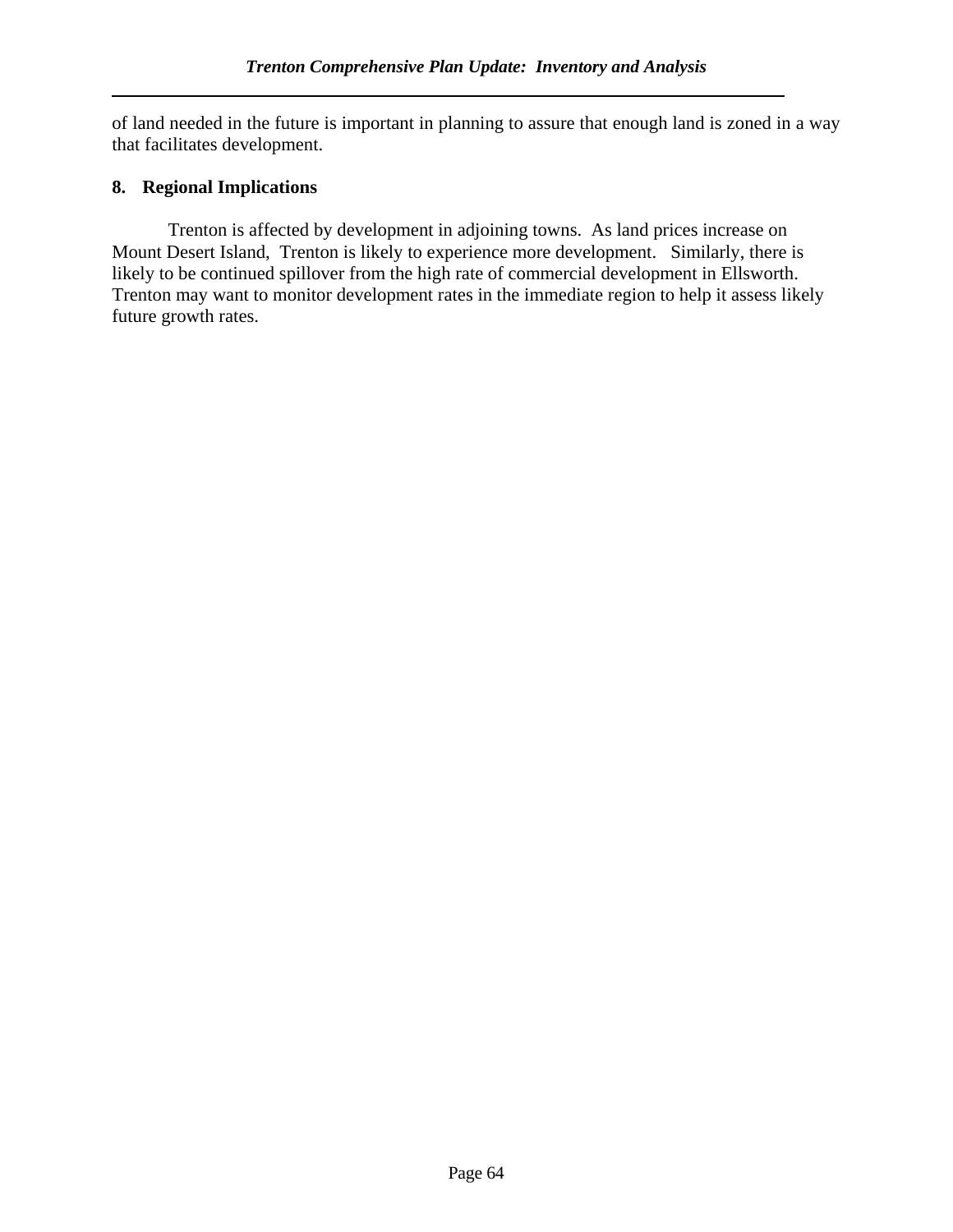of land needed in the future is important in planning to assure that enough land is zoned in a way that facilitates development.

## 8. Regional Implications

Trenton is affected by development in adjoining towns. As land prices increase on Mount Desert Island, Trenton is likely to experience more development. Similarly, there is likely to be continued spillover from the high rate of commercial development in Ellsworth. Trenton may want to monitor development rates in the immediate region to help it assess likely future growth rates.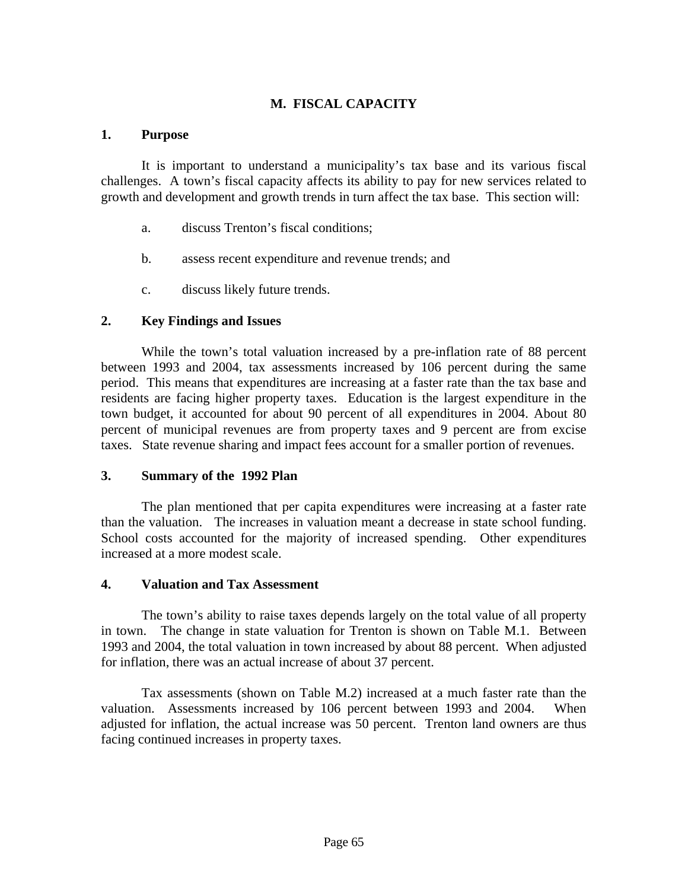# M. FISCAL CAPACITY

## 1. Purpose

It is important to understand a municipality's tax base and its various fiscal challenges. A town's fiscal capacity affects its ability to pay for new services related to growth and development and growth trends in turn affect the tax base. This section will:

a. discuss Trenton's fiscal conditions;

b. assess recent expenditure and revenue trends; and

c. discuss likely future trends.

## 2. Key Findings and Issues

While the town's total valuation increased by a pre-inflation rate of 88 percent between 1993 and 2004, tax assessments increased by 106 percent during the same period. This means that expenditures are increasing at a faster rate than the tax base and residents are facing higher property taxes. Education is the largest expenditure in the town budget, it accounted for about 90 percent of all expenditures in 2004. About 80 percent of municipal revenues are from property taxes and 9 percent are from excise taxes. State revenue sharing and impact fees account for a smaller portion of revenues.

## 3. Summary of the 1992 Plan

The plan mentioned that per capita expenditures were increasing at a faster rate than the valuation. The increases in valuation meant a decrease in state school funding. School costs accounted for the majority of increased spending. Other expenditures increased at a more modest scale.

## 4. Valuation and Tax Assessment

The town's ability to raise taxes depends largely on the total value of all property in town. The change in state valuation for Trenton is shown on Table M.1. Between 1993 and 2004, the total valuation in town increased by about 88 percent. When adjusted for inflation, there was an actual increase of about 37 percent.

Tax assessments (shown on Table M.2) increased at a much faster rate than the valuation. Assessments increased by 106 percent between 1993 and 2004. When adjusted for inflation, the actual increase was 50 percent. Trenton land owners are thus facing continued increases in property taxes.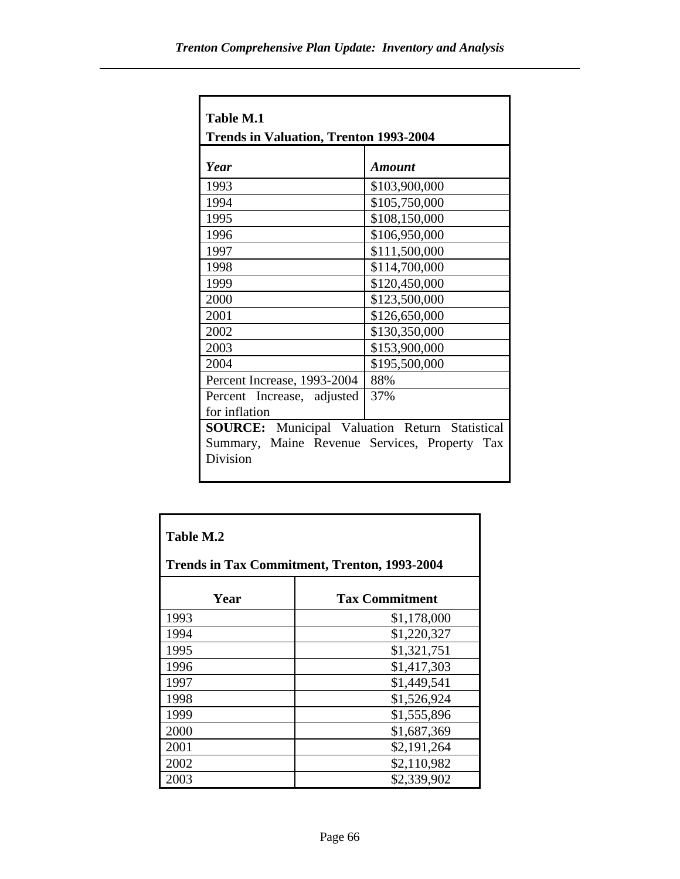**Table M.1**
**Trends in Valuation, Trenton 1993-2004**

| *Year* | *Amount* |
|---|---|
| 1993 | $103,900,000 |
| 1994 | $105,750,000 |
| 1995 | $108,150,000 |
| 1996 | $106,950,000 |
| 1997 | $111,500,000 |
| 1998 | $114,700,000 |
| 1999 | $120,450,000 |
| 2000 | $123,500,000 |
| 2001 | $126,650,000 |
| 2002 | $130,350,000 |
| 2003 | $153,900,000 |
| 2004 | $195,500,000 |
| Percent Increase, 1993-2004 | 88% |
| Percent Increase, adjusted for inflation | 37% |

**SOURCE:** Municipal Valuation Return Statistical Summary, Maine Revenue Services, Property Tax Division

**Table M.2**

**Trends in Tax Commitment, Trenton, 1993-2004**

| Year | Tax Commitment |
|---|---|
| 1993 | $1,178,000 |
| 1994 | $1,220,327 |
| 1995 | $1,321,751 |
| 1996 | $1,417,303 |
| 1997 | $1,449,541 |
| 1998 | $1,526,924 |
| 1999 | $1,555,896 |
| 2000 | $1,687,369 |
| 2001 | $2,191,264 |
| 2002 | $2,110,982 |
| 2003 | $2,339,902 |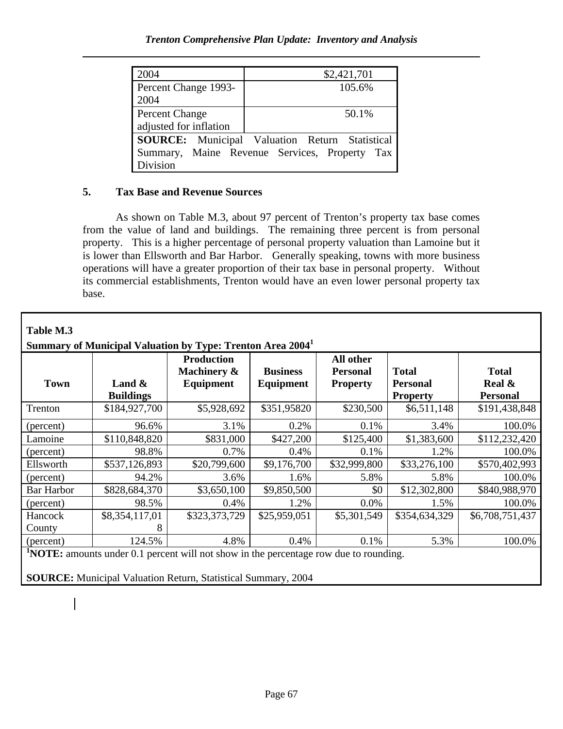| 2004 | $2,421,701 |
|---|---|
| Percent Change 1993-2004 | 105.6% |
| Percent Change adjusted for inflation | 50.1% |
| **SOURCE:** Municipal Valuation Return Statistical Summary, Maine Revenue Services, Property Tax Division | |

### 5. Tax Base and Revenue Sources

As shown on Table M.3, about 97 percent of Trenton's property tax base comes from the value of land and buildings. The remaining three percent is from personal property. This is a higher percentage of personal property valuation than Lamoine but it is lower than Ellsworth and Bar Harbor. Generally speaking, towns with more business operations will have a greater proportion of their tax base in personal property. Without its commercial establishments, Trenton would have an even lower personal property tax base.

**Table M.3**
**Summary of Municipal Valuation by Type: Trenton Area 2004[1]**

| Town | Land & Buildings | Production Machinery & Equipment | Business Equipment | All other Personal Property | Total Personal Property | Total Real & Personal |
|---|---|---|---|---|---|---|
| Trenton | $184,927,700 | $5,928,692 | $351,95820 | $230,500 | $6,511,148 | $191,438,848 |
| (percent) | 96.6% | 3.1% | 0.2% | 0.1% | 3.4% | 100.0% |
| Lamoine | $110,848,820 | $831,000 | $427,200 | $125,400 | $1,383,600 | $112,232,420 |
| (percent) | 98.8% | 0.7% | 0.4% | 0.1% | 1.2% | 100.0% |
| Ellsworth | $537,126,893 | $20,799,600 | $9,176,700 | $32,999,800 | $33,276,100 | $570,402,993 |
| (percent) | 94.2% | 3.6% | 1.6% | 5.8% | 5.8% | 100.0% |
| Bar Harbor | $828,684,370 | $3,650,100 | $9,850,500 | $0 | $12,302,800 | $840,988,970 |
| (percent) | 98.5% | 0.4% | 1.2% | 0.0% | 1.5% | 100.0% |
| Hancock County | $8,354,117,018 | $323,373,729 | $25,959,051 | $5,301,549 | $354,634,329 | $6,708,751,437 |
| (percent) | 124.5% | 4.8% | 0.4% | 0.1% | 5.3% | 100.0% |

[1]**NOTE:** amounts under 0.1 percent will not show in the percentage row due to rounding.

**SOURCE:** Municipal Valuation Return, Statistical Summary, 2004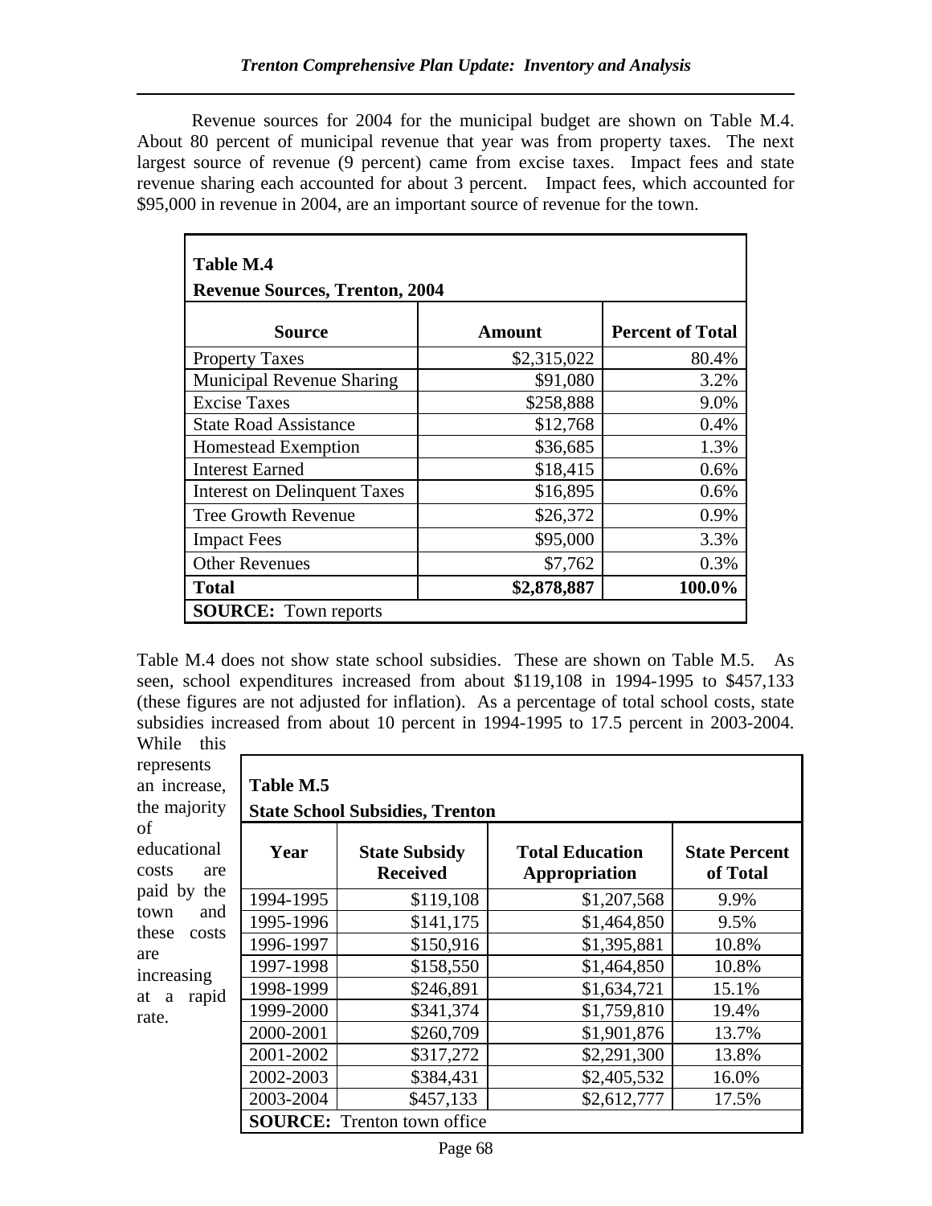Revenue sources for 2004 for the municipal budget are shown on Table M.4. About 80 percent of municipal revenue that year was from property taxes. The next largest source of revenue (9 percent) came from excise taxes. Impact fees and state revenue sharing each accounted for about 3 percent. Impact fees, which accounted for $95,000 in revenue in 2004, are an important source of revenue for the town.

**Table M.4**
**Revenue Sources, Trenton, 2004**

| Source | Amount | Percent of Total |
|---|---|---|
| Property Taxes | $2,315,022 | 80.4% |
| Municipal Revenue Sharing | $91,080 | 3.2% |
| Excise Taxes | $258,888 | 9.0% |
| State Road Assistance | $12,768 | 0.4% |
| Homestead Exemption | $36,685 | 1.3% |
| Interest Earned | $18,415 | 0.6% |
| Interest on Delinquent Taxes | $16,895 | 0.6% |
| Tree Growth Revenue | $26,372 | 0.9% |
| Impact Fees | $95,000 | 3.3% |
| Other Revenues | $7,762 | 0.3% |
| **Total** | **$2,878,887** | **100.0%** |

**SOURCE:** Town reports

Table M.4 does not show state school subsidies. These are shown on Table M.5. As seen, school expenditures increased from about $119,108 in 1994-1995 to $457,133 (these figures are not adjusted for inflation). As a percentage of total school costs, state subsidies increased from about 10 percent in 1994-1995 to 17.5 percent in 2003-2004. While this represents an increase, the majority of educational costs are paid by the town and these costs are increasing at a rapid rate.

**Table M.5**
**State School Subsidies, Trenton**

| Year | State Subsidy Received | Total Education Appropriation | State Percent of Total |
|---|---|---|---|
| 1994-1995 | $119,108 | $1,207,568 | 9.9% |
| 1995-1996 | $141,175 | $1,464,850 | 9.5% |
| 1996-1997 | $150,916 | $1,395,881 | 10.8% |
| 1997-1998 | $158,550 | $1,464,850 | 10.8% |
| 1998-1999 | $246,891 | $1,634,721 | 15.1% |
| 1999-2000 | $341,374 | $1,759,810 | 19.4% |
| 2000-2001 | $260,709 | $1,901,876 | 13.7% |
| 2001-2002 | $317,272 | $2,291,300 | 13.8% |
| 2002-2003 | $384,431 | $2,405,532 | 16.0% |
| 2003-2004 | $457,133 | $2,612,777 | 17.5% |

**SOURCE:** Trenton town office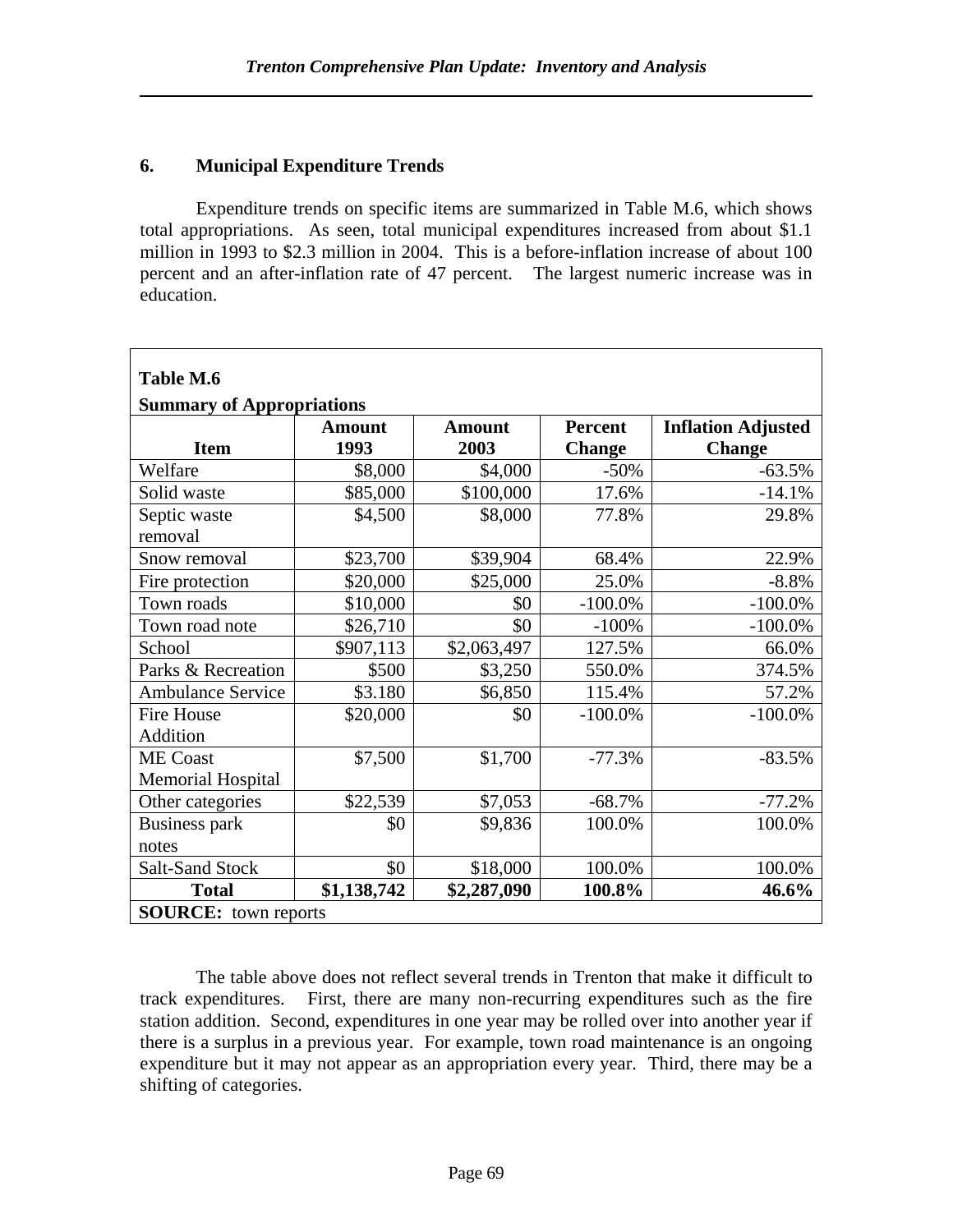### 6. Municipal Expenditure Trends

Expenditure trends on specific items are summarized in Table M.6, which shows total appropriations. As seen, total municipal expenditures increased from about $1.1 million in 1993 to $2.3 million in 2004. This is a before-inflation increase of about 100 percent and an after-inflation rate of 47 percent. The largest numeric increase was in education.

**Table M.6**
**Summary of Appropriations**

| Item | Amount 1993 | Amount 2003 | Percent Change | Inflation Adjusted Change |
|---|---|---|---|---|
| Welfare | $8,000 | $4,000 | -50% | -63.5% |
| Solid waste | $85,000 | $100,000 | 17.6% | -14.1% |
| Septic waste removal | $4,500 | $8,000 | 77.8% | 29.8% |
| Snow removal | $23,700 | $39,904 | 68.4% | 22.9% |
| Fire protection | $20,000 | $25,000 | 25.0% | -8.8% |
| Town roads | $10,000 | $0 | -100.0% | -100.0% |
| Town road note | $26,710 | $0 | -100% | -100.0% |
| School | $907,113 | $2,063,497 | 127.5% | 66.0% |
| Parks & Recreation | $500 | $3,250 | 550.0% | 374.5% |
| Ambulance Service | $3.180 | $6,850 | 115.4% | 57.2% |
| Fire House Addition | $20,000 | $0 | -100.0% | -100.0% |
| ME Coast Memorial Hospital | $7,500 | $1,700 | -77.3% | -83.5% |
| Other categories | $22,539 | $7,053 | -68.7% | -77.2% |
| Business park notes | $0 | $9,836 | 100.0% | 100.0% |
| Salt-Sand Stock | $0 | $18,000 | 100.0% | 100.0% |
| **Total** | **$1,138,742** | **$2,287,090** | **100.8%** | **46.6%** |

**SOURCE:** town reports

The table above does not reflect several trends in Trenton that make it difficult to track expenditures. First, there are many non-recurring expenditures such as the fire station addition. Second, expenditures in one year may be rolled over into another year if there is a surplus in a previous year. For example, town road maintenance is an ongoing expenditure but it may not appear as an appropriation every year. Third, there may be a shifting of categories.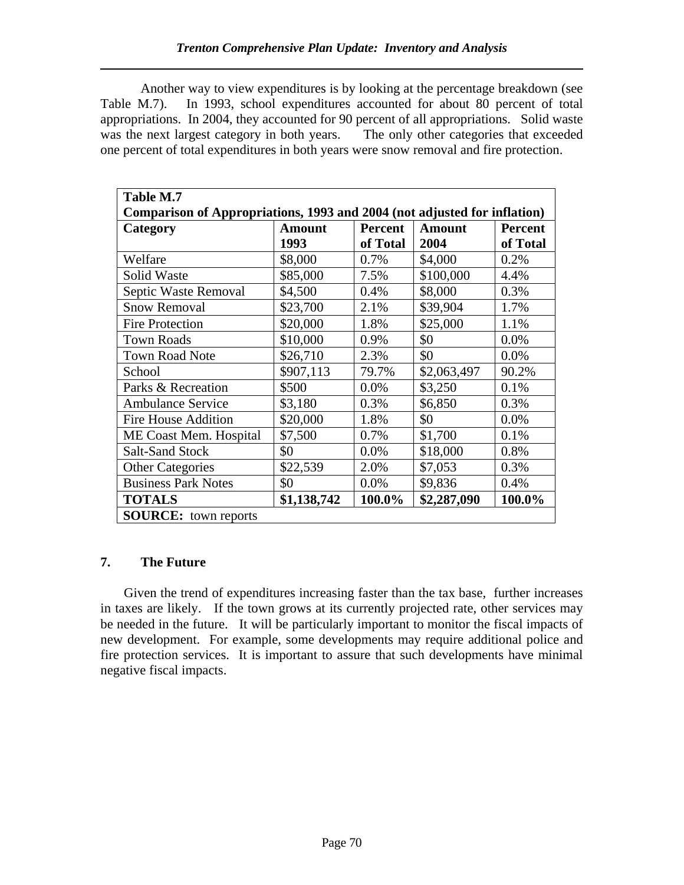Another way to view expenditures is by looking at the percentage breakdown (see Table M.7). In 1993, school expenditures accounted for about 80 percent of total appropriations. In 2004, they accounted for 90 percent of all appropriations. Solid waste was the next largest category in both years. The only other categories that exceeded one percent of total expenditures in both years were snow removal and fire protection.

**Table M.7**
**Comparison of Appropriations, 1993 and 2004 (not adjusted for inflation)**

| Category | Amount 1993 | Percent of Total | Amount 2004 | Percent of Total |
|---|---|---|---|---|
| Welfare | $8,000 | 0.7% | $4,000 | 0.2% |
| Solid Waste | $85,000 | 7.5% | $100,000 | 4.4% |
| Septic Waste Removal | $4,500 | 0.4% | $8,000 | 0.3% |
| Snow Removal | $23,700 | 2.1% | $39,904 | 1.7% |
| Fire Protection | $20,000 | 1.8% | $25,000 | 1.1% |
| Town Roads | $10,000 | 0.9% | $0 | 0.0% |
| Town Road Note | $26,710 | 2.3% | $0 | 0.0% |
| School | $907,113 | 79.7% | $2,063,497 | 90.2% |
| Parks & Recreation | $500 | 0.0% | $3,250 | 0.1% |
| Ambulance Service | $3,180 | 0.3% | $6,850 | 0.3% |
| Fire House Addition | $20,000 | 1.8% | $0 | 0.0% |
| ME Coast Mem. Hospital | $7,500 | 0.7% | $1,700 | 0.1% |
| Salt-Sand Stock | $0 | 0.0% | $18,000 | 0.8% |
| Other Categories | $22,539 | 2.0% | $7,053 | 0.3% |
| Business Park Notes | $0 | 0.0% | $9,836 | 0.4% |
| **TOTALS** | **$1,138,742** | **100.0%** | **$2,287,090** | **100.0%** |

**SOURCE:** town reports

## 7. The Future

Given the trend of expenditures increasing faster than the tax base, further increases in taxes are likely. If the town grows at its currently projected rate, other services may be needed in the future. It will be particularly important to monitor the fiscal impacts of new development. For example, some developments may require additional police and fire protection services. It is important to assure that such developments have minimal negative fiscal impacts.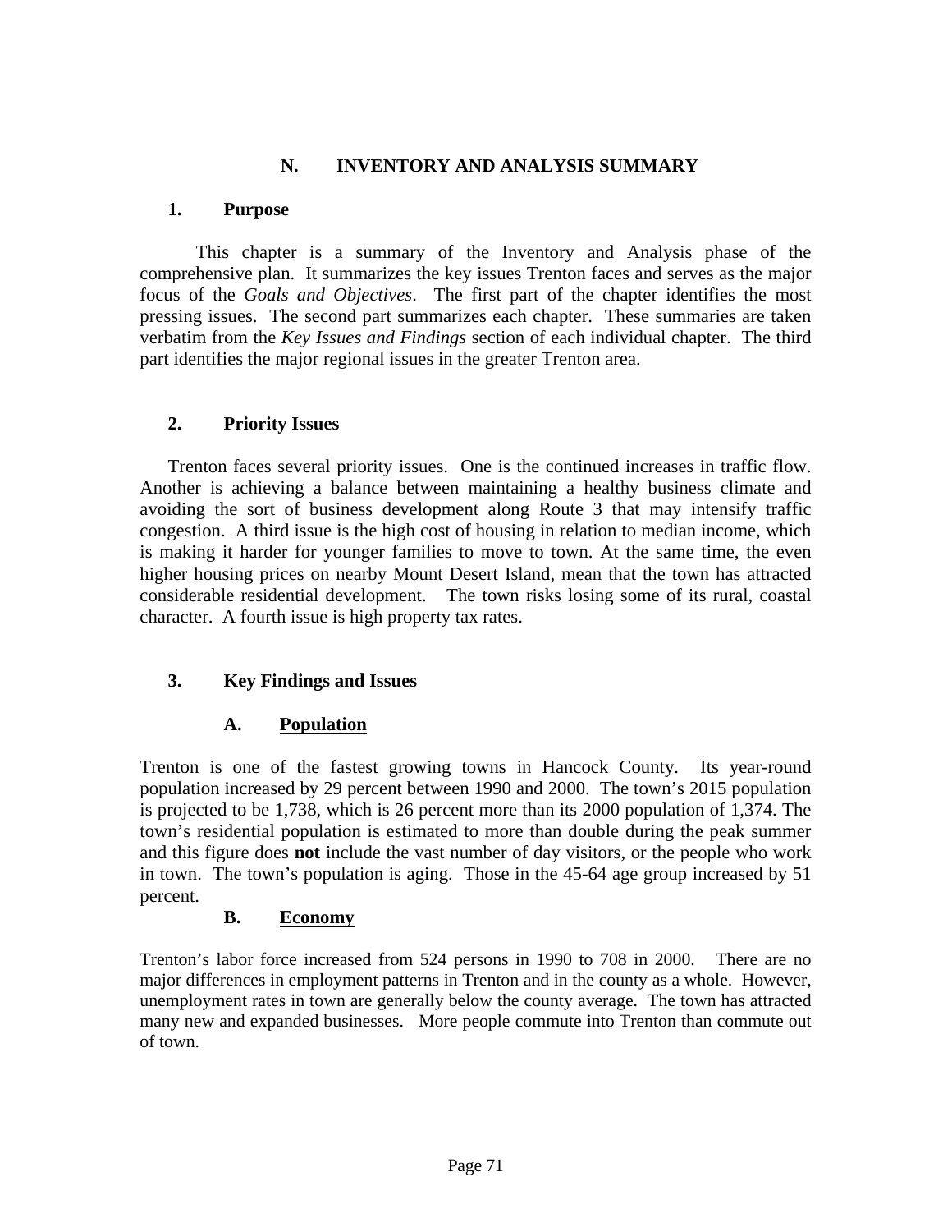## N. INVENTORY AND ANALYSIS SUMMARY

### 1. Purpose

This chapter is a summary of the Inventory and Analysis phase of the comprehensive plan. It summarizes the key issues Trenton faces and serves as the major focus of the *Goals and Objectives*. The first part of the chapter identifies the most pressing issues. The second part summarizes each chapter. These summaries are taken verbatim from the *Key Issues and Findings* section of each individual chapter. The third part identifies the major regional issues in the greater Trenton area.

### 2. Priority Issues

Trenton faces several priority issues. One is the continued increases in traffic flow. Another is achieving a balance between maintaining a healthy business climate and avoiding the sort of business development along Route 3 that may intensify traffic congestion. A third issue is the high cost of housing in relation to median income, which is making it harder for younger families to move to town. At the same time, the even higher housing prices on nearby Mount Desert Island, mean that the town has attracted considerable residential development. The town risks losing some of its rural, coastal character. A fourth issue is high property tax rates.

### 3. Key Findings and Issues

#### A. Population

Trenton is one of the fastest growing towns in Hancock County. Its year-round population increased by 29 percent between 1990 and 2000. The town's 2015 population is projected to be 1,738, which is 26 percent more than its 2000 population of 1,374. The town's residential population is estimated to more than double during the peak summer and this figure does **not** include the vast number of day visitors, or the people who work in town. The town's population is aging. Those in the 45-64 age group increased by 51 percent.

#### B. Economy

Trenton's labor force increased from 524 persons in 1990 to 708 in 2000. There are no major differences in employment patterns in Trenton and in the county as a whole. However, unemployment rates in town are generally below the county average. The town has attracted many new and expanded businesses. More people commute into Trenton than commute out of town.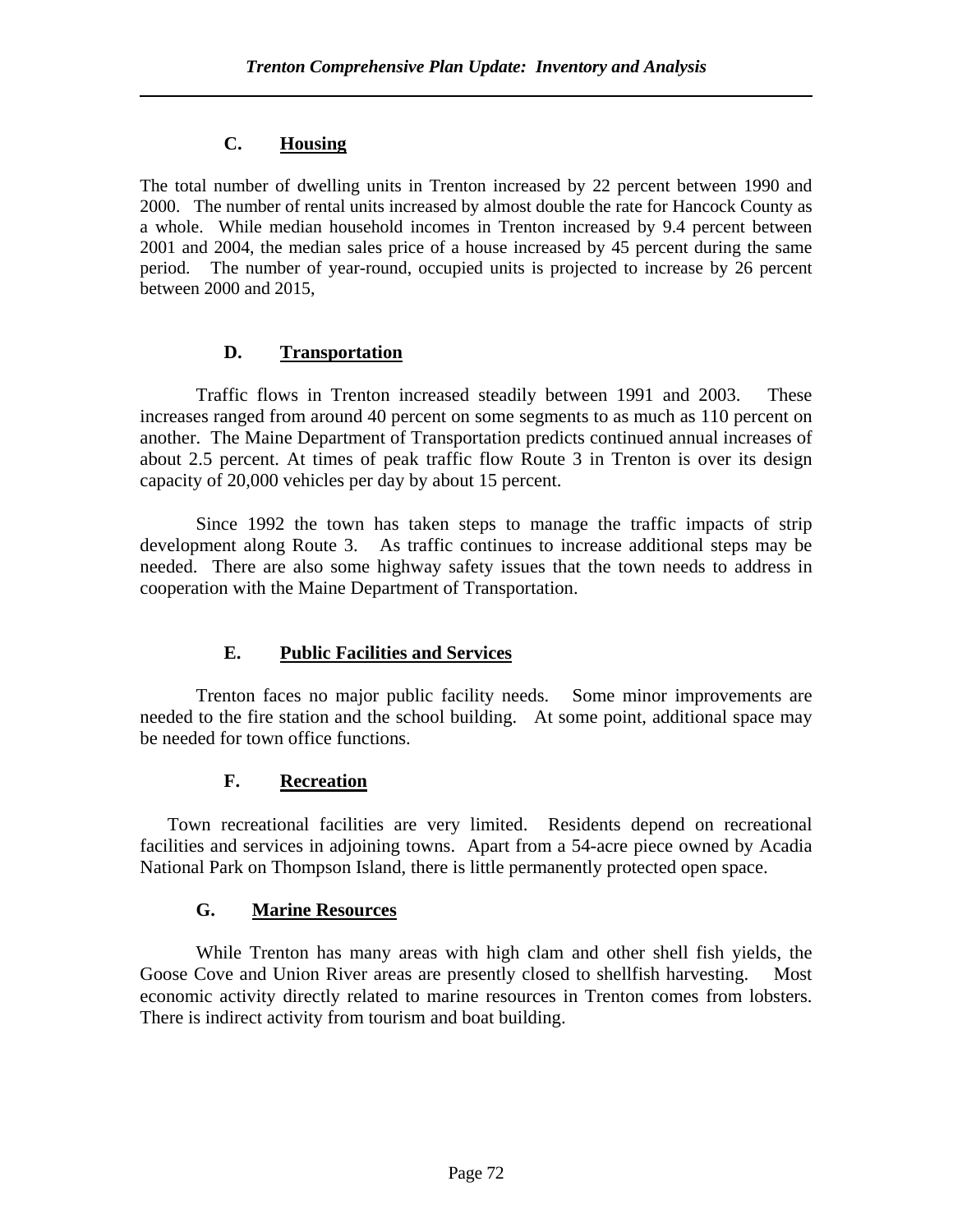## C. Housing

The total number of dwelling units in Trenton increased by 22 percent between 1990 and 2000. The number of rental units increased by almost double the rate for Hancock County as a whole. While median household incomes in Trenton increased by 9.4 percent between 2001 and 2004, the median sales price of a house increased by 45 percent during the same period. The number of year-round, occupied units is projected to increase by 26 percent between 2000 and 2015,

## D. Transportation

Traffic flows in Trenton increased steadily between 1991 and 2003. These increases ranged from around 40 percent on some segments to as much as 110 percent on another. The Maine Department of Transportation predicts continued annual increases of about 2.5 percent. At times of peak traffic flow Route 3 in Trenton is over its design capacity of 20,000 vehicles per day by about 15 percent.

Since 1992 the town has taken steps to manage the traffic impacts of strip development along Route 3. As traffic continues to increase additional steps may be needed. There are also some highway safety issues that the town needs to address in cooperation with the Maine Department of Transportation.

## E. Public Facilities and Services

Trenton faces no major public facility needs. Some minor improvements are needed to the fire station and the school building. At some point, additional space may be needed for town office functions.

## F. Recreation

Town recreational facilities are very limited. Residents depend on recreational facilities and services in adjoining towns. Apart from a 54-acre piece owned by Acadia National Park on Thompson Island, there is little permanently protected open space.

## G. Marine Resources

While Trenton has many areas with high clam and other shell fish yields, the Goose Cove and Union River areas are presently closed to shellfish harvesting. Most economic activity directly related to marine resources in Trenton comes from lobsters. There is indirect activity from tourism and boat building.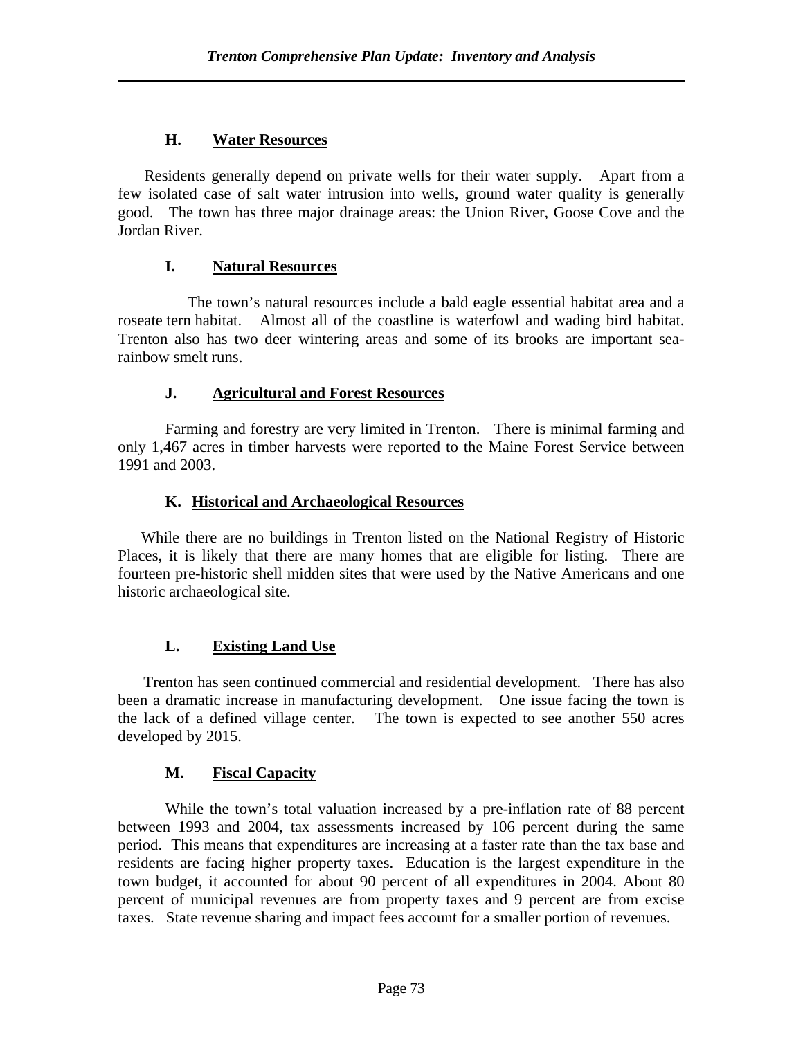## H. Water Resources

Residents generally depend on private wells for their water supply. Apart from a few isolated case of salt water intrusion into wells, ground water quality is generally good. The town has three major drainage areas: the Union River, Goose Cove and the Jordan River.

## I. Natural Resources

The town's natural resources include a bald eagle essential habitat area and a roseate tern habitat. Almost all of the coastline is waterfowl and wading bird habitat. Trenton also has two deer wintering areas and some of its brooks are important sea-rainbow smelt runs.

## J. Agricultural and Forest Resources

Farming and forestry are very limited in Trenton. There is minimal farming and only 1,467 acres in timber harvests were reported to the Maine Forest Service between 1991 and 2003.

## K. Historical and Archaeological Resources

While there are no buildings in Trenton listed on the National Registry of Historic Places, it is likely that there are many homes that are eligible for listing. There are fourteen pre-historic shell midden sites that were used by the Native Americans and one historic archaeological site.

## L. Existing Land Use

Trenton has seen continued commercial and residential development. There has also been a dramatic increase in manufacturing development. One issue facing the town is the lack of a defined village center. The town is expected to see another 550 acres developed by 2015.

## M. Fiscal Capacity

While the town's total valuation increased by a pre-inflation rate of 88 percent between 1993 and 2004, tax assessments increased by 106 percent during the same period. This means that expenditures are increasing at a faster rate than the tax base and residents are facing higher property taxes. Education is the largest expenditure in the town budget, it accounted for about 90 percent of all expenditures in 2004. About 80 percent of municipal revenues are from property taxes and 9 percent are from excise taxes. State revenue sharing and impact fees account for a smaller portion of revenues.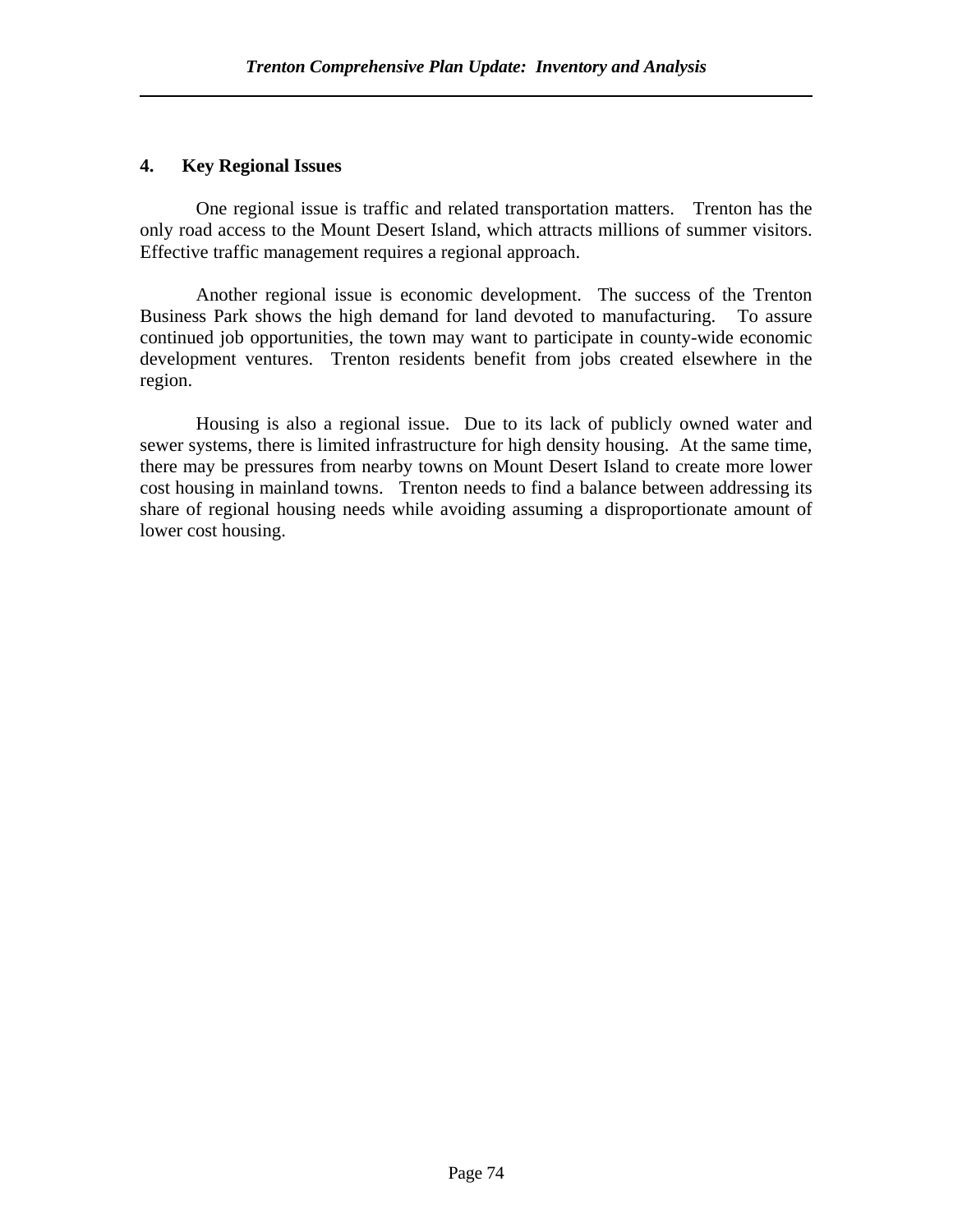## 4. Key Regional Issues

One regional issue is traffic and related transportation matters. Trenton has the only road access to the Mount Desert Island, which attracts millions of summer visitors. Effective traffic management requires a regional approach.

Another regional issue is economic development. The success of the Trenton Business Park shows the high demand for land devoted to manufacturing. To assure continued job opportunities, the town may want to participate in county-wide economic development ventures. Trenton residents benefit from jobs created elsewhere in the region.

Housing is also a regional issue. Due to its lack of publicly owned water and sewer systems, there is limited infrastructure for high density housing. At the same time, there may be pressures from nearby towns on Mount Desert Island to create more lower cost housing in mainland towns. Trenton needs to find a balance between addressing its share of regional housing needs while avoiding assuming a disproportionate amount of lower cost housing.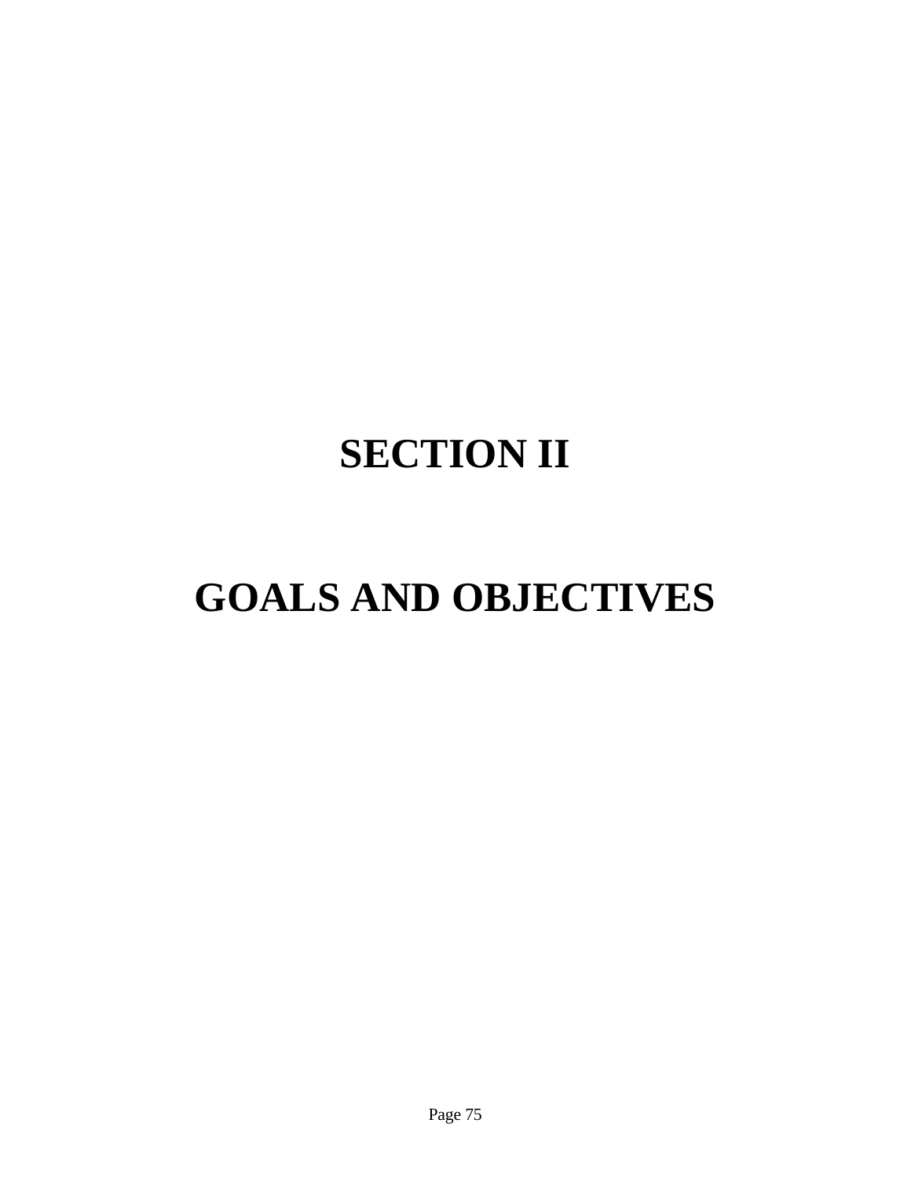# SECTION II

# GOALS AND OBJECTIVES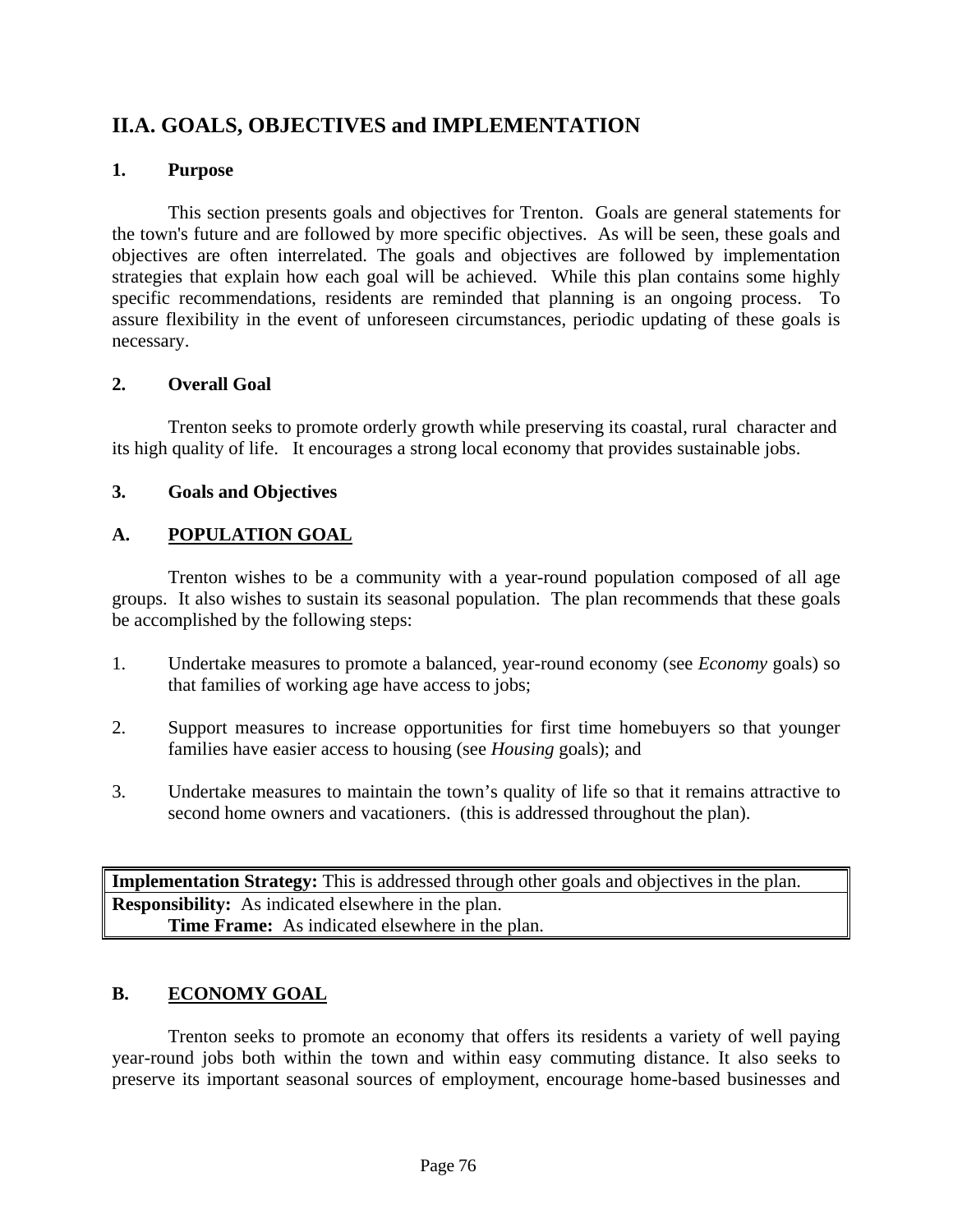## II.A. GOALS, OBJECTIVES and IMPLEMENTATION

### 1. Purpose

This section presents goals and objectives for Trenton. Goals are general statements for the town's future and are followed by more specific objectives. As will be seen, these goals and objectives are often interrelated. The goals and objectives are followed by implementation strategies that explain how each goal will be achieved. While this plan contains some highly specific recommendations, residents are reminded that planning is an ongoing process. To assure flexibility in the event of unforeseen circumstances, periodic updating of these goals is necessary.

### 2. Overall Goal

Trenton seeks to promote orderly growth while preserving its coastal, rural character and its high quality of life. It encourages a strong local economy that provides sustainable jobs.

### 3. Goals and Objectives

### A. POPULATION GOAL

Trenton wishes to be a community with a year-round population composed of all age groups. It also wishes to sustain its seasonal population. The plan recommends that these goals be accomplished by the following steps:

1. Undertake measures to promote a balanced, year-round economy (see *Economy* goals) so that families of working age have access to jobs;

2. Support measures to increase opportunities for first time homebuyers so that younger families have easier access to housing (see *Housing* goals); and

3. Undertake measures to maintain the town's quality of life so that it remains attractive to second home owners and vacationers. (this is addressed throughout the plan).

| **Implementation Strategy:** This is addressed through other goals and objectives in the plan. |
|---|
| **Responsibility:** As indicated elsewhere in the plan.<br>**Time Frame:** As indicated elsewhere in the plan. |

### B. ECONOMY GOAL

Trenton seeks to promote an economy that offers its residents a variety of well paying year-round jobs both within the town and within easy commuting distance. It also seeks to preserve its important seasonal sources of employment, encourage home-based businesses and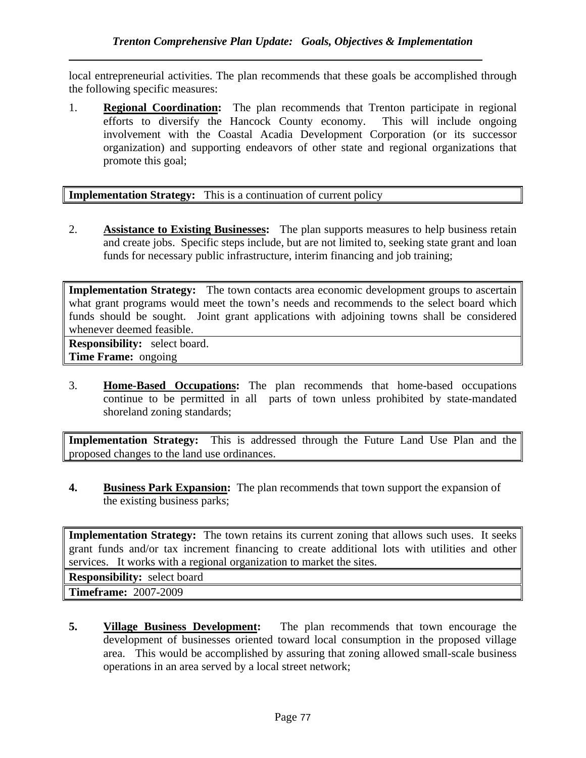local entrepreneurial activities. The plan recommends that these goals be accomplished through the following specific measures:

1. **Regional Coordination:** The plan recommends that Trenton participate in regional efforts to diversify the Hancock County economy. This will include ongoing involvement with the Coastal Acadia Development Corporation (or its successor organization) and supporting endeavors of other state and regional organizations that promote this goal;

| **Implementation Strategy:** This is a continuation of current policy |
|---|

2. **Assistance to Existing Businesses:** The plan supports measures to help business retain and create jobs. Specific steps include, but are not limited to, seeking state grant and loan funds for necessary public infrastructure, interim financing and job training;

| **Implementation Strategy:** The town contacts area economic development groups to ascertain what grant programs would meet the town's needs and recommends to the select board which funds should be sought. Joint grant applications with adjoining towns shall be considered whenever deemed feasible. |
|---|
| **Responsibility:** select board.<br>**Time Frame:** ongoing |

3. **Home-Based Occupations:** The plan recommends that home-based occupations continue to be permitted in all parts of town unless prohibited by state-mandated shoreland zoning standards;

| **Implementation Strategy:** This is addressed through the Future Land Use Plan and the proposed changes to the land use ordinances. |
|---|

**4.** **Business Park Expansion:** The plan recommends that town support the expansion of the existing business parks;

| **Implementation Strategy:** The town retains its current zoning that allows such uses. It seeks grant funds and/or tax increment financing to create additional lots with utilities and other services. It works with a regional organization to market the sites. |
|---|
| **Responsibility:** select board |
| **Timeframe:** 2007-2009 |

**5.** **Village Business Development:** The plan recommends that town encourage the development of businesses oriented toward local consumption in the proposed village area. This would be accomplished by assuring that zoning allowed small-scale business operations in an area served by a local street network;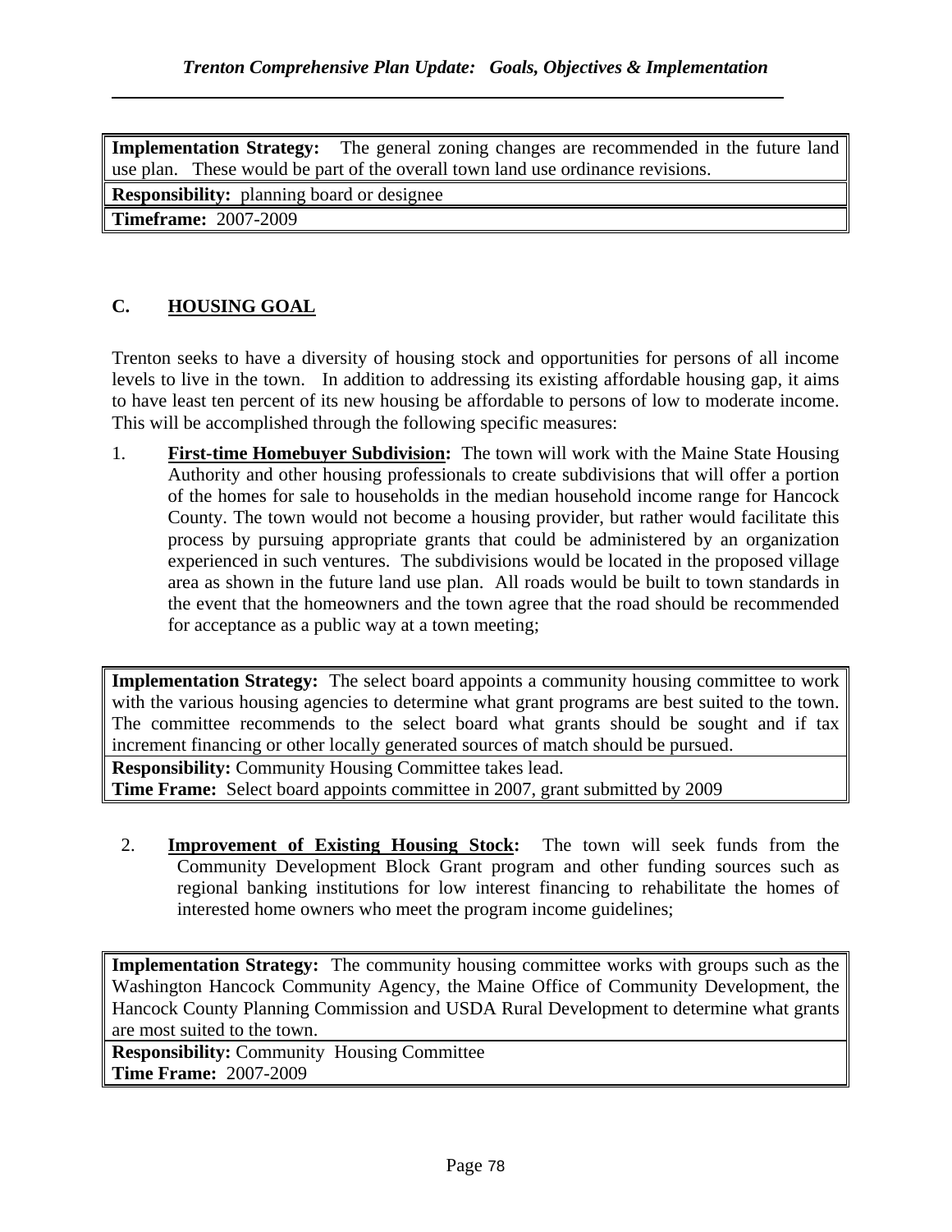**Implementation Strategy:** The general zoning changes are recommended in the future land use plan. These would be part of the overall town land use ordinance revisions.
**Responsibility:** planning board or designee
**Timeframe:** 2007-2009

## C. HOUSING GOAL

Trenton seeks to have a diversity of housing stock and opportunities for persons of all income levels to live in the town. In addition to addressing its existing affordable housing gap, it aims to have least ten percent of its new housing be affordable to persons of low to moderate income. This will be accomplished through the following specific measures:

1. **First-time Homebuyer Subdivision:** The town will work with the Maine State Housing Authority and other housing professionals to create subdivisions that will offer a portion of the homes for sale to households in the median household income range for Hancock County. The town would not become a housing provider, but rather would facilitate this process by pursuing appropriate grants that could be administered by an organization experienced in such ventures. The subdivisions would be located in the proposed village area as shown in the future land use plan. All roads would be built to town standards in the event that the homeowners and the town agree that the road should be recommended for acceptance as a public way at a town meeting;

**Implementation Strategy:** The select board appoints a community housing committee to work with the various housing agencies to determine what grant programs are best suited to the town. The committee recommends to the select board what grants should be sought and if tax increment financing or other locally generated sources of match should be pursued.
**Responsibility:** Community Housing Committee takes lead.
**Time Frame:** Select board appoints committee in 2007, grant submitted by 2009

2. **Improvement of Existing Housing Stock:** The town will seek funds from the Community Development Block Grant program and other funding sources such as regional banking institutions for low interest financing to rehabilitate the homes of interested home owners who meet the program income guidelines;

**Implementation Strategy:** The community housing committee works with groups such as the Washington Hancock Community Agency, the Maine Office of Community Development, the Hancock County Planning Commission and USDA Rural Development to determine what grants are most suited to the town.
**Responsibility:** Community Housing Committee
**Time Frame:** 2007-2009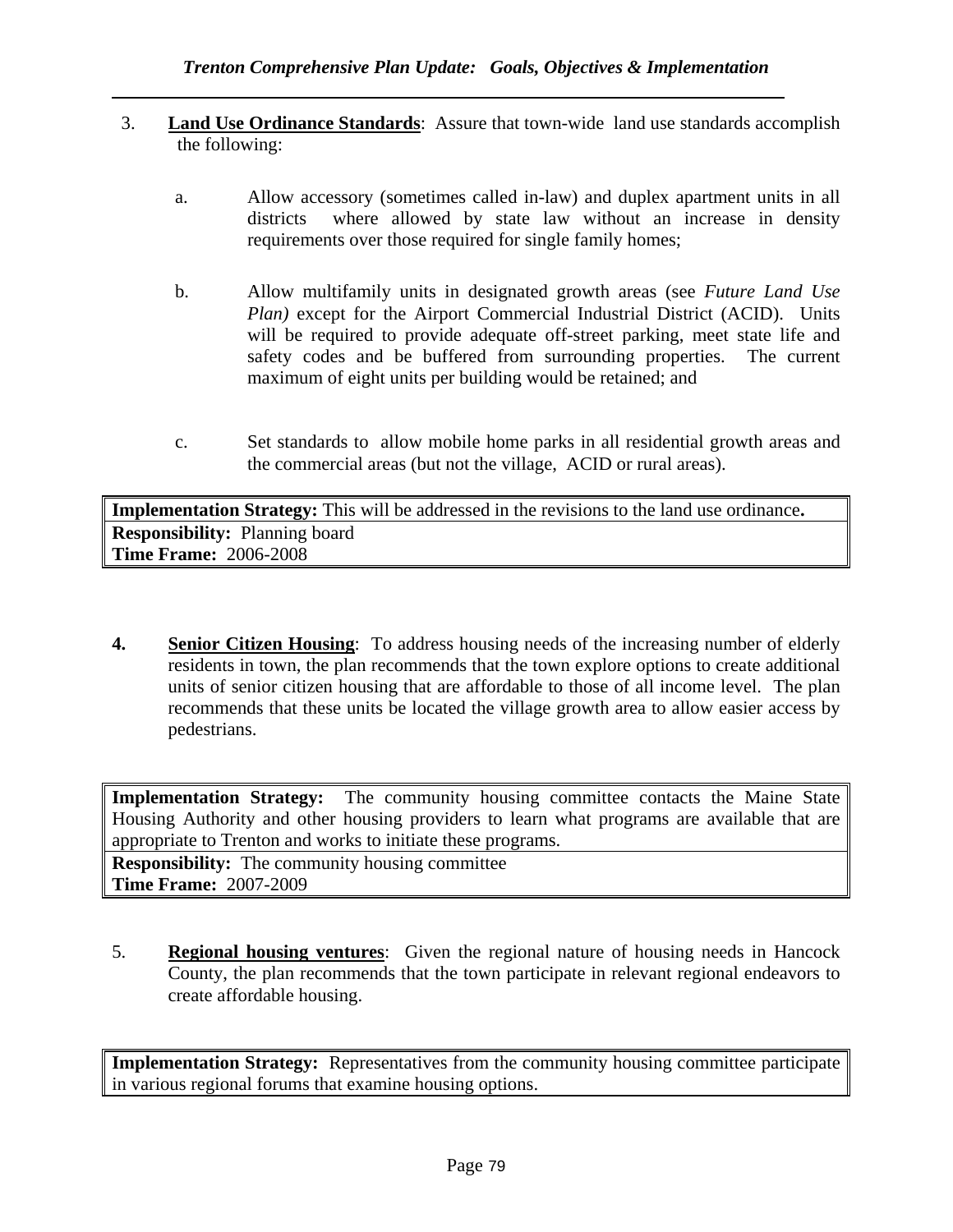3. **Land Use Ordinance Standards**: Assure that town-wide land use standards accomplish the following:

   a. Allow accessory (sometimes called in-law) and duplex apartment units in all districts where allowed by state law without an increase in density requirements over those required for single family homes;

   b. Allow multifamily units in designated growth areas (see *Future Land Use Plan)* except for the Airport Commercial Industrial District (ACID). Units will be required to provide adequate off-street parking, meet state life and safety codes and be buffered from surrounding properties. The current maximum of eight units per building would be retained; and

   c. Set standards to allow mobile home parks in all residential growth areas and the commercial areas (but not the village, ACID or rural areas).

| **Implementation Strategy:** This will be addressed in the revisions to the land use ordinance**.** |
|---|
| **Responsibility:** Planning board<br>**Time Frame:** 2006-2008 |

**4. Senior Citizen Housing**: To address housing needs of the increasing number of elderly residents in town, the plan recommends that the town explore options to create additional units of senior citizen housing that are affordable to those of all income level. The plan recommends that these units be located the village growth area to allow easier access by pedestrians.

| **Implementation Strategy:** The community housing committee contacts the Maine State Housing Authority and other housing providers to learn what programs are available that are appropriate to Trenton and works to initiate these programs. |
|---|
| **Responsibility:** The community housing committee<br>**Time Frame:** 2007-2009 |

5. **Regional housing ventures**: Given the regional nature of housing needs in Hancock County, the plan recommends that the town participate in relevant regional endeavors to create affordable housing.

| **Implementation Strategy:** Representatives from the community housing committee participate in various regional forums that examine housing options. |
|---|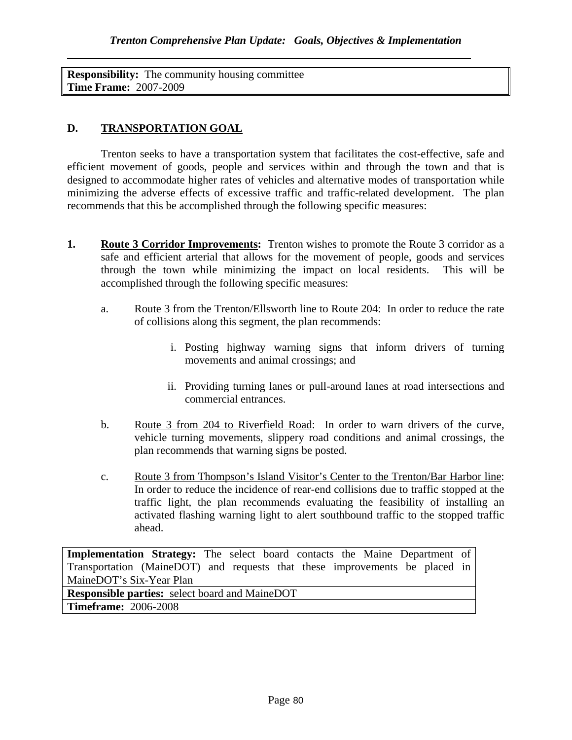| **Responsibility:** The community housing committee |
| --- |
| **Time Frame:** 2007-2009 |

## D. TRANSPORTATION GOAL

Trenton seeks to have a transportation system that facilitates the cost-effective, safe and efficient movement of goods, people and services within and through the town and that is designed to accommodate higher rates of vehicles and alternative modes of transportation while minimizing the adverse effects of excessive traffic and traffic-related development. The plan recommends that this be accomplished through the following specific measures:

1. **Route 3 Corridor Improvements:** Trenton wishes to promote the Route 3 corridor as a safe and efficient arterial that allows for the movement of people, goods and services through the town while minimizing the impact on local residents. This will be accomplished through the following specific measures:

   a. Route 3 from the Trenton/Ellsworth line to Route 204: In order to reduce the rate of collisions along this segment, the plan recommends:

      i. Posting highway warning signs that inform drivers of turning movements and animal crossings; and

      ii. Providing turning lanes or pull-around lanes at road intersections and commercial entrances.

   b. Route 3 from 204 to Riverfield Road: In order to warn drivers of the curve, vehicle turning movements, slippery road conditions and animal crossings, the plan recommends that warning signs be posted.

   c. Route 3 from Thompson's Island Visitor's Center to the Trenton/Bar Harbor line: In order to reduce the incidence of rear-end collisions due to traffic stopped at the traffic light, the plan recommends evaluating the feasibility of installing an activated flashing warning light to alert southbound traffic to the stopped traffic ahead.

| **Implementation Strategy:** The select board contacts the Maine Department of Transportation (MaineDOT) and requests that these improvements be placed in MaineDOT's Six-Year Plan |
| --- |
| **Responsible parties:** select board and MaineDOT |
| **Timeframe:** 2006-2008 |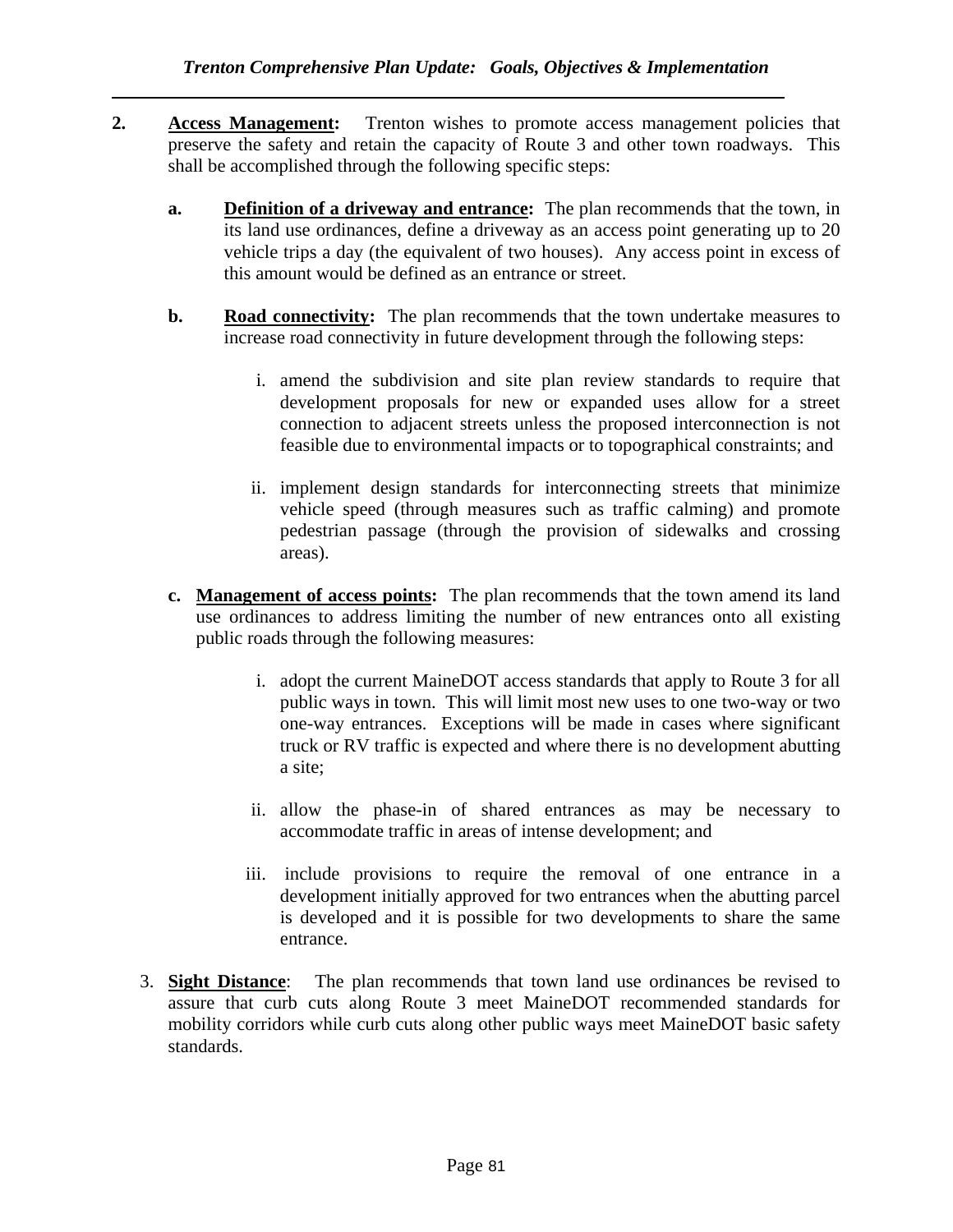**2. Access Management:** Trenton wishes to promote access management policies that preserve the safety and retain the capacity of Route 3 and other town roadways. This shall be accomplished through the following specific steps:

   **a. Definition of a driveway and entrance:** The plan recommends that the town, in its land use ordinances, define a driveway as an access point generating up to 20 vehicle trips a day (the equivalent of two houses). Any access point in excess of this amount would be defined as an entrance or street.

   **b. Road connectivity:** The plan recommends that the town undertake measures to increase road connectivity in future development through the following steps:

      i. amend the subdivision and site plan review standards to require that development proposals for new or expanded uses allow for a street connection to adjacent streets unless the proposed interconnection is not feasible due to environmental impacts or to topographical constraints; and

      ii. implement design standards for interconnecting streets that minimize vehicle speed (through measures such as traffic calming) and promote pedestrian passage (through the provision of sidewalks and crossing areas).

   **c. Management of access points:** The plan recommends that the town amend its land use ordinances to address limiting the number of new entrances onto all existing public roads through the following measures:

      i. adopt the current MaineDOT access standards that apply to Route 3 for all public ways in town. This will limit most new uses to one two-way or two one-way entrances. Exceptions will be made in cases where significant truck or RV traffic is expected and where there is no development abutting a site;

      ii. allow the phase-in of shared entrances as may be necessary to accommodate traffic in areas of intense development; and

      iii. include provisions to require the removal of one entrance in a development initially approved for two entrances when the abutting parcel is developed and it is possible for two developments to share the same entrance.

3. **Sight Distance**: The plan recommends that town land use ordinances be revised to assure that curb cuts along Route 3 meet MaineDOT recommended standards for mobility corridors while curb cuts along other public ways meet MaineDOT basic safety standards.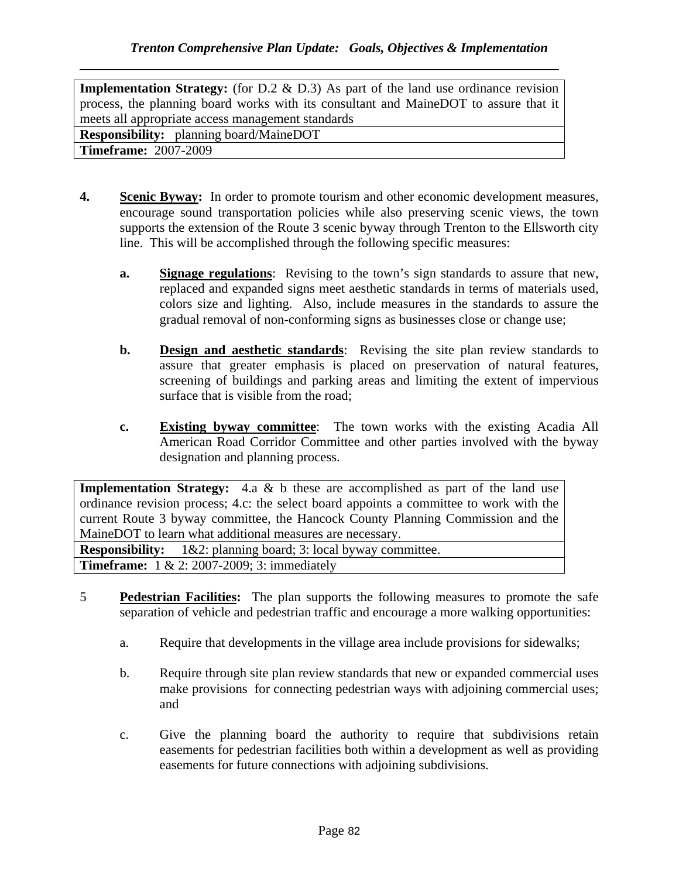| **Implementation Strategy:** (for D.2 & D.3) As part of the land use ordinance revision process, the planning board works with its consultant and MaineDOT to assure that it meets all appropriate access management standards |
|---|
| **Responsibility:** planning board/MaineDOT |
| **Timeframe:** 2007-2009 |

**4. Scenic Byway:** In order to promote tourism and other economic development measures, encourage sound transportation policies while also preserving scenic views, the town supports the extension of the Route 3 scenic byway through Trenton to the Ellsworth city line. This will be accomplished through the following specific measures:

**a. Signage regulations**: Revising to the town's sign standards to assure that new, replaced and expanded signs meet aesthetic standards in terms of materials used, colors size and lighting. Also, include measures in the standards to assure the gradual removal of non-conforming signs as businesses close or change use;

**b. Design and aesthetic standards**: Revising the site plan review standards to assure that greater emphasis is placed on preservation of natural features, screening of buildings and parking areas and limiting the extent of impervious surface that is visible from the road;

**c. Existing byway committee**: The town works with the existing Acadia All American Road Corridor Committee and other parties involved with the byway designation and planning process.

| **Implementation Strategy:** 4.a & b these are accomplished as part of the land use ordinance revision process; 4.c: the select board appoints a committee to work with the current Route 3 byway committee, the Hancock County Planning Commission and the MaineDOT to learn what additional measures are necessary. |
|---|
| **Responsibility:** 1&2: planning board; 3: local byway committee. |
| **Timeframe:** 1 & 2: 2007-2009; 3: immediately |

5 **Pedestrian Facilities:** The plan supports the following measures to promote the safe separation of vehicle and pedestrian traffic and encourage a more walking opportunities:

a. Require that developments in the village area include provisions for sidewalks;

b. Require through site plan review standards that new or expanded commercial uses make provisions for connecting pedestrian ways with adjoining commercial uses; and

c. Give the planning board the authority to require that subdivisions retain easements for pedestrian facilities both within a development as well as providing easements for future connections with adjoining subdivisions.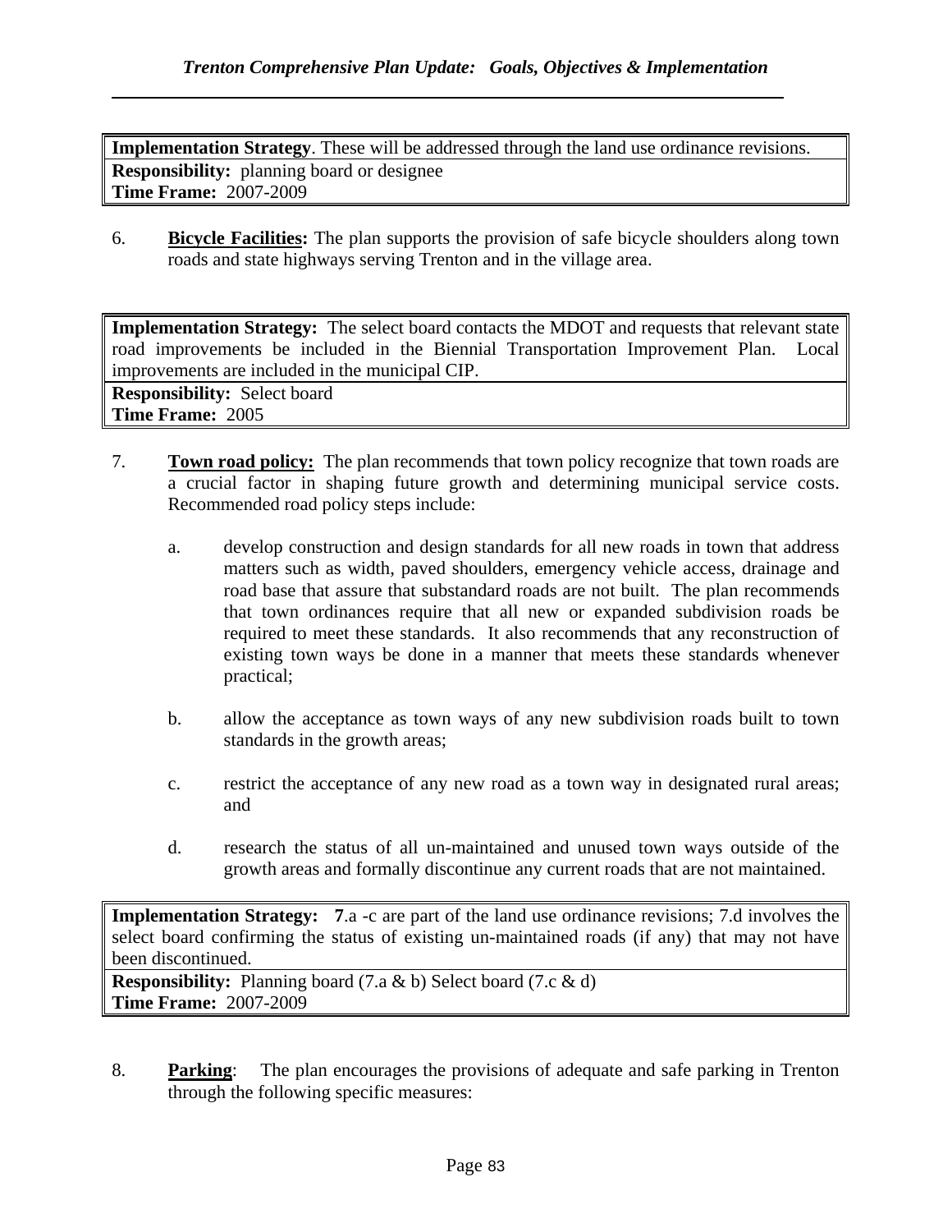| **Implementation Strategy**. These will be addressed through the land use ordinance revisions. |
| --- |
| **Responsibility:** planning board or designee |
| **Time Frame:** 2007-2009 |

6. **Bicycle Facilities:** The plan supports the provision of safe bicycle shoulders along town roads and state highways serving Trenton and in the village area.

| **Implementation Strategy:** The select board contacts the MDOT and requests that relevant state road improvements be included in the Biennial Transportation Improvement Plan. Local improvements are included in the municipal CIP. |
| --- |
| **Responsibility:** Select board |
| **Time Frame:** 2005 |

7. **Town road policy:** The plan recommends that town policy recognize that town roads are a crucial factor in shaping future growth and determining municipal service costs. Recommended road policy steps include:

   a. develop construction and design standards for all new roads in town that address matters such as width, paved shoulders, emergency vehicle access, drainage and road base that assure that substandard roads are not built. The plan recommends that town ordinances require that all new or expanded subdivision roads be required to meet these standards. It also recommends that any reconstruction of existing town ways be done in a manner that meets these standards whenever practical;

   b. allow the acceptance as town ways of any new subdivision roads built to town standards in the growth areas;

   c. restrict the acceptance of any new road as a town way in designated rural areas; and

   d. research the status of all un-maintained and unused town ways outside of the growth areas and formally discontinue any current roads that are not maintained.

| **Implementation Strategy:** **7**.a -c are part of the land use ordinance revisions; 7.d involves the select board confirming the status of existing un-maintained roads (if any) that may not have been discontinued. |
| --- |
| **Responsibility:** Planning board (7.a & b) Select board (7.c & d) |
| **Time Frame:** 2007-2009 |

8. **Parking**: The plan encourages the provisions of adequate and safe parking in Trenton through the following specific measures: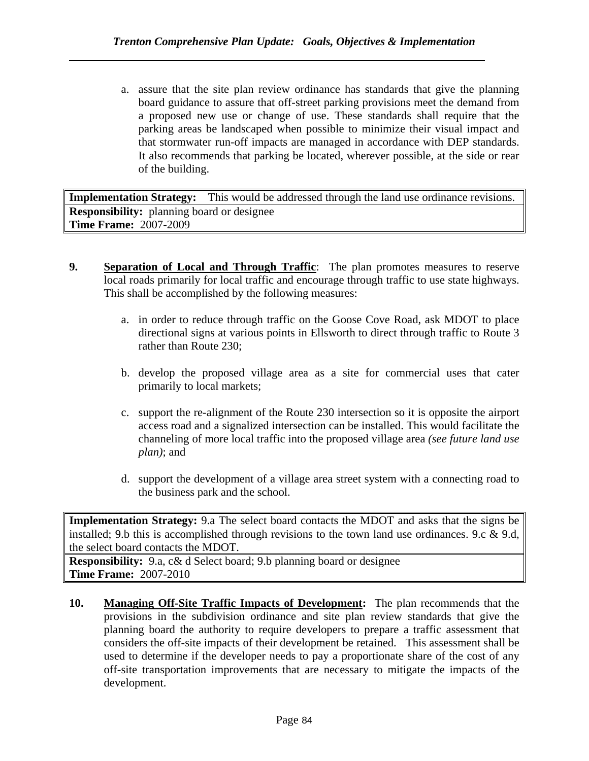a. assure that the site plan review ordinance has standards that give the planning board guidance to assure that off-street parking provisions meet the demand from a proposed new use or change of use. These standards shall require that the parking areas be landscaped when possible to minimize their visual impact and that stormwater run-off impacts are managed in accordance with DEP standards. It also recommends that parking be located, wherever possible, at the side or rear of the building.

| **Implementation Strategy:** This would be addressed through the land use ordinance revisions. |
|---|
| **Responsibility:** planning board or designee<br>**Time Frame:** 2007-2009 |

**9. <u>Separation of Local and Through Traffic</u>**: The plan promotes measures to reserve local roads primarily for local traffic and encourage through traffic to use state highways. This shall be accomplished by the following measures:

a. in order to reduce through traffic on the Goose Cove Road, ask MDOT to place directional signs at various points in Ellsworth to direct through traffic to Route 3 rather than Route 230;

b. develop the proposed village area as a site for commercial uses that cater primarily to local markets;

c. support the re-alignment of the Route 230 intersection so it is opposite the airport access road and a signalized intersection can be installed. This would facilitate the channeling of more local traffic into the proposed village area *(see future land use plan)*; and

d. support the development of a village area street system with a connecting road to the business park and the school.

| **Implementation Strategy:** 9.a The select board contacts the MDOT and asks that the signs be installed; 9.b this is accomplished through revisions to the town land use ordinances. 9.c & 9.d, the select board contacts the MDOT. |
|---|
| **Responsibility:** 9.a, c& d Select board; 9.b planning board or designee<br>**Time Frame:** 2007-2010 |

**10. <u>Managing Off-Site Traffic Impacts of Development</u>:** The plan recommends that the provisions in the subdivision ordinance and site plan review standards that give the planning board the authority to require developers to prepare a traffic assessment that considers the off-site impacts of their development be retained. This assessment shall be used to determine if the developer needs to pay a proportionate share of the cost of any off-site transportation improvements that are necessary to mitigate the impacts of the development.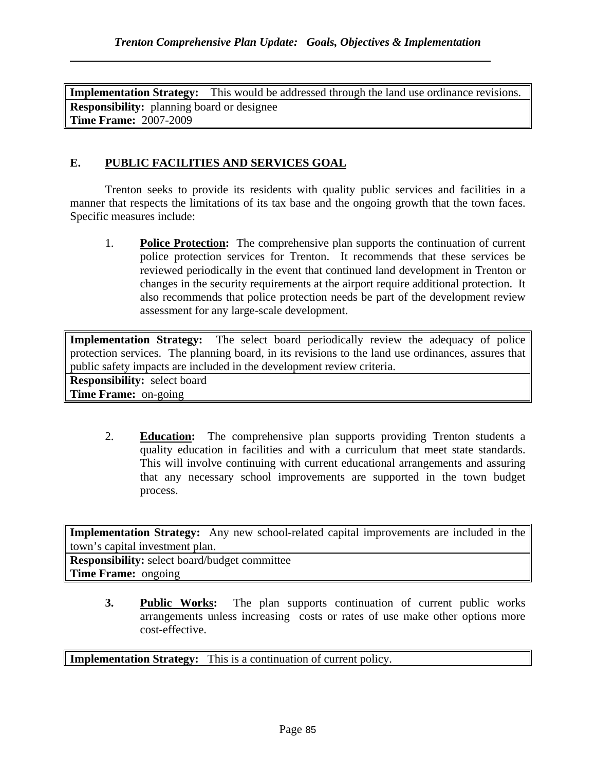| **Implementation Strategy:** This would be addressed through the land use ordinance revisions. |
|---|
| **Responsibility:** planning board or designee<br>**Time Frame:** 2007-2009 |

## E. PUBLIC FACILITIES AND SERVICES GOAL

Trenton seeks to provide its residents with quality public services and facilities in a manner that respects the limitations of its tax base and the ongoing growth that the town faces. Specific measures include:

1. **Police Protection:** The comprehensive plan supports the continuation of current police protection services for Trenton. It recommends that these services be reviewed periodically in the event that continued land development in Trenton or changes in the security requirements at the airport require additional protection. It also recommends that police protection needs be part of the development review assessment for any large-scale development.

| **Implementation Strategy:** The select board periodically review the adequacy of police protection services. The planning board, in its revisions to the land use ordinances, assures that public safety impacts are included in the development review criteria. |
|---|
| **Responsibility:** select board<br>**Time Frame:** on-going |

2. **Education:** The comprehensive plan supports providing Trenton students a quality education in facilities and with a curriculum that meet state standards. This will involve continuing with current educational arrangements and assuring that any necessary school improvements are supported in the town budget process.

| **Implementation Strategy:** Any new school-related capital improvements are included in the town's capital investment plan. |
|---|
| **Responsibility:** select board/budget committee<br>**Time Frame:** ongoing |

3. **Public Works:** The plan supports continuation of current public works arrangements unless increasing costs or rates of use make other options more cost-effective.

| **Implementation Strategy:** This is a continuation of current policy. |
|---|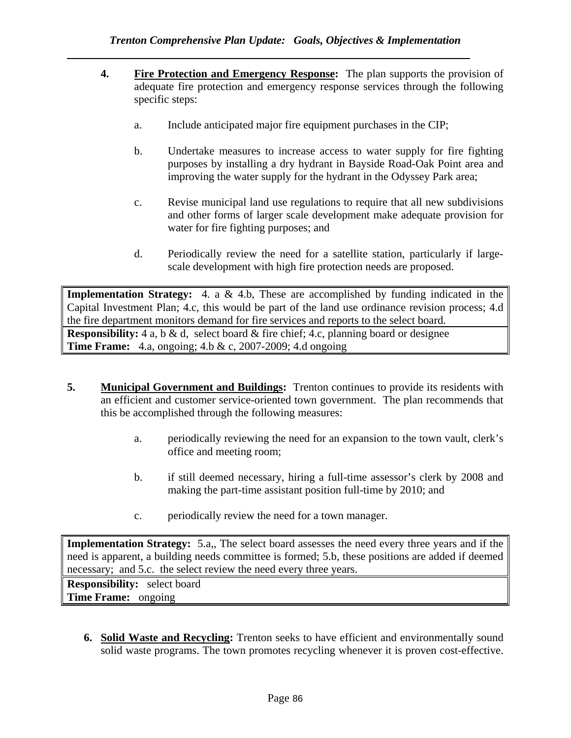4. **<u>Fire Protection and Emergency Response</u>:** The plan supports the provision of adequate fire protection and emergency response services through the following specific steps:

   a. Include anticipated major fire equipment purchases in the CIP;

   b. Undertake measures to increase access to water supply for fire fighting purposes by installing a dry hydrant in Bayside Road-Oak Point area and improving the water supply for the hydrant in the Odyssey Park area;

   c. Revise municipal land use regulations to require that all new subdivisions and other forms of larger scale development make adequate provision for water for fire fighting purposes; and

   d. Periodically review the need for a satellite station, particularly if large-scale development with high fire protection needs are proposed.

| **Implementation Strategy:** 4. a & 4.b, These are accomplished by funding indicated in the Capital Investment Plan; 4.c, this would be part of the land use ordinance revision process; 4.d the fire department monitors demand for fire services and reports to the select board. |
|---|
| **Responsibility:** 4 a, b & d, select board & fire chief; 4.c, planning board or designee<br>**Time Frame:** 4.a, ongoing; 4.b & c, 2007-2009; 4.d ongoing |

5. **<u>Municipal Government and Buildings</u>:** Trenton continues to provide its residents with an efficient and customer service-oriented town government. The plan recommends that this be accomplished through the following measures:

   a. periodically reviewing the need for an expansion to the town vault, clerk's office and meeting room;

   b. if still deemed necessary, hiring a full-time assessor's clerk by 2008 and making the part-time assistant position full-time by 2010; and

   c. periodically review the need for a town manager.

| **Implementation Strategy:** 5.a,, The select board assesses the need every three years and if the need is apparent, a building needs committee is formed; 5.b, these positions are added if deemed necessary; and 5.c. the select review the need every three years. |
|---|
| **Responsibility:** select board<br>**Time Frame:** ongoing |

6. **<u>Solid Waste and Recycling</u>:** Trenton seeks to have efficient and environmentally sound solid waste programs. The town promotes recycling whenever it is proven cost-effective.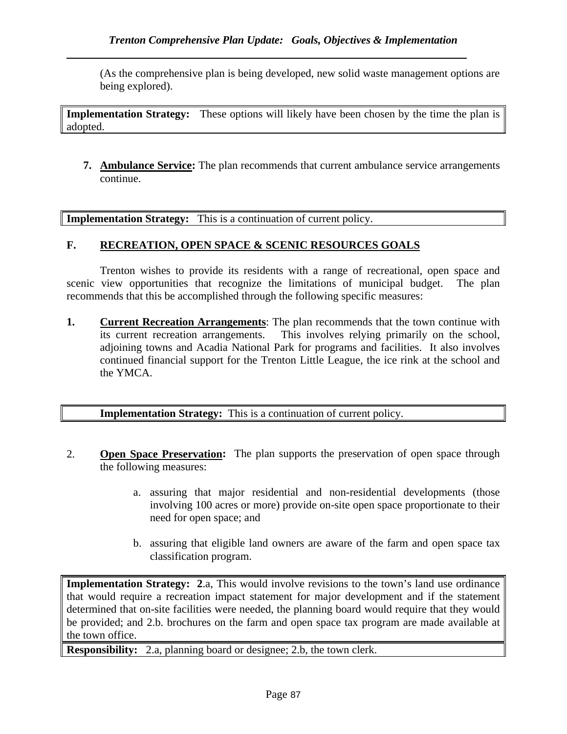(As the comprehensive plan is being developed, new solid waste management options are being explored).

**Implementation Strategy:** These options will likely have been chosen by the time the plan is adopted.

7. **Ambulance Service:** The plan recommends that current ambulance service arrangements continue.

**Implementation Strategy:** This is a continuation of current policy.

## F. RECREATION, OPEN SPACE & SCENIC RESOURCES GOALS

Trenton wishes to provide its residents with a range of recreational, open space and scenic view opportunities that recognize the limitations of municipal budget. The plan recommends that this be accomplished through the following specific measures:

1. **Current Recreation Arrangements**: The plan recommends that the town continue with its current recreation arrangements. This involves relying primarily on the school, adjoining towns and Acadia National Park for programs and facilities. It also involves continued financial support for the Trenton Little League, the ice rink at the school and the YMCA.

**Implementation Strategy:** This is a continuation of current policy.

2. **Open Space Preservation:** The plan supports the preservation of open space through the following measures:

   a. assuring that major residential and non-residential developments (those involving 100 acres or more) provide on-site open space proportionate to their need for open space; and

   b. assuring that eligible land owners are aware of the farm and open space tax classification program.

**Implementation Strategy:** **2**.a, This would involve revisions to the town's land use ordinance that would require a recreation impact statement for major development and if the statement determined that on-site facilities were needed, the planning board would require that they would be provided; and 2.b. brochures on the farm and open space tax program are made available at the town office.

**Responsibility:** 2.a, planning board or designee; 2.b, the town clerk.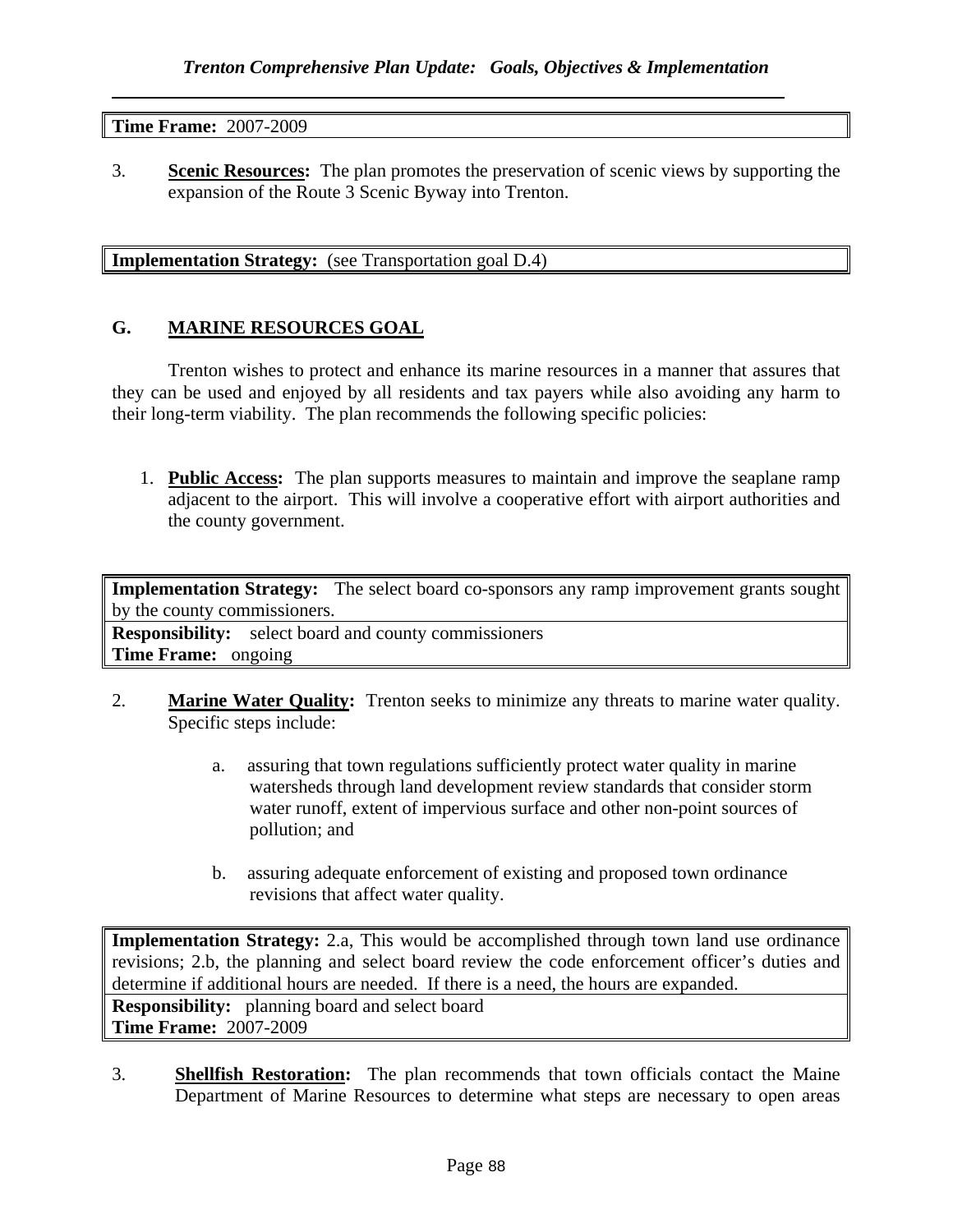**Time Frame:** 2007-2009

3. **Scenic Resources:** The plan promotes the preservation of scenic views by supporting the expansion of the Route 3 Scenic Byway into Trenton.

**Implementation Strategy:** (see Transportation goal D.4)

## G. MARINE RESOURCES GOAL

Trenton wishes to protect and enhance its marine resources in a manner that assures that they can be used and enjoyed by all residents and tax payers while also avoiding any harm to their long-term viability. The plan recommends the following specific policies:

1. **Public Access:** The plan supports measures to maintain and improve the seaplane ramp adjacent to the airport. This will involve a cooperative effort with airport authorities and the county government.

**Implementation Strategy:** The select board co-sponsors any ramp improvement grants sought by the county commissioners.
**Responsibility:** select board and county commissioners
**Time Frame:** ongoing

2. **Marine Water Quality:** Trenton seeks to minimize any threats to marine water quality. Specific steps include:

   a. assuring that town regulations sufficiently protect water quality in marine watersheds through land development review standards that consider storm water runoff, extent of impervious surface and other non-point sources of pollution; and

   b. assuring adequate enforcement of existing and proposed town ordinance revisions that affect water quality.

**Implementation Strategy:** 2.a, This would be accomplished through town land use ordinance revisions; 2.b, the planning and select board review the code enforcement officer's duties and determine if additional hours are needed. If there is a need, the hours are expanded.
**Responsibility:** planning board and select board
**Time Frame:** 2007-2009

3. **Shellfish Restoration:** The plan recommends that town officials contact the Maine Department of Marine Resources to determine what steps are necessary to open areas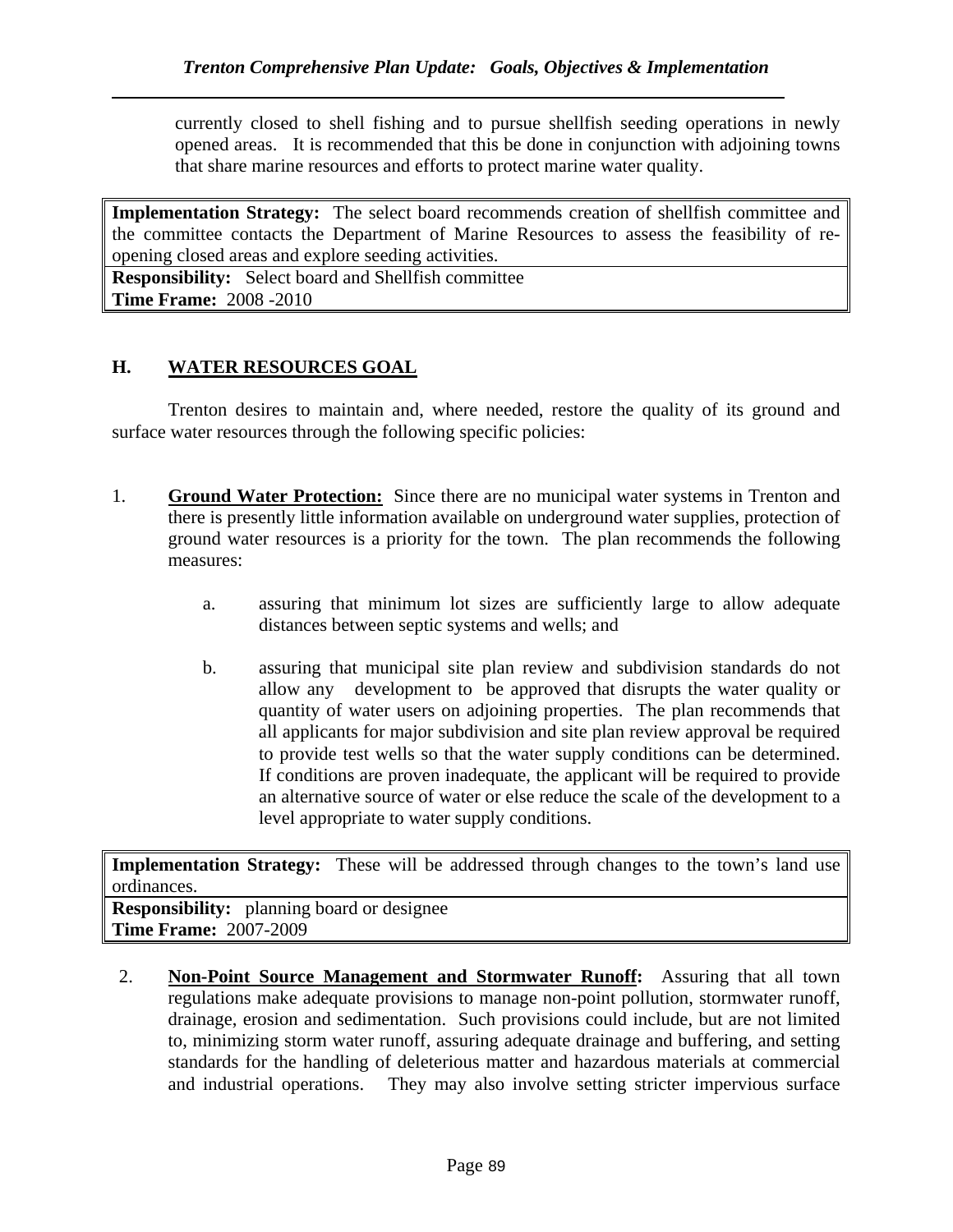currently closed to shell fishing and to pursue shellfish seeding operations in newly opened areas. It is recommended that this be done in conjunction with adjoining towns that share marine resources and efforts to protect marine water quality.

| **Implementation Strategy:** The select board recommends creation of shellfish committee and the committee contacts the Department of Marine Resources to assess the feasibility of re-opening closed areas and explore seeding activities. |
|---|
| **Responsibility:** Select board and Shellfish committee |
| **Time Frame:** 2008 -2010 |

## H. WATER RESOURCES GOAL

Trenton desires to maintain and, where needed, restore the quality of its ground and surface water resources through the following specific policies:

1. **Ground Water Protection:** Since there are no municipal water systems in Trenton and there is presently little information available on underground water supplies, protection of ground water resources is a priority for the town. The plan recommends the following measures:

   a. assuring that minimum lot sizes are sufficiently large to allow adequate distances between septic systems and wells; and

   b. assuring that municipal site plan review and subdivision standards do not allow any development to be approved that disrupts the water quality or quantity of water users on adjoining properties. The plan recommends that all applicants for major subdivision and site plan review approval be required to provide test wells so that the water supply conditions can be determined. If conditions are proven inadequate, the applicant will be required to provide an alternative source of water or else reduce the scale of the development to a level appropriate to water supply conditions.

| **Implementation Strategy:** These will be addressed through changes to the town's land use ordinances. |
|---|
| **Responsibility:** planning board or designee |
| **Time Frame:** 2007-2009 |

2. **Non-Point Source Management and Stormwater Runoff:** Assuring that all town regulations make adequate provisions to manage non-point pollution, stormwater runoff, drainage, erosion and sedimentation. Such provisions could include, but are not limited to, minimizing storm water runoff, assuring adequate drainage and buffering, and setting standards for the handling of deleterious matter and hazardous materials at commercial and industrial operations. They may also involve setting stricter impervious surface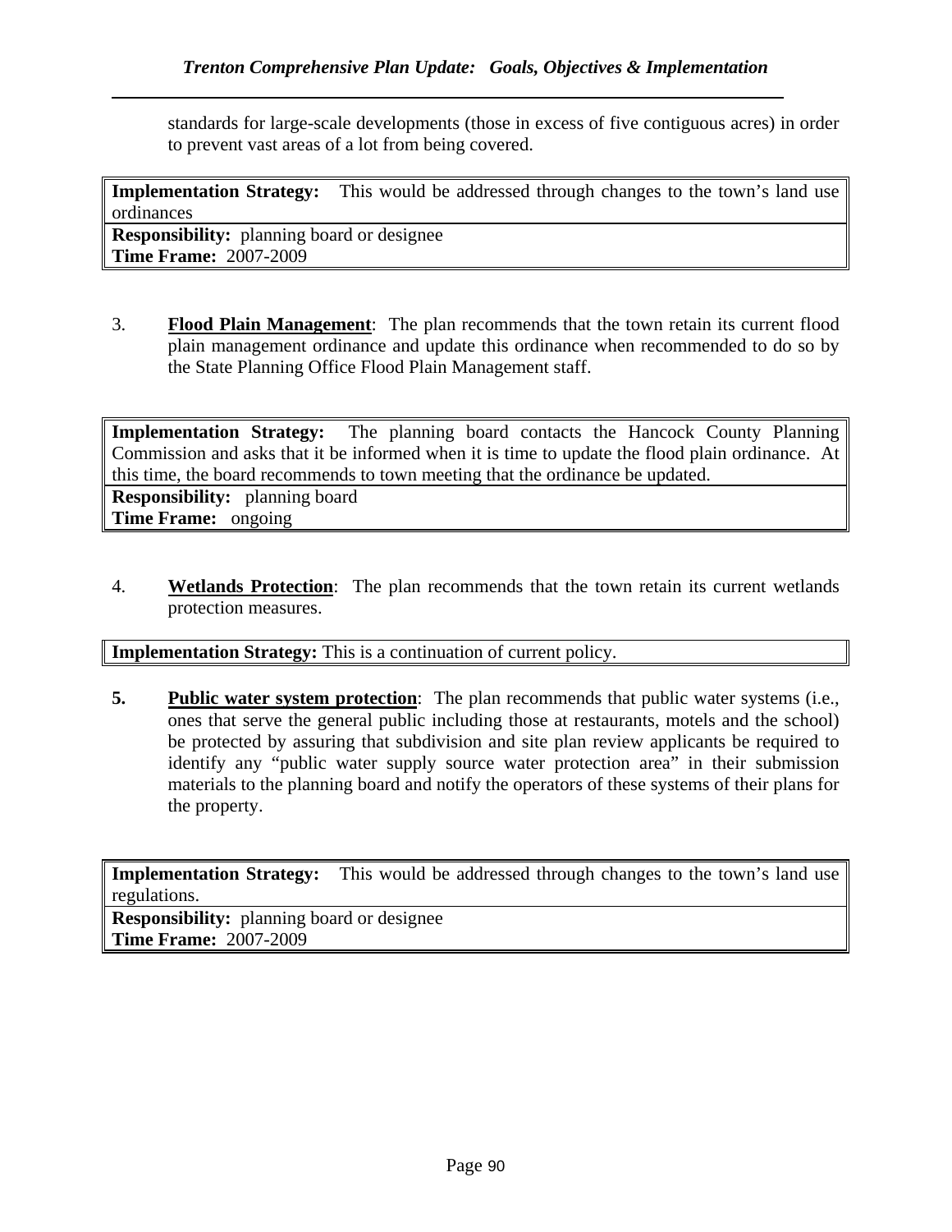standards for large-scale developments (those in excess of five contiguous acres) in order to prevent vast areas of a lot from being covered.

| **Implementation Strategy:** This would be addressed through changes to the town's land use ordinances |
|---|
| **Responsibility:** planning board or designee<br>**Time Frame:** 2007-2009 |

3. **Flood Plain Management**: The plan recommends that the town retain its current flood plain management ordinance and update this ordinance when recommended to do so by the State Planning Office Flood Plain Management staff.

| **Implementation Strategy:** The planning board contacts the Hancock County Planning Commission and asks that it be informed when it is time to update the flood plain ordinance. At this time, the board recommends to town meeting that the ordinance be updated. |
|---|
| **Responsibility:** planning board<br>**Time Frame:** ongoing |

4. **Wetlands Protection**: The plan recommends that the town retain its current wetlands protection measures.

| **Implementation Strategy:** This is a continuation of current policy. |
|---|

5. **Public water system protection**: The plan recommends that public water systems (i.e., ones that serve the general public including those at restaurants, motels and the school) be protected by assuring that subdivision and site plan review applicants be required to identify any "public water supply source water protection area" in their submission materials to the planning board and notify the operators of these systems of their plans for the property.

| **Implementation Strategy:** This would be addressed through changes to the town's land use regulations. |
|---|
| **Responsibility:** planning board or designee<br>**Time Frame:** 2007-2009 |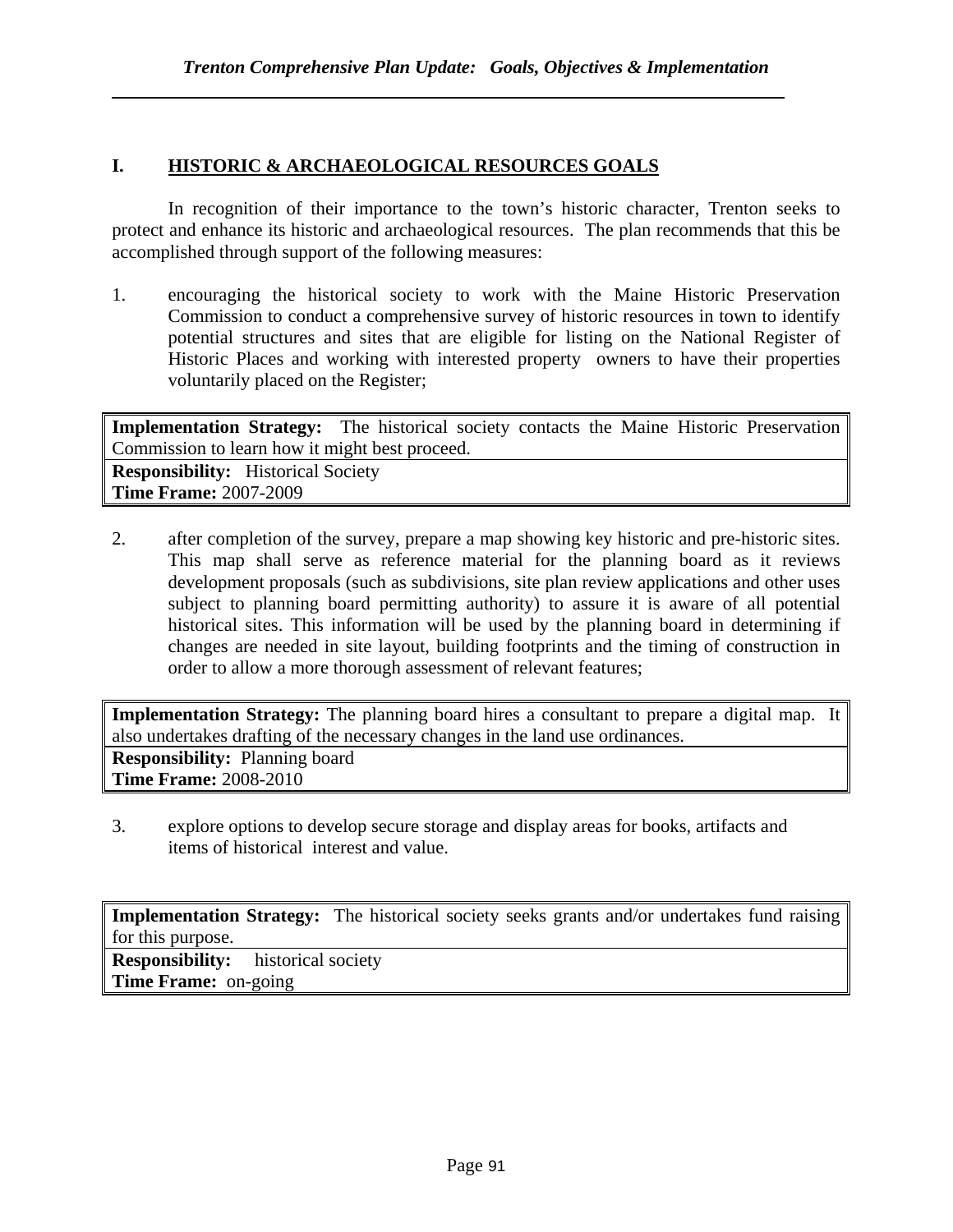## I. HISTORIC & ARCHAEOLOGICAL RESOURCES GOALS

In recognition of their importance to the town's historic character, Trenton seeks to protect and enhance its historic and archaeological resources. The plan recommends that this be accomplished through support of the following measures:

1. encouraging the historical society to work with the Maine Historic Preservation Commission to conduct a comprehensive survey of historic resources in town to identify potential structures and sites that are eligible for listing on the National Register of Historic Places and working with interested property owners to have their properties voluntarily placed on the Register;

| **Implementation Strategy:** The historical society contacts the Maine Historic Preservation Commission to learn how it might best proceed. |
|---|
| **Responsibility:** Historical Society<br>**Time Frame:** 2007-2009 |

2. after completion of the survey, prepare a map showing key historic and pre-historic sites. This map shall serve as reference material for the planning board as it reviews development proposals (such as subdivisions, site plan review applications and other uses subject to planning board permitting authority) to assure it is aware of all potential historical sites. This information will be used by the planning board in determining if changes are needed in site layout, building footprints and the timing of construction in order to allow a more thorough assessment of relevant features;

| **Implementation Strategy:** The planning board hires a consultant to prepare a digital map. It also undertakes drafting of the necessary changes in the land use ordinances. |
|---|
| **Responsibility:** Planning board<br>**Time Frame:** 2008-2010 |

3. explore options to develop secure storage and display areas for books, artifacts and items of historical interest and value.

| **Implementation Strategy:** The historical society seeks grants and/or undertakes fund raising for this purpose. |
|---|
| **Responsibility:** historical society<br>**Time Frame:** on-going |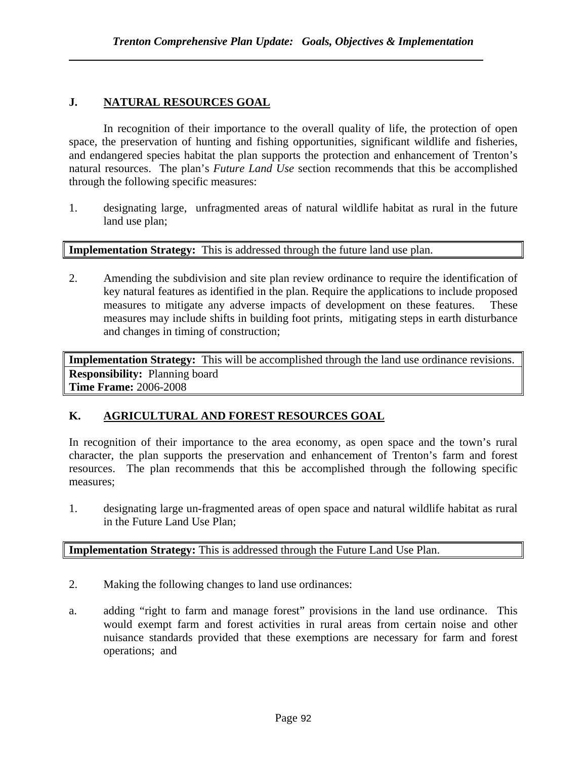## J. NATURAL RESOURCES GOAL

In recognition of their importance to the overall quality of life, the protection of open space, the preservation of hunting and fishing opportunities, significant wildlife and fisheries, and endangered species habitat the plan supports the protection and enhancement of Trenton's natural resources. The plan's *Future Land Use* section recommends that this be accomplished through the following specific measures:

1. designating large, unfragmented areas of natural wildlife habitat as rural in the future land use plan;

| **Implementation Strategy:** This is addressed through the future land use plan. |
|---|

2. Amending the subdivision and site plan review ordinance to require the identification of key natural features as identified in the plan. Require the applications to include proposed measures to mitigate any adverse impacts of development on these features. These measures may include shifts in building foot prints, mitigating steps in earth disturbance and changes in timing of construction;

| **Implementation Strategy:** This will be accomplished through the land use ordinance revisions. |
|---|
| **Responsibility:** Planning board<br>**Time Frame:** 2006-2008 |

## K. AGRICULTURAL AND FOREST RESOURCES GOAL

In recognition of their importance to the area economy, as open space and the town's rural character, the plan supports the preservation and enhancement of Trenton's farm and forest resources. The plan recommends that this be accomplished through the following specific measures;

1. designating large un-fragmented areas of open space and natural wildlife habitat as rural in the Future Land Use Plan;

| **Implementation Strategy:** This is addressed through the Future Land Use Plan. |
|---|

2. Making the following changes to land use ordinances:

a. adding "right to farm and manage forest" provisions in the land use ordinance. This would exempt farm and forest activities in rural areas from certain noise and other nuisance standards provided that these exemptions are necessary for farm and forest operations; and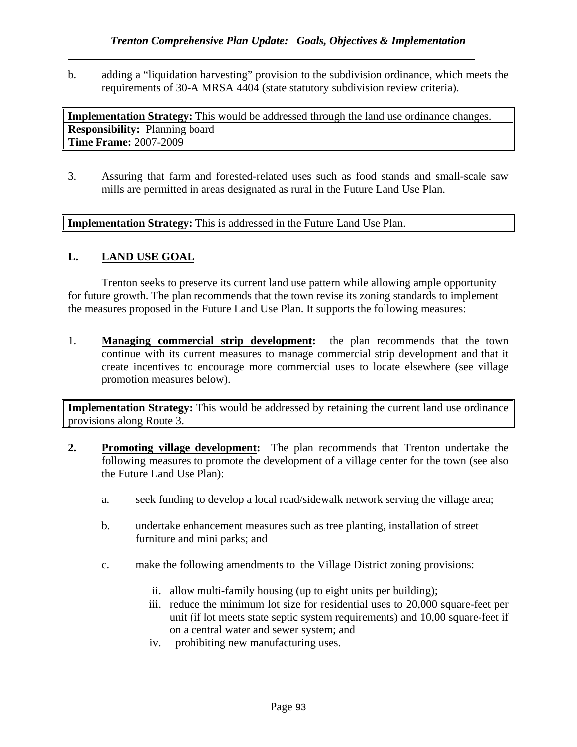b. adding a "liquidation harvesting" provision to the subdivision ordinance, which meets the requirements of 30-A MRSA 4404 (state statutory subdivision review criteria).

| **Implementation Strategy:** This would be addressed through the land use ordinance changes. |
|---|
| **Responsibility:** Planning board<br>**Time Frame:** 2007-2009 |

3. Assuring that farm and forested-related uses such as food stands and small-scale saw mills are permitted in areas designated as rural in the Future Land Use Plan.

| **Implementation Strategy:** This is addressed in the Future Land Use Plan. |
|---|

## L. LAND USE GOAL

Trenton seeks to preserve its current land use pattern while allowing ample opportunity for future growth. The plan recommends that the town revise its zoning standards to implement the measures proposed in the Future Land Use Plan. It supports the following measures:

1. **Managing commercial strip development:** the plan recommends that the town continue with its current measures to manage commercial strip development and that it create incentives to encourage more commercial uses to locate elsewhere (see village promotion measures below).

| **Implementation Strategy:** This would be addressed by retaining the current land use ordinance provisions along Route 3. |
|---|

**2.** **Promoting village development:** The plan recommends that Trenton undertake the following measures to promote the development of a village center for the town (see also the Future Land Use Plan):

   a. seek funding to develop a local road/sidewalk network serving the village area;

   b. undertake enhancement measures such as tree planting, installation of street furniture and mini parks; and

   c. make the following amendments to the Village District zoning provisions:

      ii. allow multi-family housing (up to eight units per building);
      iii. reduce the minimum lot size for residential uses to 20,000 square-feet per unit (if lot meets state septic system requirements) and 10,00 square-feet if on a central water and sewer system; and
      iv. prohibiting new manufacturing uses.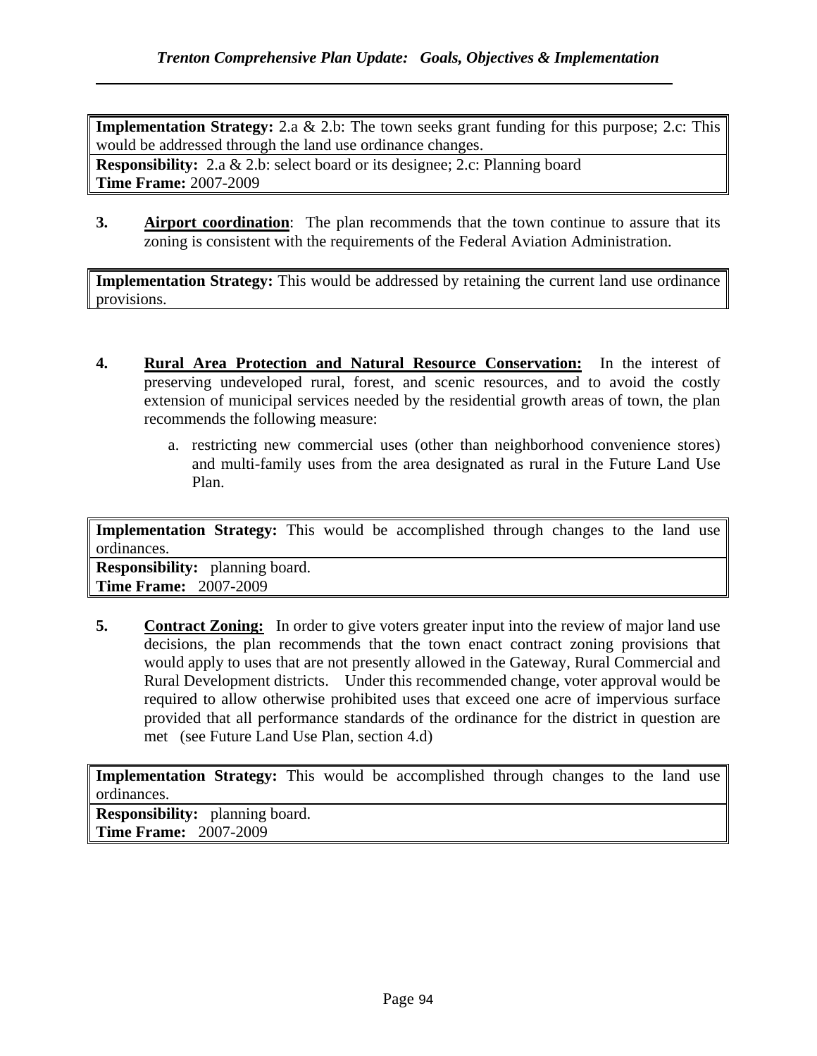**Implementation Strategy:** 2.a & 2.b: The town seeks grant funding for this purpose; 2.c: This would be addressed through the land use ordinance changes.
**Responsibility:** 2.a & 2.b: select board or its designee; 2.c: Planning board
**Time Frame:** 2007-2009

3. **Airport coordination**: The plan recommends that the town continue to assure that its zoning is consistent with the requirements of the Federal Aviation Administration.

**Implementation Strategy:** This would be addressed by retaining the current land use ordinance provisions.

4. **Rural Area Protection and Natural Resource Conservation:** In the interest of preserving undeveloped rural, forest, and scenic resources, and to avoid the costly extension of municipal services needed by the residential growth areas of town, the plan recommends the following measure:

   a. restricting new commercial uses (other than neighborhood convenience stores) and multi-family uses from the area designated as rural in the Future Land Use Plan.

**Implementation Strategy:** This would be accomplished through changes to the land use ordinances.
**Responsibility:** planning board.
**Time Frame:** 2007-2009

5. **Contract Zoning:** In order to give voters greater input into the review of major land use decisions, the plan recommends that the town enact contract zoning provisions that would apply to uses that are not presently allowed in the Gateway, Rural Commercial and Rural Development districts. Under this recommended change, voter approval would be required to allow otherwise prohibited uses that exceed one acre of impervious surface provided that all performance standards of the ordinance for the district in question are met (see Future Land Use Plan, section 4.d)

**Implementation Strategy:** This would be accomplished through changes to the land use ordinances.
**Responsibility:** planning board.
**Time Frame:** 2007-2009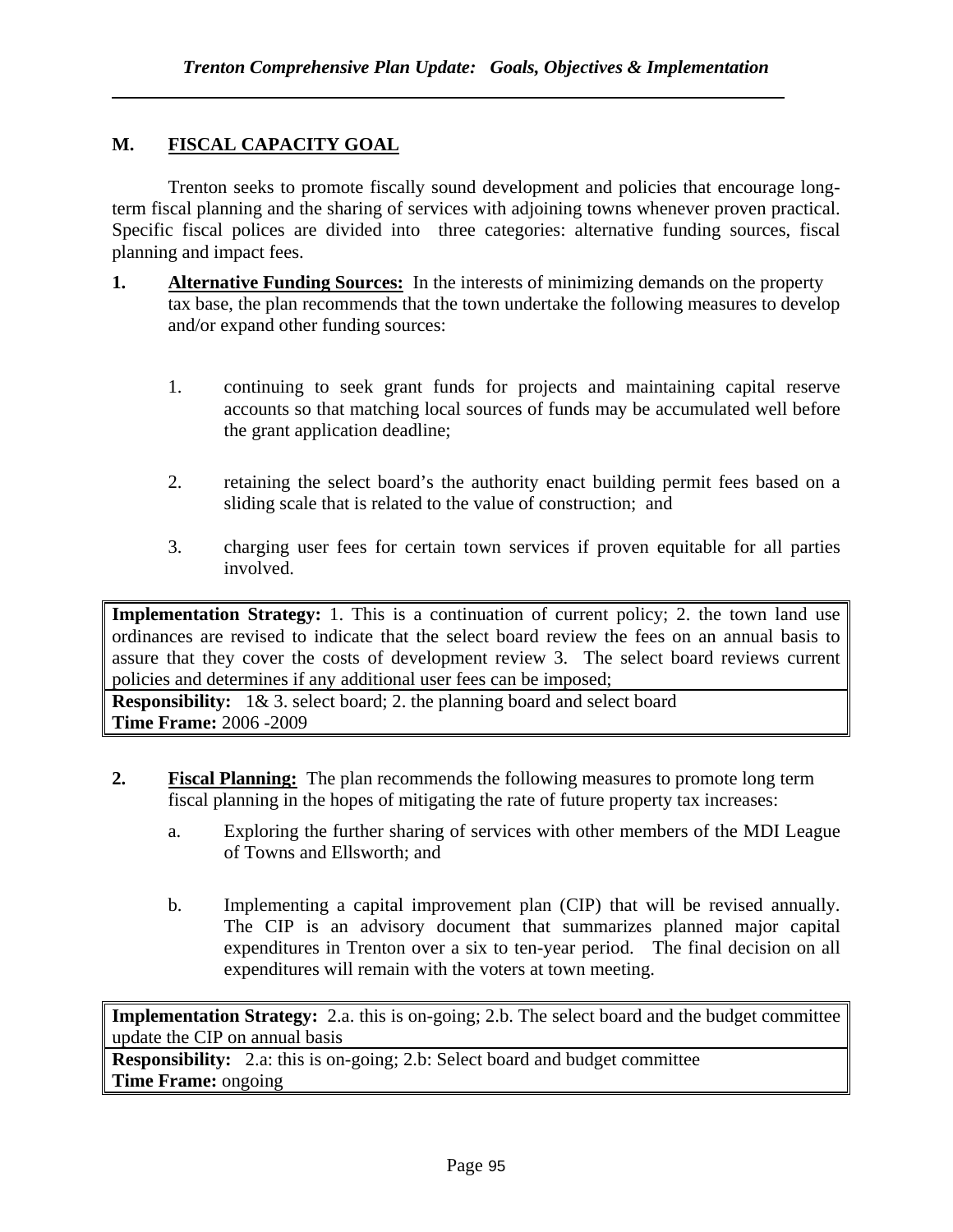## M. FISCAL CAPACITY GOAL

Trenton seeks to promote fiscally sound development and policies that encourage long-term fiscal planning and the sharing of services with adjoining towns whenever proven practical. Specific fiscal polices are divided into three categories: alternative funding sources, fiscal planning and impact fees.

**1. Alternative Funding Sources:** In the interests of minimizing demands on the property tax base, the plan recommends that the town undertake the following measures to develop and/or expand other funding sources:

1. continuing to seek grant funds for projects and maintaining capital reserve accounts so that matching local sources of funds may be accumulated well before the grant application deadline;

2. retaining the select board's the authority enact building permit fees based on a sliding scale that is related to the value of construction; and

3. charging user fees for certain town services if proven equitable for all parties involved.

| **Implementation Strategy:** 1. This is a continuation of current policy; 2. the town land use ordinances are revised to indicate that the select board review the fees on an annual basis to assure that they cover the costs of development review 3. The select board reviews current policies and determines if any additional user fees can be imposed; |
|---|
| **Responsibility:** 1& 3. select board; 2. the planning board and select board<br>**Time Frame:** 2006 -2009 |

**2. Fiscal Planning:** The plan recommends the following measures to promote long term fiscal planning in the hopes of mitigating the rate of future property tax increases:

a. Exploring the further sharing of services with other members of the MDI League of Towns and Ellsworth; and

b. Implementing a capital improvement plan (CIP) that will be revised annually. The CIP is an advisory document that summarizes planned major capital expenditures in Trenton over a six to ten-year period. The final decision on all expenditures will remain with the voters at town meeting.

| **Implementation Strategy:** 2.a. this is on-going; 2.b. The select board and the budget committee update the CIP on annual basis |
|---|
| **Responsibility:** 2.a: this is on-going; 2.b: Select board and budget committee<br>**Time Frame:** ongoing |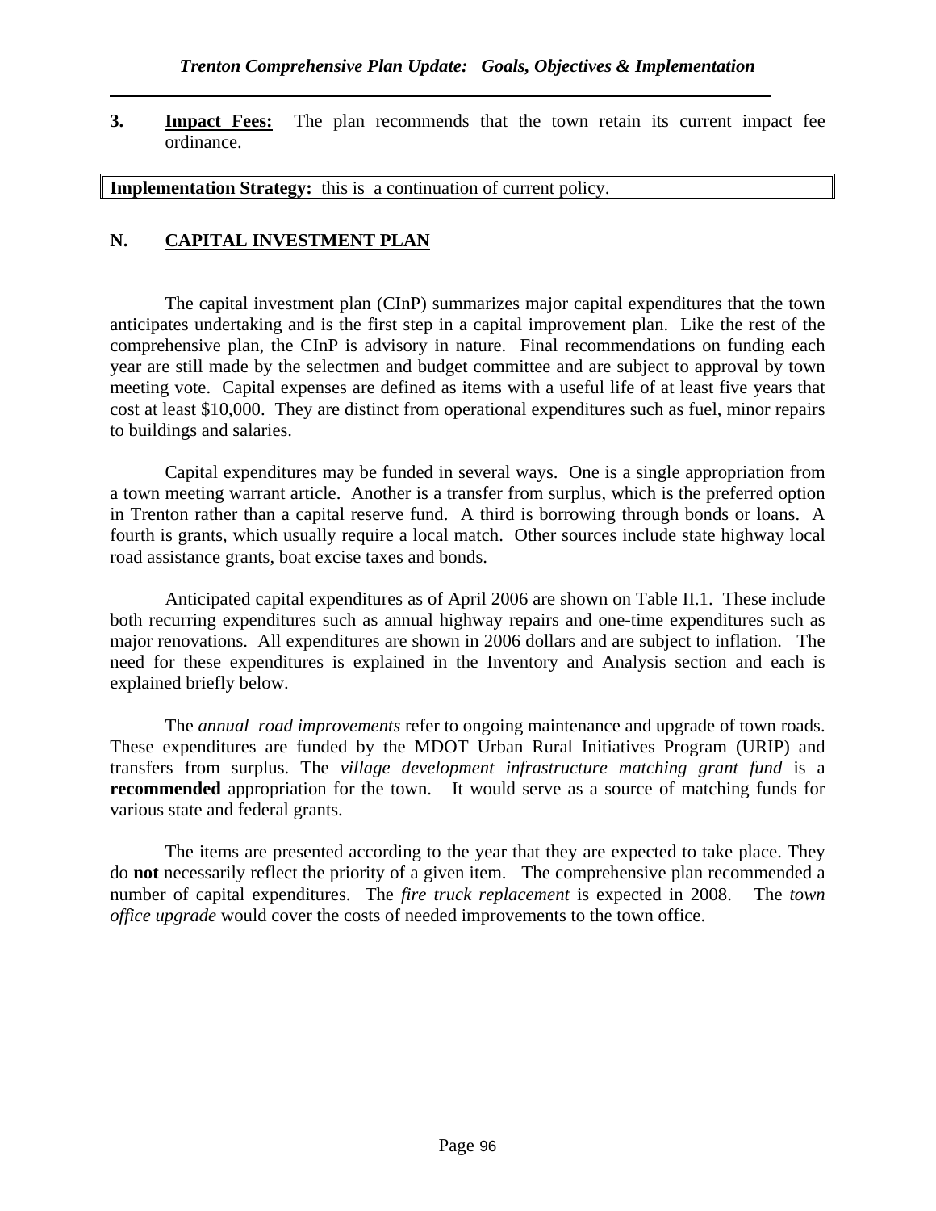3. **Impact Fees:** The plan recommends that the town retain its current impact fee ordinance.

**Implementation Strategy:** this is a continuation of current policy.

## N. CAPITAL INVESTMENT PLAN

The capital investment plan (CInP) summarizes major capital expenditures that the town anticipates undertaking and is the first step in a capital improvement plan. Like the rest of the comprehensive plan, the CInP is advisory in nature. Final recommendations on funding each year are still made by the selectmen and budget committee and are subject to approval by town meeting vote. Capital expenses are defined as items with a useful life of at least five years that cost at least $10,000. They are distinct from operational expenditures such as fuel, minor repairs to buildings and salaries.

Capital expenditures may be funded in several ways. One is a single appropriation from a town meeting warrant article. Another is a transfer from surplus, which is the preferred option in Trenton rather than a capital reserve fund. A third is borrowing through bonds or loans. A fourth is grants, which usually require a local match. Other sources include state highway local road assistance grants, boat excise taxes and bonds.

Anticipated capital expenditures as of April 2006 are shown on Table II.1. These include both recurring expenditures such as annual highway repairs and one-time expenditures such as major renovations. All expenditures are shown in 2006 dollars and are subject to inflation. The need for these expenditures is explained in the Inventory and Analysis section and each is explained briefly below.

The *annual road improvements* refer to ongoing maintenance and upgrade of town roads. These expenditures are funded by the MDOT Urban Rural Initiatives Program (URIP) and transfers from surplus. The *village development infrastructure matching grant fund* is a **recommended** appropriation for the town. It would serve as a source of matching funds for various state and federal grants.

The items are presented according to the year that they are expected to take place. They do **not** necessarily reflect the priority of a given item. The comprehensive plan recommended a number of capital expenditures. The *fire truck replacement* is expected in 2008. The *town office upgrade* would cover the costs of needed improvements to the town office.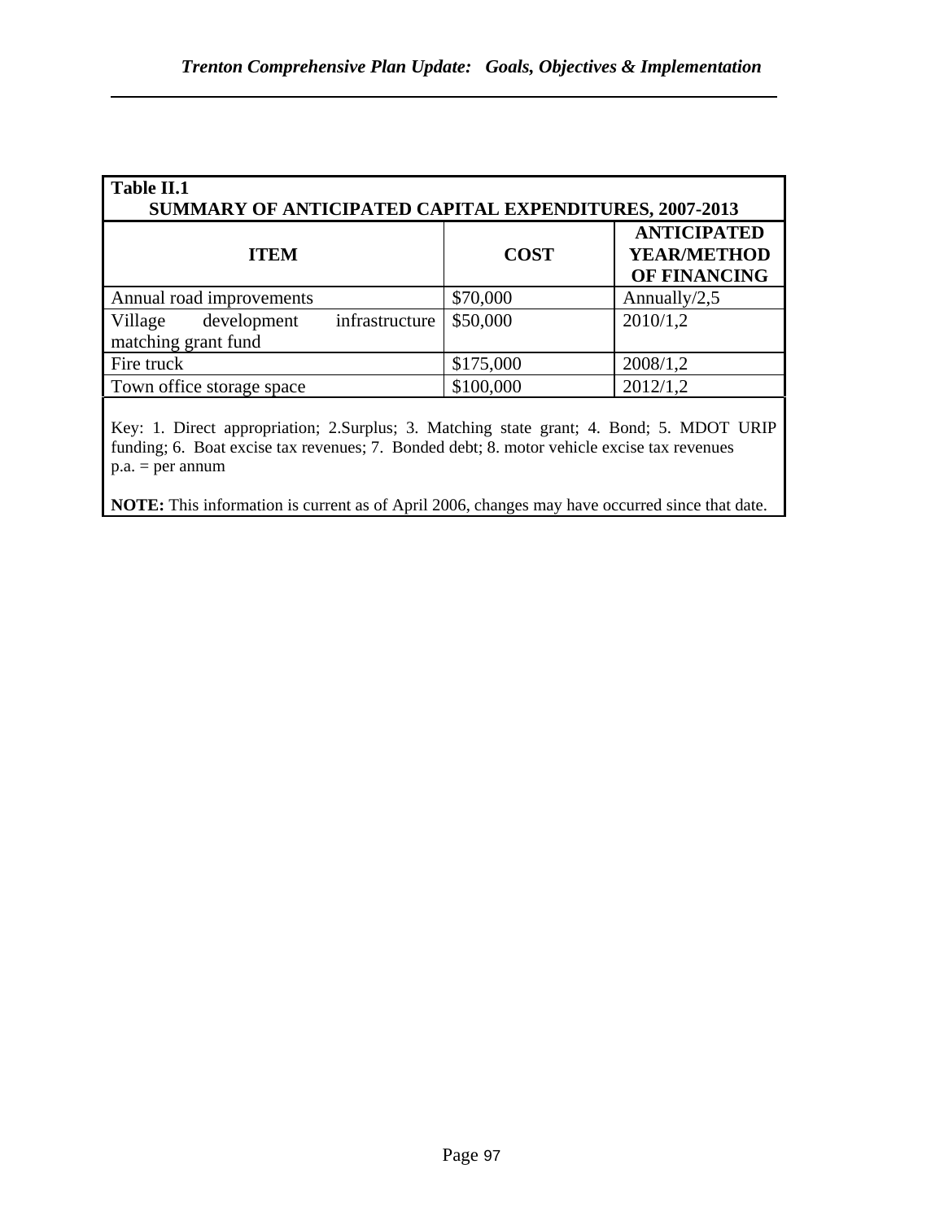**Table II.1**
**SUMMARY OF ANTICIPATED CAPITAL EXPENDITURES, 2007-2013**

| ITEM | COST | ANTICIPATED YEAR/METHOD OF FINANCING |
|---|---|---|
| Annual road improvements | $70,000 | Annually/2,5 |
| Village development infrastructure matching grant fund | $50,000 | 2010/1,2 |
| Fire truck | $175,000 | 2008/1,2 |
| Town office storage space | $100,000 | 2012/1,2 |

Key: 1. Direct appropriation; 2.Surplus; 3. Matching state grant; 4. Bond; 5. MDOT URIP funding; 6. Boat excise tax revenues; 7. Bonded debt; 8. motor vehicle excise tax revenues
p.a. = per annum

**NOTE:** This information is current as of April 2006, changes may have occurred since that date.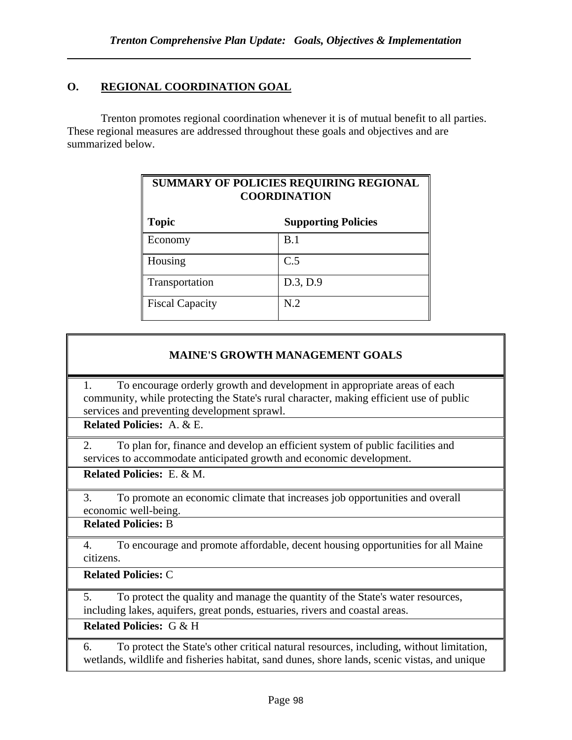## O. REGIONAL COORDINATION GOAL

Trenton promotes regional coordination whenever it is of mutual benefit to all parties. These regional measures are addressed throughout these goals and objectives and are summarized below.

| **SUMMARY OF POLICIES REQUIRING REGIONAL COORDINATION** | |
|---|---|
| **Topic** | **Supporting Policies** |
| Economy | B.1 |
| Housing | C.5 |
| Transportation | D.3, D.9 |
| Fiscal Capacity | N.2 |

| **MAINE'S GROWTH MANAGEMENT GOALS** |
|---|
| 1. To encourage orderly growth and development in appropriate areas of each community, while protecting the State's rural character, making efficient use of public services and preventing development sprawl. |
| **Related Policies:** A. & E. |
| 2. To plan for, finance and develop an efficient system of public facilities and services to accommodate anticipated growth and economic development. |
| **Related Policies:** E. & M. |
| 3. To promote an economic climate that increases job opportunities and overall economic well-being. |
| **Related Policies:** B |
| 4. To encourage and promote affordable, decent housing opportunities for all Maine citizens. |
| **Related Policies:** C |
| 5. To protect the quality and manage the quantity of the State's water resources, including lakes, aquifers, great ponds, estuaries, rivers and coastal areas. |
| **Related Policies:** G & H |
| 6. To protect the State's other critical natural resources, including, without limitation, wetlands, wildlife and fisheries habitat, sand dunes, shore lands, scenic vistas, and unique |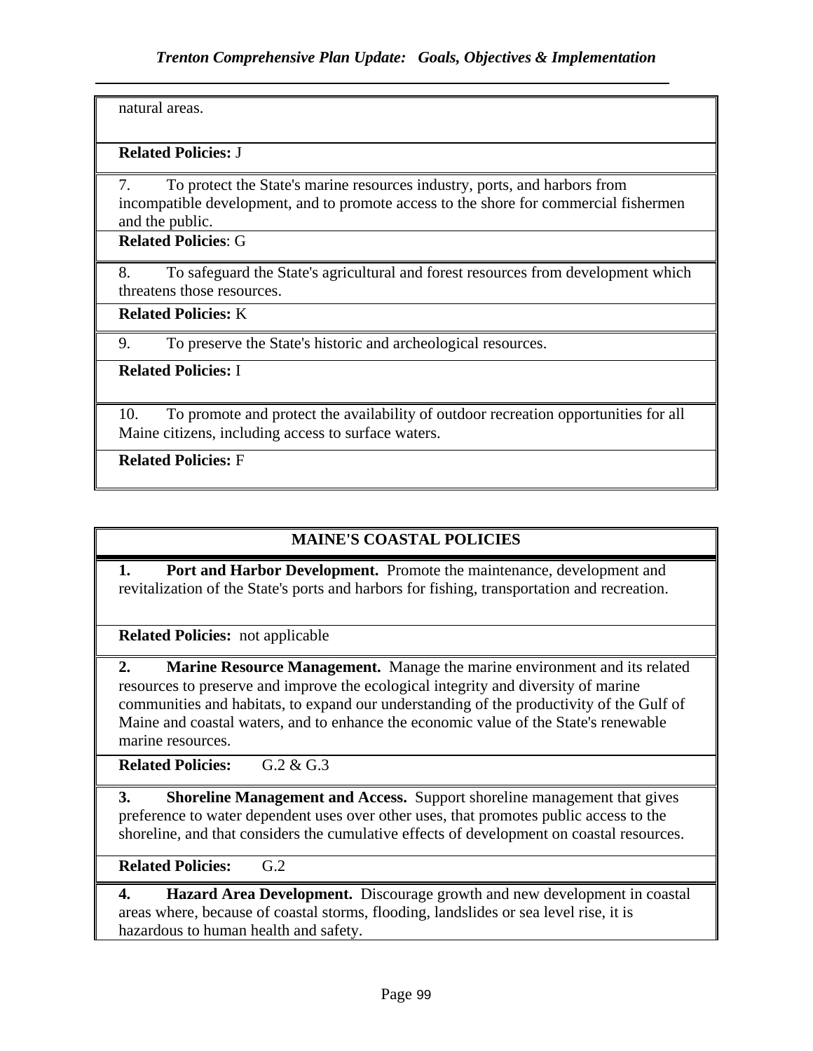natural areas.

**Related Policies:** J

7. To protect the State's marine resources industry, ports, and harbors from incompatible development, and to promote access to the shore for commercial fishermen and the public.

**Related Policies**: G

8. To safeguard the State's agricultural and forest resources from development which threatens those resources.

**Related Policies:** K

9. To preserve the State's historic and archeological resources.

**Related Policies:** I

10. To promote and protect the availability of outdoor recreation opportunities for all Maine citizens, including access to surface waters.

**Related Policies:** F

## MAINE'S COASTAL POLICIES

**1. Port and Harbor Development.** Promote the maintenance, development and revitalization of the State's ports and harbors for fishing, transportation and recreation.

**Related Policies:** not applicable

**2. Marine Resource Management.** Manage the marine environment and its related resources to preserve and improve the ecological integrity and diversity of marine communities and habitats, to expand our understanding of the productivity of the Gulf of Maine and coastal waters, and to enhance the economic value of the State's renewable marine resources.

**Related Policies:** G.2 & G.3

**3. Shoreline Management and Access.** Support shoreline management that gives preference to water dependent uses over other uses, that promotes public access to the shoreline, and that considers the cumulative effects of development on coastal resources.

**Related Policies:** G.2

**4. Hazard Area Development.** Discourage growth and new development in coastal areas where, because of coastal storms, flooding, landslides or sea level rise, it is hazardous to human health and safety.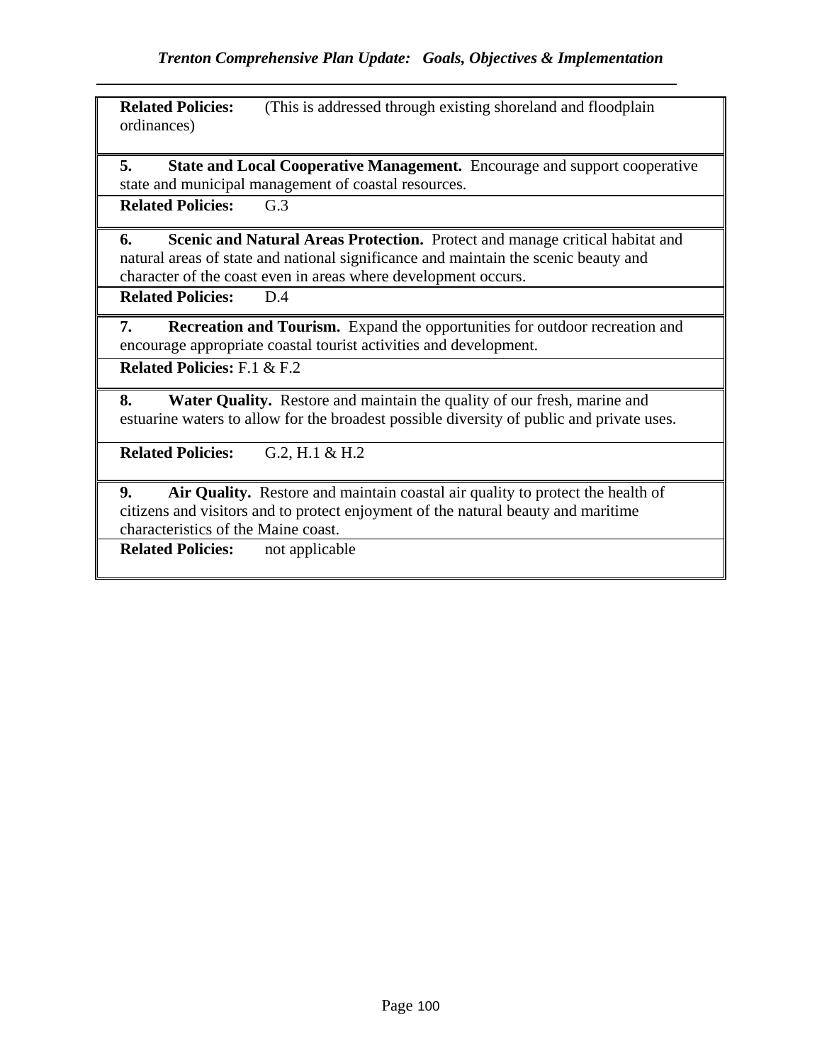**Related Policies:** (This is addressed through existing shoreland and floodplain ordinances)

**5. State and Local Cooperative Management.** Encourage and support cooperative state and municipal management of coastal resources.

**Related Policies:** G.3

**6. Scenic and Natural Areas Protection.** Protect and manage critical habitat and natural areas of state and national significance and maintain the scenic beauty and character of the coast even in areas where development occurs.

**Related Policies:** D.4

**7. Recreation and Tourism.** Expand the opportunities for outdoor recreation and encourage appropriate coastal tourist activities and development.

**Related Policies:** F.1 & F.2

**8. Water Quality.** Restore and maintain the quality of our fresh, marine and estuarine waters to allow for the broadest possible diversity of public and private uses.

**Related Policies:** G.2, H.1 & H.2

**9. Air Quality.** Restore and maintain coastal air quality to protect the health of citizens and visitors and to protect enjoyment of the natural beauty and maritime characteristics of the Maine coast.

**Related Policies:** not applicable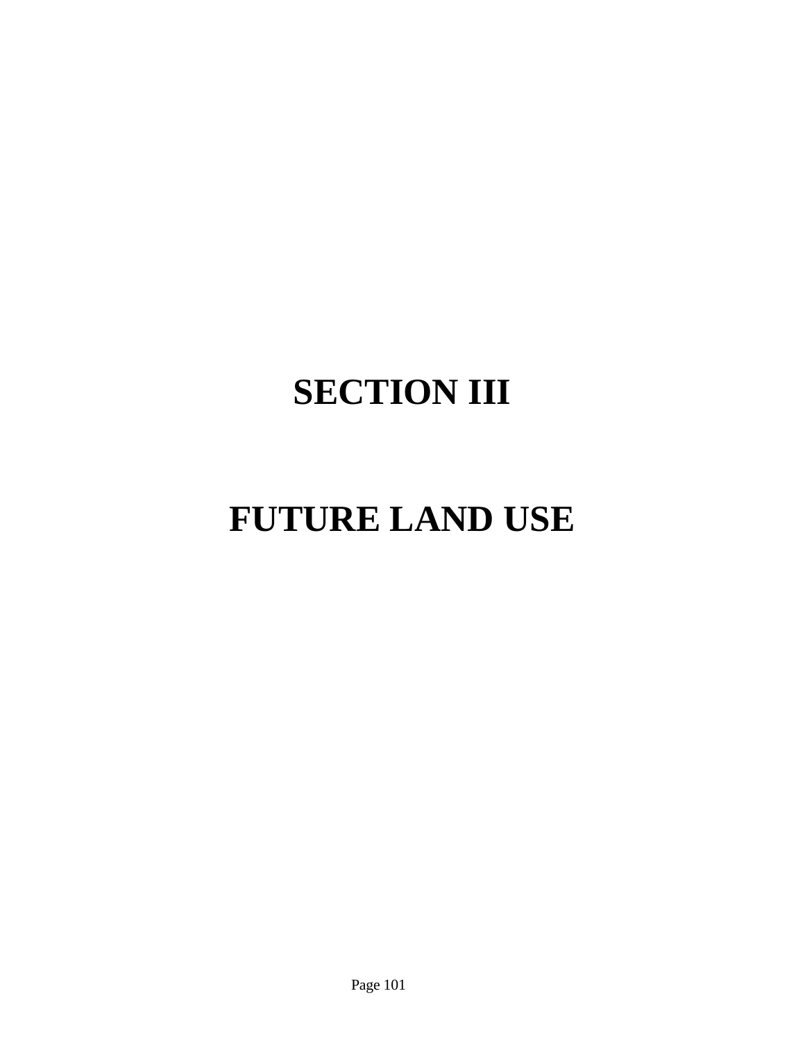# SECTION III

# FUTURE LAND USE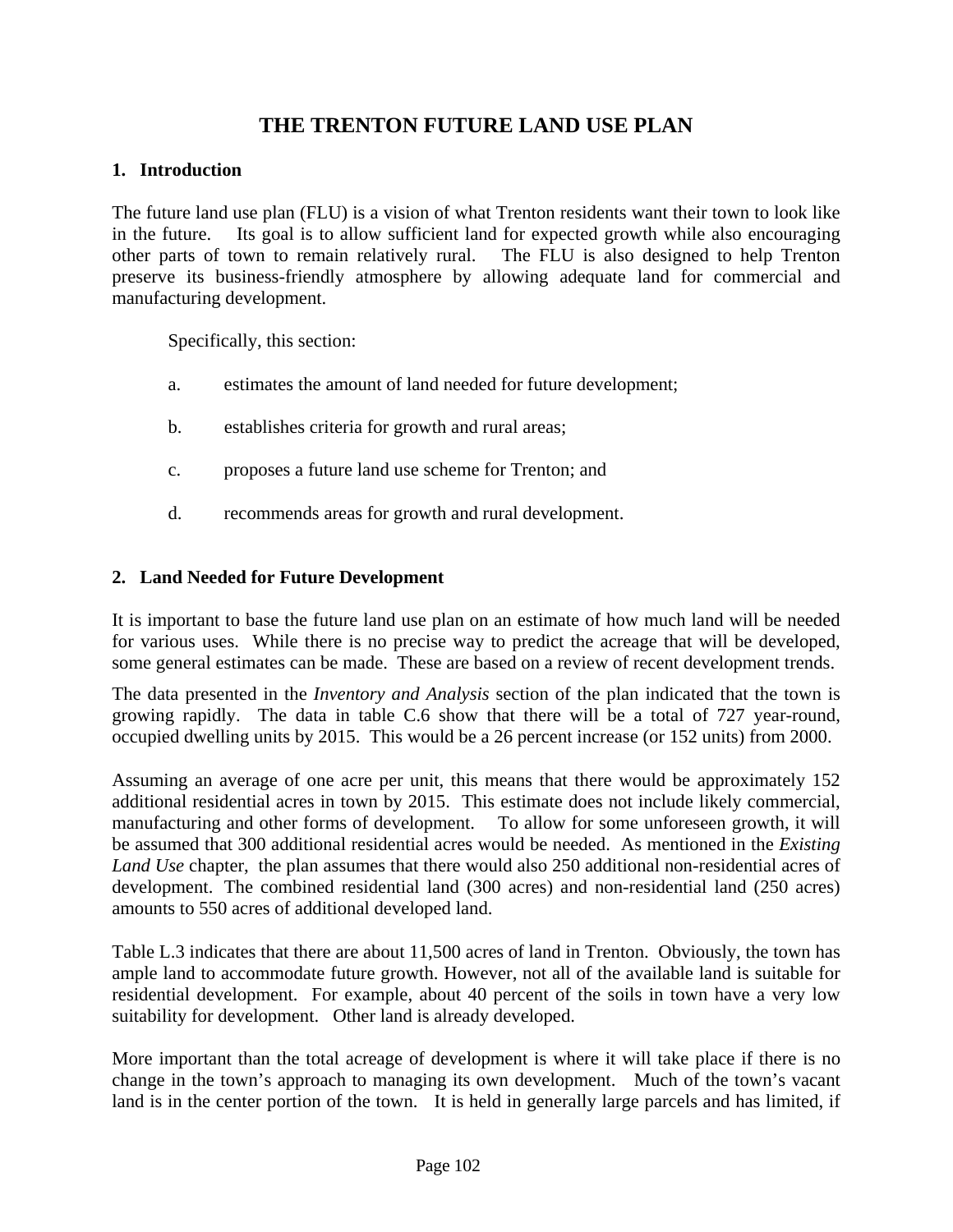# THE TRENTON FUTURE LAND USE PLAN

## 1. Introduction

The future land use plan (FLU) is a vision of what Trenton residents want their town to look like in the future. Its goal is to allow sufficient land for expected growth while also encouraging other parts of town to remain relatively rural. The FLU is also designed to help Trenton preserve its business-friendly atmosphere by allowing adequate land for commercial and manufacturing development.

Specifically, this section:

a. estimates the amount of land needed for future development;

b. establishes criteria for growth and rural areas;

c. proposes a future land use scheme for Trenton; and

d. recommends areas for growth and rural development.

## 2. Land Needed for Future Development

It is important to base the future land use plan on an estimate of how much land will be needed for various uses. While there is no precise way to predict the acreage that will be developed, some general estimates can be made. These are based on a review of recent development trends.

The data presented in the *Inventory and Analysis* section of the plan indicated that the town is growing rapidly. The data in table C.6 show that there will be a total of 727 year-round, occupied dwelling units by 2015. This would be a 26 percent increase (or 152 units) from 2000.

Assuming an average of one acre per unit, this means that there would be approximately 152 additional residential acres in town by 2015. This estimate does not include likely commercial, manufacturing and other forms of development. To allow for some unforeseen growth, it will be assumed that 300 additional residential acres would be needed. As mentioned in the *Existing Land Use* chapter, the plan assumes that there would also 250 additional non-residential acres of development. The combined residential land (300 acres) and non-residential land (250 acres) amounts to 550 acres of additional developed land.

Table L.3 indicates that there are about 11,500 acres of land in Trenton. Obviously, the town has ample land to accommodate future growth. However, not all of the available land is suitable for residential development. For example, about 40 percent of the soils in town have a very low suitability for development. Other land is already developed.

More important than the total acreage of development is where it will take place if there is no change in the town's approach to managing its own development. Much of the town's vacant land is in the center portion of the town. It is held in generally large parcels and has limited, if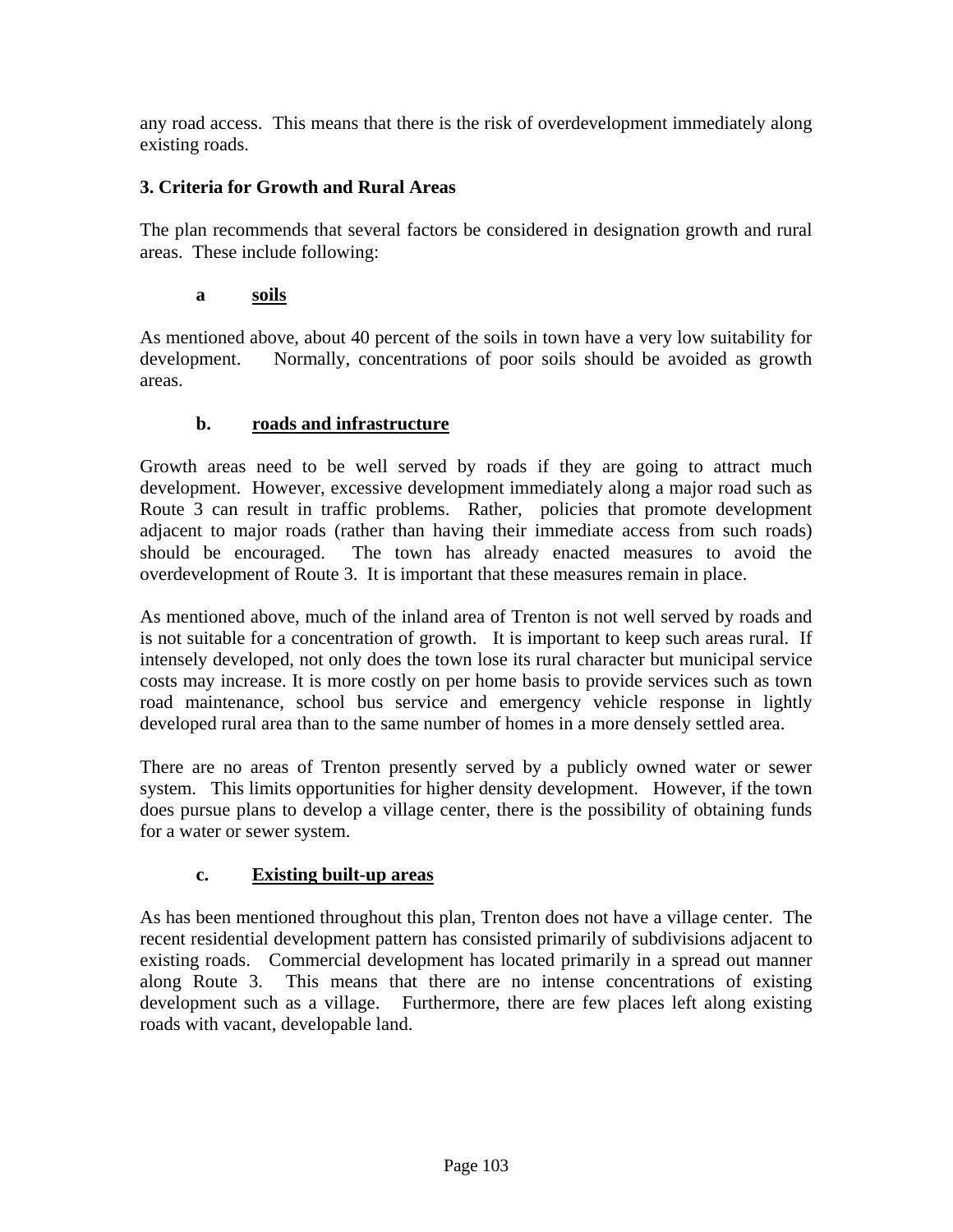any road access. This means that there is the risk of overdevelopment immediately along existing roads.

### 3. Criteria for Growth and Rural Areas

The plan recommends that several factors be considered in designation growth and rural areas. These include following:

#### a soils

As mentioned above, about 40 percent of the soils in town have a very low suitability for development. Normally, concentrations of poor soils should be avoided as growth areas.

#### b. roads and infrastructure

Growth areas need to be well served by roads if they are going to attract much development. However, excessive development immediately along a major road such as Route 3 can result in traffic problems. Rather, policies that promote development adjacent to major roads (rather than having their immediate access from such roads) should be encouraged. The town has already enacted measures to avoid the overdevelopment of Route 3. It is important that these measures remain in place.

As mentioned above, much of the inland area of Trenton is not well served by roads and is not suitable for a concentration of growth. It is important to keep such areas rural. If intensely developed, not only does the town lose its rural character but municipal service costs may increase. It is more costly on per home basis to provide services such as town road maintenance, school bus service and emergency vehicle response in lightly developed rural area than to the same number of homes in a more densely settled area.

There are no areas of Trenton presently served by a publicly owned water or sewer system. This limits opportunities for higher density development. However, if the town does pursue plans to develop a village center, there is the possibility of obtaining funds for a water or sewer system.

#### c. Existing built-up areas

As has been mentioned throughout this plan, Trenton does not have a village center. The recent residential development pattern has consisted primarily of subdivisions adjacent to existing roads. Commercial development has located primarily in a spread out manner along Route 3. This means that there are no intense concentrations of existing development such as a village. Furthermore, there are few places left along existing roads with vacant, developable land.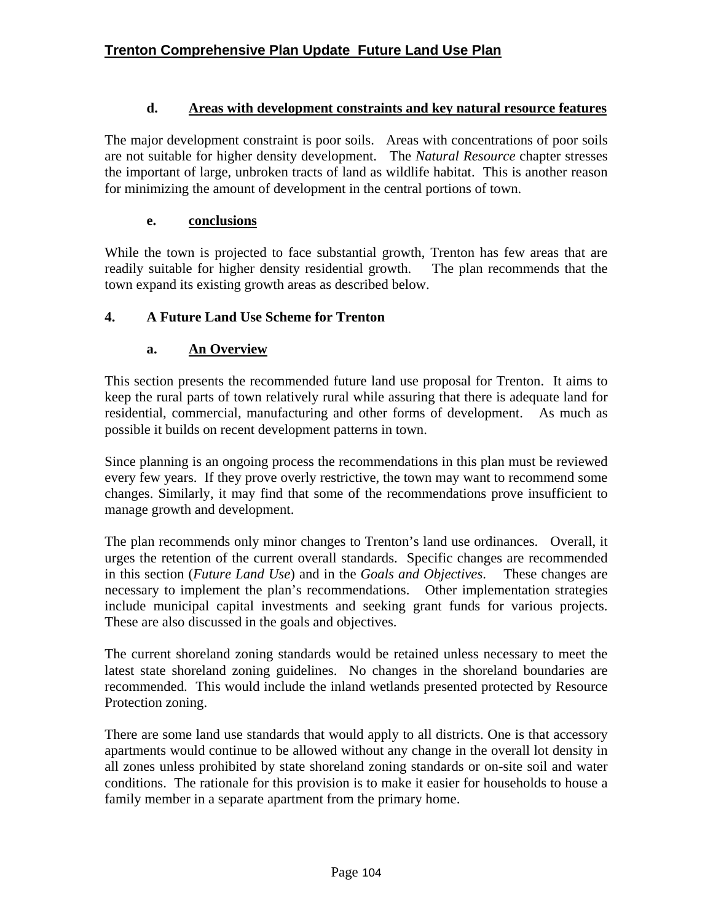#### d. Areas with development constraints and key natural resource features

The major development constraint is poor soils. Areas with concentrations of poor soils are not suitable for higher density development. The *Natural Resource* chapter stresses the important of large, unbroken tracts of land as wildlife habitat. This is another reason for minimizing the amount of development in the central portions of town.

#### e. conclusions

While the town is projected to face substantial growth, Trenton has few areas that are readily suitable for higher density residential growth. The plan recommends that the town expand its existing growth areas as described below.

### 4. A Future Land Use Scheme for Trenton

#### a. An Overview

This section presents the recommended future land use proposal for Trenton. It aims to keep the rural parts of town relatively rural while assuring that there is adequate land for residential, commercial, manufacturing and other forms of development. As much as possible it builds on recent development patterns in town.

Since planning is an ongoing process the recommendations in this plan must be reviewed every few years. If they prove overly restrictive, the town may want to recommend some changes. Similarly, it may find that some of the recommendations prove insufficient to manage growth and development.

The plan recommends only minor changes to Trenton's land use ordinances. Overall, it urges the retention of the current overall standards. Specific changes are recommended in this section (*Future Land Use*) and in the *Goals and Objectives*. These changes are necessary to implement the plan's recommendations. Other implementation strategies include municipal capital investments and seeking grant funds for various projects. These are also discussed in the goals and objectives.

The current shoreland zoning standards would be retained unless necessary to meet the latest state shoreland zoning guidelines. No changes in the shoreland boundaries are recommended. This would include the inland wetlands presented protected by Resource Protection zoning.

There are some land use standards that would apply to all districts. One is that accessory apartments would continue to be allowed without any change in the overall lot density in all zones unless prohibited by state shoreland zoning standards or on-site soil and water conditions. The rationale for this provision is to make it easier for households to house a family member in a separate apartment from the primary home.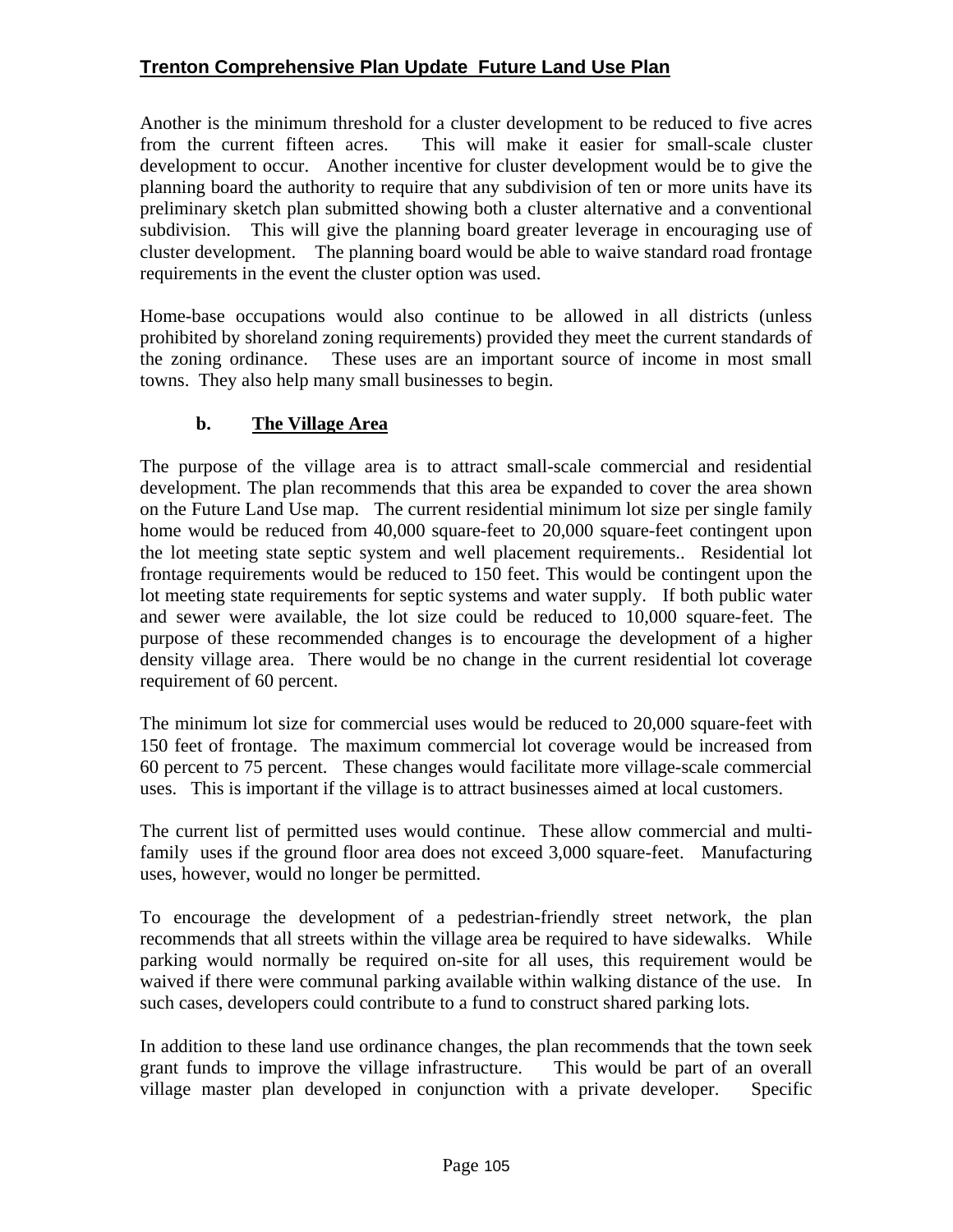Another is the minimum threshold for a cluster development to be reduced to five acres from the current fifteen acres. This will make it easier for small-scale cluster development to occur. Another incentive for cluster development would be to give the planning board the authority to require that any subdivision of ten or more units have its preliminary sketch plan submitted showing both a cluster alternative and a conventional subdivision. This will give the planning board greater leverage in encouraging use of cluster development. The planning board would be able to waive standard road frontage requirements in the event the cluster option was used.

Home-base occupations would also continue to be allowed in all districts (unless prohibited by shoreland zoning requirements) provided they meet the current standards of the zoning ordinance. These uses are an important source of income in most small towns. They also help many small businesses to begin.

### b. The Village Area

The purpose of the village area is to attract small-scale commercial and residential development. The plan recommends that this area be expanded to cover the area shown on the Future Land Use map. The current residential minimum lot size per single family home would be reduced from 40,000 square-feet to 20,000 square-feet contingent upon the lot meeting state septic system and well placement requirements.. Residential lot frontage requirements would be reduced to 150 feet. This would be contingent upon the lot meeting state requirements for septic systems and water supply. If both public water and sewer were available, the lot size could be reduced to 10,000 square-feet. The purpose of these recommended changes is to encourage the development of a higher density village area. There would be no change in the current residential lot coverage requirement of 60 percent.

The minimum lot size for commercial uses would be reduced to 20,000 square-feet with 150 feet of frontage. The maximum commercial lot coverage would be increased from 60 percent to 75 percent. These changes would facilitate more village-scale commercial uses. This is important if the village is to attract businesses aimed at local customers.

The current list of permitted uses would continue. These allow commercial and multi-family uses if the ground floor area does not exceed 3,000 square-feet. Manufacturing uses, however, would no longer be permitted.

To encourage the development of a pedestrian-friendly street network, the plan recommends that all streets within the village area be required to have sidewalks. While parking would normally be required on-site for all uses, this requirement would be waived if there were communal parking available within walking distance of the use. In such cases, developers could contribute to a fund to construct shared parking lots.

In addition to these land use ordinance changes, the plan recommends that the town seek grant funds to improve the village infrastructure. This would be part of an overall village master plan developed in conjunction with a private developer. Specific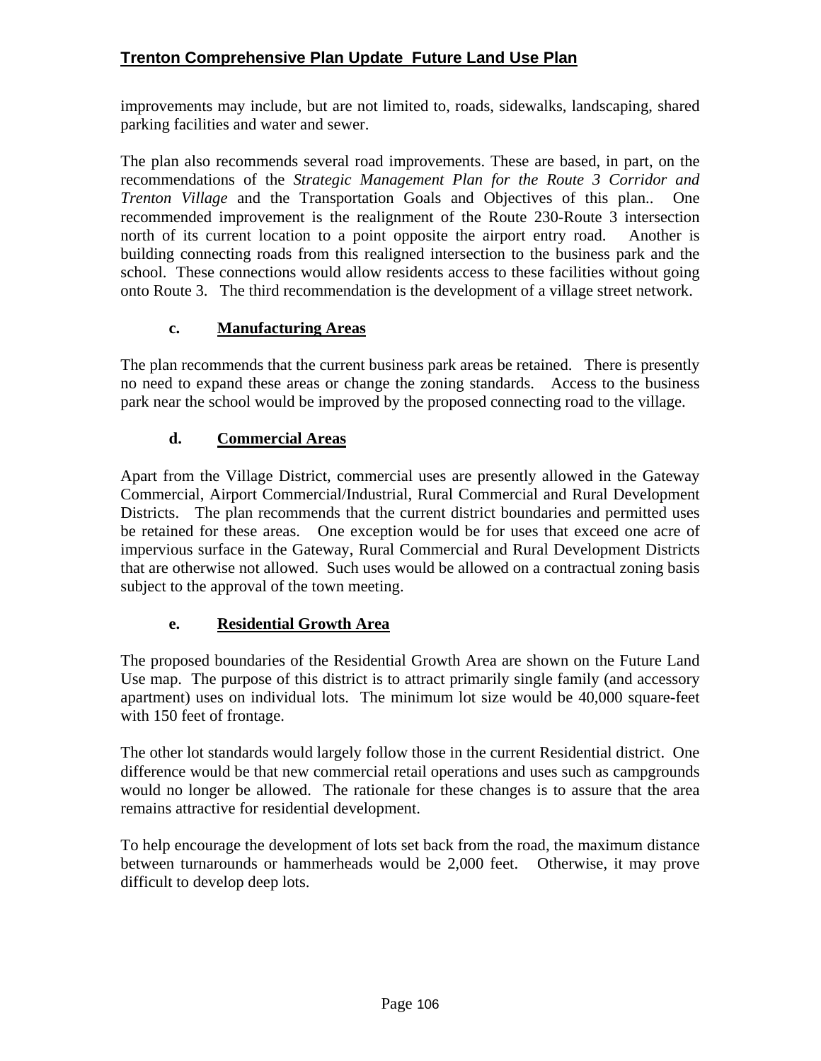improvements may include, but are not limited to, roads, sidewalks, landscaping, shared parking facilities and water and sewer.

The plan also recommends several road improvements. These are based, in part, on the recommendations of the *Strategic Management Plan for the Route 3 Corridor and Trenton Village* and the Transportation Goals and Objectives of this plan.. One recommended improvement is the realignment of the Route 230-Route 3 intersection north of its current location to a point opposite the airport entry road. Another is building connecting roads from this realigned intersection to the business park and the school. These connections would allow residents access to these facilities without going onto Route 3. The third recommendation is the development of a village street network.

### c. Manufacturing Areas

The plan recommends that the current business park areas be retained. There is presently no need to expand these areas or change the zoning standards. Access to the business park near the school would be improved by the proposed connecting road to the village.

### d. Commercial Areas

Apart from the Village District, commercial uses are presently allowed in the Gateway Commercial, Airport Commercial/Industrial, Rural Commercial and Rural Development Districts. The plan recommends that the current district boundaries and permitted uses be retained for these areas. One exception would be for uses that exceed one acre of impervious surface in the Gateway, Rural Commercial and Rural Development Districts that are otherwise not allowed. Such uses would be allowed on a contractual zoning basis subject to the approval of the town meeting.

### e. Residential Growth Area

The proposed boundaries of the Residential Growth Area are shown on the Future Land Use map. The purpose of this district is to attract primarily single family (and accessory apartment) uses on individual lots. The minimum lot size would be 40,000 square-feet with 150 feet of frontage.

The other lot standards would largely follow those in the current Residential district. One difference would be that new commercial retail operations and uses such as campgrounds would no longer be allowed. The rationale for these changes is to assure that the area remains attractive for residential development.

To help encourage the development of lots set back from the road, the maximum distance between turnarounds or hammerheads would be 2,000 feet. Otherwise, it may prove difficult to develop deep lots.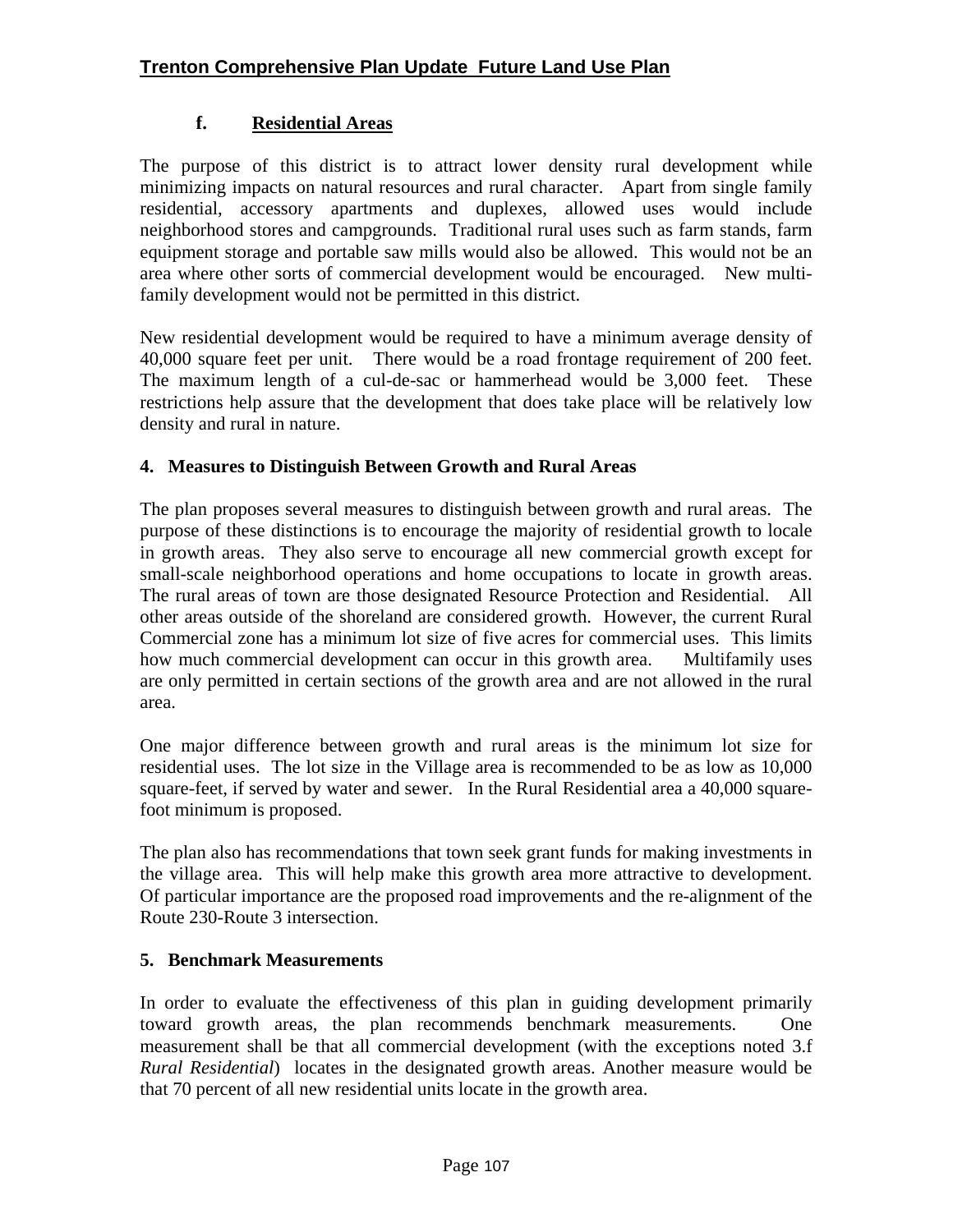### f. Residential Areas

The purpose of this district is to attract lower density rural development while minimizing impacts on natural resources and rural character. Apart from single family residential, accessory apartments and duplexes, allowed uses would include neighborhood stores and campgrounds. Traditional rural uses such as farm stands, farm equipment storage and portable saw mills would also be allowed. This would not be an area where other sorts of commercial development would be encouraged. New multi-family development would not be permitted in this district.

New residential development would be required to have a minimum average density of 40,000 square feet per unit. There would be a road frontage requirement of 200 feet. The maximum length of a cul-de-sac or hammerhead would be 3,000 feet. These restrictions help assure that the development that does take place will be relatively low density and rural in nature.

## 4. Measures to Distinguish Between Growth and Rural Areas

The plan proposes several measures to distinguish between growth and rural areas. The purpose of these distinctions is to encourage the majority of residential growth to locale in growth areas. They also serve to encourage all new commercial growth except for small-scale neighborhood operations and home occupations to locate in growth areas. The rural areas of town are those designated Resource Protection and Residential. All other areas outside of the shoreland are considered growth. However, the current Rural Commercial zone has a minimum lot size of five acres for commercial uses. This limits how much commercial development can occur in this growth area. Multifamily uses are only permitted in certain sections of the growth area and are not allowed in the rural area.

One major difference between growth and rural areas is the minimum lot size for residential uses. The lot size in the Village area is recommended to be as low as 10,000 square-feet, if served by water and sewer. In the Rural Residential area a 40,000 square-foot minimum is proposed.

The plan also has recommendations that town seek grant funds for making investments in the village area. This will help make this growth area more attractive to development. Of particular importance are the proposed road improvements and the re-alignment of the Route 230-Route 3 intersection.

## 5. Benchmark Measurements

In order to evaluate the effectiveness of this plan in guiding development primarily toward growth areas, the plan recommends benchmark measurements. One measurement shall be that all commercial development (with the exceptions noted 3.f *Rural Residential*) locates in the designated growth areas. Another measure would be that 70 percent of all new residential units locate in the growth area.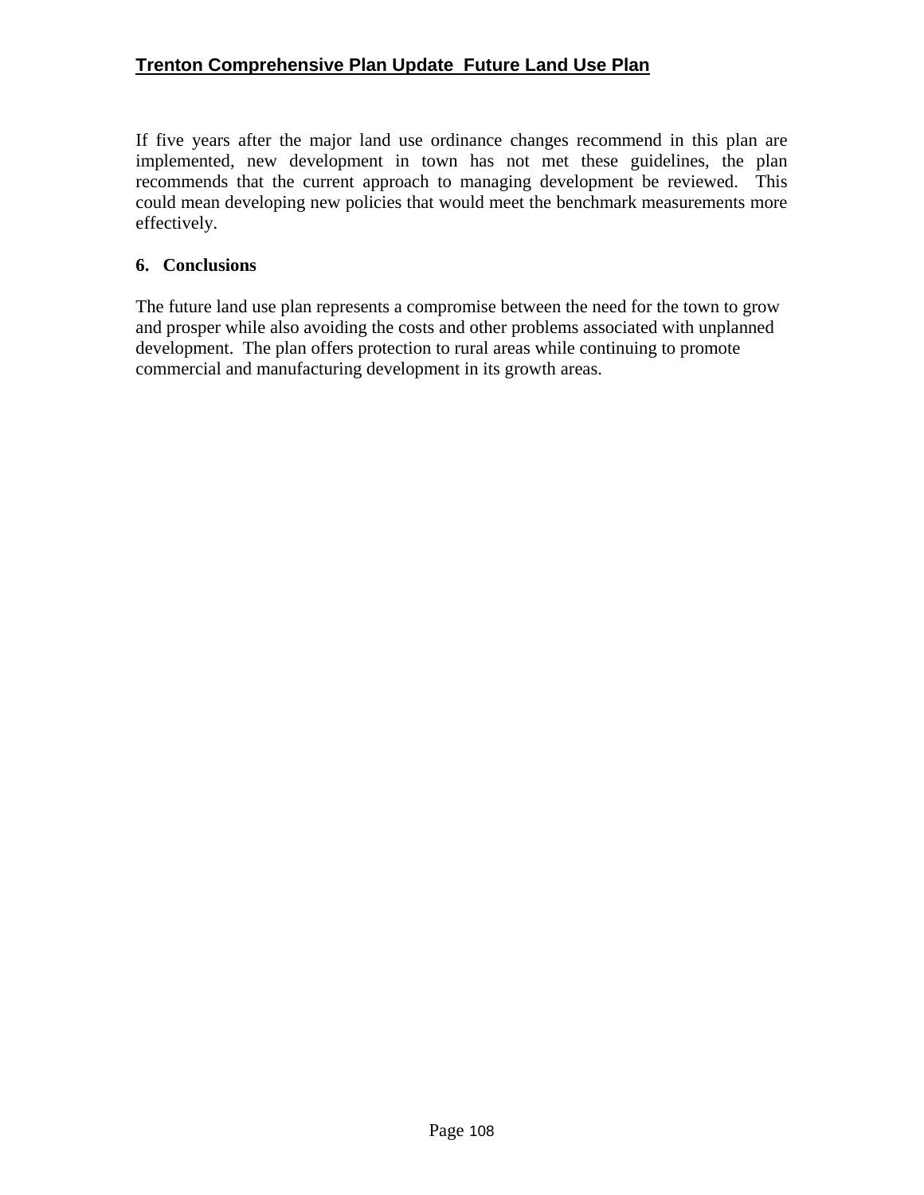If five years after the major land use ordinance changes recommend in this plan are implemented, new development in town has not met these guidelines, the plan recommends that the current approach to managing development be reviewed. This could mean developing new policies that would meet the benchmark measurements more effectively.

## 6. Conclusions

The future land use plan represents a compromise between the need for the town to grow and prosper while also avoiding the costs and other problems associated with unplanned development. The plan offers protection to rural areas while continuing to promote commercial and manufacturing development in its growth areas.